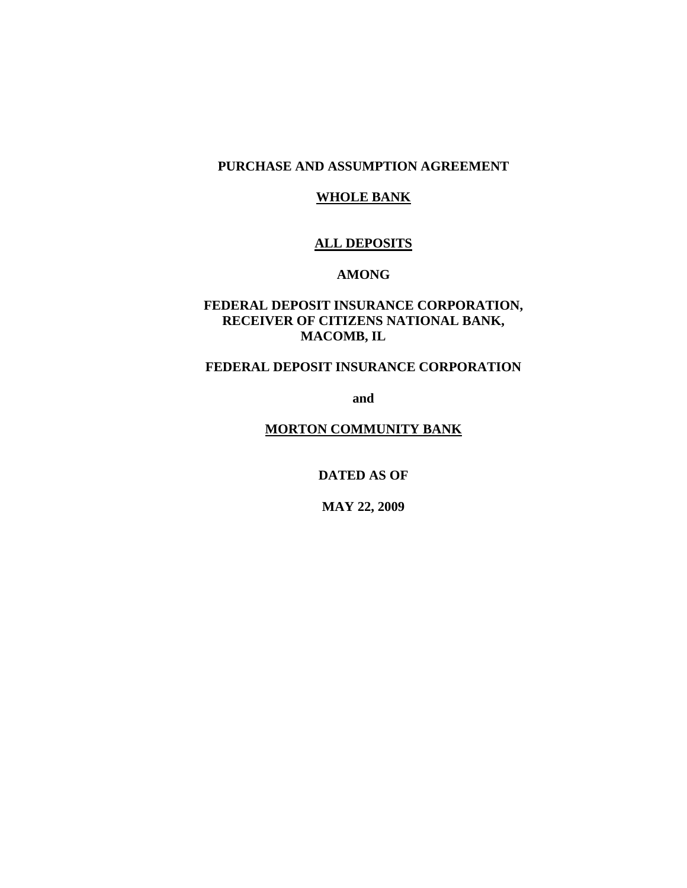**PURCHASE AND ASSUMPTION AGREEMENT**

**WHOLE BANK**

**ALL DEPOSITS**

**AMONG**

**FEDERAL DEPOSIT INSURANCE CORPORATION, RECEIVER OF CITIZENS NATIONAL BANK, MACOMB, IL**

**FEDERAL DEPOSIT INSURANCE CORPORATION**

**and**

**MORTON COMMUNITY BANK**

**DATED AS OF**

**MAY 22, 2009**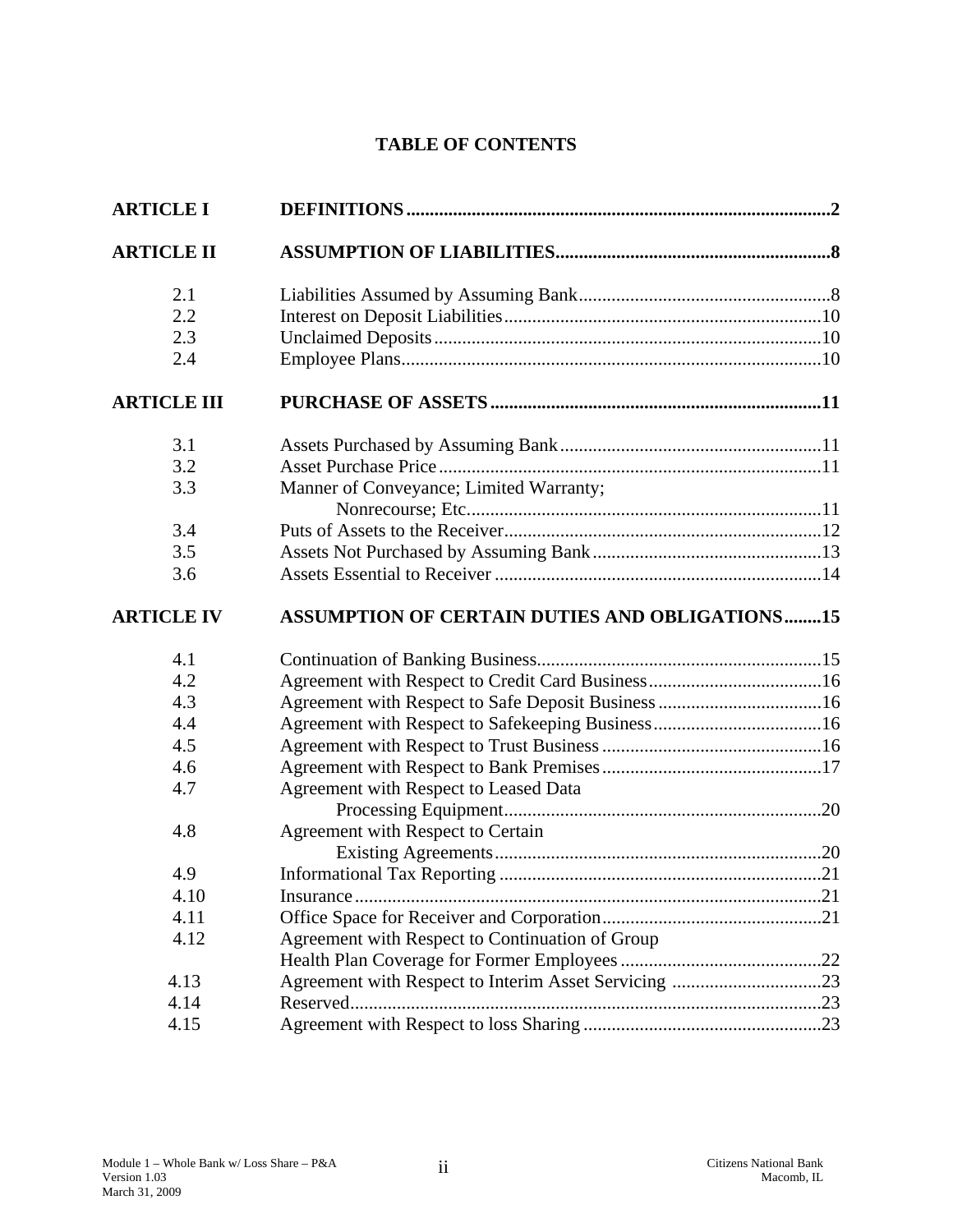# TABLE OF CONTENTS

| | | |
|---|---|---|
| **ARTICLE I** | **DEFINITIONS** | **2** |
| **ARTICLE II** | **ASSUMPTION OF LIABILITIES** | **8** |
| 2.1 | Liabilities Assumed by Assuming Bank | 8 |
| 2.2 | Interest on Deposit Liabilities | 10 |
| 2.3 | Unclaimed Deposits | 10 |
| 2.4 | Employee Plans | 10 |
| **ARTICLE III** | **PURCHASE OF ASSETS** | **11** |
| 3.1 | Assets Purchased by Assuming Bank | 11 |
| 3.2 | Asset Purchase Price | 11 |
| 3.3 | Manner of Conveyance; Limited Warranty; Nonrecourse; Etc. | 11 |
| 3.4 | Puts of Assets to the Receiver | 12 |
| 3.5 | Assets Not Purchased by Assuming Bank | 13 |
| 3.6 | Assets Essential to Receiver | 14 |
| **ARTICLE IV** | **ASSUMPTION OF CERTAIN DUTIES AND OBLIGATIONS** | **15** |
| 4.1 | Continuation of Banking Business | 15 |
| 4.2 | Agreement with Respect to Credit Card Business | 16 |
| 4.3 | Agreement with Respect to Safe Deposit Business | 16 |
| 4.4 | Agreement with Respect to Safekeeping Business | 16 |
| 4.5 | Agreement with Respect to Trust Business | 16 |
| 4.6 | Agreement with Respect to Bank Premises | 17 |
| 4.7 | Agreement with Respect to Leased Data Processing Equipment | 20 |
| 4.8 | Agreement with Respect to Certain Existing Agreements | 20 |
| 4.9 | Informational Tax Reporting | 21 |
| 4.10 | Insurance | 21 |
| 4.11 | Office Space for Receiver and Corporation | 21 |
| 4.12 | Agreement with Respect to Continuation of Group Health Plan Coverage for Former Employees | 22 |
| 4.13 | Agreement with Respect to Interim Asset Servicing | 23 |
| 4.14 | Reserved | 23 |
| 4.15 | Agreement with Respect to loss Sharing | 23 |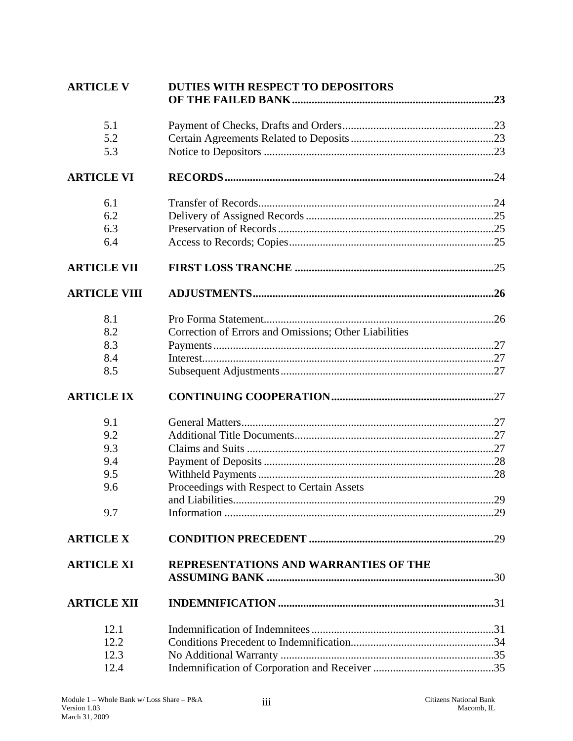| | | |
|---|---|---|
| **ARTICLE V** | **DUTIES WITH RESPECT TO DEPOSITORS OF THE FAILED BANK** | **23** |
| 5.1 | Payment of Checks, Drafts and Orders | 23 |
| 5.2 | Certain Agreements Related to Deposits | 23 |
| 5.3 | Notice to Depositors | 23 |
| **ARTICLE VI** | **RECORDS** | 24 |
| 6.1 | Transfer of Records | 24 |
| 6.2 | Delivery of Assigned Records | 25 |
| 6.3 | Preservation of Records | 25 |
| 6.4 | Access to Records; Copies | 25 |
| **ARTICLE VII** | **FIRST LOSS TRANCHE** | 25 |
| **ARTICLE VIII** | **ADJUSTMENTS** | **26** |
| 8.1 | Pro Forma Statement | 26 |
| 8.2 | Correction of Errors and Omissions; Other Liabilities | |
| 8.3 | Payments | 27 |
| 8.4 | Interest | 27 |
| 8.5 | Subsequent Adjustments | 27 |
| **ARTICLE IX** | **CONTINUING COOPERATION** | 27 |
| 9.1 | General Matters | 27 |
| 9.2 | Additional Title Documents | 27 |
| 9.3 | Claims and Suits | 27 |
| 9.4 | Payment of Deposits | 28 |
| 9.5 | Withheld Payments | 28 |
| 9.6 | Proceedings with Respect to Certain Assets and Liabilities | 29 |
| 9.7 | Information | 29 |
| **ARTICLE X** | **CONDITION PRECEDENT** | 29 |
| **ARTICLE XI** | **REPRESENTATIONS AND WARRANTIES OF THE ASSUMING BANK** | 30 |
| **ARTICLE XII** | **INDEMNIFICATION** | 31 |
| 12.1 | Indemnification of Indemnitees | 31 |
| 12.2 | Conditions Precedent to Indemnification | 34 |
| 12.3 | No Additional Warranty | 35 |
| 12.4 | Indemnification of Corporation and Receiver | 35 |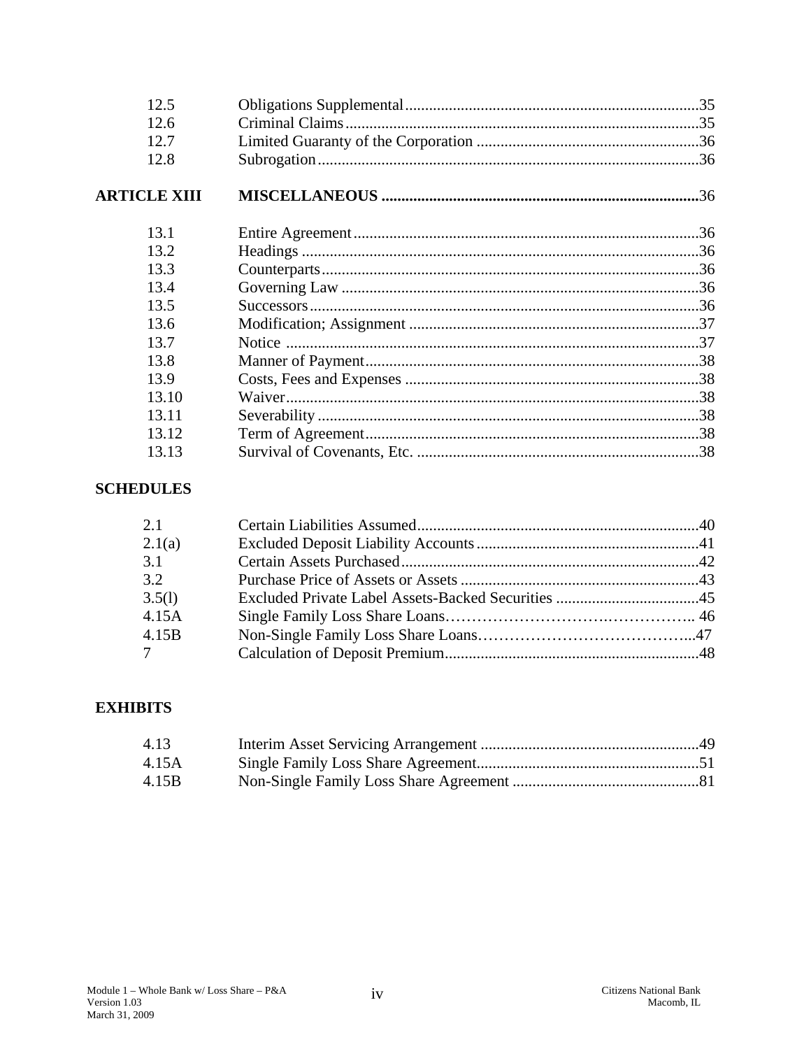| | | |
|---|---|---|
| 12.5 | Obligations Supplemental | 35 |
| 12.6 | Criminal Claims | 35 |
| 12.7 | Limited Guaranty of the Corporation | 36 |
| 12.8 | Subrogation | 36 |
| **ARTICLE XIII** | **MISCELLANEOUS** | 36 |
| 13.1 | Entire Agreement | 36 |
| 13.2 | Headings | 36 |
| 13.3 | Counterparts | 36 |
| 13.4 | Governing Law | 36 |
| 13.5 | Successors | 36 |
| 13.6 | Modification; Assignment | 37 |
| 13.7 | Notice | 37 |
| 13.8 | Manner of Payment | 38 |
| 13.9 | Costs, Fees and Expenses | 38 |
| 13.10 | Waiver | 38 |
| 13.11 | Severability | 38 |
| 13.12 | Term of Agreement | 38 |
| 13.13 | Survival of Covenants, Etc. | 38 |

**SCHEDULES**

| | | |
|---|---|---|
| 2.1 | Certain Liabilities Assumed | 40 |
| 2.1(a) | Excluded Deposit Liability Accounts | 41 |
| 3.1 | Certain Assets Purchased | 42 |
| 3.2 | Purchase Price of Assets or Assets | 43 |
| 3.5(l) | Excluded Private Label Assets-Backed Securities | 45 |
| 4.15A | Single Family Loss Share Loans | 46 |
| 4.15B | Non-Single Family Loss Share Loans | 47 |
| 7 | Calculation of Deposit Premium | 48 |

**EXHIBITS**

| | | |
|---|---|---|
| 4.13 | Interim Asset Servicing Arrangement | 49 |
| 4.15A | Single Family Loss Share Agreement | 51 |
| 4.15B | Non-Single Family Loss Share Agreement | 81 |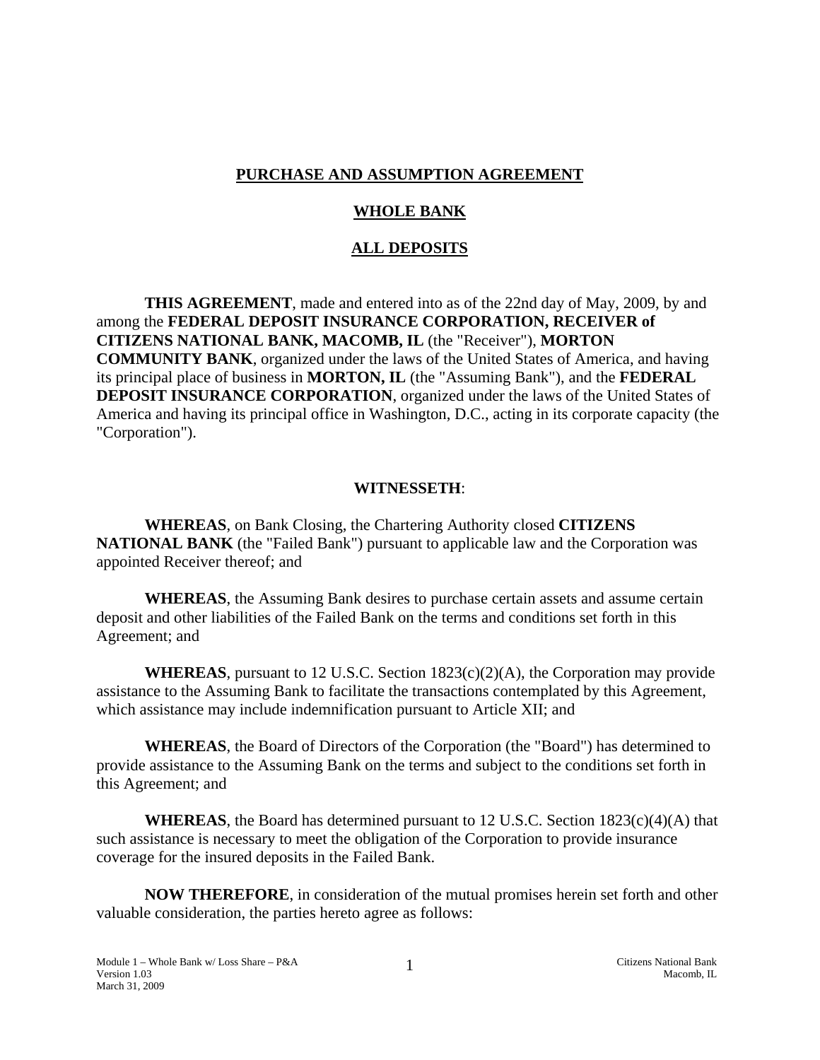**PURCHASE AND ASSUMPTION AGREEMENT**

**WHOLE BANK**

**ALL DEPOSITS**

**THIS AGREEMENT**, made and entered into as of the 22nd day of May, 2009, by and among the **FEDERAL DEPOSIT INSURANCE CORPORATION, RECEIVER of CITIZENS NATIONAL BANK, MACOMB, IL** (the "Receiver"), **MORTON COMMUNITY BANK**, organized under the laws of the United States of America, and having its principal place of business in **MORTON, IL** (the "Assuming Bank"), and the **FEDERAL DEPOSIT INSURANCE CORPORATION**, organized under the laws of the United States of America and having its principal office in Washington, D.C., acting in its corporate capacity (the "Corporation").

**WITNESSETH**:

**WHEREAS**, on Bank Closing, the Chartering Authority closed **CITIZENS NATIONAL BANK** (the "Failed Bank") pursuant to applicable law and the Corporation was appointed Receiver thereof; and

**WHEREAS**, the Assuming Bank desires to purchase certain assets and assume certain deposit and other liabilities of the Failed Bank on the terms and conditions set forth in this Agreement; and

**WHEREAS**, pursuant to 12 U.S.C. Section 1823(c)(2)(A), the Corporation may provide assistance to the Assuming Bank to facilitate the transactions contemplated by this Agreement, which assistance may include indemnification pursuant to Article XII; and

**WHEREAS**, the Board of Directors of the Corporation (the "Board") has determined to provide assistance to the Assuming Bank on the terms and subject to the conditions set forth in this Agreement; and

**WHEREAS**, the Board has determined pursuant to 12 U.S.C. Section 1823(c)(4)(A) that such assistance is necessary to meet the obligation of the Corporation to provide insurance coverage for the insured deposits in the Failed Bank.

**NOW THEREFORE**, in consideration of the mutual promises herein set forth and other valuable consideration, the parties hereto agree as follows: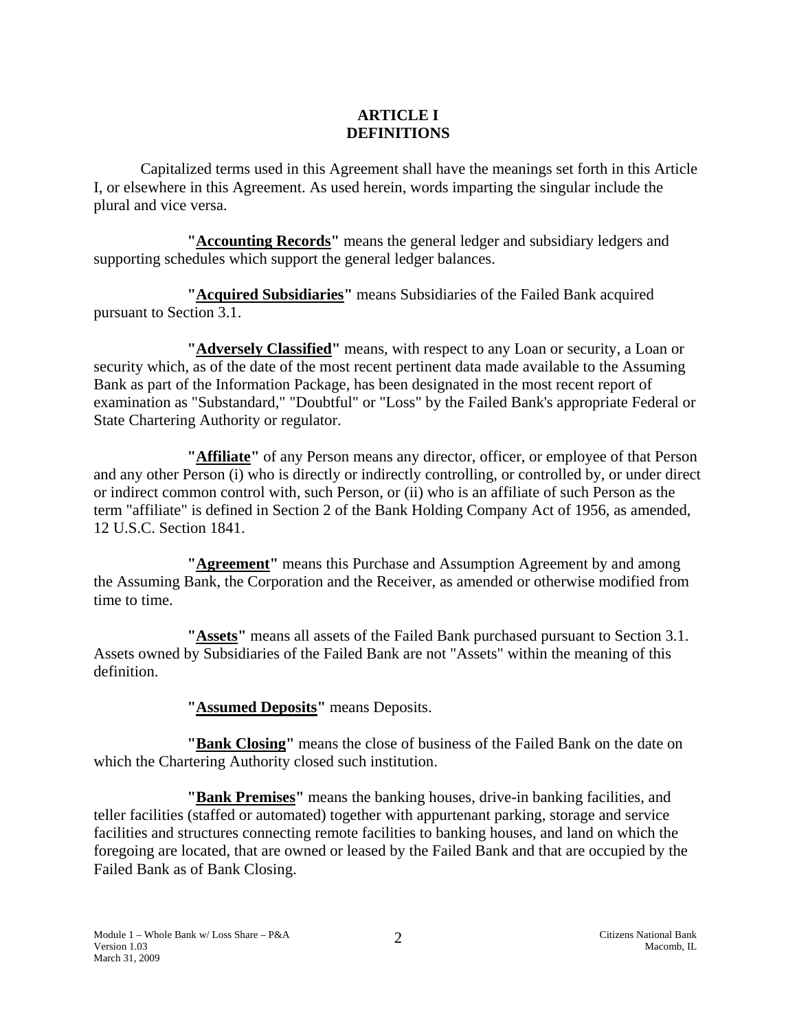# ARTICLE I
# DEFINITIONS

Capitalized terms used in this Agreement shall have the meanings set forth in this Article I, or elsewhere in this Agreement. As used herein, words imparting the singular include the plural and vice versa.

**"Accounting Records"** means the general ledger and subsidiary ledgers and supporting schedules which support the general ledger balances.

**"Acquired Subsidiaries"** means Subsidiaries of the Failed Bank acquired pursuant to Section 3.1.

**"Adversely Classified"** means, with respect to any Loan or security, a Loan or security which, as of the date of the most recent pertinent data made available to the Assuming Bank as part of the Information Package, has been designated in the most recent report of examination as "Substandard," "Doubtful" or "Loss" by the Failed Bank's appropriate Federal or State Chartering Authority or regulator.

**"Affiliate"** of any Person means any director, officer, or employee of that Person and any other Person (i) who is directly or indirectly controlling, or controlled by, or under direct or indirect common control with, such Person, or (ii) who is an affiliate of such Person as the term "affiliate" is defined in Section 2 of the Bank Holding Company Act of 1956, as amended, 12 U.S.C. Section 1841.

**"Agreement"** means this Purchase and Assumption Agreement by and among the Assuming Bank, the Corporation and the Receiver, as amended or otherwise modified from time to time.

**"Assets"** means all assets of the Failed Bank purchased pursuant to Section 3.1. Assets owned by Subsidiaries of the Failed Bank are not "Assets" within the meaning of this definition.

**"Assumed Deposits"** means Deposits.

**"Bank Closing"** means the close of business of the Failed Bank on the date on which the Chartering Authority closed such institution.

**"Bank Premises"** means the banking houses, drive-in banking facilities, and teller facilities (staffed or automated) together with appurtenant parking, storage and service facilities and structures connecting remote facilities to banking houses, and land on which the foregoing are located, that are owned or leased by the Failed Bank and that are occupied by the Failed Bank as of Bank Closing.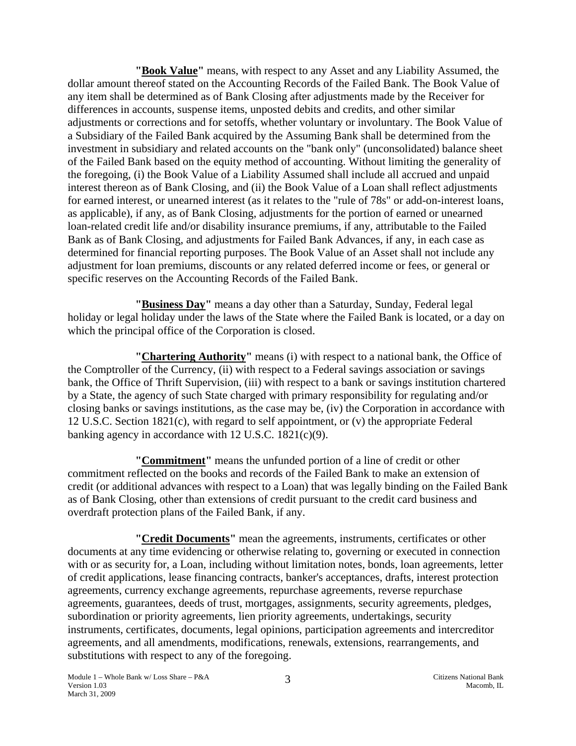**"<u>Book Value</u>"** means, with respect to any Asset and any Liability Assumed, the dollar amount thereof stated on the Accounting Records of the Failed Bank. The Book Value of any item shall be determined as of Bank Closing after adjustments made by the Receiver for differences in accounts, suspense items, unposted debits and credits, and other similar adjustments or corrections and for setoffs, whether voluntary or involuntary. The Book Value of a Subsidiary of the Failed Bank acquired by the Assuming Bank shall be determined from the investment in subsidiary and related accounts on the "bank only" (unconsolidated) balance sheet of the Failed Bank based on the equity method of accounting. Without limiting the generality of the foregoing, (i) the Book Value of a Liability Assumed shall include all accrued and unpaid interest thereon as of Bank Closing, and (ii) the Book Value of a Loan shall reflect adjustments for earned interest, or unearned interest (as it relates to the "rule of 78s" or add-on-interest loans, as applicable), if any, as of Bank Closing, adjustments for the portion of earned or unearned loan-related credit life and/or disability insurance premiums, if any, attributable to the Failed Bank as of Bank Closing, and adjustments for Failed Bank Advances, if any, in each case as determined for financial reporting purposes. The Book Value of an Asset shall not include any adjustment for loan premiums, discounts or any related deferred income or fees, or general or specific reserves on the Accounting Records of the Failed Bank.

**"<u>Business Day</u>"** means a day other than a Saturday, Sunday, Federal legal holiday or legal holiday under the laws of the State where the Failed Bank is located, or a day on which the principal office of the Corporation is closed.

**"<u>Chartering Authority</u>"** means (i) with respect to a national bank, the Office of the Comptroller of the Currency, (ii) with respect to a Federal savings association or savings bank, the Office of Thrift Supervision, (iii) with respect to a bank or savings institution chartered by a State, the agency of such State charged with primary responsibility for regulating and/or closing banks or savings institutions, as the case may be, (iv) the Corporation in accordance with 12 U.S.C. Section 1821(c), with regard to self appointment, or (v) the appropriate Federal banking agency in accordance with 12 U.S.C. 1821(c)(9).

**"<u>Commitment</u>"** means the unfunded portion of a line of credit or other commitment reflected on the books and records of the Failed Bank to make an extension of credit (or additional advances with respect to a Loan) that was legally binding on the Failed Bank as of Bank Closing, other than extensions of credit pursuant to the credit card business and overdraft protection plans of the Failed Bank, if any.

**"<u>Credit Documents</u>"** mean the agreements, instruments, certificates or other documents at any time evidencing or otherwise relating to, governing or executed in connection with or as security for, a Loan, including without limitation notes, bonds, loan agreements, letter of credit applications, lease financing contracts, banker's acceptances, drafts, interest protection agreements, currency exchange agreements, repurchase agreements, reverse repurchase agreements, guarantees, deeds of trust, mortgages, assignments, security agreements, pledges, subordination or priority agreements, lien priority agreements, undertakings, security instruments, certificates, documents, legal opinions, participation agreements and intercreditor agreements, and all amendments, modifications, renewals, extensions, rearrangements, and substitutions with respect to any of the foregoing.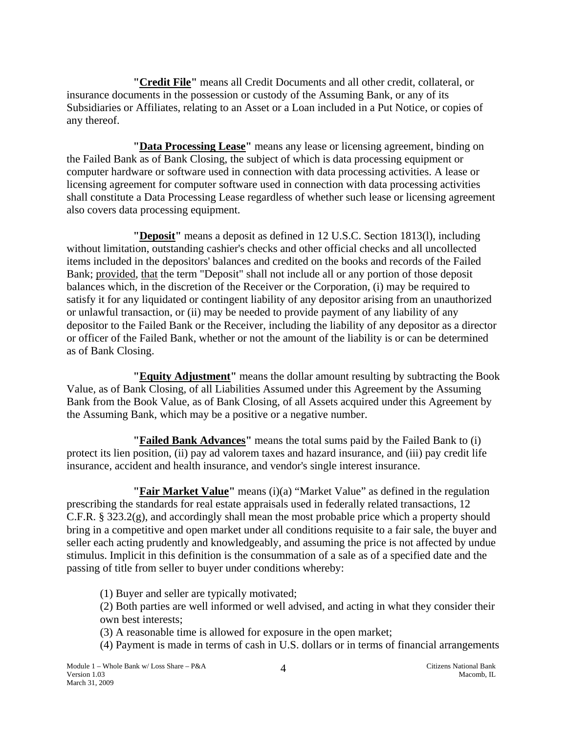**"Credit File"** means all Credit Documents and all other credit, collateral, or insurance documents in the possession or custody of the Assuming Bank, or any of its Subsidiaries or Affiliates, relating to an Asset or a Loan included in a Put Notice, or copies of any thereof.

**"Data Processing Lease"** means any lease or licensing agreement, binding on the Failed Bank as of Bank Closing, the subject of which is data processing equipment or computer hardware or software used in connection with data processing activities. A lease or licensing agreement for computer software used in connection with data processing activities shall constitute a Data Processing Lease regardless of whether such lease or licensing agreement also covers data processing equipment.

**"Deposit"** means a deposit as defined in 12 U.S.C. Section 1813(l), including without limitation, outstanding cashier's checks and other official checks and all uncollected items included in the depositors' balances and credited on the books and records of the Failed Bank; provided, that the term "Deposit" shall not include all or any portion of those deposit balances which, in the discretion of the Receiver or the Corporation, (i) may be required to satisfy it for any liquidated or contingent liability of any depositor arising from an unauthorized or unlawful transaction, or (ii) may be needed to provide payment of any liability of any depositor to the Failed Bank or the Receiver, including the liability of any depositor as a director or officer of the Failed Bank, whether or not the amount of the liability is or can be determined as of Bank Closing.

**"Equity Adjustment"** means the dollar amount resulting by subtracting the Book Value, as of Bank Closing, of all Liabilities Assumed under this Agreement by the Assuming Bank from the Book Value, as of Bank Closing, of all Assets acquired under this Agreement by the Assuming Bank, which may be a positive or a negative number.

**"Failed Bank Advances"** means the total sums paid by the Failed Bank to (i) protect its lien position, (ii) pay ad valorem taxes and hazard insurance, and (iii) pay credit life insurance, accident and health insurance, and vendor's single interest insurance.

**"Fair Market Value"** means (i)(a) "Market Value" as defined in the regulation prescribing the standards for real estate appraisals used in federally related transactions, 12 C.F.R. § 323.2(g), and accordingly shall mean the most probable price which a property should bring in a competitive and open market under all conditions requisite to a fair sale, the buyer and seller each acting prudently and knowledgeably, and assuming the price is not affected by undue stimulus. Implicit in this definition is the consummation of a sale as of a specified date and the passing of title from seller to buyer under conditions whereby:

(1) Buyer and seller are typically motivated;
(2) Both parties are well informed or well advised, and acting in what they consider their own best interests;
(3) A reasonable time is allowed for exposure in the open market;
(4) Payment is made in terms of cash in U.S. dollars or in terms of financial arrangements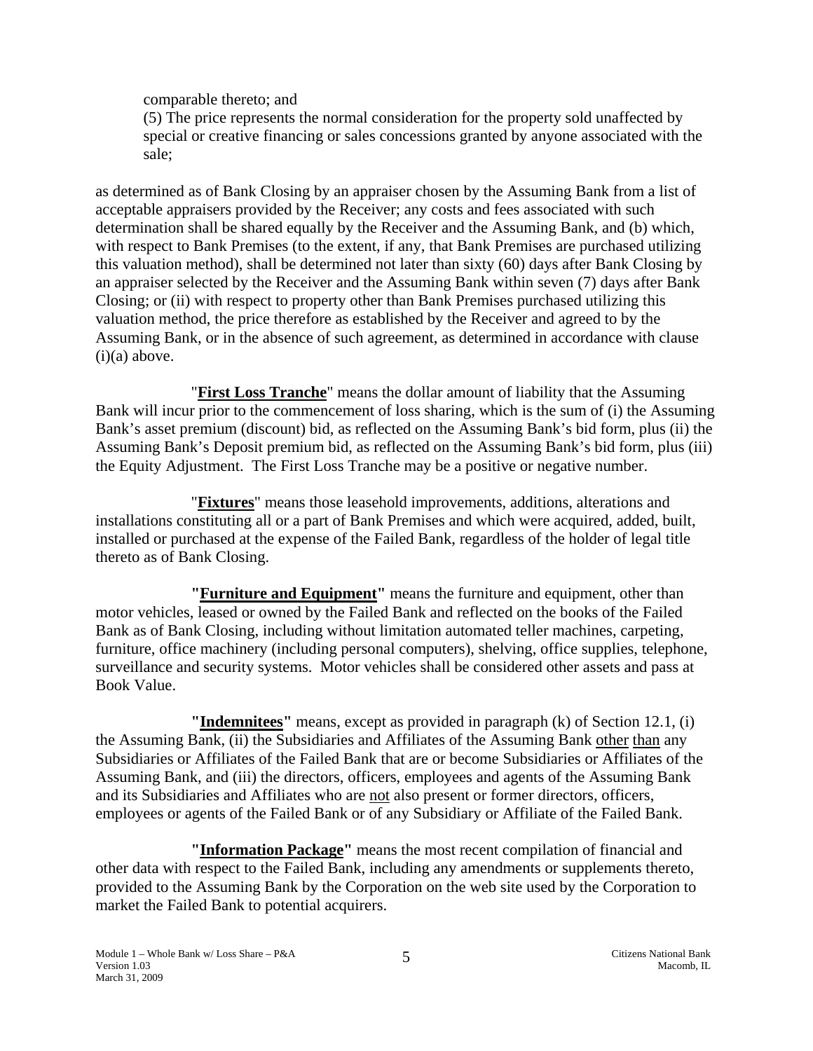comparable thereto; and

(5) The price represents the normal consideration for the property sold unaffected by special or creative financing or sales concessions granted by anyone associated with the sale;

as determined as of Bank Closing by an appraiser chosen by the Assuming Bank from a list of acceptable appraisers provided by the Receiver; any costs and fees associated with such determination shall be shared equally by the Receiver and the Assuming Bank, and (b) which, with respect to Bank Premises (to the extent, if any, that Bank Premises are purchased utilizing this valuation method), shall be determined not later than sixty (60) days after Bank Closing by an appraiser selected by the Receiver and the Assuming Bank within seven (7) days after Bank Closing; or (ii) with respect to property other than Bank Premises purchased utilizing this valuation method, the price therefore as established by the Receiver and agreed to by the Assuming Bank, or in the absence of such agreement, as determined in accordance with clause (i)(a) above.

"**First Loss Tranche**" means the dollar amount of liability that the Assuming Bank will incur prior to the commencement of loss sharing, which is the sum of (i) the Assuming Bank's asset premium (discount) bid, as reflected on the Assuming Bank's bid form, plus (ii) the Assuming Bank's Deposit premium bid, as reflected on the Assuming Bank's bid form, plus (iii) the Equity Adjustment. The First Loss Tranche may be a positive or negative number.

"**Fixtures**" means those leasehold improvements, additions, alterations and installations constituting all or a part of Bank Premises and which were acquired, added, built, installed or purchased at the expense of the Failed Bank, regardless of the holder of legal title thereto as of Bank Closing.

**"Furniture and Equipment"** means the furniture and equipment, other than motor vehicles, leased or owned by the Failed Bank and reflected on the books of the Failed Bank as of Bank Closing, including without limitation automated teller machines, carpeting, furniture, office machinery (including personal computers), shelving, office supplies, telephone, surveillance and security systems. Motor vehicles shall be considered other assets and pass at Book Value.

**"Indemnitees"** means, except as provided in paragraph (k) of Section 12.1, (i) the Assuming Bank, (ii) the Subsidiaries and Affiliates of the Assuming Bank other than any Subsidiaries or Affiliates of the Failed Bank that are or become Subsidiaries or Affiliates of the Assuming Bank, and (iii) the directors, officers, employees and agents of the Assuming Bank and its Subsidiaries and Affiliates who are not also present or former directors, officers, employees or agents of the Failed Bank or of any Subsidiary or Affiliate of the Failed Bank.

**"Information Package"** means the most recent compilation of financial and other data with respect to the Failed Bank, including any amendments or supplements thereto, provided to the Assuming Bank by the Corporation on the web site used by the Corporation to market the Failed Bank to potential acquirers.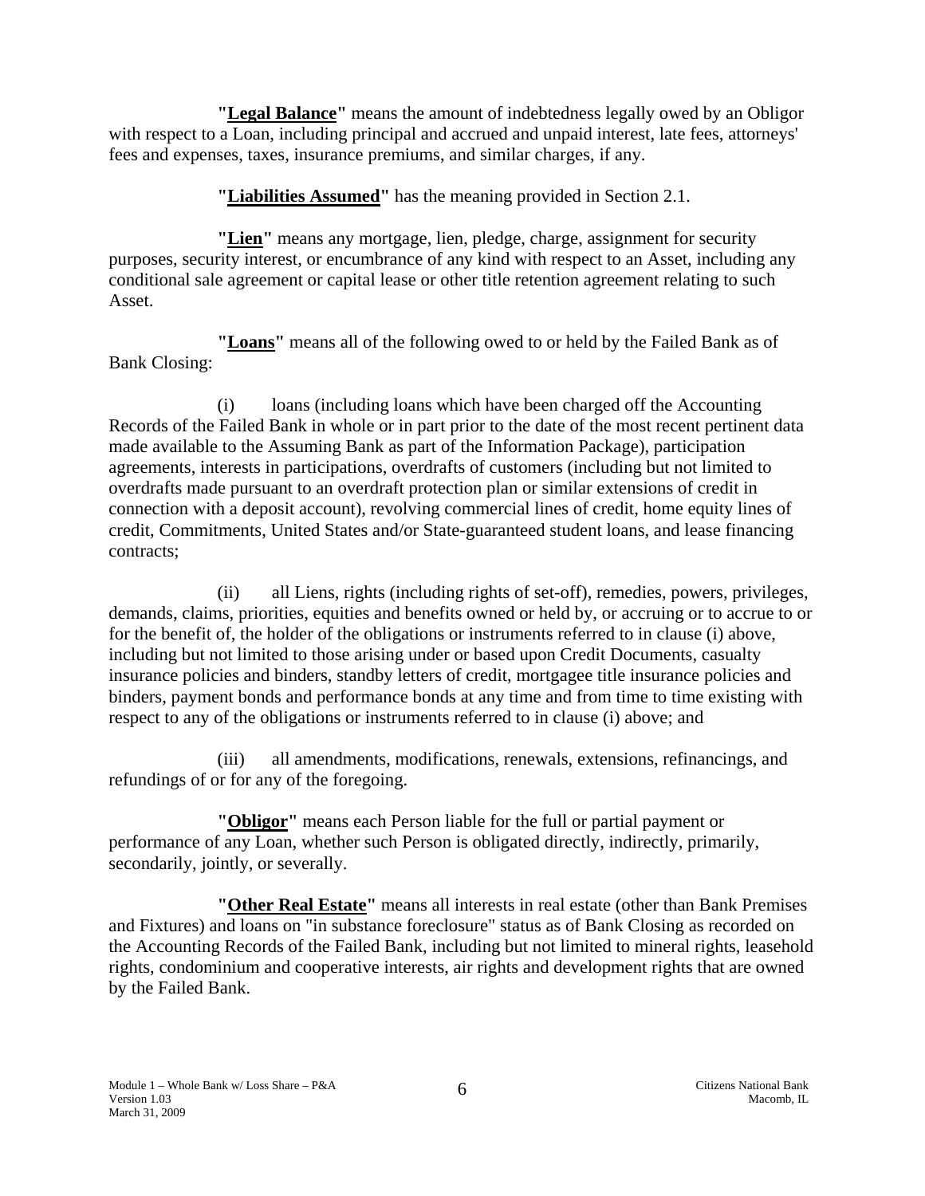**"Legal Balance"** means the amount of indebtedness legally owed by an Obligor with respect to a Loan, including principal and accrued and unpaid interest, late fees, attorneys' fees and expenses, taxes, insurance premiums, and similar charges, if any.

**"Liabilities Assumed"** has the meaning provided in Section 2.1.

**"Lien"** means any mortgage, lien, pledge, charge, assignment for security purposes, security interest, or encumbrance of any kind with respect to an Asset, including any conditional sale agreement or capital lease or other title retention agreement relating to such Asset.

**"Loans"** means all of the following owed to or held by the Failed Bank as of Bank Closing:

(i) loans (including loans which have been charged off the Accounting Records of the Failed Bank in whole or in part prior to the date of the most recent pertinent data made available to the Assuming Bank as part of the Information Package), participation agreements, interests in participations, overdrafts of customers (including but not limited to overdrafts made pursuant to an overdraft protection plan or similar extensions of credit in connection with a deposit account), revolving commercial lines of credit, home equity lines of credit, Commitments, United States and/or State-guaranteed student loans, and lease financing contracts;

(ii) all Liens, rights (including rights of set-off), remedies, powers, privileges, demands, claims, priorities, equities and benefits owned or held by, or accruing or to accrue to or for the benefit of, the holder of the obligations or instruments referred to in clause (i) above, including but not limited to those arising under or based upon Credit Documents, casualty insurance policies and binders, standby letters of credit, mortgagee title insurance policies and binders, payment bonds and performance bonds at any time and from time to time existing with respect to any of the obligations or instruments referred to in clause (i) above; and

(iii) all amendments, modifications, renewals, extensions, refinancings, and refundings of or for any of the foregoing.

**"Obligor"** means each Person liable for the full or partial payment or performance of any Loan, whether such Person is obligated directly, indirectly, primarily, secondarily, jointly, or severally.

**"Other Real Estate"** means all interests in real estate (other than Bank Premises and Fixtures) and loans on "in substance foreclosure" status as of Bank Closing as recorded on the Accounting Records of the Failed Bank, including but not limited to mineral rights, leasehold rights, condominium and cooperative interests, air rights and development rights that are owned by the Failed Bank.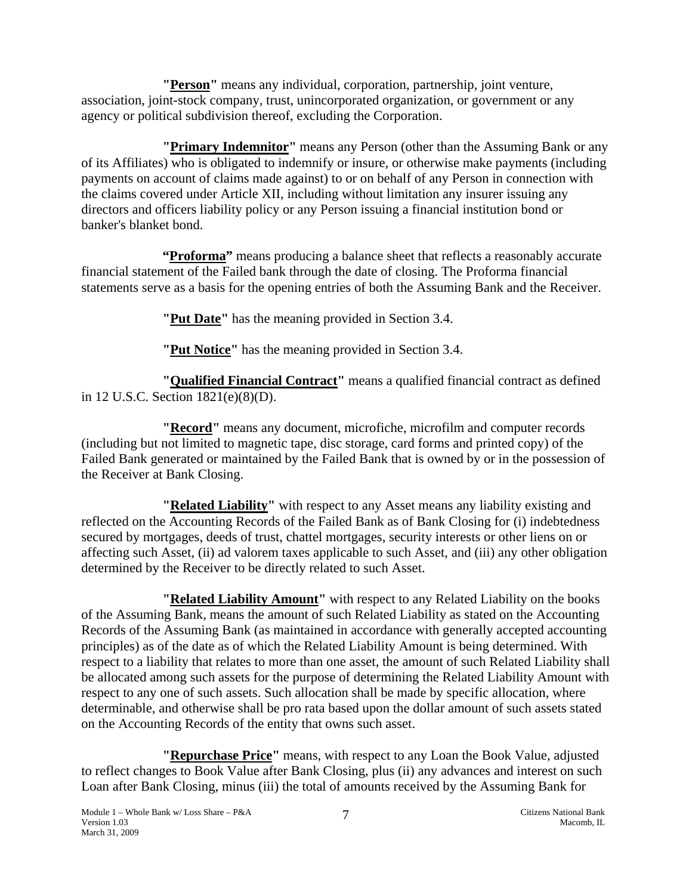**"Person"** means any individual, corporation, partnership, joint venture, association, joint-stock company, trust, unincorporated organization, or government or any agency or political subdivision thereof, excluding the Corporation.

**"Primary Indemnitor"** means any Person (other than the Assuming Bank or any of its Affiliates) who is obligated to indemnify or insure, or otherwise make payments (including payments on account of claims made against) to or on behalf of any Person in connection with the claims covered under Article XII, including without limitation any insurer issuing any directors and officers liability policy or any Person issuing a financial institution bond or banker's blanket bond.

**"Proforma"** means producing a balance sheet that reflects a reasonably accurate financial statement of the Failed bank through the date of closing. The Proforma financial statements serve as a basis for the opening entries of both the Assuming Bank and the Receiver.

**"Put Date"** has the meaning provided in Section 3.4.

**"Put Notice"** has the meaning provided in Section 3.4.

**"Qualified Financial Contract"** means a qualified financial contract as defined in 12 U.S.C. Section 1821(e)(8)(D).

**"Record"** means any document, microfiche, microfilm and computer records (including but not limited to magnetic tape, disc storage, card forms and printed copy) of the Failed Bank generated or maintained by the Failed Bank that is owned by or in the possession of the Receiver at Bank Closing.

**"Related Liability"** with respect to any Asset means any liability existing and reflected on the Accounting Records of the Failed Bank as of Bank Closing for (i) indebtedness secured by mortgages, deeds of trust, chattel mortgages, security interests or other liens on or affecting such Asset, (ii) ad valorem taxes applicable to such Asset, and (iii) any other obligation determined by the Receiver to be directly related to such Asset.

**"Related Liability Amount"** with respect to any Related Liability on the books of the Assuming Bank, means the amount of such Related Liability as stated on the Accounting Records of the Assuming Bank (as maintained in accordance with generally accepted accounting principles) as of the date as of which the Related Liability Amount is being determined. With respect to a liability that relates to more than one asset, the amount of such Related Liability shall be allocated among such assets for the purpose of determining the Related Liability Amount with respect to any one of such assets. Such allocation shall be made by specific allocation, where determinable, and otherwise shall be pro rata based upon the dollar amount of such assets stated on the Accounting Records of the entity that owns such asset.

**"Repurchase Price"** means, with respect to any Loan the Book Value, adjusted to reflect changes to Book Value after Bank Closing, plus (ii) any advances and interest on such Loan after Bank Closing, minus (iii) the total of amounts received by the Assuming Bank for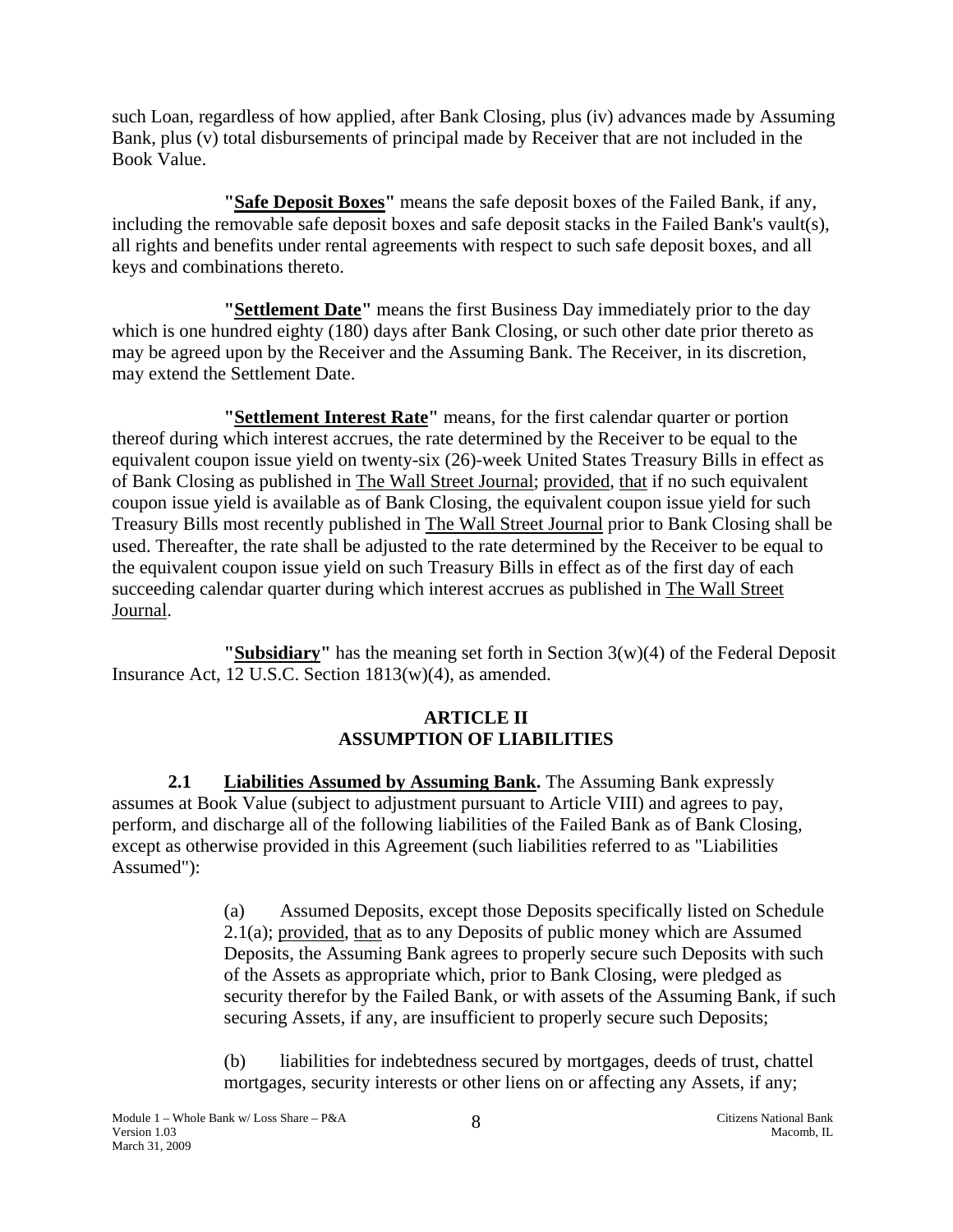such Loan, regardless of how applied, after Bank Closing, plus (iv) advances made by Assuming Bank, plus (v) total disbursements of principal made by Receiver that are not included in the Book Value.

**"<u>Safe Deposit Boxes</u>"** means the safe deposit boxes of the Failed Bank, if any, including the removable safe deposit boxes and safe deposit stacks in the Failed Bank's vault(s), all rights and benefits under rental agreements with respect to such safe deposit boxes, and all keys and combinations thereto.

**"<u>Settlement Date</u>"** means the first Business Day immediately prior to the day which is one hundred eighty (180) days after Bank Closing, or such other date prior thereto as may be agreed upon by the Receiver and the Assuming Bank. The Receiver, in its discretion, may extend the Settlement Date.

**"<u>Settlement Interest Rate</u>"** means, for the first calendar quarter or portion thereof during which interest accrues, the rate determined by the Receiver to be equal to the equivalent coupon issue yield on twenty-six (26)-week United States Treasury Bills in effect as of Bank Closing as published in <u>The Wall Street Journal</u>; <u>provided</u>, <u>that</u> if no such equivalent coupon issue yield is available as of Bank Closing, the equivalent coupon issue yield for such Treasury Bills most recently published in <u>The Wall Street Journal</u> prior to Bank Closing shall be used. Thereafter, the rate shall be adjusted to the rate determined by the Receiver to be equal to the equivalent coupon issue yield on such Treasury Bills in effect as of the first day of each succeeding calendar quarter during which interest accrues as published in <u>The Wall Street Journal</u>.

**"<u>Subsidiary</u>"** has the meaning set forth in Section 3(w)(4) of the Federal Deposit Insurance Act, 12 U.S.C. Section 1813(w)(4), as amended.

## ARTICLE II
## ASSUMPTION OF LIABILITIES

**2.1 <u>Liabilities Assumed by Assuming Bank</u>.** The Assuming Bank expressly assumes at Book Value (subject to adjustment pursuant to Article VIII) and agrees to pay, perform, and discharge all of the following liabilities of the Failed Bank as of Bank Closing, except as otherwise provided in this Agreement (such liabilities referred to as "Liabilities Assumed"):

(a) Assumed Deposits, except those Deposits specifically listed on Schedule 2.1(a); <u>provided</u>, <u>that</u> as to any Deposits of public money which are Assumed Deposits, the Assuming Bank agrees to properly secure such Deposits with such of the Assets as appropriate which, prior to Bank Closing, were pledged as security therefor by the Failed Bank, or with assets of the Assuming Bank, if such securing Assets, if any, are insufficient to properly secure such Deposits;

(b) liabilities for indebtedness secured by mortgages, deeds of trust, chattel mortgages, security interests or other liens on or affecting any Assets, if any;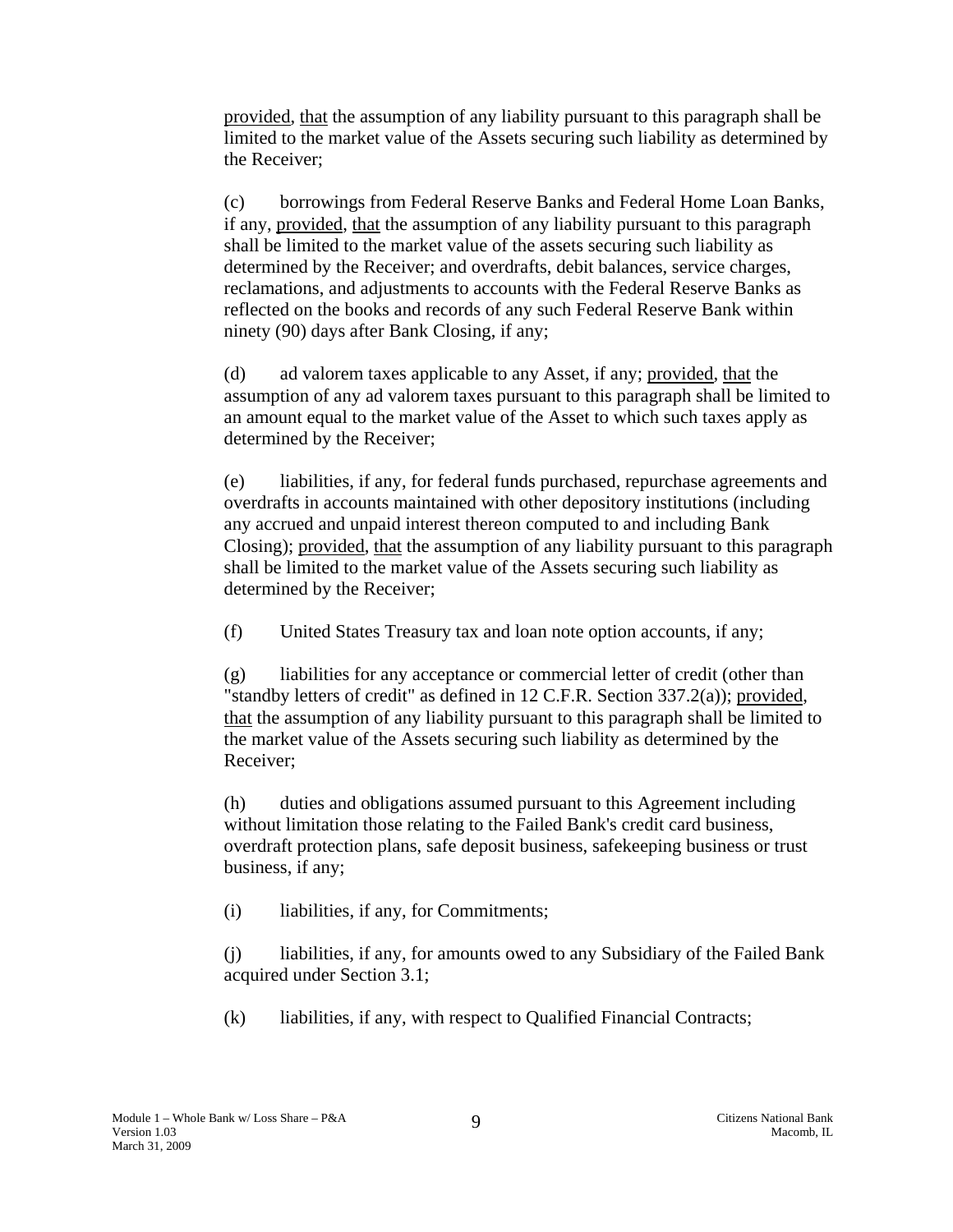provided, that the assumption of any liability pursuant to this paragraph shall be limited to the market value of the Assets securing such liability as determined by the Receiver;

(c) borrowings from Federal Reserve Banks and Federal Home Loan Banks, if any, provided, that the assumption of any liability pursuant to this paragraph shall be limited to the market value of the assets securing such liability as determined by the Receiver; and overdrafts, debit balances, service charges, reclamations, and adjustments to accounts with the Federal Reserve Banks as reflected on the books and records of any such Federal Reserve Bank within ninety (90) days after Bank Closing, if any;

(d) ad valorem taxes applicable to any Asset, if any; provided, that the assumption of any ad valorem taxes pursuant to this paragraph shall be limited to an amount equal to the market value of the Asset to which such taxes apply as determined by the Receiver;

(e) liabilities, if any, for federal funds purchased, repurchase agreements and overdrafts in accounts maintained with other depository institutions (including any accrued and unpaid interest thereon computed to and including Bank Closing); provided, that the assumption of any liability pursuant to this paragraph shall be limited to the market value of the Assets securing such liability as determined by the Receiver;

(f) United States Treasury tax and loan note option accounts, if any;

(g) liabilities for any acceptance or commercial letter of credit (other than "standby letters of credit" as defined in 12 C.F.R. Section 337.2(a)); provided, that the assumption of any liability pursuant to this paragraph shall be limited to the market value of the Assets securing such liability as determined by the Receiver;

(h) duties and obligations assumed pursuant to this Agreement including without limitation those relating to the Failed Bank's credit card business, overdraft protection plans, safe deposit business, safekeeping business or trust business, if any;

(i) liabilities, if any, for Commitments;

(j) liabilities, if any, for amounts owed to any Subsidiary of the Failed Bank acquired under Section 3.1;

(k) liabilities, if any, with respect to Qualified Financial Contracts;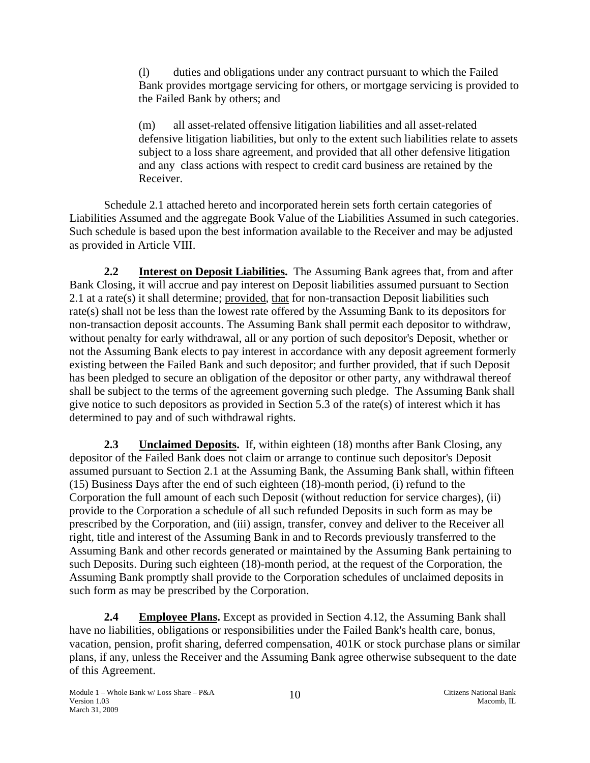(l) duties and obligations under any contract pursuant to which the Failed Bank provides mortgage servicing for others, or mortgage servicing is provided to the Failed Bank by others; and

(m) all asset-related offensive litigation liabilities and all asset-related defensive litigation liabilities, but only to the extent such liabilities relate to assets subject to a loss share agreement, and provided that all other defensive litigation and any class actions with respect to credit card business are retained by the Receiver.

Schedule 2.1 attached hereto and incorporated herein sets forth certain categories of Liabilities Assumed and the aggregate Book Value of the Liabilities Assumed in such categories. Such schedule is based upon the best information available to the Receiver and may be adjusted as provided in Article VIII.

**2.2 Interest on Deposit Liabilities.** The Assuming Bank agrees that, from and after Bank Closing, it will accrue and pay interest on Deposit liabilities assumed pursuant to Section 2.1 at a rate(s) it shall determine; provided, that for non-transaction Deposit liabilities such rate(s) shall not be less than the lowest rate offered by the Assuming Bank to its depositors for non-transaction deposit accounts. The Assuming Bank shall permit each depositor to withdraw, without penalty for early withdrawal, all or any portion of such depositor's Deposit, whether or not the Assuming Bank elects to pay interest in accordance with any deposit agreement formerly existing between the Failed Bank and such depositor; and further provided, that if such Deposit has been pledged to secure an obligation of the depositor or other party, any withdrawal thereof shall be subject to the terms of the agreement governing such pledge. The Assuming Bank shall give notice to such depositors as provided in Section 5.3 of the rate(s) of interest which it has determined to pay and of such withdrawal rights.

**2.3 Unclaimed Deposits.** If, within eighteen (18) months after Bank Closing, any depositor of the Failed Bank does not claim or arrange to continue such depositor's Deposit assumed pursuant to Section 2.1 at the Assuming Bank, the Assuming Bank shall, within fifteen (15) Business Days after the end of such eighteen (18)-month period, (i) refund to the Corporation the full amount of each such Deposit (without reduction for service charges), (ii) provide to the Corporation a schedule of all such refunded Deposits in such form as may be prescribed by the Corporation, and (iii) assign, transfer, convey and deliver to the Receiver all right, title and interest of the Assuming Bank in and to Records previously transferred to the Assuming Bank and other records generated or maintained by the Assuming Bank pertaining to such Deposits. During such eighteen (18)-month period, at the request of the Corporation, the Assuming Bank promptly shall provide to the Corporation schedules of unclaimed deposits in such form as may be prescribed by the Corporation.

**2.4 Employee Plans.** Except as provided in Section 4.12, the Assuming Bank shall have no liabilities, obligations or responsibilities under the Failed Bank's health care, bonus, vacation, pension, profit sharing, deferred compensation, 401K or stock purchase plans or similar plans, if any, unless the Receiver and the Assuming Bank agree otherwise subsequent to the date of this Agreement.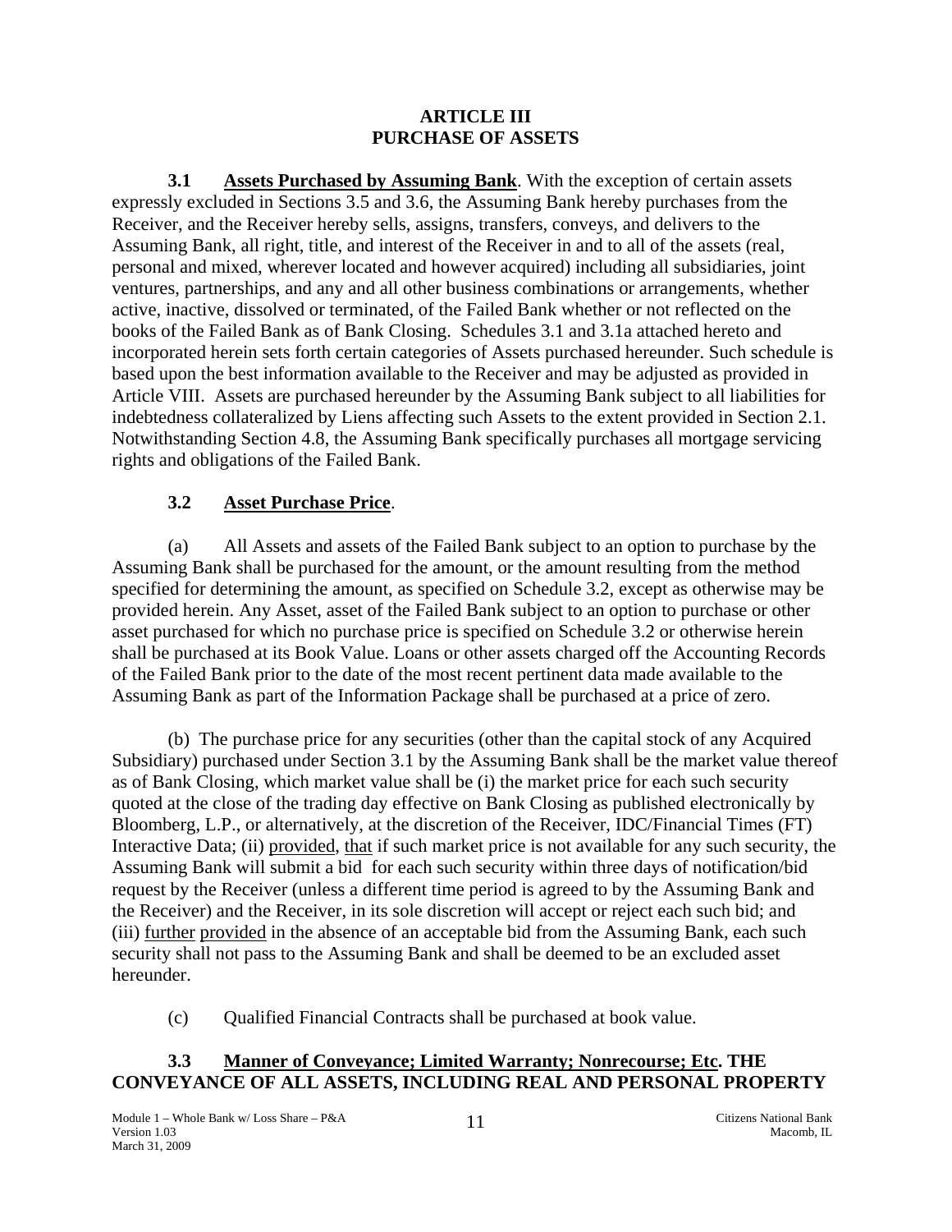# ARTICLE III
# PURCHASE OF ASSETS

**3.1 Assets Purchased by Assuming Bank**. With the exception of certain assets expressly excluded in Sections 3.5 and 3.6, the Assuming Bank hereby purchases from the Receiver, and the Receiver hereby sells, assigns, transfers, conveys, and delivers to the Assuming Bank, all right, title, and interest of the Receiver in and to all of the assets (real, personal and mixed, wherever located and however acquired) including all subsidiaries, joint ventures, partnerships, and any and all other business combinations or arrangements, whether active, inactive, dissolved or terminated, of the Failed Bank whether or not reflected on the books of the Failed Bank as of Bank Closing. Schedules 3.1 and 3.1a attached hereto and incorporated herein sets forth certain categories of Assets purchased hereunder. Such schedule is based upon the best information available to the Receiver and may be adjusted as provided in Article VIII. Assets are purchased hereunder by the Assuming Bank subject to all liabilities for indebtedness collateralized by Liens affecting such Assets to the extent provided in Section 2.1. Notwithstanding Section 4.8, the Assuming Bank specifically purchases all mortgage servicing rights and obligations of the Failed Bank.

**3.2 Asset Purchase Price**.

(a) All Assets and assets of the Failed Bank subject to an option to purchase by the Assuming Bank shall be purchased for the amount, or the amount resulting from the method specified for determining the amount, as specified on Schedule 3.2, except as otherwise may be provided herein. Any Asset, asset of the Failed Bank subject to an option to purchase or other asset purchased for which no purchase price is specified on Schedule 3.2 or otherwise herein shall be purchased at its Book Value. Loans or other assets charged off the Accounting Records of the Failed Bank prior to the date of the most recent pertinent data made available to the Assuming Bank as part of the Information Package shall be purchased at a price of zero.

(b) The purchase price for any securities (other than the capital stock of any Acquired Subsidiary) purchased under Section 3.1 by the Assuming Bank shall be the market value thereof as of Bank Closing, which market value shall be (i) the market price for each such security quoted at the close of the trading day effective on Bank Closing as published electronically by Bloomberg, L.P., or alternatively, at the discretion of the Receiver, IDC/Financial Times (FT) Interactive Data; (ii) provided, that if such market price is not available for any such security, the Assuming Bank will submit a bid for each such security within three days of notification/bid request by the Receiver (unless a different time period is agreed to by the Assuming Bank and the Receiver) and the Receiver, in its sole discretion will accept or reject each such bid; and (iii) further provided in the absence of an acceptable bid from the Assuming Bank, each such security shall not pass to the Assuming Bank and shall be deemed to be an excluded asset hereunder.

(c) Qualified Financial Contracts shall be purchased at book value.

**3.3 Manner of Conveyance; Limited Warranty; Nonrecourse; Etc. THE CONVEYANCE OF ALL ASSETS, INCLUDING REAL AND PERSONAL PROPERTY**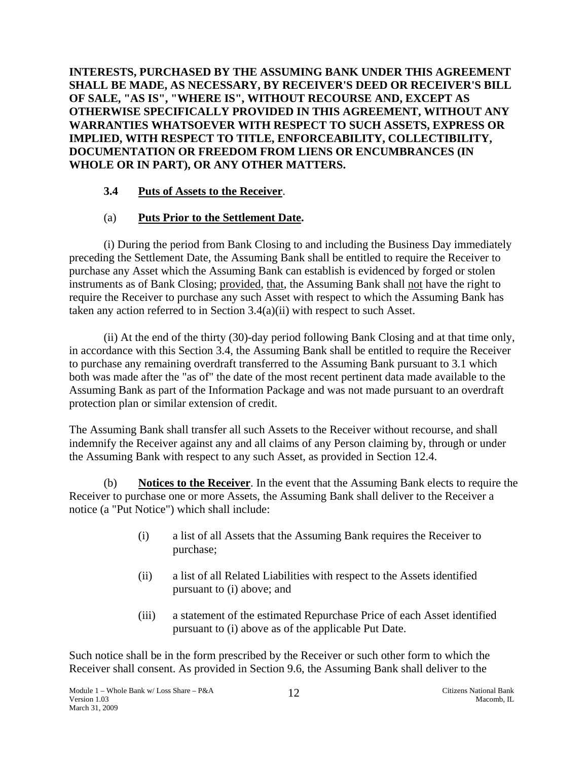**INTERESTS, PURCHASED BY THE ASSUMING BANK UNDER THIS AGREEMENT SHALL BE MADE, AS NECESSARY, BY RECEIVER'S DEED OR RECEIVER'S BILL OF SALE, "AS IS", "WHERE IS", WITHOUT RECOURSE AND, EXCEPT AS OTHERWISE SPECIFICALLY PROVIDED IN THIS AGREEMENT, WITHOUT ANY WARRANTIES WHATSOEVER WITH RESPECT TO SUCH ASSETS, EXPRESS OR IMPLIED, WITH RESPECT TO TITLE, ENFORCEABILITY, COLLECTIBILITY, DOCUMENTATION OR FREEDOM FROM LIENS OR ENCUMBRANCES (IN WHOLE OR IN PART), OR ANY OTHER MATTERS.**

**3.4 Puts of Assets to the Receiver**.

(a) **Puts Prior to the Settlement Date.**

(i) During the period from Bank Closing to and including the Business Day immediately preceding the Settlement Date, the Assuming Bank shall be entitled to require the Receiver to purchase any Asset which the Assuming Bank can establish is evidenced by forged or stolen instruments as of Bank Closing; provided, that, the Assuming Bank shall not have the right to require the Receiver to purchase any such Asset with respect to which the Assuming Bank has taken any action referred to in Section 3.4(a)(ii) with respect to such Asset.

(ii) At the end of the thirty (30)-day period following Bank Closing and at that time only, in accordance with this Section 3.4, the Assuming Bank shall be entitled to require the Receiver to purchase any remaining overdraft transferred to the Assuming Bank pursuant to 3.1 which both was made after the "as of" the date of the most recent pertinent data made available to the Assuming Bank as part of the Information Package and was not made pursuant to an overdraft protection plan or similar extension of credit.

The Assuming Bank shall transfer all such Assets to the Receiver without recourse, and shall indemnify the Receiver against any and all claims of any Person claiming by, through or under the Assuming Bank with respect to any such Asset, as provided in Section 12.4.

(b) **Notices to the Receiver**. In the event that the Assuming Bank elects to require the Receiver to purchase one or more Assets, the Assuming Bank shall deliver to the Receiver a notice (a "Put Notice") which shall include:

(i) a list of all Assets that the Assuming Bank requires the Receiver to purchase;

(ii) a list of all Related Liabilities with respect to the Assets identified pursuant to (i) above; and

(iii) a statement of the estimated Repurchase Price of each Asset identified pursuant to (i) above as of the applicable Put Date.

Such notice shall be in the form prescribed by the Receiver or such other form to which the Receiver shall consent. As provided in Section 9.6, the Assuming Bank shall deliver to the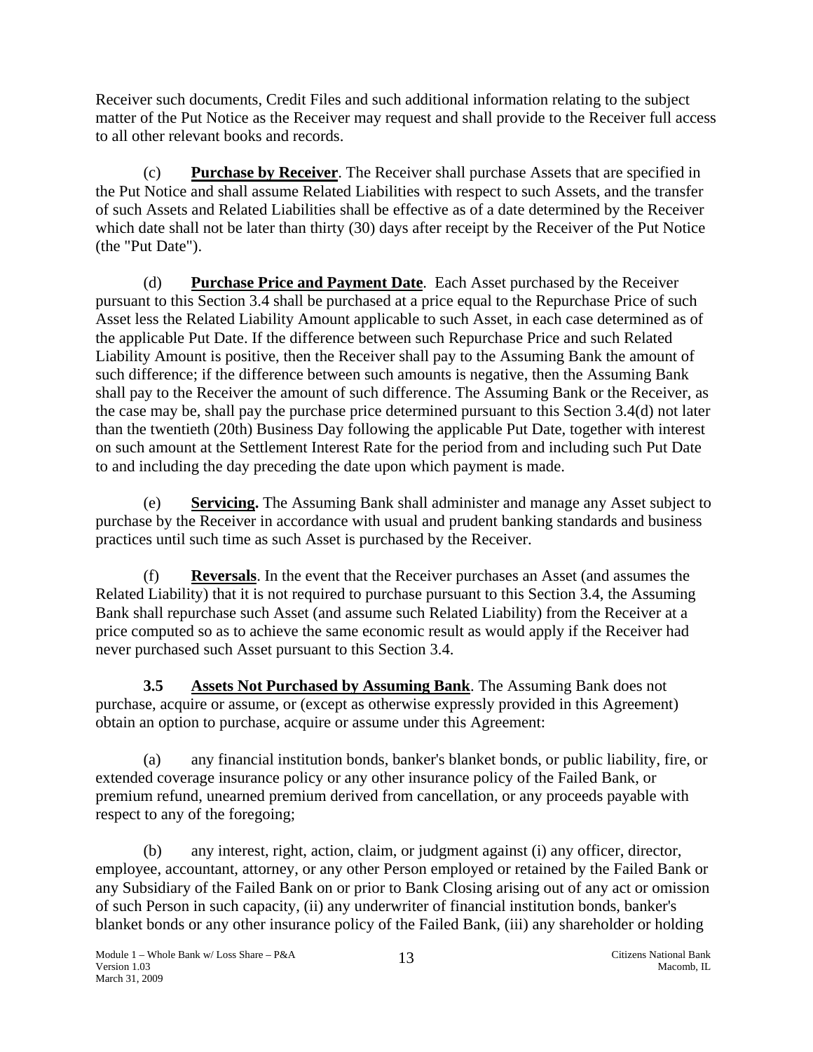Receiver such documents, Credit Files and such additional information relating to the subject matter of the Put Notice as the Receiver may request and shall provide to the Receiver full access to all other relevant books and records.

(c) **Purchase by Receiver**. The Receiver shall purchase Assets that are specified in the Put Notice and shall assume Related Liabilities with respect to such Assets, and the transfer of such Assets and Related Liabilities shall be effective as of a date determined by the Receiver which date shall not be later than thirty (30) days after receipt by the Receiver of the Put Notice (the "Put Date").

(d) **Purchase Price and Payment Date**. Each Asset purchased by the Receiver pursuant to this Section 3.4 shall be purchased at a price equal to the Repurchase Price of such Asset less the Related Liability Amount applicable to such Asset, in each case determined as of the applicable Put Date. If the difference between such Repurchase Price and such Related Liability Amount is positive, then the Receiver shall pay to the Assuming Bank the amount of such difference; if the difference between such amounts is negative, then the Assuming Bank shall pay to the Receiver the amount of such difference. The Assuming Bank or the Receiver, as the case may be, shall pay the purchase price determined pursuant to this Section 3.4(d) not later than the twentieth (20th) Business Day following the applicable Put Date, together with interest on such amount at the Settlement Interest Rate for the period from and including such Put Date to and including the day preceding the date upon which payment is made.

(e) **Servicing.** The Assuming Bank shall administer and manage any Asset subject to purchase by the Receiver in accordance with usual and prudent banking standards and business practices until such time as such Asset is purchased by the Receiver.

(f) **Reversals**. In the event that the Receiver purchases an Asset (and assumes the Related Liability) that it is not required to purchase pursuant to this Section 3.4, the Assuming Bank shall repurchase such Asset (and assume such Related Liability) from the Receiver at a price computed so as to achieve the same economic result as would apply if the Receiver had never purchased such Asset pursuant to this Section 3.4.

**3.5 Assets Not Purchased by Assuming Bank**. The Assuming Bank does not purchase, acquire or assume, or (except as otherwise expressly provided in this Agreement) obtain an option to purchase, acquire or assume under this Agreement:

(a) any financial institution bonds, banker's blanket bonds, or public liability, fire, or extended coverage insurance policy or any other insurance policy of the Failed Bank, or premium refund, unearned premium derived from cancellation, or any proceeds payable with respect to any of the foregoing;

(b) any interest, right, action, claim, or judgment against (i) any officer, director, employee, accountant, attorney, or any other Person employed or retained by the Failed Bank or any Subsidiary of the Failed Bank on or prior to Bank Closing arising out of any act or omission of such Person in such capacity, (ii) any underwriter of financial institution bonds, banker's blanket bonds or any other insurance policy of the Failed Bank, (iii) any shareholder or holding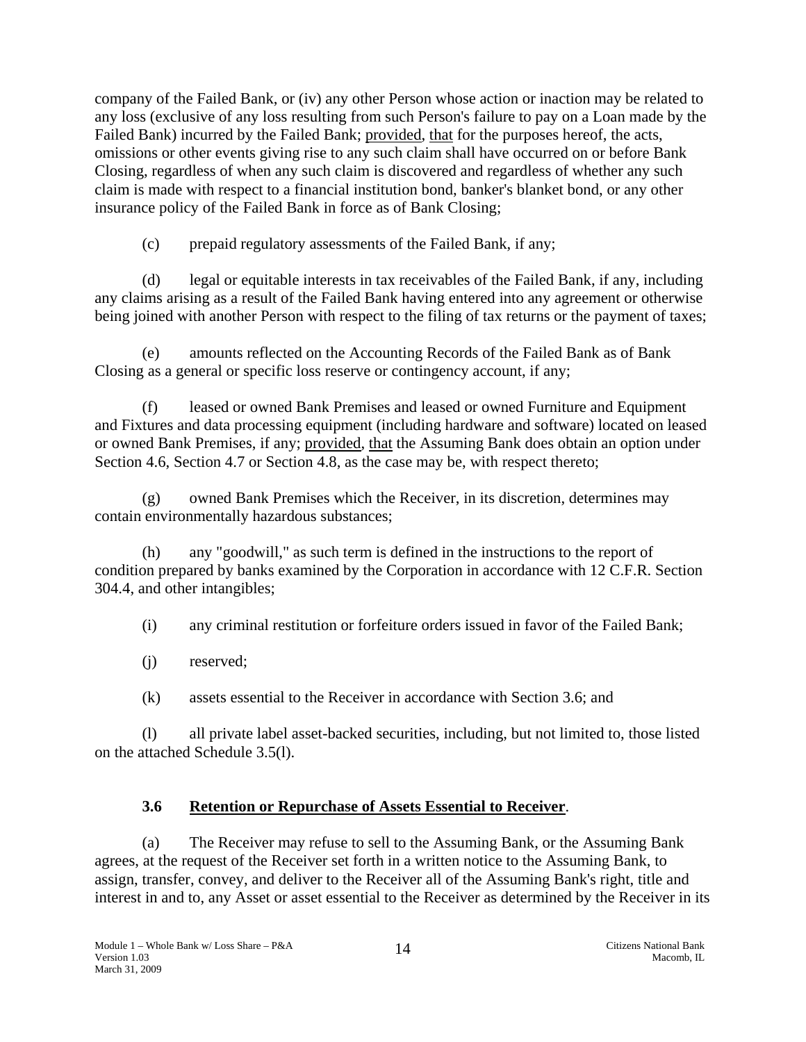company of the Failed Bank, or (iv) any other Person whose action or inaction may be related to any loss (exclusive of any loss resulting from such Person's failure to pay on a Loan made by the Failed Bank) incurred by the Failed Bank; provided, that for the purposes hereof, the acts, omissions or other events giving rise to any such claim shall have occurred on or before Bank Closing, regardless of when any such claim is discovered and regardless of whether any such claim is made with respect to a financial institution bond, banker's blanket bond, or any other insurance policy of the Failed Bank in force as of Bank Closing;

(c) prepaid regulatory assessments of the Failed Bank, if any;

(d) legal or equitable interests in tax receivables of the Failed Bank, if any, including any claims arising as a result of the Failed Bank having entered into any agreement or otherwise being joined with another Person with respect to the filing of tax returns or the payment of taxes;

(e) amounts reflected on the Accounting Records of the Failed Bank as of Bank Closing as a general or specific loss reserve or contingency account, if any;

(f) leased or owned Bank Premises and leased or owned Furniture and Equipment and Fixtures and data processing equipment (including hardware and software) located on leased or owned Bank Premises, if any; provided, that the Assuming Bank does obtain an option under Section 4.6, Section 4.7 or Section 4.8, as the case may be, with respect thereto;

(g) owned Bank Premises which the Receiver, in its discretion, determines may contain environmentally hazardous substances;

(h) any "goodwill," as such term is defined in the instructions to the report of condition prepared by banks examined by the Corporation in accordance with 12 C.F.R. Section 304.4, and other intangibles;

(i) any criminal restitution or forfeiture orders issued in favor of the Failed Bank;

(j) reserved;

(k) assets essential to the Receiver in accordance with Section 3.6; and

(l) all private label asset-backed securities, including, but not limited to, those listed on the attached Schedule 3.5(l).

### 3.6 Retention or Repurchase of Assets Essential to Receiver.

(a) The Receiver may refuse to sell to the Assuming Bank, or the Assuming Bank agrees, at the request of the Receiver set forth in a written notice to the Assuming Bank, to assign, transfer, convey, and deliver to the Receiver all of the Assuming Bank's right, title and interest in and to, any Asset or asset essential to the Receiver as determined by the Receiver in its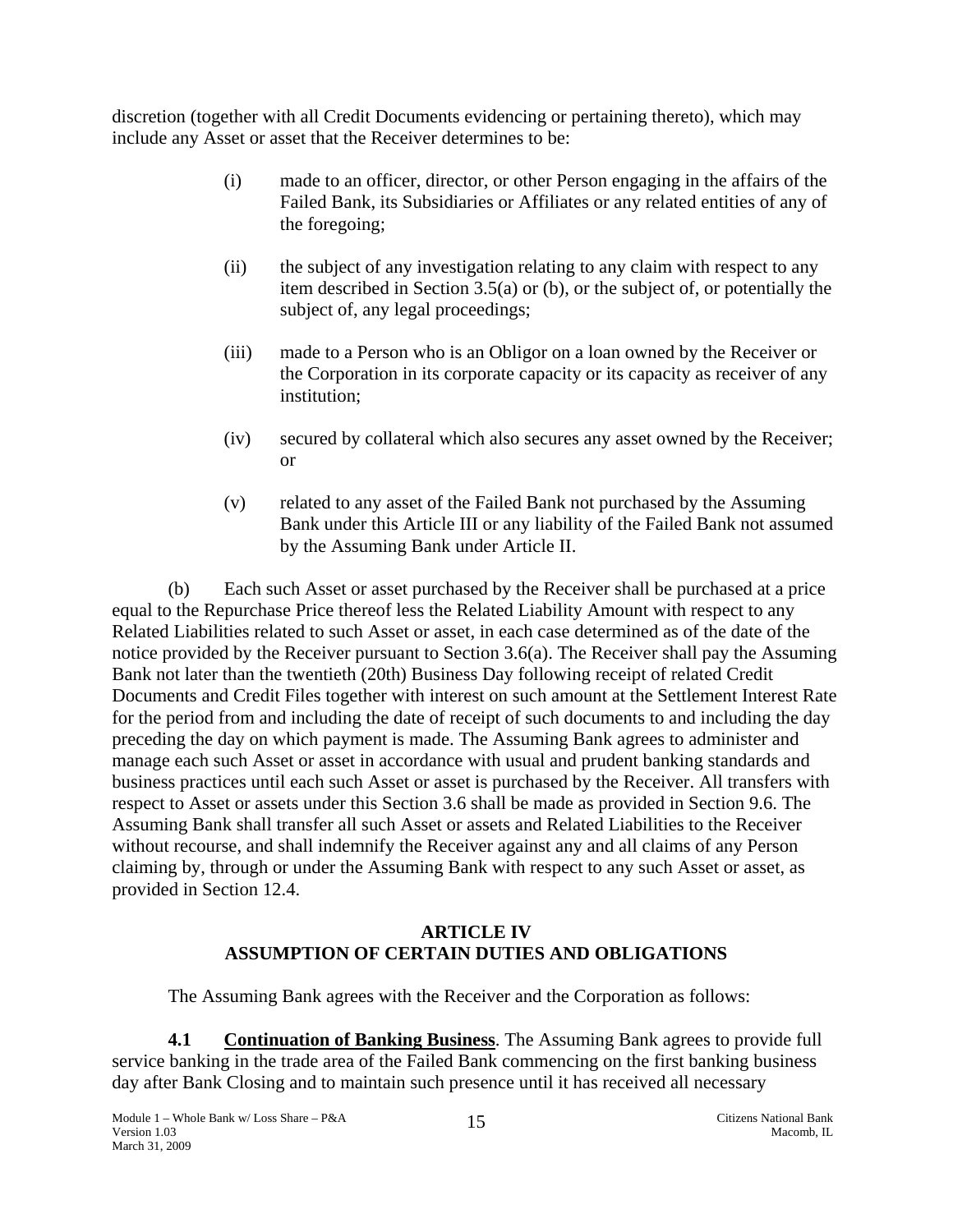discretion (together with all Credit Documents evidencing or pertaining thereto), which may include any Asset or asset that the Receiver determines to be:

- (i) made to an officer, director, or other Person engaging in the affairs of the Failed Bank, its Subsidiaries or Affiliates or any related entities of any of the foregoing;
- (ii) the subject of any investigation relating to any claim with respect to any item described in Section 3.5(a) or (b), or the subject of, or potentially the subject of, any legal proceedings;
- (iii) made to a Person who is an Obligor on a loan owned by the Receiver or the Corporation in its corporate capacity or its capacity as receiver of any institution;
- (iv) secured by collateral which also secures any asset owned by the Receiver; or
- (v) related to any asset of the Failed Bank not purchased by the Assuming Bank under this Article III or any liability of the Failed Bank not assumed by the Assuming Bank under Article II.

(b) Each such Asset or asset purchased by the Receiver shall be purchased at a price equal to the Repurchase Price thereof less the Related Liability Amount with respect to any Related Liabilities related to such Asset or asset, in each case determined as of the date of the notice provided by the Receiver pursuant to Section 3.6(a). The Receiver shall pay the Assuming Bank not later than the twentieth (20th) Business Day following receipt of related Credit Documents and Credit Files together with interest on such amount at the Settlement Interest Rate for the period from and including the date of receipt of such documents to and including the day preceding the day on which payment is made. The Assuming Bank agrees to administer and manage each such Asset or asset in accordance with usual and prudent banking standards and business practices until each such Asset or asset is purchased by the Receiver. All transfers with respect to Asset or assets under this Section 3.6 shall be made as provided in Section 9.6. The Assuming Bank shall transfer all such Asset or assets and Related Liabilities to the Receiver without recourse, and shall indemnify the Receiver against any and all claims of any Person claiming by, through or under the Assuming Bank with respect to any such Asset or asset, as provided in Section 12.4.

## ARTICLE IV
## ASSUMPTION OF CERTAIN DUTIES AND OBLIGATIONS

The Assuming Bank agrees with the Receiver and the Corporation as follows:

**4.1 Continuation of Banking Business**. The Assuming Bank agrees to provide full service banking in the trade area of the Failed Bank commencing on the first banking business day after Bank Closing and to maintain such presence until it has received all necessary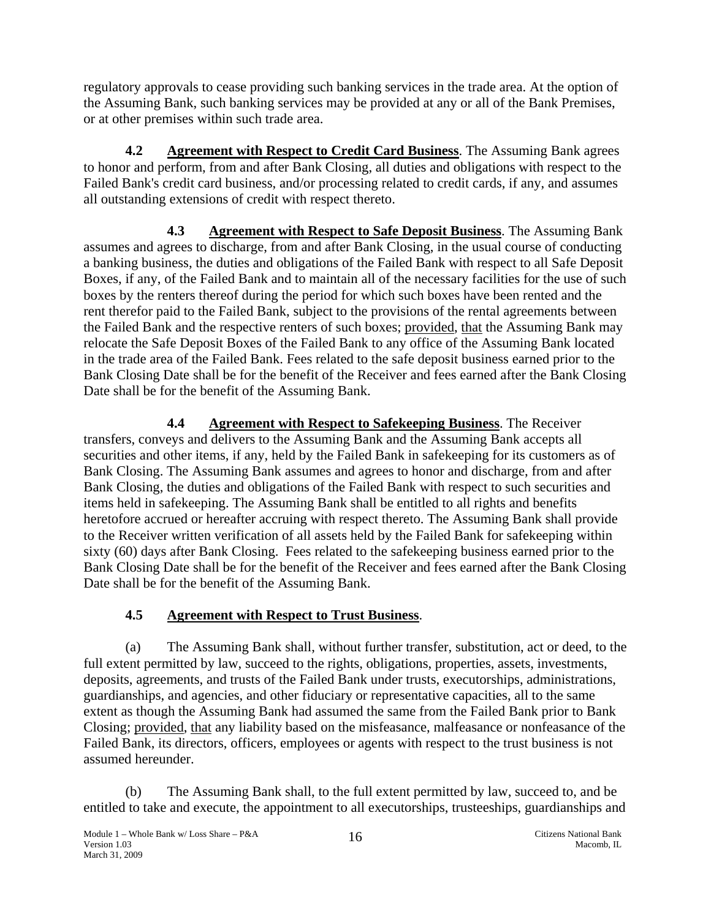regulatory approvals to cease providing such banking services in the trade area. At the option of the Assuming Bank, such banking services may be provided at any or all of the Bank Premises, or at other premises within such trade area.

**4.2 Agreement with Respect to Credit Card Business**. The Assuming Bank agrees to honor and perform, from and after Bank Closing, all duties and obligations with respect to the Failed Bank's credit card business, and/or processing related to credit cards, if any, and assumes all outstanding extensions of credit with respect thereto.

**4.3 Agreement with Respect to Safe Deposit Business**. The Assuming Bank assumes and agrees to discharge, from and after Bank Closing, in the usual course of conducting a banking business, the duties and obligations of the Failed Bank with respect to all Safe Deposit Boxes, if any, of the Failed Bank and to maintain all of the necessary facilities for the use of such boxes by the renters thereof during the period for which such boxes have been rented and the rent therefor paid to the Failed Bank, subject to the provisions of the rental agreements between the Failed Bank and the respective renters of such boxes; provided, that the Assuming Bank may relocate the Safe Deposit Boxes of the Failed Bank to any office of the Assuming Bank located in the trade area of the Failed Bank. Fees related to the safe deposit business earned prior to the Bank Closing Date shall be for the benefit of the Receiver and fees earned after the Bank Closing Date shall be for the benefit of the Assuming Bank.

**4.4 Agreement with Respect to Safekeeping Business**. The Receiver transfers, conveys and delivers to the Assuming Bank and the Assuming Bank accepts all securities and other items, if any, held by the Failed Bank in safekeeping for its customers as of Bank Closing. The Assuming Bank assumes and agrees to honor and discharge, from and after Bank Closing, the duties and obligations of the Failed Bank with respect to such securities and items held in safekeeping. The Assuming Bank shall be entitled to all rights and benefits heretofore accrued or hereafter accruing with respect thereto. The Assuming Bank shall provide to the Receiver written verification of all assets held by the Failed Bank for safekeeping within sixty (60) days after Bank Closing. Fees related to the safekeeping business earned prior to the Bank Closing Date shall be for the benefit of the Receiver and fees earned after the Bank Closing Date shall be for the benefit of the Assuming Bank.

**4.5 Agreement with Respect to Trust Business**.

(a) The Assuming Bank shall, without further transfer, substitution, act or deed, to the full extent permitted by law, succeed to the rights, obligations, properties, assets, investments, deposits, agreements, and trusts of the Failed Bank under trusts, executorships, administrations, guardianships, and agencies, and other fiduciary or representative capacities, all to the same extent as though the Assuming Bank had assumed the same from the Failed Bank prior to Bank Closing; provided, that any liability based on the misfeasance, malfeasance or nonfeasance of the Failed Bank, its directors, officers, employees or agents with respect to the trust business is not assumed hereunder.

(b) The Assuming Bank shall, to the full extent permitted by law, succeed to, and be entitled to take and execute, the appointment to all executorships, trusteeships, guardianships and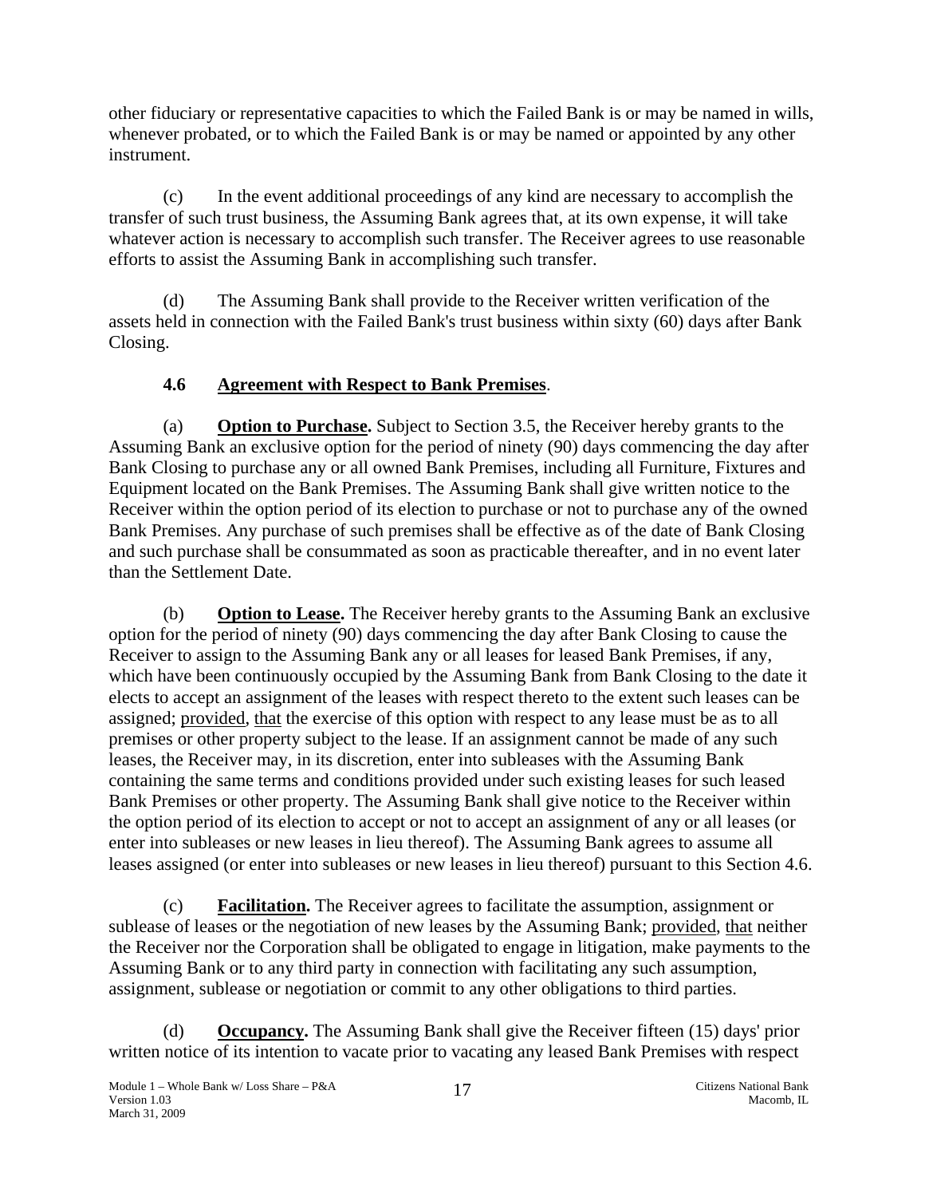other fiduciary or representative capacities to which the Failed Bank is or may be named in wills, whenever probated, or to which the Failed Bank is or may be named or appointed by any other instrument.

(c) In the event additional proceedings of any kind are necessary to accomplish the transfer of such trust business, the Assuming Bank agrees that, at its own expense, it will take whatever action is necessary to accomplish such transfer. The Receiver agrees to use reasonable efforts to assist the Assuming Bank in accomplishing such transfer.

(d) The Assuming Bank shall provide to the Receiver written verification of the assets held in connection with the Failed Bank's trust business within sixty (60) days after Bank Closing.

### 4.6 Agreement with Respect to Bank Premises.

(a) **Option to Purchase.** Subject to Section 3.5, the Receiver hereby grants to the Assuming Bank an exclusive option for the period of ninety (90) days commencing the day after Bank Closing to purchase any or all owned Bank Premises, including all Furniture, Fixtures and Equipment located on the Bank Premises. The Assuming Bank shall give written notice to the Receiver within the option period of its election to purchase or not to purchase any of the owned Bank Premises. Any purchase of such premises shall be effective as of the date of Bank Closing and such purchase shall be consummated as soon as practicable thereafter, and in no event later than the Settlement Date.

(b) **Option to Lease.** The Receiver hereby grants to the Assuming Bank an exclusive option for the period of ninety (90) days commencing the day after Bank Closing to cause the Receiver to assign to the Assuming Bank any or all leases for leased Bank Premises, if any, which have been continuously occupied by the Assuming Bank from Bank Closing to the date it elects to accept an assignment of the leases with respect thereto to the extent such leases can be assigned; provided, that the exercise of this option with respect to any lease must be as to all premises or other property subject to the lease. If an assignment cannot be made of any such leases, the Receiver may, in its discretion, enter into subleases with the Assuming Bank containing the same terms and conditions provided under such existing leases for such leased Bank Premises or other property. The Assuming Bank shall give notice to the Receiver within the option period of its election to accept or not to accept an assignment of any or all leases (or enter into subleases or new leases in lieu thereof). The Assuming Bank agrees to assume all leases assigned (or enter into subleases or new leases in lieu thereof) pursuant to this Section 4.6.

(c) **Facilitation.** The Receiver agrees to facilitate the assumption, assignment or sublease of leases or the negotiation of new leases by the Assuming Bank; provided, that neither the Receiver nor the Corporation shall be obligated to engage in litigation, make payments to the Assuming Bank or to any third party in connection with facilitating any such assumption, assignment, sublease or negotiation or commit to any other obligations to third parties.

(d) **Occupancy.** The Assuming Bank shall give the Receiver fifteen (15) days' prior written notice of its intention to vacate prior to vacating any leased Bank Premises with respect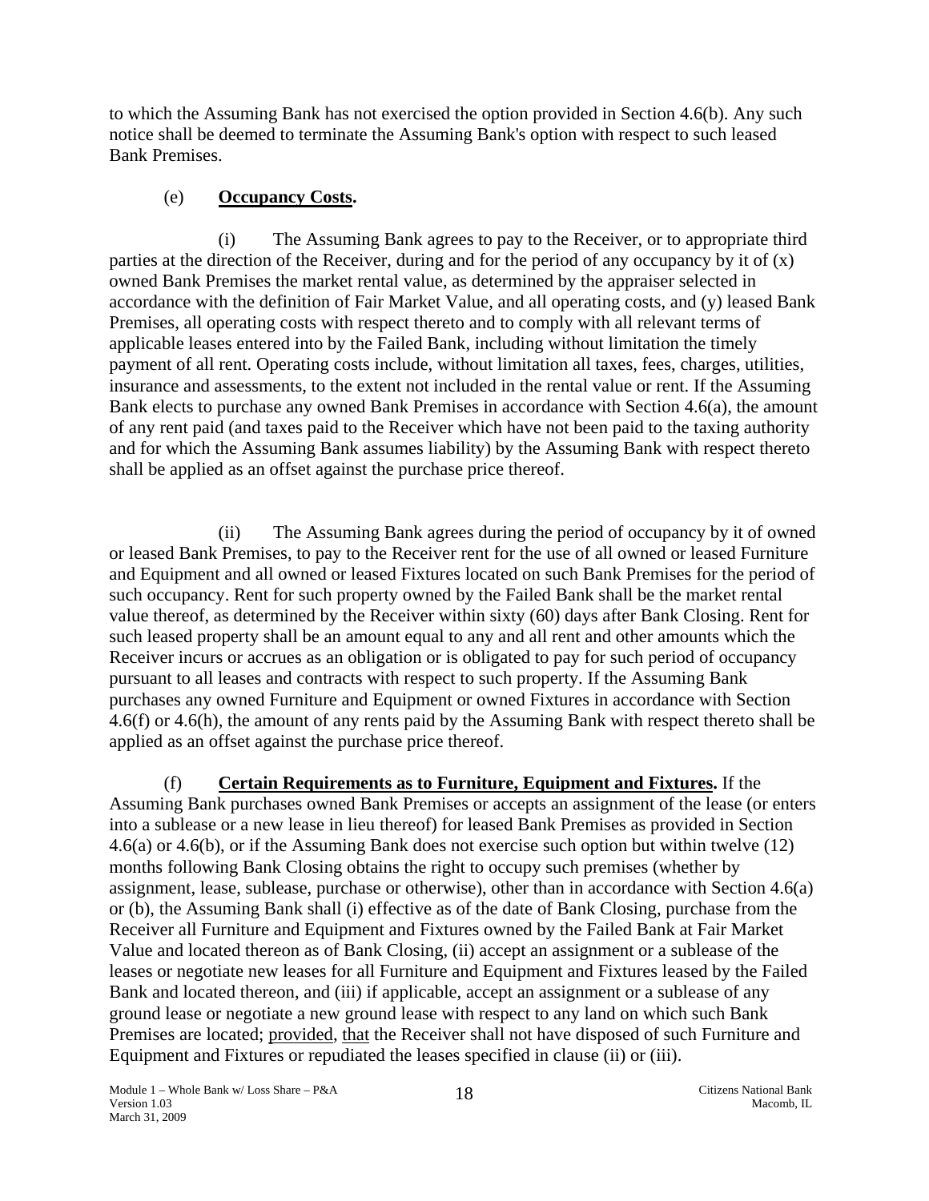to which the Assuming Bank has not exercised the option provided in Section 4.6(b). Any such notice shall be deemed to terminate the Assuming Bank's option with respect to such leased Bank Premises.

(e) **Occupancy Costs.**

(i) The Assuming Bank agrees to pay to the Receiver, or to appropriate third parties at the direction of the Receiver, during and for the period of any occupancy by it of (x) owned Bank Premises the market rental value, as determined by the appraiser selected in accordance with the definition of Fair Market Value, and all operating costs, and (y) leased Bank Premises, all operating costs with respect thereto and to comply with all relevant terms of applicable leases entered into by the Failed Bank, including without limitation the timely payment of all rent. Operating costs include, without limitation all taxes, fees, charges, utilities, insurance and assessments, to the extent not included in the rental value or rent. If the Assuming Bank elects to purchase any owned Bank Premises in accordance with Section 4.6(a), the amount of any rent paid (and taxes paid to the Receiver which have not been paid to the taxing authority and for which the Assuming Bank assumes liability) by the Assuming Bank with respect thereto shall be applied as an offset against the purchase price thereof.

(ii) The Assuming Bank agrees during the period of occupancy by it of owned or leased Bank Premises, to pay to the Receiver rent for the use of all owned or leased Furniture and Equipment and all owned or leased Fixtures located on such Bank Premises for the period of such occupancy. Rent for such property owned by the Failed Bank shall be the market rental value thereof, as determined by the Receiver within sixty (60) days after Bank Closing. Rent for such leased property shall be an amount equal to any and all rent and other amounts which the Receiver incurs or accrues as an obligation or is obligated to pay for such period of occupancy pursuant to all leases and contracts with respect to such property. If the Assuming Bank purchases any owned Furniture and Equipment or owned Fixtures in accordance with Section 4.6(f) or 4.6(h), the amount of any rents paid by the Assuming Bank with respect thereto shall be applied as an offset against the purchase price thereof.

(f) **Certain Requirements as to Furniture, Equipment and Fixtures.** If the Assuming Bank purchases owned Bank Premises or accepts an assignment of the lease (or enters into a sublease or a new lease in lieu thereof) for leased Bank Premises as provided in Section 4.6(a) or 4.6(b), or if the Assuming Bank does not exercise such option but within twelve (12) months following Bank Closing obtains the right to occupy such premises (whether by assignment, lease, sublease, purchase or otherwise), other than in accordance with Section 4.6(a) or (b), the Assuming Bank shall (i) effective as of the date of Bank Closing, purchase from the Receiver all Furniture and Equipment and Fixtures owned by the Failed Bank at Fair Market Value and located thereon as of Bank Closing, (ii) accept an assignment or a sublease of the leases or negotiate new leases for all Furniture and Equipment and Fixtures leased by the Failed Bank and located thereon, and (iii) if applicable, accept an assignment or a sublease of any ground lease or negotiate a new ground lease with respect to any land on which such Bank Premises are located; provided, that the Receiver shall not have disposed of such Furniture and Equipment and Fixtures or repudiated the leases specified in clause (ii) or (iii).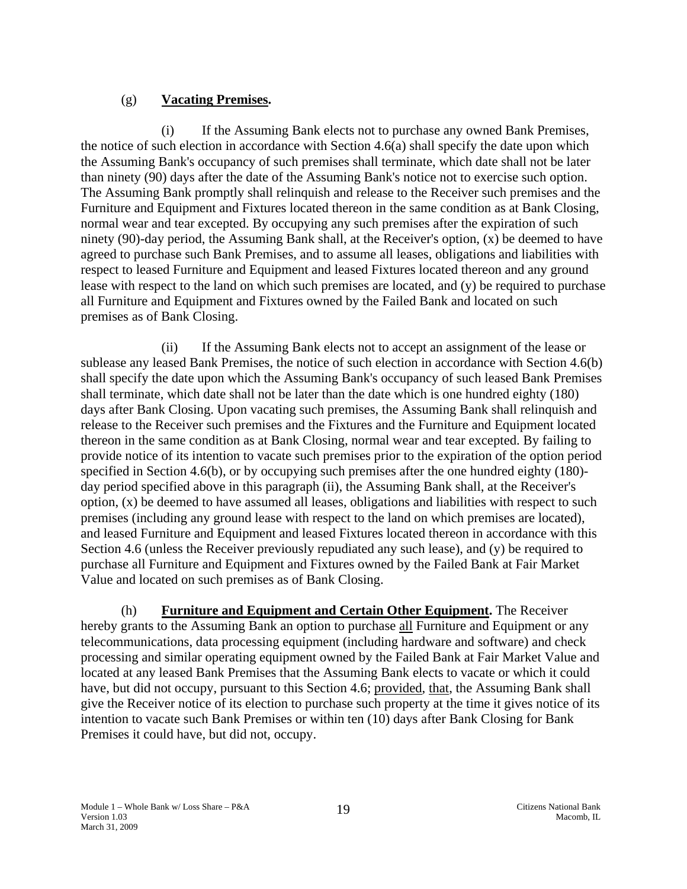(g) **Vacating Premises.**

(i) If the Assuming Bank elects not to purchase any owned Bank Premises, the notice of such election in accordance with Section 4.6(a) shall specify the date upon which the Assuming Bank's occupancy of such premises shall terminate, which date shall not be later than ninety (90) days after the date of the Assuming Bank's notice not to exercise such option. The Assuming Bank promptly shall relinquish and release to the Receiver such premises and the Furniture and Equipment and Fixtures located thereon in the same condition as at Bank Closing, normal wear and tear excepted. By occupying any such premises after the expiration of such ninety (90)-day period, the Assuming Bank shall, at the Receiver's option, (x) be deemed to have agreed to purchase such Bank Premises, and to assume all leases, obligations and liabilities with respect to leased Furniture and Equipment and leased Fixtures located thereon and any ground lease with respect to the land on which such premises are located, and (y) be required to purchase all Furniture and Equipment and Fixtures owned by the Failed Bank and located on such premises as of Bank Closing.

(ii) If the Assuming Bank elects not to accept an assignment of the lease or sublease any leased Bank Premises, the notice of such election in accordance with Section 4.6(b) shall specify the date upon which the Assuming Bank's occupancy of such leased Bank Premises shall terminate, which date shall not be later than the date which is one hundred eighty (180) days after Bank Closing. Upon vacating such premises, the Assuming Bank shall relinquish and release to the Receiver such premises and the Fixtures and the Furniture and Equipment located thereon in the same condition as at Bank Closing, normal wear and tear excepted. By failing to provide notice of its intention to vacate such premises prior to the expiration of the option period specified in Section 4.6(b), or by occupying such premises after the one hundred eighty (180)-day period specified above in this paragraph (ii), the Assuming Bank shall, at the Receiver's option, (x) be deemed to have assumed all leases, obligations and liabilities with respect to such premises (including any ground lease with respect to the land on which premises are located), and leased Furniture and Equipment and leased Fixtures located thereon in accordance with this Section 4.6 (unless the Receiver previously repudiated any such lease), and (y) be required to purchase all Furniture and Equipment and Fixtures owned by the Failed Bank at Fair Market Value and located on such premises as of Bank Closing.

(h) **Furniture and Equipment and Certain Other Equipment.** The Receiver hereby grants to the Assuming Bank an option to purchase all Furniture and Equipment or any telecommunications, data processing equipment (including hardware and software) and check processing and similar operating equipment owned by the Failed Bank at Fair Market Value and located at any leased Bank Premises that the Assuming Bank elects to vacate or which it could have, but did not occupy, pursuant to this Section 4.6; provided, that, the Assuming Bank shall give the Receiver notice of its election to purchase such property at the time it gives notice of its intention to vacate such Bank Premises or within ten (10) days after Bank Closing for Bank Premises it could have, but did not, occupy.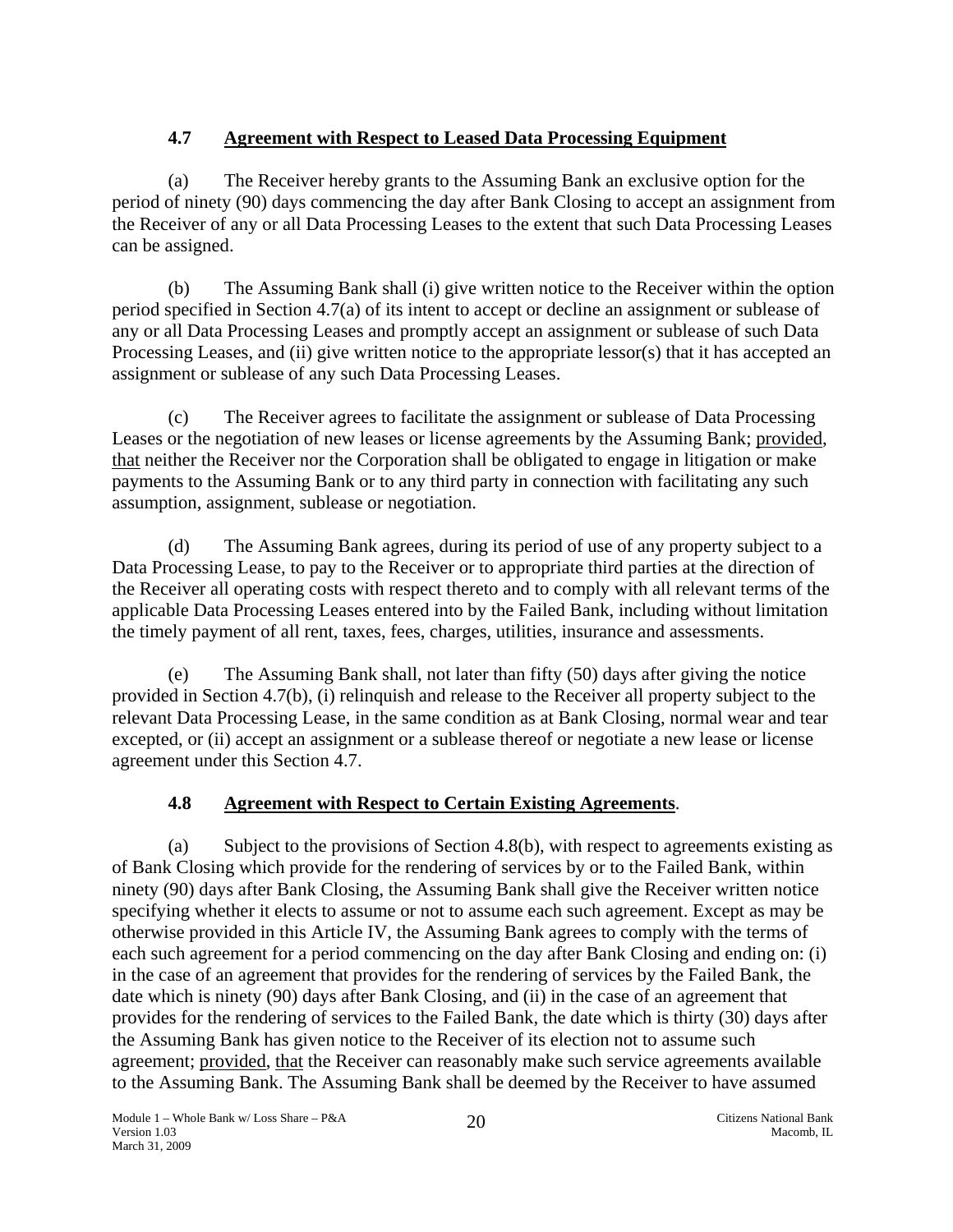### 4.7 <u>Agreement with Respect to Leased Data Processing Equipment</u>

(a) The Receiver hereby grants to the Assuming Bank an exclusive option for the period of ninety (90) days commencing the day after Bank Closing to accept an assignment from the Receiver of any or all Data Processing Leases to the extent that such Data Processing Leases can be assigned.

(b) The Assuming Bank shall (i) give written notice to the Receiver within the option period specified in Section 4.7(a) of its intent to accept or decline an assignment or sublease of any or all Data Processing Leases and promptly accept an assignment or sublease of such Data Processing Leases, and (ii) give written notice to the appropriate lessor(s) that it has accepted an assignment or sublease of any such Data Processing Leases.

(c) The Receiver agrees to facilitate the assignment or sublease of Data Processing Leases or the negotiation of new leases or license agreements by the Assuming Bank; <u>provided</u>, <u>that</u> neither the Receiver nor the Corporation shall be obligated to engage in litigation or make payments to the Assuming Bank or to any third party in connection with facilitating any such assumption, assignment, sublease or negotiation.

(d) The Assuming Bank agrees, during its period of use of any property subject to a Data Processing Lease, to pay to the Receiver or to appropriate third parties at the direction of the Receiver all operating costs with respect thereto and to comply with all relevant terms of the applicable Data Processing Leases entered into by the Failed Bank, including without limitation the timely payment of all rent, taxes, fees, charges, utilities, insurance and assessments.

(e) The Assuming Bank shall, not later than fifty (50) days after giving the notice provided in Section 4.7(b), (i) relinquish and release to the Receiver all property subject to the relevant Data Processing Lease, in the same condition as at Bank Closing, normal wear and tear excepted, or (ii) accept an assignment or a sublease thereof or negotiate a new lease or license agreement under this Section 4.7.

### 4.8 <u>Agreement with Respect to Certain Existing Agreements</u>.

(a) Subject to the provisions of Section 4.8(b), with respect to agreements existing as of Bank Closing which provide for the rendering of services by or to the Failed Bank, within ninety (90) days after Bank Closing, the Assuming Bank shall give the Receiver written notice specifying whether it elects to assume or not to assume each such agreement. Except as may be otherwise provided in this Article IV, the Assuming Bank agrees to comply with the terms of each such agreement for a period commencing on the day after Bank Closing and ending on: (i) in the case of an agreement that provides for the rendering of services by the Failed Bank, the date which is ninety (90) days after Bank Closing, and (ii) in the case of an agreement that provides for the rendering of services to the Failed Bank, the date which is thirty (30) days after the Assuming Bank has given notice to the Receiver of its election not to assume such agreement; <u>provided</u>, <u>that</u> the Receiver can reasonably make such service agreements available to the Assuming Bank. The Assuming Bank shall be deemed by the Receiver to have assumed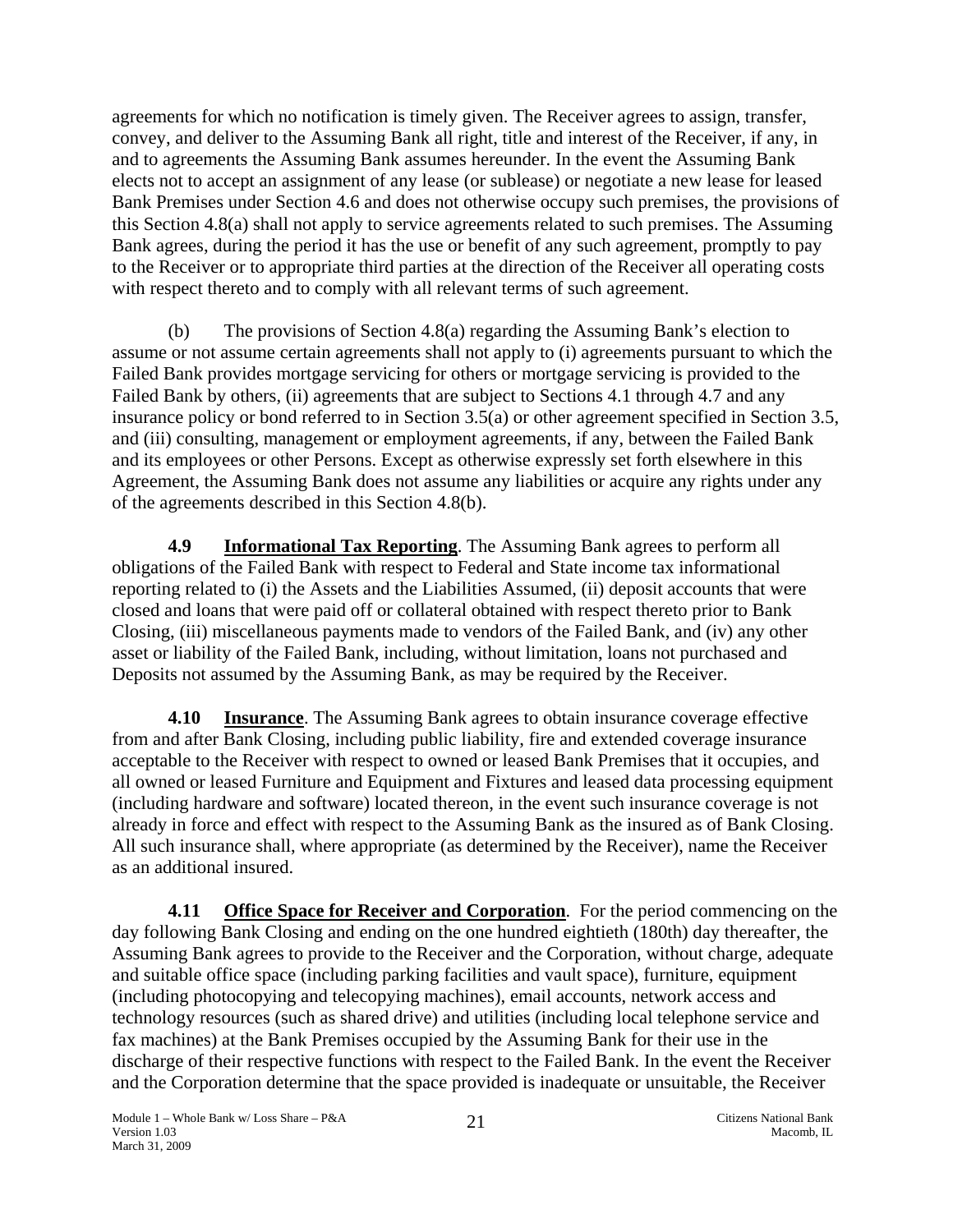agreements for which no notification is timely given. The Receiver agrees to assign, transfer, convey, and deliver to the Assuming Bank all right, title and interest of the Receiver, if any, in and to agreements the Assuming Bank assumes hereunder. In the event the Assuming Bank elects not to accept an assignment of any lease (or sublease) or negotiate a new lease for leased Bank Premises under Section 4.6 and does not otherwise occupy such premises, the provisions of this Section 4.8(a) shall not apply to service agreements related to such premises. The Assuming Bank agrees, during the period it has the use or benefit of any such agreement, promptly to pay to the Receiver or to appropriate third parties at the direction of the Receiver all operating costs with respect thereto and to comply with all relevant terms of such agreement.

(b) The provisions of Section 4.8(a) regarding the Assuming Bank's election to assume or not assume certain agreements shall not apply to (i) agreements pursuant to which the Failed Bank provides mortgage servicing for others or mortgage servicing is provided to the Failed Bank by others, (ii) agreements that are subject to Sections 4.1 through 4.7 and any insurance policy or bond referred to in Section 3.5(a) or other agreement specified in Section 3.5, and (iii) consulting, management or employment agreements, if any, between the Failed Bank and its employees or other Persons. Except as otherwise expressly set forth elsewhere in this Agreement, the Assuming Bank does not assume any liabilities or acquire any rights under any of the agreements described in this Section 4.8(b).

**4.9 Informational Tax Reporting**. The Assuming Bank agrees to perform all obligations of the Failed Bank with respect to Federal and State income tax informational reporting related to (i) the Assets and the Liabilities Assumed, (ii) deposit accounts that were closed and loans that were paid off or collateral obtained with respect thereto prior to Bank Closing, (iii) miscellaneous payments made to vendors of the Failed Bank, and (iv) any other asset or liability of the Failed Bank, including, without limitation, loans not purchased and Deposits not assumed by the Assuming Bank, as may be required by the Receiver.

**4.10 Insurance**. The Assuming Bank agrees to obtain insurance coverage effective from and after Bank Closing, including public liability, fire and extended coverage insurance acceptable to the Receiver with respect to owned or leased Bank Premises that it occupies, and all owned or leased Furniture and Equipment and Fixtures and leased data processing equipment (including hardware and software) located thereon, in the event such insurance coverage is not already in force and effect with respect to the Assuming Bank as the insured as of Bank Closing. All such insurance shall, where appropriate (as determined by the Receiver), name the Receiver as an additional insured.

**4.11 Office Space for Receiver and Corporation**. For the period commencing on the day following Bank Closing and ending on the one hundred eightieth (180th) day thereafter, the Assuming Bank agrees to provide to the Receiver and the Corporation, without charge, adequate and suitable office space (including parking facilities and vault space), furniture, equipment (including photocopying and telecopying machines), email accounts, network access and technology resources (such as shared drive) and utilities (including local telephone service and fax machines) at the Bank Premises occupied by the Assuming Bank for their use in the discharge of their respective functions with respect to the Failed Bank. In the event the Receiver and the Corporation determine that the space provided is inadequate or unsuitable, the Receiver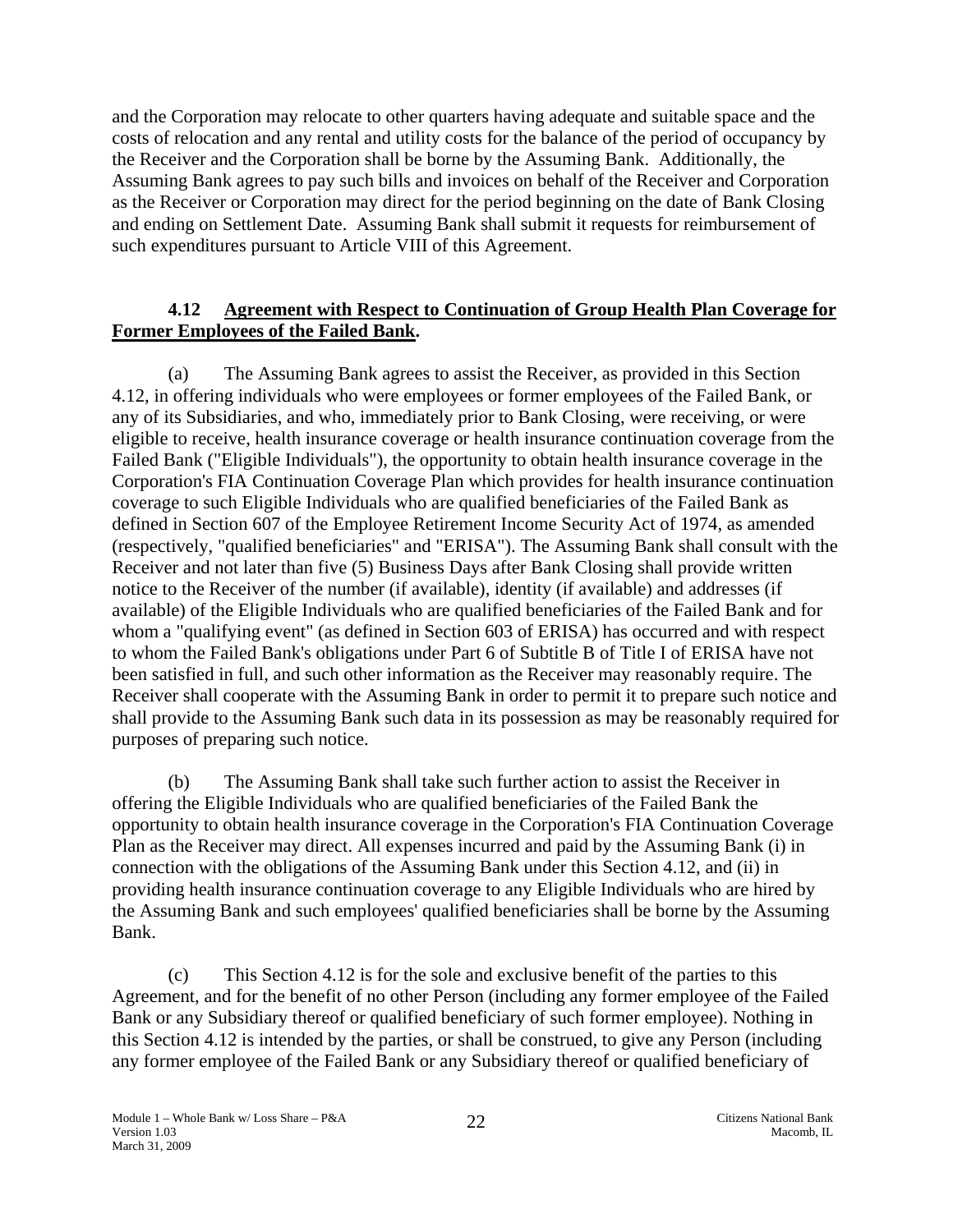and the Corporation may relocate to other quarters having adequate and suitable space and the costs of relocation and any rental and utility costs for the balance of the period of occupancy by the Receiver and the Corporation shall be borne by the Assuming Bank. Additionally, the Assuming Bank agrees to pay such bills and invoices on behalf of the Receiver and Corporation as the Receiver or Corporation may direct for the period beginning on the date of Bank Closing and ending on Settlement Date. Assuming Bank shall submit it requests for reimbursement of such expenditures pursuant to Article VIII of this Agreement.

**4.12 Agreement with Respect to Continuation of Group Health Plan Coverage for Former Employees of the Failed Bank.**

(a) The Assuming Bank agrees to assist the Receiver, as provided in this Section 4.12, in offering individuals who were employees or former employees of the Failed Bank, or any of its Subsidiaries, and who, immediately prior to Bank Closing, were receiving, or were eligible to receive, health insurance coverage or health insurance continuation coverage from the Failed Bank ("Eligible Individuals"), the opportunity to obtain health insurance coverage in the Corporation's FIA Continuation Coverage Plan which provides for health insurance continuation coverage to such Eligible Individuals who are qualified beneficiaries of the Failed Bank as defined in Section 607 of the Employee Retirement Income Security Act of 1974, as amended (respectively, "qualified beneficiaries" and "ERISA"). The Assuming Bank shall consult with the Receiver and not later than five (5) Business Days after Bank Closing shall provide written notice to the Receiver of the number (if available), identity (if available) and addresses (if available) of the Eligible Individuals who are qualified beneficiaries of the Failed Bank and for whom a "qualifying event" (as defined in Section 603 of ERISA) has occurred and with respect to whom the Failed Bank's obligations under Part 6 of Subtitle B of Title I of ERISA have not been satisfied in full, and such other information as the Receiver may reasonably require. The Receiver shall cooperate with the Assuming Bank in order to permit it to prepare such notice and shall provide to the Assuming Bank such data in its possession as may be reasonably required for purposes of preparing such notice.

(b) The Assuming Bank shall take such further action to assist the Receiver in offering the Eligible Individuals who are qualified beneficiaries of the Failed Bank the opportunity to obtain health insurance coverage in the Corporation's FIA Continuation Coverage Plan as the Receiver may direct. All expenses incurred and paid by the Assuming Bank (i) in connection with the obligations of the Assuming Bank under this Section 4.12, and (ii) in providing health insurance continuation coverage to any Eligible Individuals who are hired by the Assuming Bank and such employees' qualified beneficiaries shall be borne by the Assuming Bank.

(c) This Section 4.12 is for the sole and exclusive benefit of the parties to this Agreement, and for the benefit of no other Person (including any former employee of the Failed Bank or any Subsidiary thereof or qualified beneficiary of such former employee). Nothing in this Section 4.12 is intended by the parties, or shall be construed, to give any Person (including any former employee of the Failed Bank or any Subsidiary thereof or qualified beneficiary of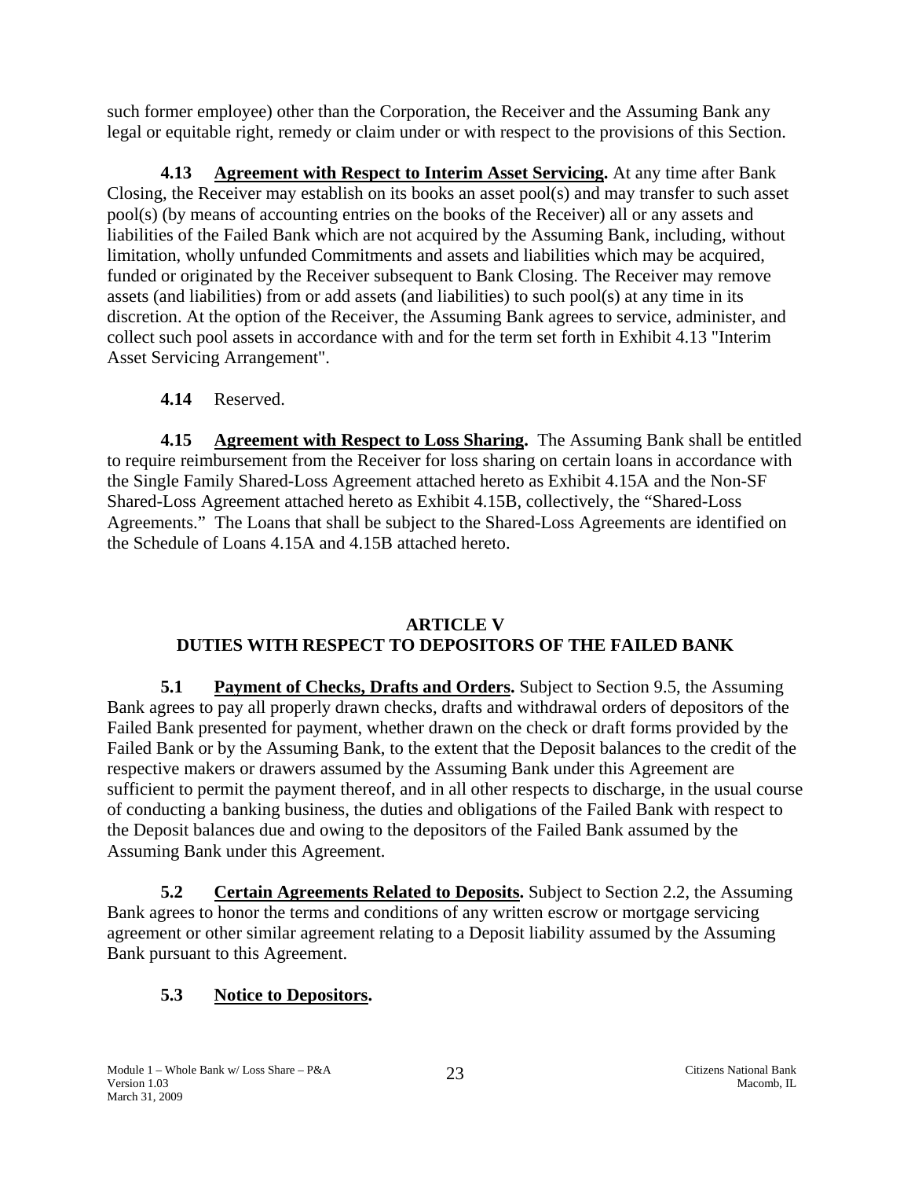such former employee) other than the Corporation, the Receiver and the Assuming Bank any legal or equitable right, remedy or claim under or with respect to the provisions of this Section.

**4.13 Agreement with Respect to Interim Asset Servicing.** At any time after Bank Closing, the Receiver may establish on its books an asset pool(s) and may transfer to such asset pool(s) (by means of accounting entries on the books of the Receiver) all or any assets and liabilities of the Failed Bank which are not acquired by the Assuming Bank, including, without limitation, wholly unfunded Commitments and assets and liabilities which may be acquired, funded or originated by the Receiver subsequent to Bank Closing. The Receiver may remove assets (and liabilities) from or add assets (and liabilities) to such pool(s) at any time in its discretion. At the option of the Receiver, the Assuming Bank agrees to service, administer, and collect such pool assets in accordance with and for the term set forth in Exhibit 4.13 "Interim Asset Servicing Arrangement".

**4.14** Reserved.

**4.15 Agreement with Respect to Loss Sharing.** The Assuming Bank shall be entitled to require reimbursement from the Receiver for loss sharing on certain loans in accordance with the Single Family Shared-Loss Agreement attached hereto as Exhibit 4.15A and the Non-SF Shared-Loss Agreement attached hereto as Exhibit 4.15B, collectively, the "Shared-Loss Agreements." The Loans that shall be subject to the Shared-Loss Agreements are identified on the Schedule of Loans 4.15A and 4.15B attached hereto.

## ARTICLE V
## DUTIES WITH RESPECT TO DEPOSITORS OF THE FAILED BANK

**5.1 Payment of Checks, Drafts and Orders.** Subject to Section 9.5, the Assuming Bank agrees to pay all properly drawn checks, drafts and withdrawal orders of depositors of the Failed Bank presented for payment, whether drawn on the check or draft forms provided by the Failed Bank or by the Assuming Bank, to the extent that the Deposit balances to the credit of the respective makers or drawers assumed by the Assuming Bank under this Agreement are sufficient to permit the payment thereof, and in all other respects to discharge, in the usual course of conducting a banking business, the duties and obligations of the Failed Bank with respect to the Deposit balances due and owing to the depositors of the Failed Bank assumed by the Assuming Bank under this Agreement.

**5.2 Certain Agreements Related to Deposits.** Subject to Section 2.2, the Assuming Bank agrees to honor the terms and conditions of any written escrow or mortgage servicing agreement or other similar agreement relating to a Deposit liability assumed by the Assuming Bank pursuant to this Agreement.

**5.3 Notice to Depositors.**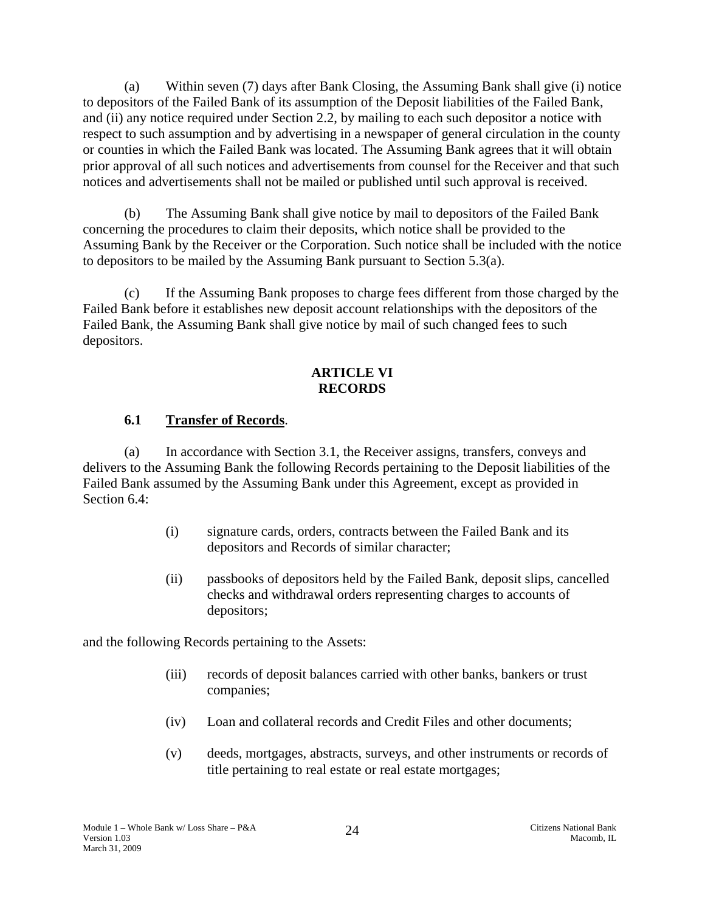(a) Within seven (7) days after Bank Closing, the Assuming Bank shall give (i) notice to depositors of the Failed Bank of its assumption of the Deposit liabilities of the Failed Bank, and (ii) any notice required under Section 2.2, by mailing to each such depositor a notice with respect to such assumption and by advertising in a newspaper of general circulation in the county or counties in which the Failed Bank was located. The Assuming Bank agrees that it will obtain prior approval of all such notices and advertisements from counsel for the Receiver and that such notices and advertisements shall not be mailed or published until such approval is received.

(b) The Assuming Bank shall give notice by mail to depositors of the Failed Bank concerning the procedures to claim their deposits, which notice shall be provided to the Assuming Bank by the Receiver or the Corporation. Such notice shall be included with the notice to depositors to be mailed by the Assuming Bank pursuant to Section 5.3(a).

(c) If the Assuming Bank proposes to charge fees different from those charged by the Failed Bank before it establishes new deposit account relationships with the depositors of the Failed Bank, the Assuming Bank shall give notice by mail of such changed fees to such depositors.

## ARTICLE VI
## RECORDS

### 6.1 Transfer of Records.

(a) In accordance with Section 3.1, the Receiver assigns, transfers, conveys and delivers to the Assuming Bank the following Records pertaining to the Deposit liabilities of the Failed Bank assumed by the Assuming Bank under this Agreement, except as provided in Section 6.4:

(i) signature cards, orders, contracts between the Failed Bank and its depositors and Records of similar character;

(ii) passbooks of depositors held by the Failed Bank, deposit slips, cancelled checks and withdrawal orders representing charges to accounts of depositors;

and the following Records pertaining to the Assets:

(iii) records of deposit balances carried with other banks, bankers or trust companies;

(iv) Loan and collateral records and Credit Files and other documents;

(v) deeds, mortgages, abstracts, surveys, and other instruments or records of title pertaining to real estate or real estate mortgages;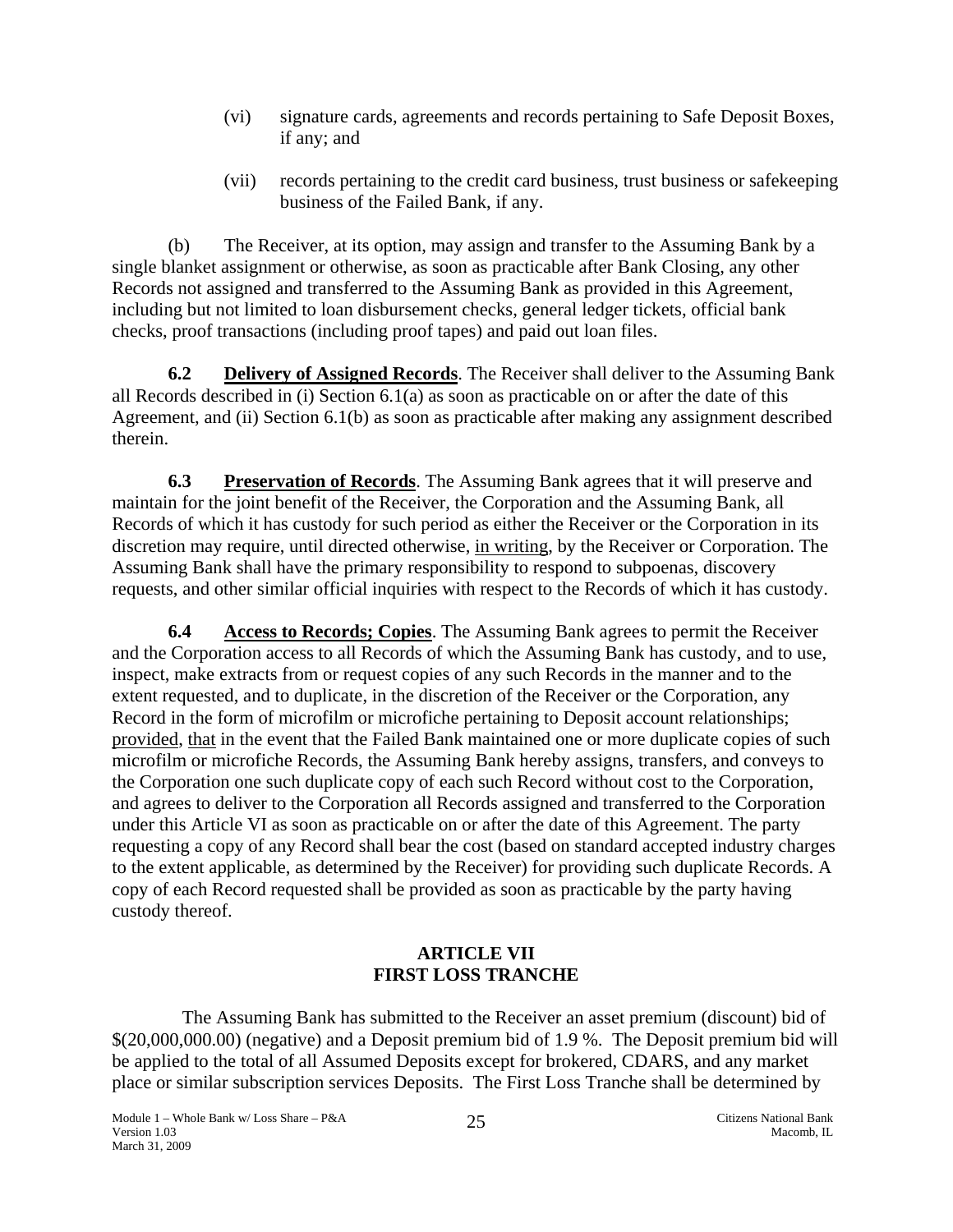(vi) signature cards, agreements and records pertaining to Safe Deposit Boxes, if any; and

(vii) records pertaining to the credit card business, trust business or safekeeping business of the Failed Bank, if any.

(b) The Receiver, at its option, may assign and transfer to the Assuming Bank by a single blanket assignment or otherwise, as soon as practicable after Bank Closing, any other Records not assigned and transferred to the Assuming Bank as provided in this Agreement, including but not limited to loan disbursement checks, general ledger tickets, official bank checks, proof transactions (including proof tapes) and paid out loan files.

**6.2 Delivery of Assigned Records**. The Receiver shall deliver to the Assuming Bank all Records described in (i) Section 6.1(a) as soon as practicable on or after the date of this Agreement, and (ii) Section 6.1(b) as soon as practicable after making any assignment described therein.

**6.3 Preservation of Records**. The Assuming Bank agrees that it will preserve and maintain for the joint benefit of the Receiver, the Corporation and the Assuming Bank, all Records of which it has custody for such period as either the Receiver or the Corporation in its discretion may require, until directed otherwise, in writing, by the Receiver or Corporation. The Assuming Bank shall have the primary responsibility to respond to subpoenas, discovery requests, and other similar official inquiries with respect to the Records of which it has custody.

**6.4 Access to Records; Copies**. The Assuming Bank agrees to permit the Receiver and the Corporation access to all Records of which the Assuming Bank has custody, and to use, inspect, make extracts from or request copies of any such Records in the manner and to the extent requested, and to duplicate, in the discretion of the Receiver or the Corporation, any Record in the form of microfilm or microfiche pertaining to Deposit account relationships; provided, that in the event that the Failed Bank maintained one or more duplicate copies of such microfilm or microfiche Records, the Assuming Bank hereby assigns, transfers, and conveys to the Corporation one such duplicate copy of each such Record without cost to the Corporation, and agrees to deliver to the Corporation all Records assigned and transferred to the Corporation under this Article VI as soon as practicable on or after the date of this Agreement. The party requesting a copy of any Record shall bear the cost (based on standard accepted industry charges to the extent applicable, as determined by the Receiver) for providing such duplicate Records. A copy of each Record requested shall be provided as soon as practicable by the party having custody thereof.

## ARTICLE VII
## FIRST LOSS TRANCHE

The Assuming Bank has submitted to the Receiver an asset premium (discount) bid of $(20,000,000.00) (negative) and a Deposit premium bid of 1.9 %. The Deposit premium bid will be applied to the total of all Assumed Deposits except for brokered, CDARS, and any market place or similar subscription services Deposits. The First Loss Tranche shall be determined by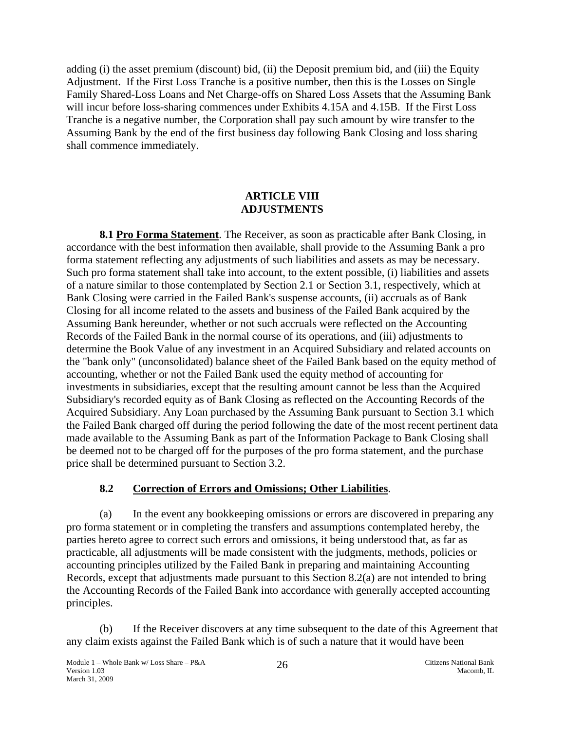adding (i) the asset premium (discount) bid, (ii) the Deposit premium bid, and (iii) the Equity Adjustment. If the First Loss Tranche is a positive number, then this is the Losses on Single Family Shared-Loss Loans and Net Charge-offs on Shared Loss Assets that the Assuming Bank will incur before loss-sharing commences under Exhibits 4.15A and 4.15B. If the First Loss Tranche is a negative number, the Corporation shall pay such amount by wire transfer to the Assuming Bank by the end of the first business day following Bank Closing and loss sharing shall commence immediately.

# ARTICLE VIII
# ADJUSTMENTS

**8.1 Pro Forma Statement**. The Receiver, as soon as practicable after Bank Closing, in accordance with the best information then available, shall provide to the Assuming Bank a pro forma statement reflecting any adjustments of such liabilities and assets as may be necessary. Such pro forma statement shall take into account, to the extent possible, (i) liabilities and assets of a nature similar to those contemplated by Section 2.1 or Section 3.1, respectively, which at Bank Closing were carried in the Failed Bank's suspense accounts, (ii) accruals as of Bank Closing for all income related to the assets and business of the Failed Bank acquired by the Assuming Bank hereunder, whether or not such accruals were reflected on the Accounting Records of the Failed Bank in the normal course of its operations, and (iii) adjustments to determine the Book Value of any investment in an Acquired Subsidiary and related accounts on the "bank only" (unconsolidated) balance sheet of the Failed Bank based on the equity method of accounting, whether or not the Failed Bank used the equity method of accounting for investments in subsidiaries, except that the resulting amount cannot be less than the Acquired Subsidiary's recorded equity as of Bank Closing as reflected on the Accounting Records of the Acquired Subsidiary. Any Loan purchased by the Assuming Bank pursuant to Section 3.1 which the Failed Bank charged off during the period following the date of the most recent pertinent data made available to the Assuming Bank as part of the Information Package to Bank Closing shall be deemed not to be charged off for the purposes of the pro forma statement, and the purchase price shall be determined pursuant to Section 3.2.

## 8.2 Correction of Errors and Omissions; Other Liabilities.

(a) In the event any bookkeeping omissions or errors are discovered in preparing any pro forma statement or in completing the transfers and assumptions contemplated hereby, the parties hereto agree to correct such errors and omissions, it being understood that, as far as practicable, all adjustments will be made consistent with the judgments, methods, policies or accounting principles utilized by the Failed Bank in preparing and maintaining Accounting Records, except that adjustments made pursuant to this Section 8.2(a) are not intended to bring the Accounting Records of the Failed Bank into accordance with generally accepted accounting principles.

(b) If the Receiver discovers at any time subsequent to the date of this Agreement that any claim exists against the Failed Bank which is of such a nature that it would have been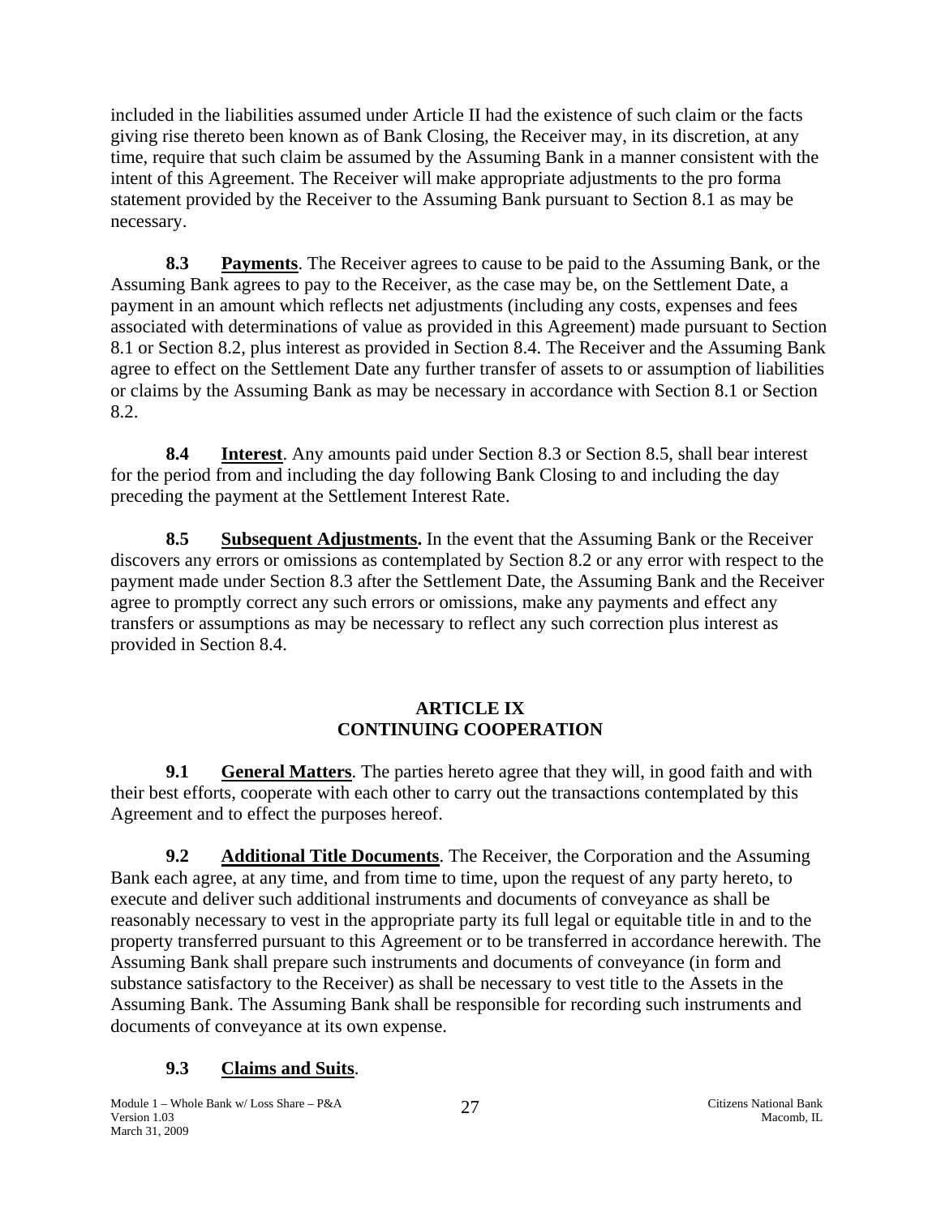included in the liabilities assumed under Article II had the existence of such claim or the facts giving rise thereto been known as of Bank Closing, the Receiver may, in its discretion, at any time, require that such claim be assumed by the Assuming Bank in a manner consistent with the intent of this Agreement. The Receiver will make appropriate adjustments to the pro forma statement provided by the Receiver to the Assuming Bank pursuant to Section 8.1 as may be necessary.

**8.3 Payments**. The Receiver agrees to cause to be paid to the Assuming Bank, or the Assuming Bank agrees to pay to the Receiver, as the case may be, on the Settlement Date, a payment in an amount which reflects net adjustments (including any costs, expenses and fees associated with determinations of value as provided in this Agreement) made pursuant to Section 8.1 or Section 8.2, plus interest as provided in Section 8.4. The Receiver and the Assuming Bank agree to effect on the Settlement Date any further transfer of assets to or assumption of liabilities or claims by the Assuming Bank as may be necessary in accordance with Section 8.1 or Section 8.2.

**8.4 Interest**. Any amounts paid under Section 8.3 or Section 8.5, shall bear interest for the period from and including the day following Bank Closing to and including the day preceding the payment at the Settlement Interest Rate.

**8.5 Subsequent Adjustments.** In the event that the Assuming Bank or the Receiver discovers any errors or omissions as contemplated by Section 8.2 or any error with respect to the payment made under Section 8.3 after the Settlement Date, the Assuming Bank and the Receiver agree to promptly correct any such errors or omissions, make any payments and effect any transfers or assumptions as may be necessary to reflect any such correction plus interest as provided in Section 8.4.

## ARTICLE IX
## CONTINUING COOPERATION

**9.1 General Matters**. The parties hereto agree that they will, in good faith and with their best efforts, cooperate with each other to carry out the transactions contemplated by this Agreement and to effect the purposes hereof.

**9.2 Additional Title Documents**. The Receiver, the Corporation and the Assuming Bank each agree, at any time, and from time to time, upon the request of any party hereto, to execute and deliver such additional instruments and documents of conveyance as shall be reasonably necessary to vest in the appropriate party its full legal or equitable title in and to the property transferred pursuant to this Agreement or to be transferred in accordance herewith. The Assuming Bank shall prepare such instruments and documents of conveyance (in form and substance satisfactory to the Receiver) as shall be necessary to vest title to the Assets in the Assuming Bank. The Assuming Bank shall be responsible for recording such instruments and documents of conveyance at its own expense.

**9.3 Claims and Suits**.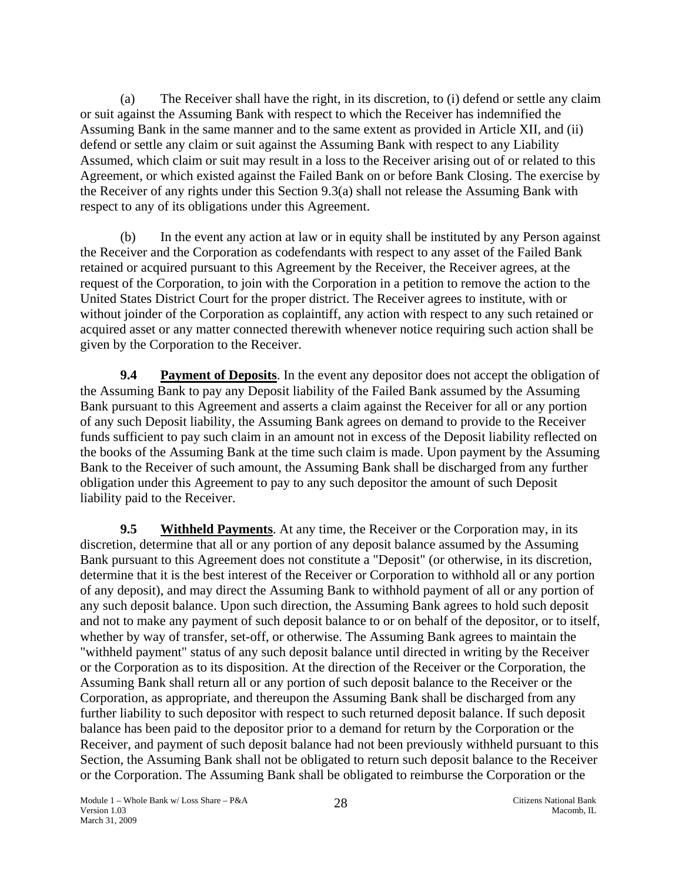(a) The Receiver shall have the right, in its discretion, to (i) defend or settle any claim or suit against the Assuming Bank with respect to which the Receiver has indemnified the Assuming Bank in the same manner and to the same extent as provided in Article XII, and (ii) defend or settle any claim or suit against the Assuming Bank with respect to any Liability Assumed, which claim or suit may result in a loss to the Receiver arising out of or related to this Agreement, or which existed against the Failed Bank on or before Bank Closing. The exercise by the Receiver of any rights under this Section 9.3(a) shall not release the Assuming Bank with respect to any of its obligations under this Agreement.

(b) In the event any action at law or in equity shall be instituted by any Person against the Receiver and the Corporation as codefendants with respect to any asset of the Failed Bank retained or acquired pursuant to this Agreement by the Receiver, the Receiver agrees, at the request of the Corporation, to join with the Corporation in a petition to remove the action to the United States District Court for the proper district. The Receiver agrees to institute, with or without joinder of the Corporation as coplaintiff, any action with respect to any such retained or acquired asset or any matter connected therewith whenever notice requiring such action shall be given by the Corporation to the Receiver.

**9.4 Payment of Deposits**. In the event any depositor does not accept the obligation of the Assuming Bank to pay any Deposit liability of the Failed Bank assumed by the Assuming Bank pursuant to this Agreement and asserts a claim against the Receiver for all or any portion of any such Deposit liability, the Assuming Bank agrees on demand to provide to the Receiver funds sufficient to pay such claim in an amount not in excess of the Deposit liability reflected on the books of the Assuming Bank at the time such claim is made. Upon payment by the Assuming Bank to the Receiver of such amount, the Assuming Bank shall be discharged from any further obligation under this Agreement to pay to any such depositor the amount of such Deposit liability paid to the Receiver.

**9.5 Withheld Payments**. At any time, the Receiver or the Corporation may, in its discretion, determine that all or any portion of any deposit balance assumed by the Assuming Bank pursuant to this Agreement does not constitute a "Deposit" (or otherwise, in its discretion, determine that it is the best interest of the Receiver or Corporation to withhold all or any portion of any deposit), and may direct the Assuming Bank to withhold payment of all or any portion of any such deposit balance. Upon such direction, the Assuming Bank agrees to hold such deposit and not to make any payment of such deposit balance to or on behalf of the depositor, or to itself, whether by way of transfer, set-off, or otherwise. The Assuming Bank agrees to maintain the "withheld payment" status of any such deposit balance until directed in writing by the Receiver or the Corporation as to its disposition. At the direction of the Receiver or the Corporation, the Assuming Bank shall return all or any portion of such deposit balance to the Receiver or the Corporation, as appropriate, and thereupon the Assuming Bank shall be discharged from any further liability to such depositor with respect to such returned deposit balance. If such deposit balance has been paid to the depositor prior to a demand for return by the Corporation or the Receiver, and payment of such deposit balance had not been previously withheld pursuant to this Section, the Assuming Bank shall not be obligated to return such deposit balance to the Receiver or the Corporation. The Assuming Bank shall be obligated to reimburse the Corporation or the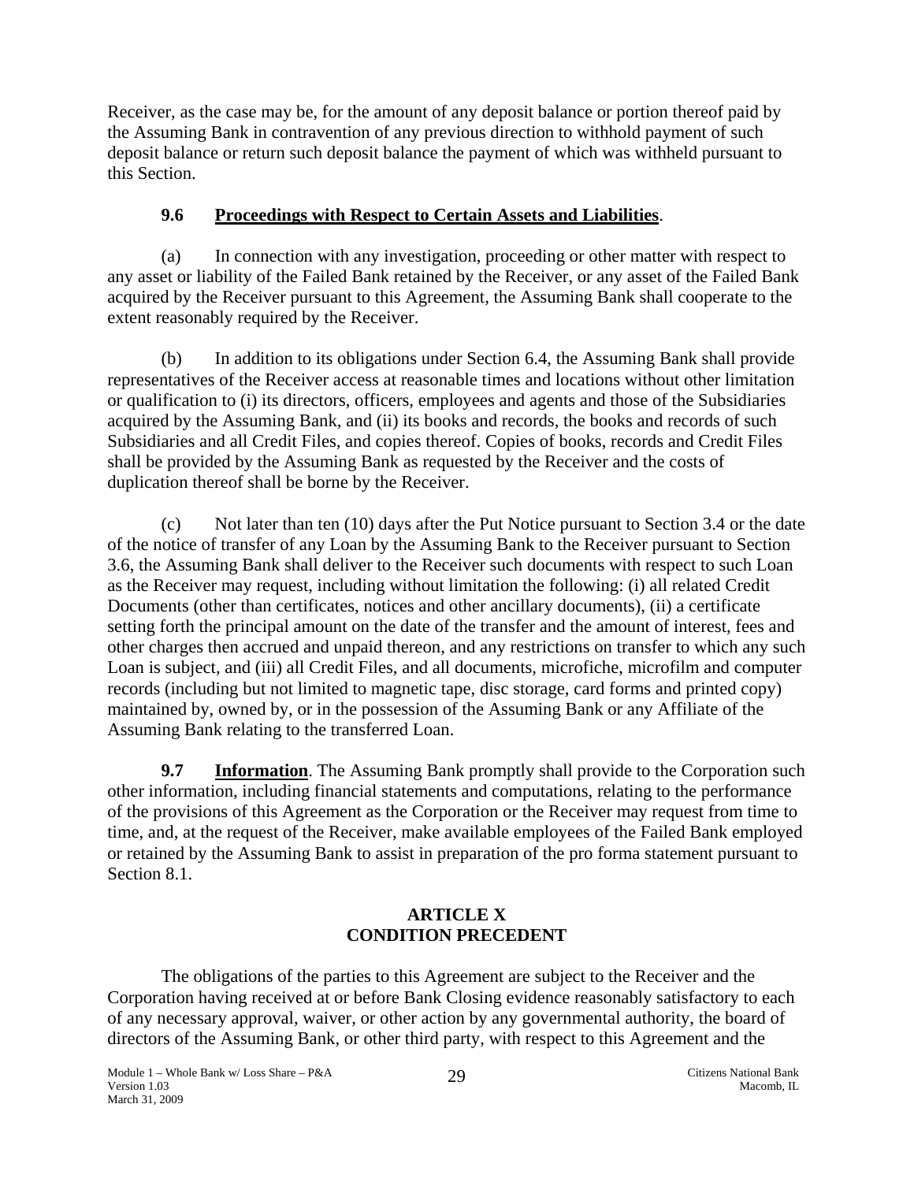Receiver, as the case may be, for the amount of any deposit balance or portion thereof paid by the Assuming Bank in contravention of any previous direction to withhold payment of such deposit balance or return such deposit balance the payment of which was withheld pursuant to this Section.

### 9.6 Proceedings with Respect to Certain Assets and Liabilities.

(a) In connection with any investigation, proceeding or other matter with respect to any asset or liability of the Failed Bank retained by the Receiver, or any asset of the Failed Bank acquired by the Receiver pursuant to this Agreement, the Assuming Bank shall cooperate to the extent reasonably required by the Receiver.

(b) In addition to its obligations under Section 6.4, the Assuming Bank shall provide representatives of the Receiver access at reasonable times and locations without other limitation or qualification to (i) its directors, officers, employees and agents and those of the Subsidiaries acquired by the Assuming Bank, and (ii) its books and records, the books and records of such Subsidiaries and all Credit Files, and copies thereof. Copies of books, records and Credit Files shall be provided by the Assuming Bank as requested by the Receiver and the costs of duplication thereof shall be borne by the Receiver.

(c) Not later than ten (10) days after the Put Notice pursuant to Section 3.4 or the date of the notice of transfer of any Loan by the Assuming Bank to the Receiver pursuant to Section 3.6, the Assuming Bank shall deliver to the Receiver such documents with respect to such Loan as the Receiver may request, including without limitation the following: (i) all related Credit Documents (other than certificates, notices and other ancillary documents), (ii) a certificate setting forth the principal amount on the date of the transfer and the amount of interest, fees and other charges then accrued and unpaid thereon, and any restrictions on transfer to which any such Loan is subject, and (iii) all Credit Files, and all documents, microfiche, microfilm and computer records (including but not limited to magnetic tape, disc storage, card forms and printed copy) maintained by, owned by, or in the possession of the Assuming Bank or any Affiliate of the Assuming Bank relating to the transferred Loan.

**9.7 Information**. The Assuming Bank promptly shall provide to the Corporation such other information, including financial statements and computations, relating to the performance of the provisions of this Agreement as the Corporation or the Receiver may request from time to time, and, at the request of the Receiver, make available employees of the Failed Bank employed or retained by the Assuming Bank to assist in preparation of the pro forma statement pursuant to Section 8.1.

## ARTICLE X
## CONDITION PRECEDENT

The obligations of the parties to this Agreement are subject to the Receiver and the Corporation having received at or before Bank Closing evidence reasonably satisfactory to each of any necessary approval, waiver, or other action by any governmental authority, the board of directors of the Assuming Bank, or other third party, with respect to this Agreement and the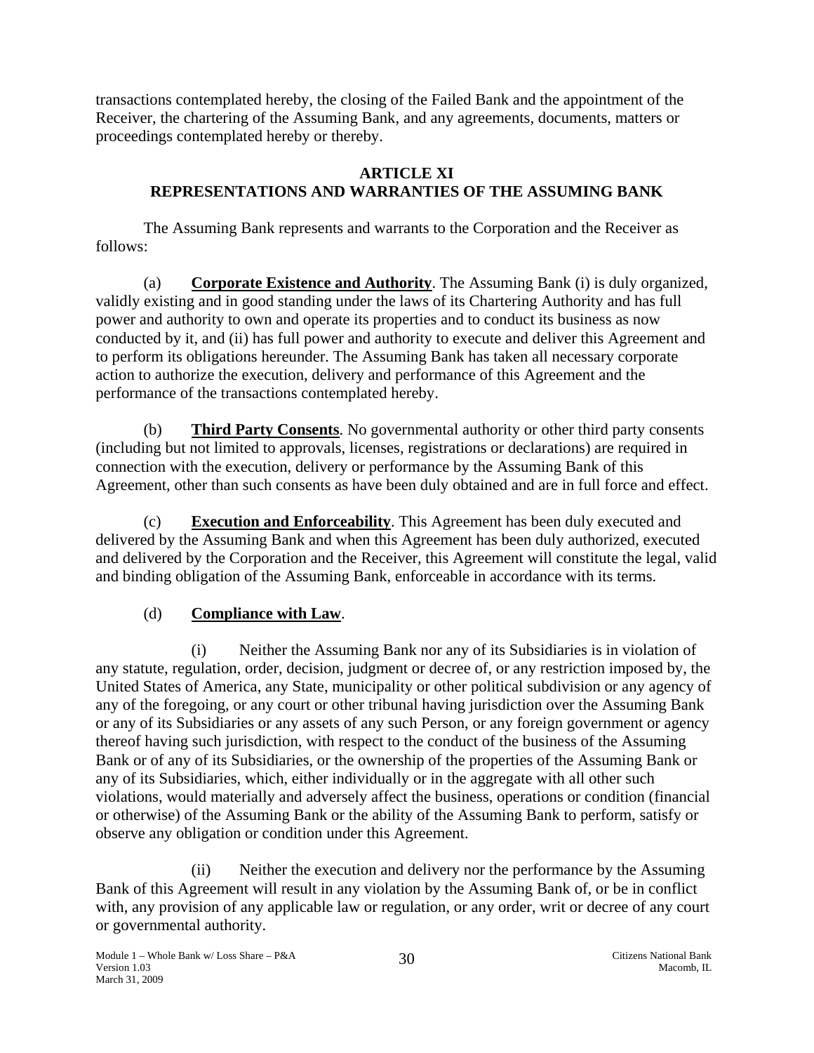transactions contemplated hereby, the closing of the Failed Bank and the appointment of the Receiver, the chartering of the Assuming Bank, and any agreements, documents, matters or proceedings contemplated hereby or thereby.

## ARTICLE XI
## REPRESENTATIONS AND WARRANTIES OF THE ASSUMING BANK

The Assuming Bank represents and warrants to the Corporation and the Receiver as follows:

(a) **Corporate Existence and Authority**. The Assuming Bank (i) is duly organized, validly existing and in good standing under the laws of its Chartering Authority and has full power and authority to own and operate its properties and to conduct its business as now conducted by it, and (ii) has full power and authority to execute and deliver this Agreement and to perform its obligations hereunder. The Assuming Bank has taken all necessary corporate action to authorize the execution, delivery and performance of this Agreement and the performance of the transactions contemplated hereby.

(b) **Third Party Consents**. No governmental authority or other third party consents (including but not limited to approvals, licenses, registrations or declarations) are required in connection with the execution, delivery or performance by the Assuming Bank of this Agreement, other than such consents as have been duly obtained and are in full force and effect.

(c) **Execution and Enforceability**. This Agreement has been duly executed and delivered by the Assuming Bank and when this Agreement has been duly authorized, executed and delivered by the Corporation and the Receiver, this Agreement will constitute the legal, valid and binding obligation of the Assuming Bank, enforceable in accordance with its terms.

(d) **Compliance with Law**.

(i) Neither the Assuming Bank nor any of its Subsidiaries is in violation of any statute, regulation, order, decision, judgment or decree of, or any restriction imposed by, the United States of America, any State, municipality or other political subdivision or any agency of any of the foregoing, or any court or other tribunal having jurisdiction over the Assuming Bank or any of its Subsidiaries or any assets of any such Person, or any foreign government or agency thereof having such jurisdiction, with respect to the conduct of the business of the Assuming Bank or of any of its Subsidiaries, or the ownership of the properties of the Assuming Bank or any of its Subsidiaries, which, either individually or in the aggregate with all other such violations, would materially and adversely affect the business, operations or condition (financial or otherwise) of the Assuming Bank or the ability of the Assuming Bank to perform, satisfy or observe any obligation or condition under this Agreement.

(ii) Neither the execution and delivery nor the performance by the Assuming Bank of this Agreement will result in any violation by the Assuming Bank of, or be in conflict with, any provision of any applicable law or regulation, or any order, writ or decree of any court or governmental authority.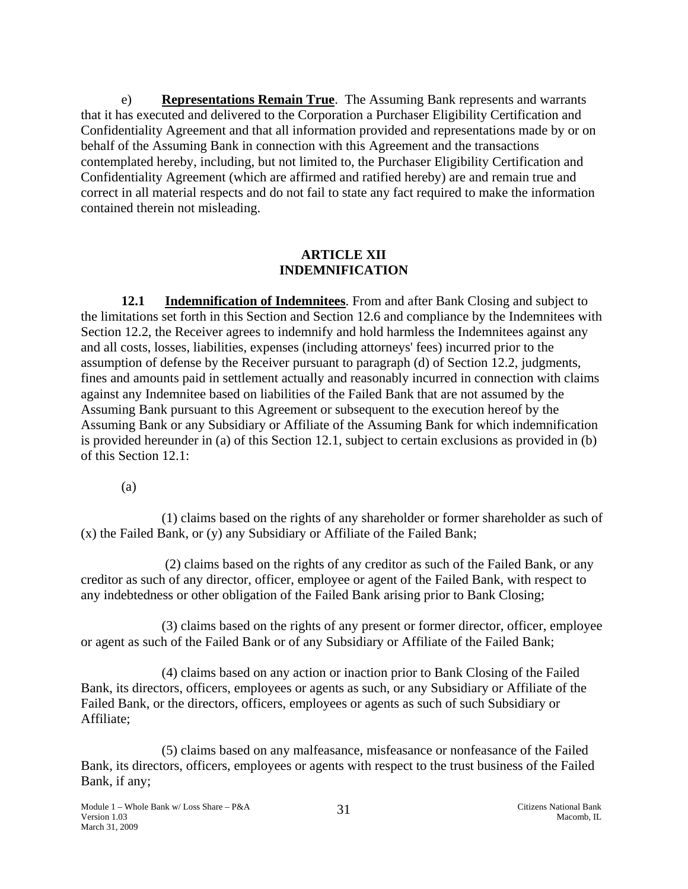e) **Representations Remain True**. The Assuming Bank represents and warrants that it has executed and delivered to the Corporation a Purchaser Eligibility Certification and Confidentiality Agreement and that all information provided and representations made by or on behalf of the Assuming Bank in connection with this Agreement and the transactions contemplated hereby, including, but not limited to, the Purchaser Eligibility Certification and Confidentiality Agreement (which are affirmed and ratified hereby) are and remain true and correct in all material respects and do not fail to state any fact required to make the information contained therein not misleading.

## ARTICLE XII
## INDEMNIFICATION

**12.1 Indemnification of Indemnitees**. From and after Bank Closing and subject to the limitations set forth in this Section and Section 12.6 and compliance by the Indemnitees with Section 12.2, the Receiver agrees to indemnify and hold harmless the Indemnitees against any and all costs, losses, liabilities, expenses (including attorneys' fees) incurred prior to the assumption of defense by the Receiver pursuant to paragraph (d) of Section 12.2, judgments, fines and amounts paid in settlement actually and reasonably incurred in connection with claims against any Indemnitee based on liabilities of the Failed Bank that are not assumed by the Assuming Bank pursuant to this Agreement or subsequent to the execution hereof by the Assuming Bank or any Subsidiary or Affiliate of the Assuming Bank for which indemnification is provided hereunder in (a) of this Section 12.1, subject to certain exclusions as provided in (b) of this Section 12.1:

(a)

(1) claims based on the rights of any shareholder or former shareholder as such of (x) the Failed Bank, or (y) any Subsidiary or Affiliate of the Failed Bank;

(2) claims based on the rights of any creditor as such of the Failed Bank, or any creditor as such of any director, officer, employee or agent of the Failed Bank, with respect to any indebtedness or other obligation of the Failed Bank arising prior to Bank Closing;

(3) claims based on the rights of any present or former director, officer, employee or agent as such of the Failed Bank or of any Subsidiary or Affiliate of the Failed Bank;

(4) claims based on any action or inaction prior to Bank Closing of the Failed Bank, its directors, officers, employees or agents as such, or any Subsidiary or Affiliate of the Failed Bank, or the directors, officers, employees or agents as such of such Subsidiary or Affiliate;

(5) claims based on any malfeasance, misfeasance or nonfeasance of the Failed Bank, its directors, officers, employees or agents with respect to the trust business of the Failed Bank, if any;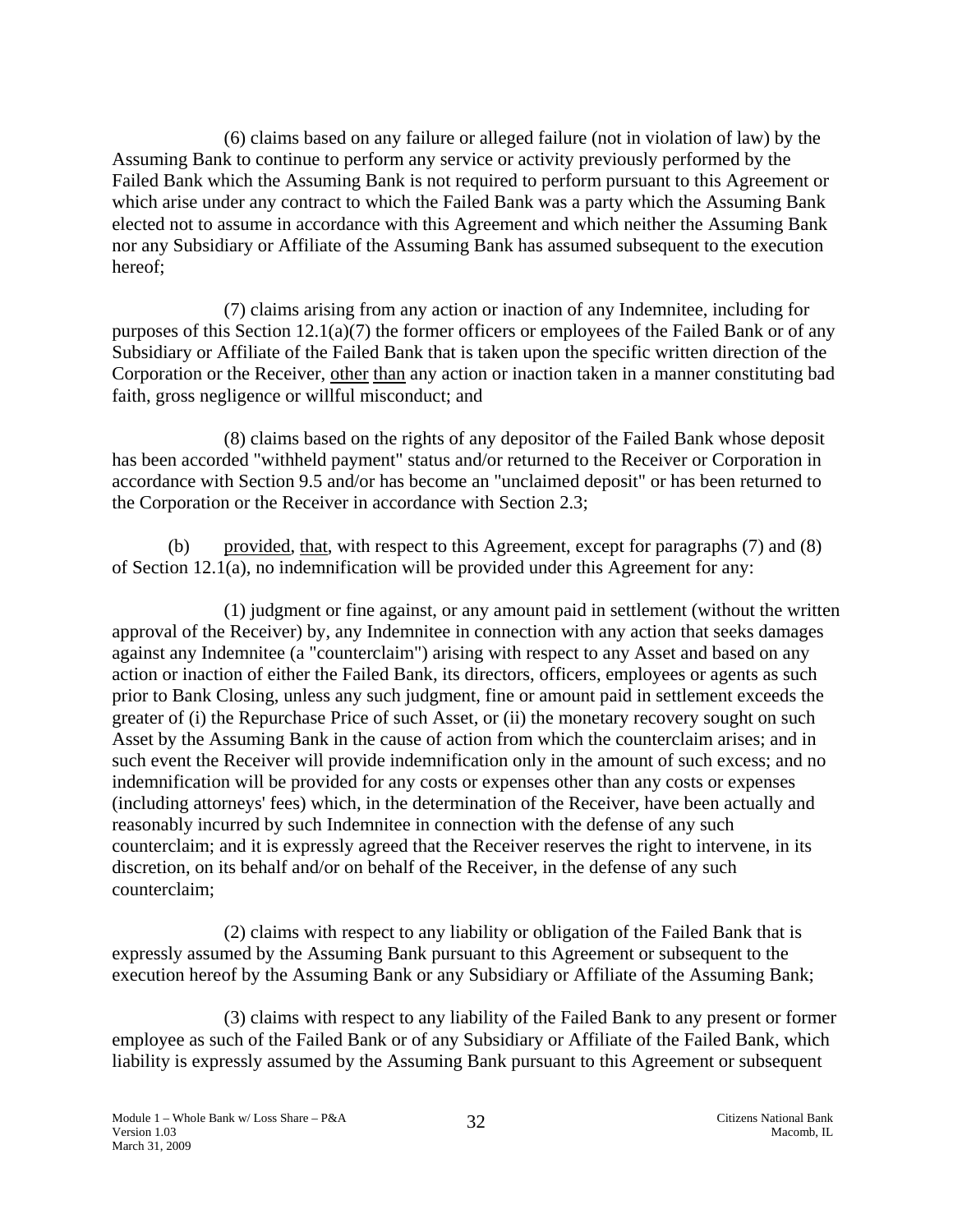(6) claims based on any failure or alleged failure (not in violation of law) by the Assuming Bank to continue to perform any service or activity previously performed by the Failed Bank which the Assuming Bank is not required to perform pursuant to this Agreement or which arise under any contract to which the Failed Bank was a party which the Assuming Bank elected not to assume in accordance with this Agreement and which neither the Assuming Bank nor any Subsidiary or Affiliate of the Assuming Bank has assumed subsequent to the execution hereof;

(7) claims arising from any action or inaction of any Indemnitee, including for purposes of this Section 12.1(a)(7) the former officers or employees of the Failed Bank or of any Subsidiary or Affiliate of the Failed Bank that is taken upon the specific written direction of the Corporation or the Receiver, other than any action or inaction taken in a manner constituting bad faith, gross negligence or willful misconduct; and

(8) claims based on the rights of any depositor of the Failed Bank whose deposit has been accorded "withheld payment" status and/or returned to the Receiver or Corporation in accordance with Section 9.5 and/or has become an "unclaimed deposit" or has been returned to the Corporation or the Receiver in accordance with Section 2.3;

(b) provided, that, with respect to this Agreement, except for paragraphs (7) and (8) of Section 12.1(a), no indemnification will be provided under this Agreement for any:

(1) judgment or fine against, or any amount paid in settlement (without the written approval of the Receiver) by, any Indemnitee in connection with any action that seeks damages against any Indemnitee (a "counterclaim") arising with respect to any Asset and based on any action or inaction of either the Failed Bank, its directors, officers, employees or agents as such prior to Bank Closing, unless any such judgment, fine or amount paid in settlement exceeds the greater of (i) the Repurchase Price of such Asset, or (ii) the monetary recovery sought on such Asset by the Assuming Bank in the cause of action from which the counterclaim arises; and in such event the Receiver will provide indemnification only in the amount of such excess; and no indemnification will be provided for any costs or expenses other than any costs or expenses (including attorneys' fees) which, in the determination of the Receiver, have been actually and reasonably incurred by such Indemnitee in connection with the defense of any such counterclaim; and it is expressly agreed that the Receiver reserves the right to intervene, in its discretion, on its behalf and/or on behalf of the Receiver, in the defense of any such counterclaim;

(2) claims with respect to any liability or obligation of the Failed Bank that is expressly assumed by the Assuming Bank pursuant to this Agreement or subsequent to the execution hereof by the Assuming Bank or any Subsidiary or Affiliate of the Assuming Bank;

(3) claims with respect to any liability of the Failed Bank to any present or former employee as such of the Failed Bank or of any Subsidiary or Affiliate of the Failed Bank, which liability is expressly assumed by the Assuming Bank pursuant to this Agreement or subsequent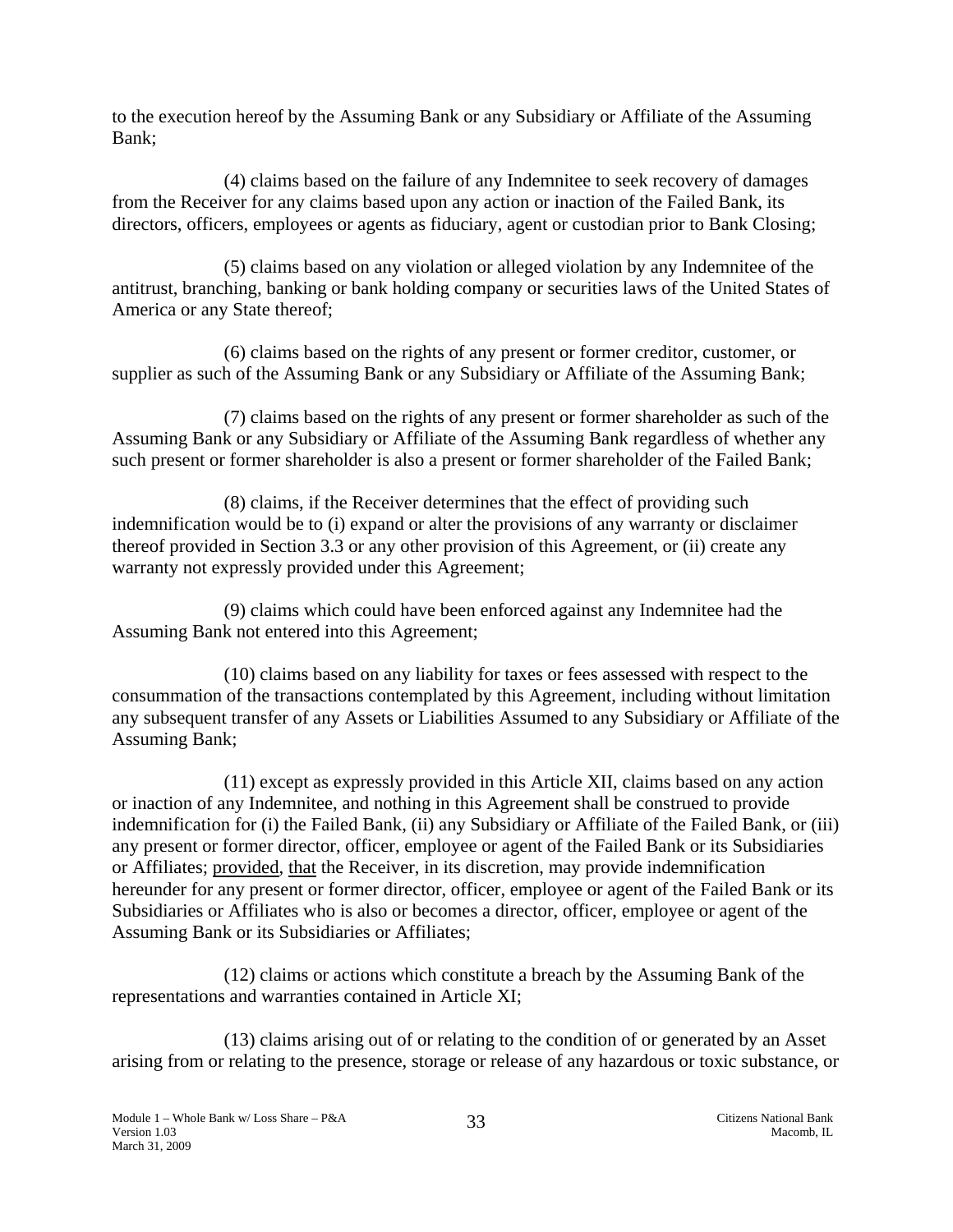to the execution hereof by the Assuming Bank or any Subsidiary or Affiliate of the Assuming Bank;

(4) claims based on the failure of any Indemnitee to seek recovery of damages from the Receiver for any claims based upon any action or inaction of the Failed Bank, its directors, officers, employees or agents as fiduciary, agent or custodian prior to Bank Closing;

(5) claims based on any violation or alleged violation by any Indemnitee of the antitrust, branching, banking or bank holding company or securities laws of the United States of America or any State thereof;

(6) claims based on the rights of any present or former creditor, customer, or supplier as such of the Assuming Bank or any Subsidiary or Affiliate of the Assuming Bank;

(7) claims based on the rights of any present or former shareholder as such of the Assuming Bank or any Subsidiary or Affiliate of the Assuming Bank regardless of whether any such present or former shareholder is also a present or former shareholder of the Failed Bank;

(8) claims, if the Receiver determines that the effect of providing such indemnification would be to (i) expand or alter the provisions of any warranty or disclaimer thereof provided in Section 3.3 or any other provision of this Agreement, or (ii) create any warranty not expressly provided under this Agreement;

(9) claims which could have been enforced against any Indemnitee had the Assuming Bank not entered into this Agreement;

(10) claims based on any liability for taxes or fees assessed with respect to the consummation of the transactions contemplated by this Agreement, including without limitation any subsequent transfer of any Assets or Liabilities Assumed to any Subsidiary or Affiliate of the Assuming Bank;

(11) except as expressly provided in this Article XII, claims based on any action or inaction of any Indemnitee, and nothing in this Agreement shall be construed to provide indemnification for (i) the Failed Bank, (ii) any Subsidiary or Affiliate of the Failed Bank, or (iii) any present or former director, officer, employee or agent of the Failed Bank or its Subsidiaries or Affiliates; provided, that the Receiver, in its discretion, may provide indemnification hereunder for any present or former director, officer, employee or agent of the Failed Bank or its Subsidiaries or Affiliates who is also or becomes a director, officer, employee or agent of the Assuming Bank or its Subsidiaries or Affiliates;

(12) claims or actions which constitute a breach by the Assuming Bank of the representations and warranties contained in Article XI;

(13) claims arising out of or relating to the condition of or generated by an Asset arising from or relating to the presence, storage or release of any hazardous or toxic substance, or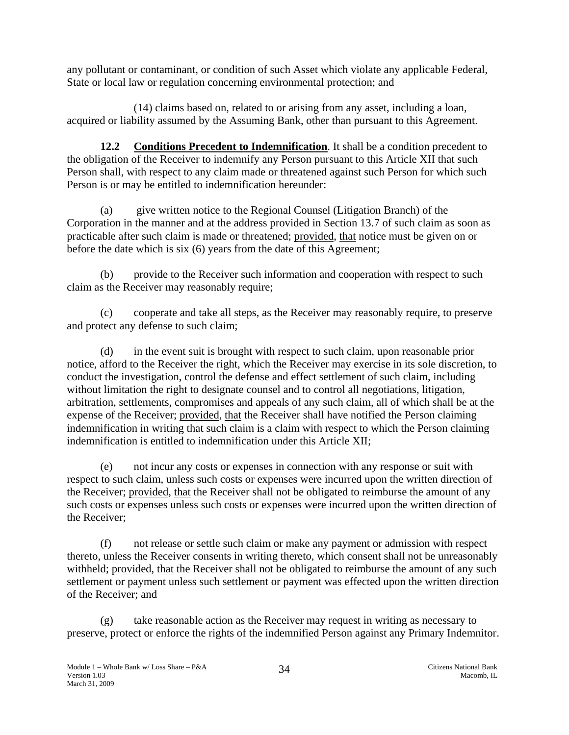any pollutant or contaminant, or condition of such Asset which violate any applicable Federal, State or local law or regulation concerning environmental protection; and

(14) claims based on, related to or arising from any asset, including a loan, acquired or liability assumed by the Assuming Bank, other than pursuant to this Agreement.

**12.2 Conditions Precedent to Indemnification**. It shall be a condition precedent to the obligation of the Receiver to indemnify any Person pursuant to this Article XII that such Person shall, with respect to any claim made or threatened against such Person for which such Person is or may be entitled to indemnification hereunder:

(a) give written notice to the Regional Counsel (Litigation Branch) of the Corporation in the manner and at the address provided in Section 13.7 of such claim as soon as practicable after such claim is made or threatened; provided, that notice must be given on or before the date which is six (6) years from the date of this Agreement;

(b) provide to the Receiver such information and cooperation with respect to such claim as the Receiver may reasonably require;

(c) cooperate and take all steps, as the Receiver may reasonably require, to preserve and protect any defense to such claim;

(d) in the event suit is brought with respect to such claim, upon reasonable prior notice, afford to the Receiver the right, which the Receiver may exercise in its sole discretion, to conduct the investigation, control the defense and effect settlement of such claim, including without limitation the right to designate counsel and to control all negotiations, litigation, arbitration, settlements, compromises and appeals of any such claim, all of which shall be at the expense of the Receiver; provided, that the Receiver shall have notified the Person claiming indemnification in writing that such claim is a claim with respect to which the Person claiming indemnification is entitled to indemnification under this Article XII;

(e) not incur any costs or expenses in connection with any response or suit with respect to such claim, unless such costs or expenses were incurred upon the written direction of the Receiver; provided, that the Receiver shall not be obligated to reimburse the amount of any such costs or expenses unless such costs or expenses were incurred upon the written direction of the Receiver;

(f) not release or settle such claim or make any payment or admission with respect thereto, unless the Receiver consents in writing thereto, which consent shall not be unreasonably withheld; provided, that the Receiver shall not be obligated to reimburse the amount of any such settlement or payment unless such settlement or payment was effected upon the written direction of the Receiver; and

(g) take reasonable action as the Receiver may request in writing as necessary to preserve, protect or enforce the rights of the indemnified Person against any Primary Indemnitor.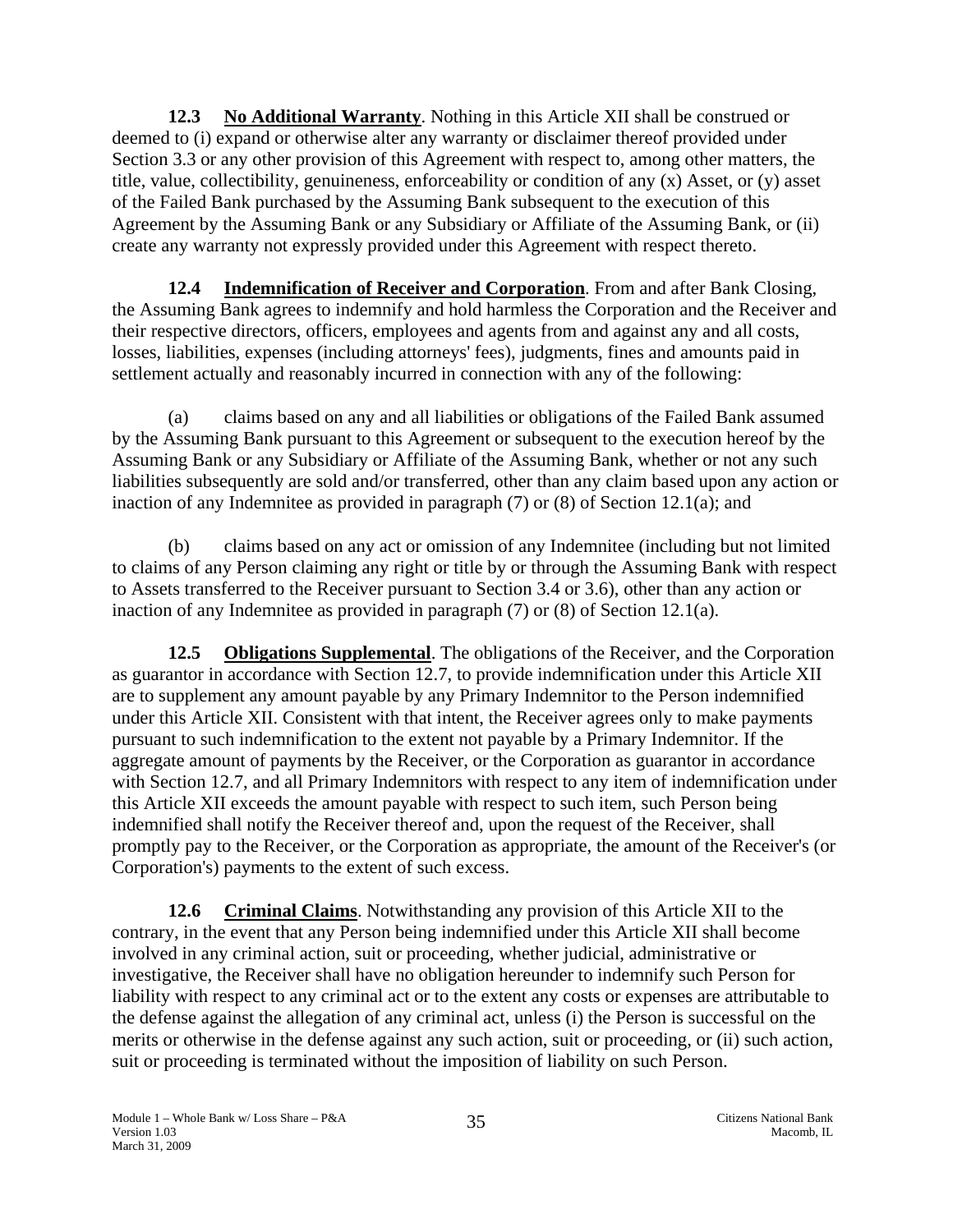**12.3 No Additional Warranty**. Nothing in this Article XII shall be construed or deemed to (i) expand or otherwise alter any warranty or disclaimer thereof provided under Section 3.3 or any other provision of this Agreement with respect to, among other matters, the title, value, collectibility, genuineness, enforceability or condition of any (x) Asset, or (y) asset of the Failed Bank purchased by the Assuming Bank subsequent to the execution of this Agreement by the Assuming Bank or any Subsidiary or Affiliate of the Assuming Bank, or (ii) create any warranty not expressly provided under this Agreement with respect thereto.

**12.4 Indemnification of Receiver and Corporation**. From and after Bank Closing, the Assuming Bank agrees to indemnify and hold harmless the Corporation and the Receiver and their respective directors, officers, employees and agents from and against any and all costs, losses, liabilities, expenses (including attorneys' fees), judgments, fines and amounts paid in settlement actually and reasonably incurred in connection with any of the following:

(a) claims based on any and all liabilities or obligations of the Failed Bank assumed by the Assuming Bank pursuant to this Agreement or subsequent to the execution hereof by the Assuming Bank or any Subsidiary or Affiliate of the Assuming Bank, whether or not any such liabilities subsequently are sold and/or transferred, other than any claim based upon any action or inaction of any Indemnitee as provided in paragraph (7) or (8) of Section 12.1(a); and

(b) claims based on any act or omission of any Indemnitee (including but not limited to claims of any Person claiming any right or title by or through the Assuming Bank with respect to Assets transferred to the Receiver pursuant to Section 3.4 or 3.6), other than any action or inaction of any Indemnitee as provided in paragraph (7) or (8) of Section 12.1(a).

**12.5 Obligations Supplemental**. The obligations of the Receiver, and the Corporation as guarantor in accordance with Section 12.7, to provide indemnification under this Article XII are to supplement any amount payable by any Primary Indemnitor to the Person indemnified under this Article XII. Consistent with that intent, the Receiver agrees only to make payments pursuant to such indemnification to the extent not payable by a Primary Indemnitor. If the aggregate amount of payments by the Receiver, or the Corporation as guarantor in accordance with Section 12.7, and all Primary Indemnitors with respect to any item of indemnification under this Article XII exceeds the amount payable with respect to such item, such Person being indemnified shall notify the Receiver thereof and, upon the request of the Receiver, shall promptly pay to the Receiver, or the Corporation as appropriate, the amount of the Receiver's (or Corporation's) payments to the extent of such excess.

**12.6 Criminal Claims**. Notwithstanding any provision of this Article XII to the contrary, in the event that any Person being indemnified under this Article XII shall become involved in any criminal action, suit or proceeding, whether judicial, administrative or investigative, the Receiver shall have no obligation hereunder to indemnify such Person for liability with respect to any criminal act or to the extent any costs or expenses are attributable to the defense against the allegation of any criminal act, unless (i) the Person is successful on the merits or otherwise in the defense against any such action, suit or proceeding, or (ii) such action, suit or proceeding is terminated without the imposition of liability on such Person.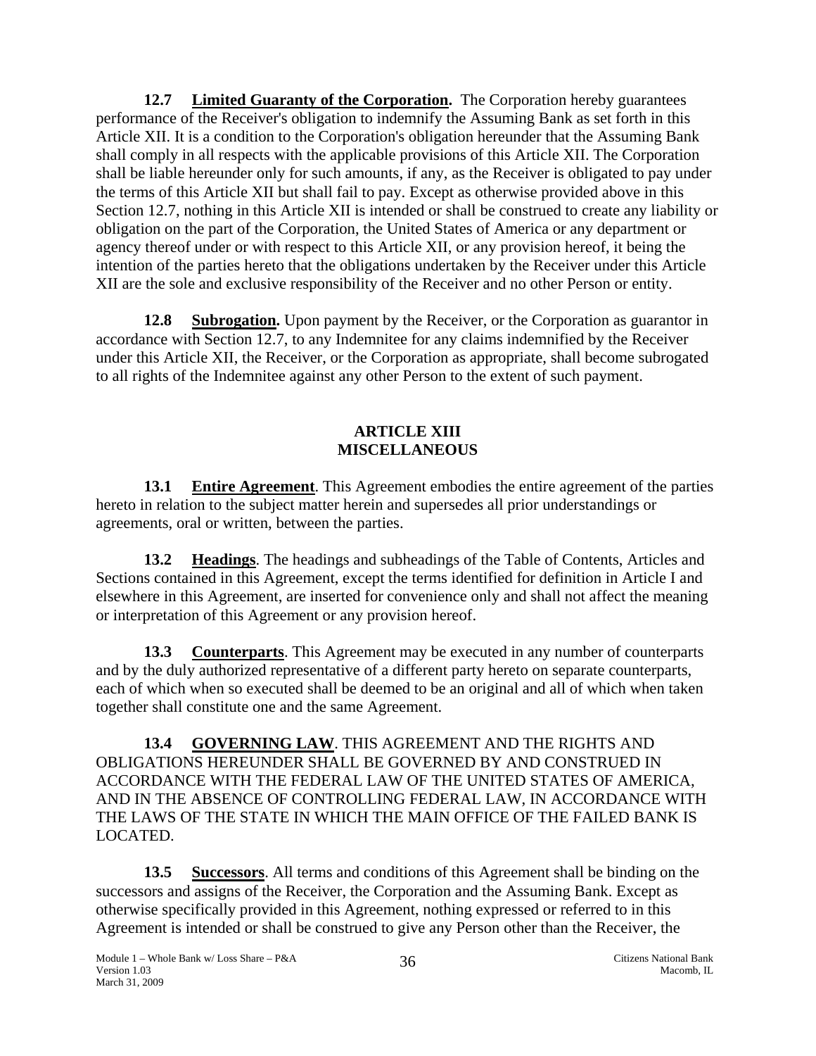**12.7 Limited Guaranty of the Corporation.** The Corporation hereby guarantees performance of the Receiver's obligation to indemnify the Assuming Bank as set forth in this Article XII. It is a condition to the Corporation's obligation hereunder that the Assuming Bank shall comply in all respects with the applicable provisions of this Article XII. The Corporation shall be liable hereunder only for such amounts, if any, as the Receiver is obligated to pay under the terms of this Article XII but shall fail to pay. Except as otherwise provided above in this Section 12.7, nothing in this Article XII is intended or shall be construed to create any liability or obligation on the part of the Corporation, the United States of America or any department or agency thereof under or with respect to this Article XII, or any provision hereof, it being the intention of the parties hereto that the obligations undertaken by the Receiver under this Article XII are the sole and exclusive responsibility of the Receiver and no other Person or entity.

**12.8 Subrogation.** Upon payment by the Receiver, or the Corporation as guarantor in accordance with Section 12.7, to any Indemnitee for any claims indemnified by the Receiver under this Article XII, the Receiver, or the Corporation as appropriate, shall become subrogated to all rights of the Indemnitee against any other Person to the extent of such payment.

## ARTICLE XIII
## MISCELLANEOUS

**13.1 Entire Agreement**. This Agreement embodies the entire agreement of the parties hereto in relation to the subject matter herein and supersedes all prior understandings or agreements, oral or written, between the parties.

**13.2 Headings**. The headings and subheadings of the Table of Contents, Articles and Sections contained in this Agreement, except the terms identified for definition in Article I and elsewhere in this Agreement, are inserted for convenience only and shall not affect the meaning or interpretation of this Agreement or any provision hereof.

**13.3 Counterparts**. This Agreement may be executed in any number of counterparts and by the duly authorized representative of a different party hereto on separate counterparts, each of which when so executed shall be deemed to be an original and all of which when taken together shall constitute one and the same Agreement.

**13.4 GOVERNING LAW**. THIS AGREEMENT AND THE RIGHTS AND OBLIGATIONS HEREUNDER SHALL BE GOVERNED BY AND CONSTRUED IN ACCORDANCE WITH THE FEDERAL LAW OF THE UNITED STATES OF AMERICA, AND IN THE ABSENCE OF CONTROLLING FEDERAL LAW, IN ACCORDANCE WITH THE LAWS OF THE STATE IN WHICH THE MAIN OFFICE OF THE FAILED BANK IS LOCATED.

**13.5 Successors**. All terms and conditions of this Agreement shall be binding on the successors and assigns of the Receiver, the Corporation and the Assuming Bank. Except as otherwise specifically provided in this Agreement, nothing expressed or referred to in this Agreement is intended or shall be construed to give any Person other than the Receiver, the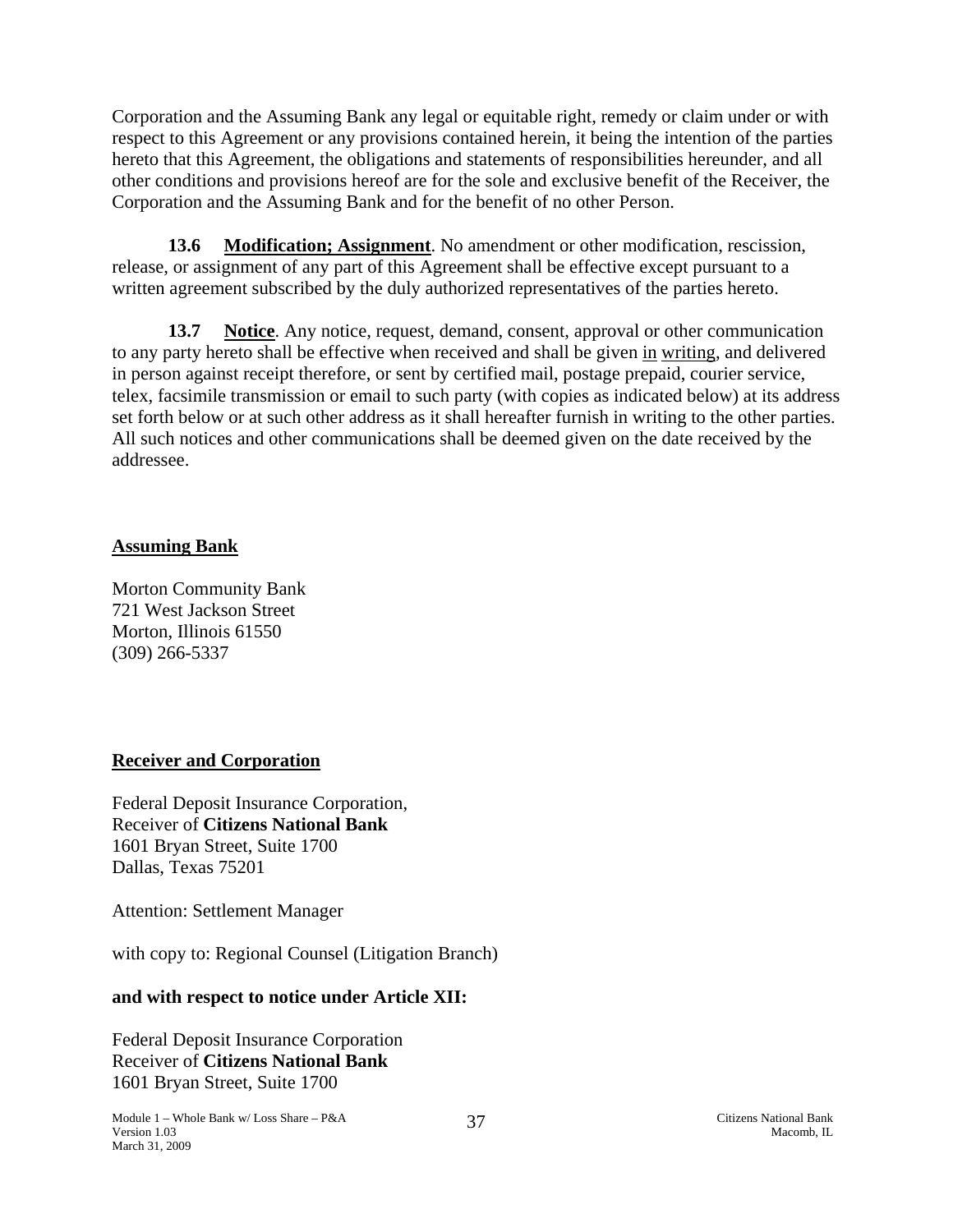Corporation and the Assuming Bank any legal or equitable right, remedy or claim under or with respect to this Agreement or any provisions contained herein, it being the intention of the parties hereto that this Agreement, the obligations and statements of responsibilities hereunder, and all other conditions and provisions hereof are for the sole and exclusive benefit of the Receiver, the Corporation and the Assuming Bank and for the benefit of no other Person.

**13.6 Modification; Assignment**. No amendment or other modification, rescission, release, or assignment of any part of this Agreement shall be effective except pursuant to a written agreement subscribed by the duly authorized representatives of the parties hereto.

**13.7 Notice**. Any notice, request, demand, consent, approval or other communication to any party hereto shall be effective when received and shall be given in writing, and delivered in person against receipt therefore, or sent by certified mail, postage prepaid, courier service, telex, facsimile transmission or email to such party (with copies as indicated below) at its address set forth below or at such other address as it shall hereafter furnish in writing to the other parties. All such notices and other communications shall be deemed given on the date received by the addressee.

**Assuming Bank**

Morton Community Bank
721 West Jackson Street
Morton, Illinois 61550
(309) 266-5337

**Receiver and Corporation**

Federal Deposit Insurance Corporation,
Receiver of **Citizens National Bank**
1601 Bryan Street, Suite 1700
Dallas, Texas 75201

Attention: Settlement Manager

with copy to: Regional Counsel (Litigation Branch)

**and with respect to notice under Article XII:**

Federal Deposit Insurance Corporation
Receiver of **Citizens National Bank**
1601 Bryan Street, Suite 1700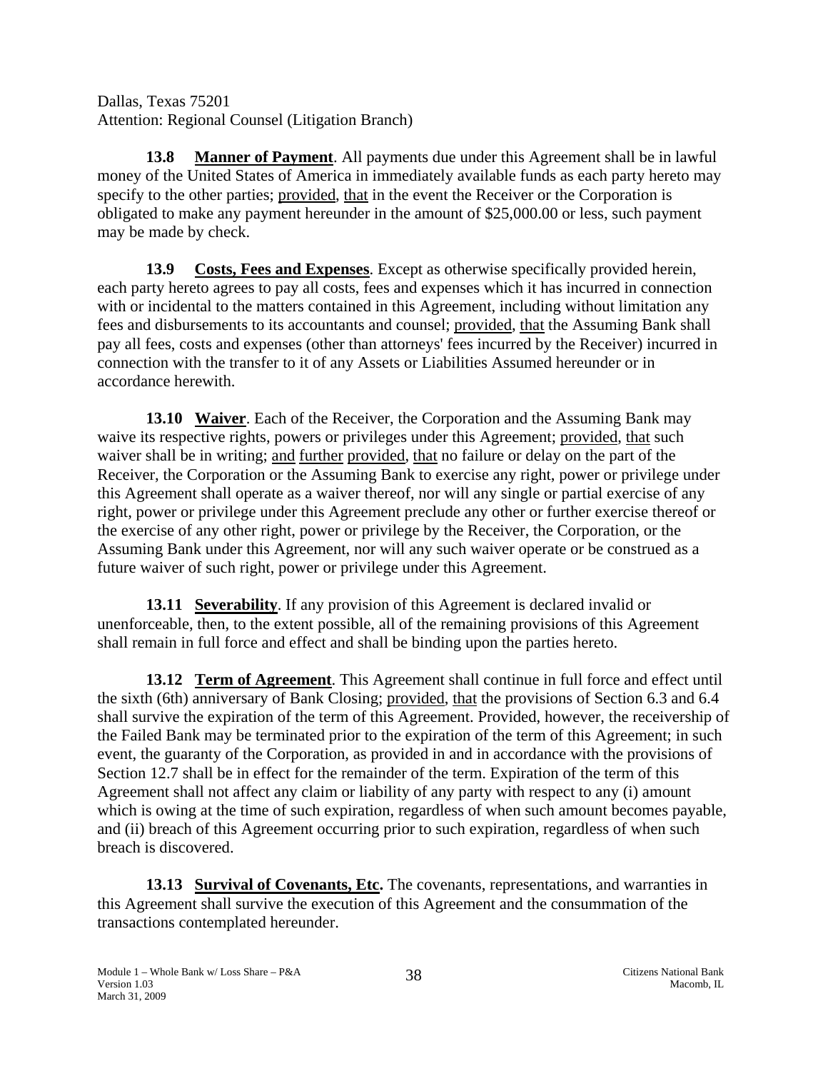Dallas, Texas 75201
Attention: Regional Counsel (Litigation Branch)

**13.8 Manner of Payment**. All payments due under this Agreement shall be in lawful money of the United States of America in immediately available funds as each party hereto may specify to the other parties; provided, that in the event the Receiver or the Corporation is obligated to make any payment hereunder in the amount of $25,000.00 or less, such payment may be made by check.

**13.9 Costs, Fees and Expenses**. Except as otherwise specifically provided herein, each party hereto agrees to pay all costs, fees and expenses which it has incurred in connection with or incidental to the matters contained in this Agreement, including without limitation any fees and disbursements to its accountants and counsel; provided, that the Assuming Bank shall pay all fees, costs and expenses (other than attorneys' fees incurred by the Receiver) incurred in connection with the transfer to it of any Assets or Liabilities Assumed hereunder or in accordance herewith.

**13.10 Waiver**. Each of the Receiver, the Corporation and the Assuming Bank may waive its respective rights, powers or privileges under this Agreement; provided, that such waiver shall be in writing; and further provided, that no failure or delay on the part of the Receiver, the Corporation or the Assuming Bank to exercise any right, power or privilege under this Agreement shall operate as a waiver thereof, nor will any single or partial exercise of any right, power or privilege under this Agreement preclude any other or further exercise thereof or the exercise of any other right, power or privilege by the Receiver, the Corporation, or the Assuming Bank under this Agreement, nor will any such waiver operate or be construed as a future waiver of such right, power or privilege under this Agreement.

**13.11 Severability**. If any provision of this Agreement is declared invalid or unenforceable, then, to the extent possible, all of the remaining provisions of this Agreement shall remain in full force and effect and shall be binding upon the parties hereto.

**13.12 Term of Agreement**. This Agreement shall continue in full force and effect until the sixth (6th) anniversary of Bank Closing; provided, that the provisions of Section 6.3 and 6.4 shall survive the expiration of the term of this Agreement. Provided, however, the receivership of the Failed Bank may be terminated prior to the expiration of the term of this Agreement; in such event, the guaranty of the Corporation, as provided in and in accordance with the provisions of Section 12.7 shall be in effect for the remainder of the term. Expiration of the term of this Agreement shall not affect any claim or liability of any party with respect to any (i) amount which is owing at the time of such expiration, regardless of when such amount becomes payable, and (ii) breach of this Agreement occurring prior to such expiration, regardless of when such breach is discovered.

**13.13 Survival of Covenants, Etc.** The covenants, representations, and warranties in this Agreement shall survive the execution of this Agreement and the consummation of the transactions contemplated hereunder.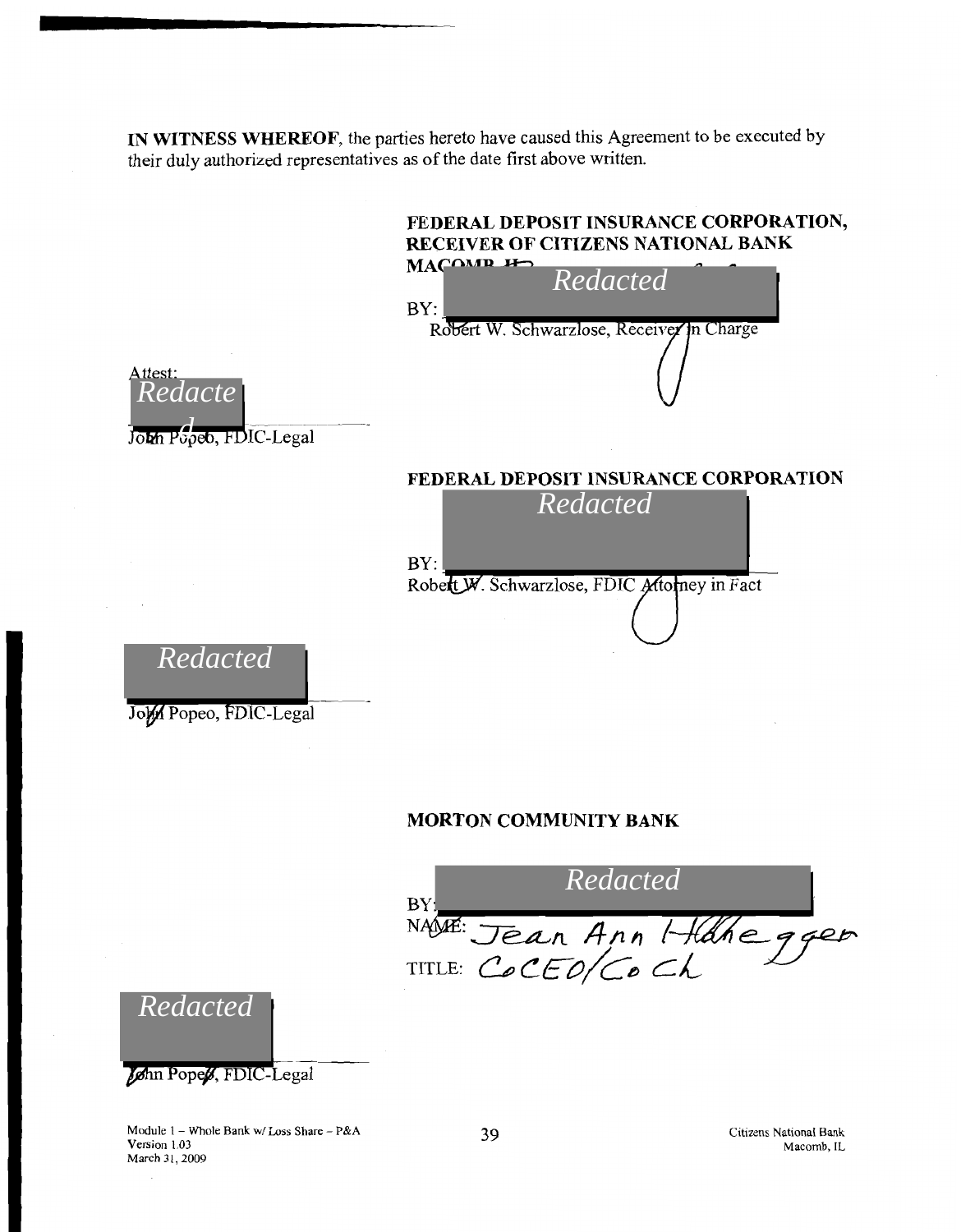**IN WITNESS WHEREOF**, the parties hereto have caused this Agreement to be executed by their duly authorized representatives as of the date first above written.

**FEDERAL DEPOSIT INSURANCE CORPORATION, RECEIVER OF CITIZENS NATIONAL BANK MACOMB, IL**

Redacted

BY: ____________________

Robert W. Schwarzlose, Receiver in Charge

Attest:

Redacted

____________________

John Popeo, FDIC-Legal

**FEDERAL DEPOSIT INSURANCE CORPORATION**

Redacted

BY: ____________________

Robert W. Schwarzlose, FDIC Attorney in Fact

Redacted

____________________

John Popeo, FDIC-Legal

**MORTON COMMUNITY BANK**

Redacted

BY: ____________________

NAME: Jean Ann Hahegger

TITLE: CoCEO/Co Ch

Redacted

____________________

John Popeo, FDIC-Legal

Module 1 – Whole Bank w/ Loss Share – P&A
Version 1.03
March 31, 2009

Citizens National Bank
Macomb, IL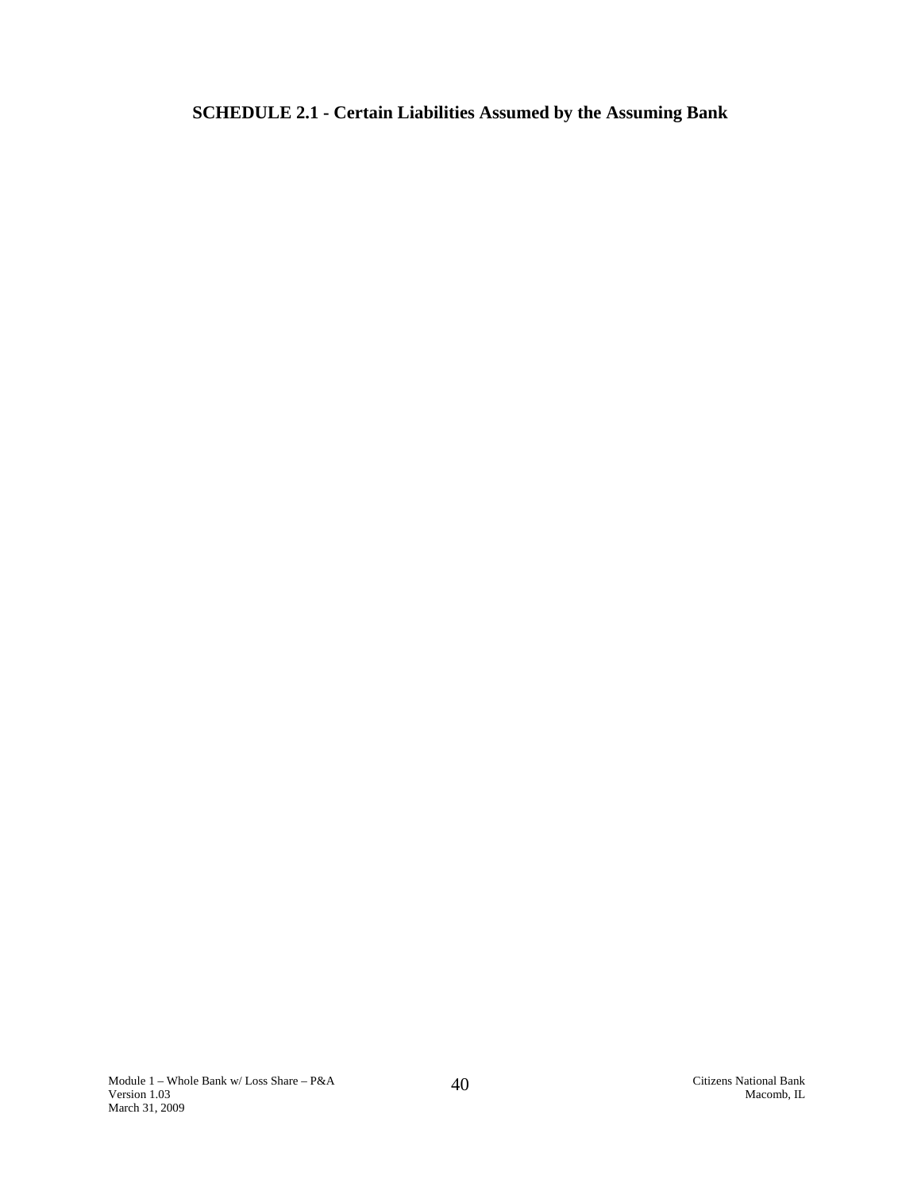**SCHEDULE 2.1 - Certain Liabilities Assumed by the Assuming Bank**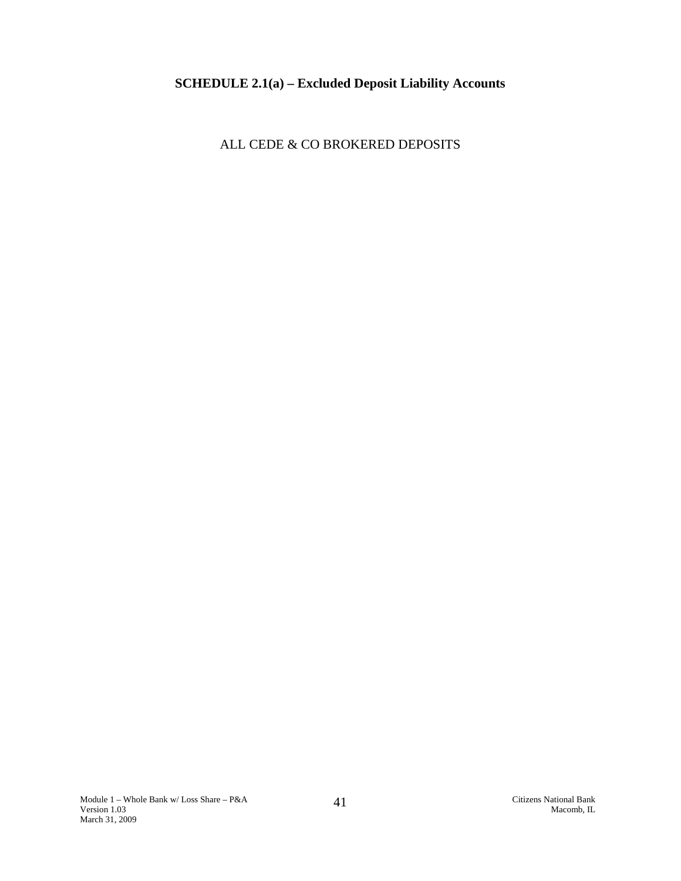## SCHEDULE 2.1(a) – Excluded Deposit Liability Accounts

ALL CEDE & CO BROKERED DEPOSITS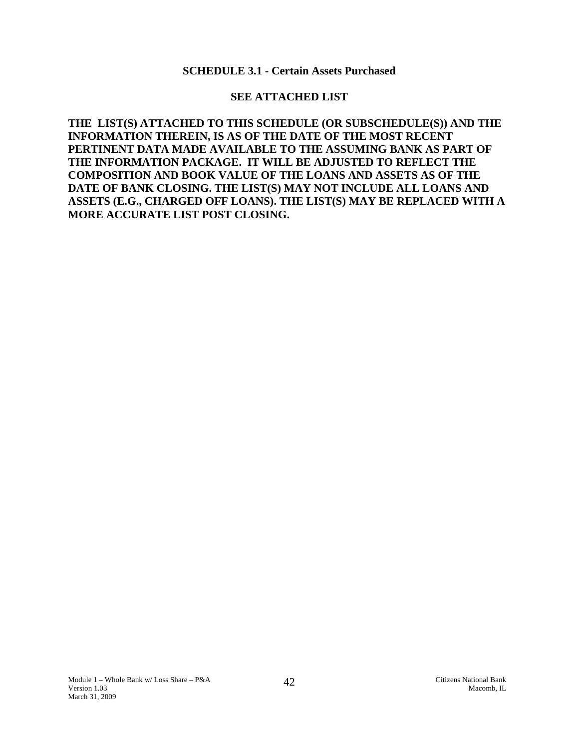## SCHEDULE 3.1 - Certain Assets Purchased

**SEE ATTACHED LIST**

**THE LIST(S) ATTACHED TO THIS SCHEDULE (OR SUBSCHEDULE(S)) AND THE INFORMATION THEREIN, IS AS OF THE DATE OF THE MOST RECENT PERTINENT DATA MADE AVAILABLE TO THE ASSUMING BANK AS PART OF THE INFORMATION PACKAGE. IT WILL BE ADJUSTED TO REFLECT THE COMPOSITION AND BOOK VALUE OF THE LOANS AND ASSETS AS OF THE DATE OF BANK CLOSING. THE LIST(S) MAY NOT INCLUDE ALL LOANS AND ASSETS (E.G., CHARGED OFF LOANS). THE LIST(S) MAY BE REPLACED WITH A MORE ACCURATE LIST POST CLOSING.**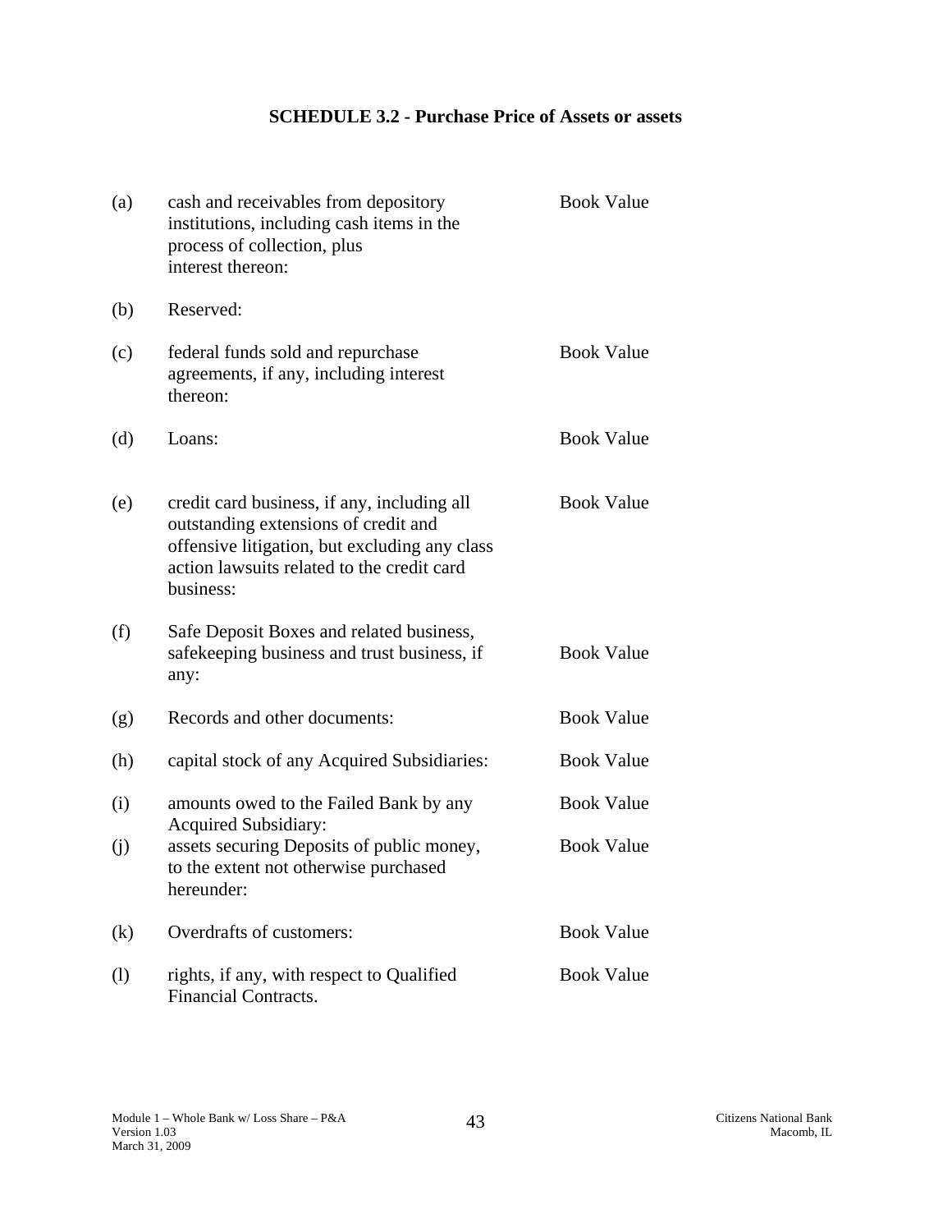## SCHEDULE 3.2 - Purchase Price of Assets or assets

| | | |
|---|---|---|
| (a) | cash and receivables from depository institutions, including cash items in the process of collection, plus interest thereon: | Book Value |
| (b) | Reserved: | |
| (c) | federal funds sold and repurchase agreements, if any, including interest thereon: | Book Value |
| (d) | Loans: | Book Value |
| (e) | credit card business, if any, including all outstanding extensions of credit and offensive litigation, but excluding any class action lawsuits related to the credit card business: | Book Value |
| (f) | Safe Deposit Boxes and related business, safekeeping business and trust business, if any: | Book Value |
| (g) | Records and other documents: | Book Value |
| (h) | capital stock of any Acquired Subsidiaries: | Book Value |
| (i) | amounts owed to the Failed Bank by any Acquired Subsidiary: | Book Value |
| (j) | assets securing Deposits of public money, to the extent not otherwise purchased hereunder: | Book Value |
| (k) | Overdrafts of customers: | Book Value |
| (l) | rights, if any, with respect to Qualified Financial Contracts. | Book Value |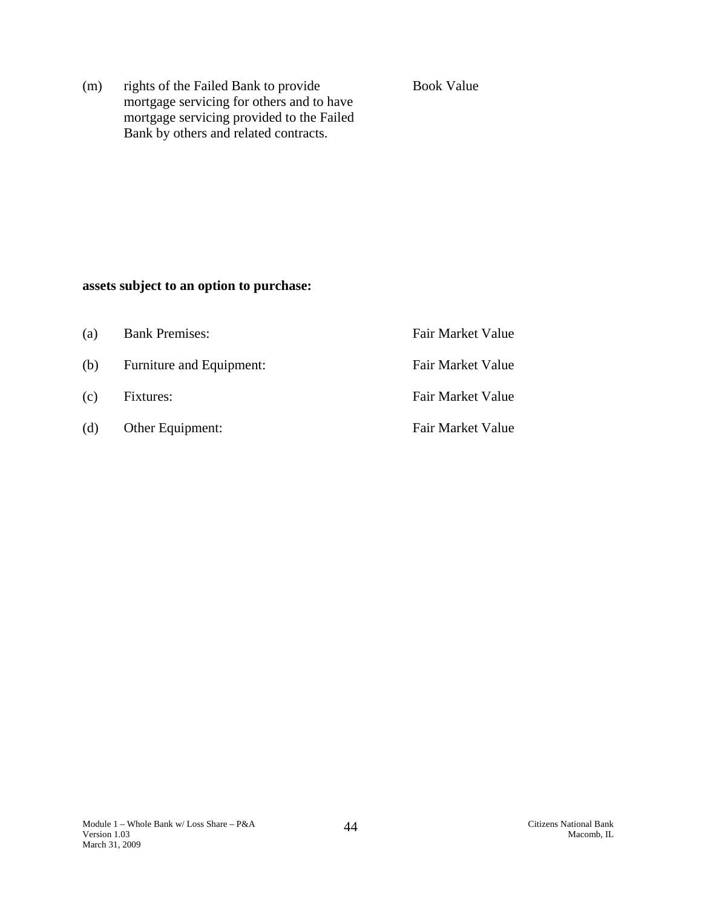| | | |
|---|---|---|
| (m) | rights of the Failed Bank to provide mortgage servicing for others and to have mortgage servicing provided to the Failed Bank by others and related contracts. | Book Value |

**assets subject to an option to purchase:**

| | | |
|---|---|---|
| (a) | Bank Premises: | Fair Market Value |
| (b) | Furniture and Equipment: | Fair Market Value |
| (c) | Fixtures: | Fair Market Value |
| (d) | Other Equipment: | Fair Market Value |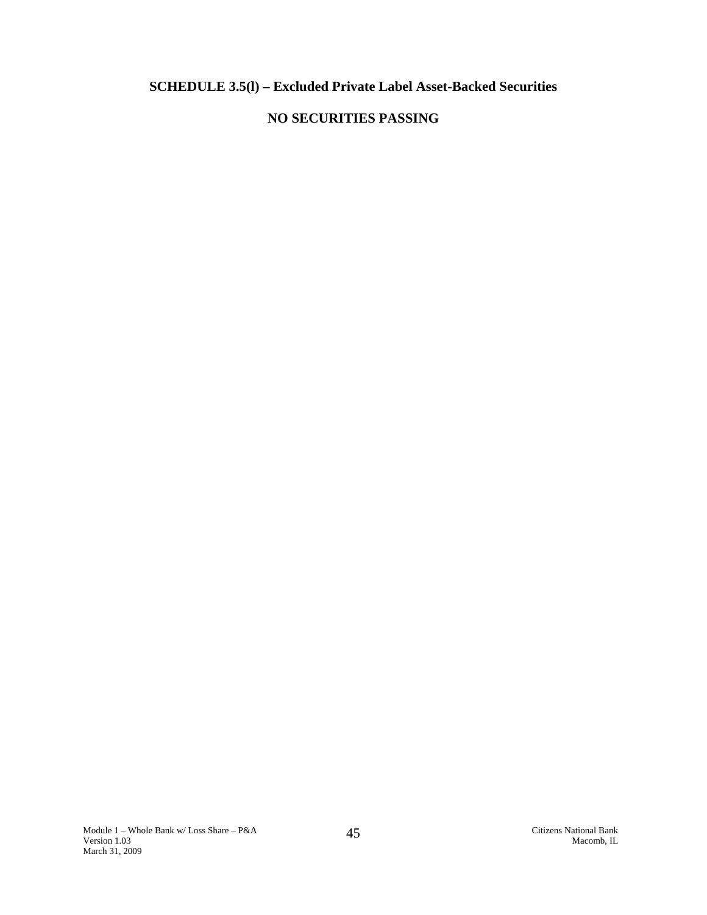**SCHEDULE 3.5(l) – Excluded Private Label Asset-Backed Securities**

**NO SECURITIES PASSING**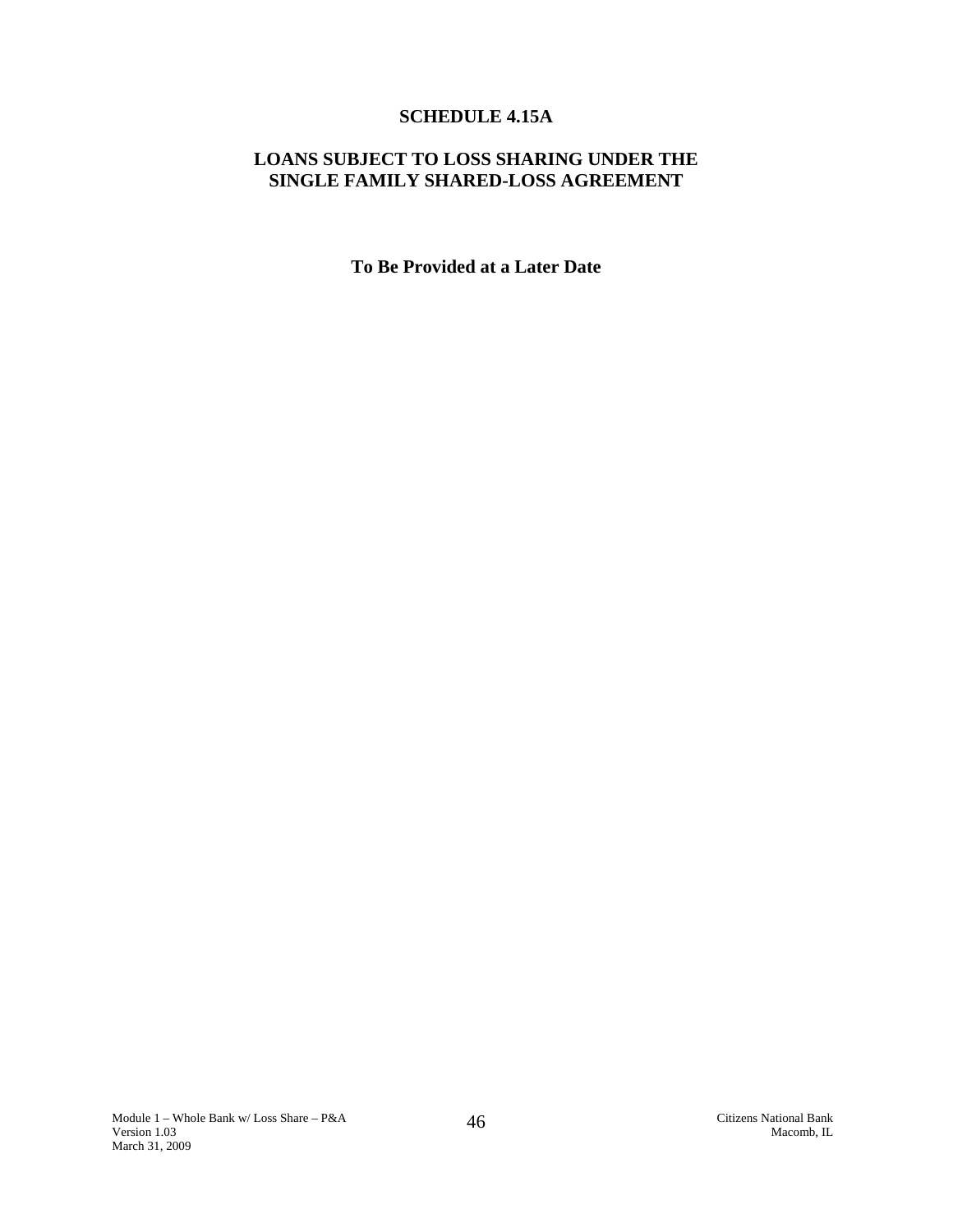# SCHEDULE 4.15A

## LOANS SUBJECT TO LOSS SHARING UNDER THE SINGLE FAMILY SHARED-LOSS AGREEMENT

**To Be Provided at a Later Date**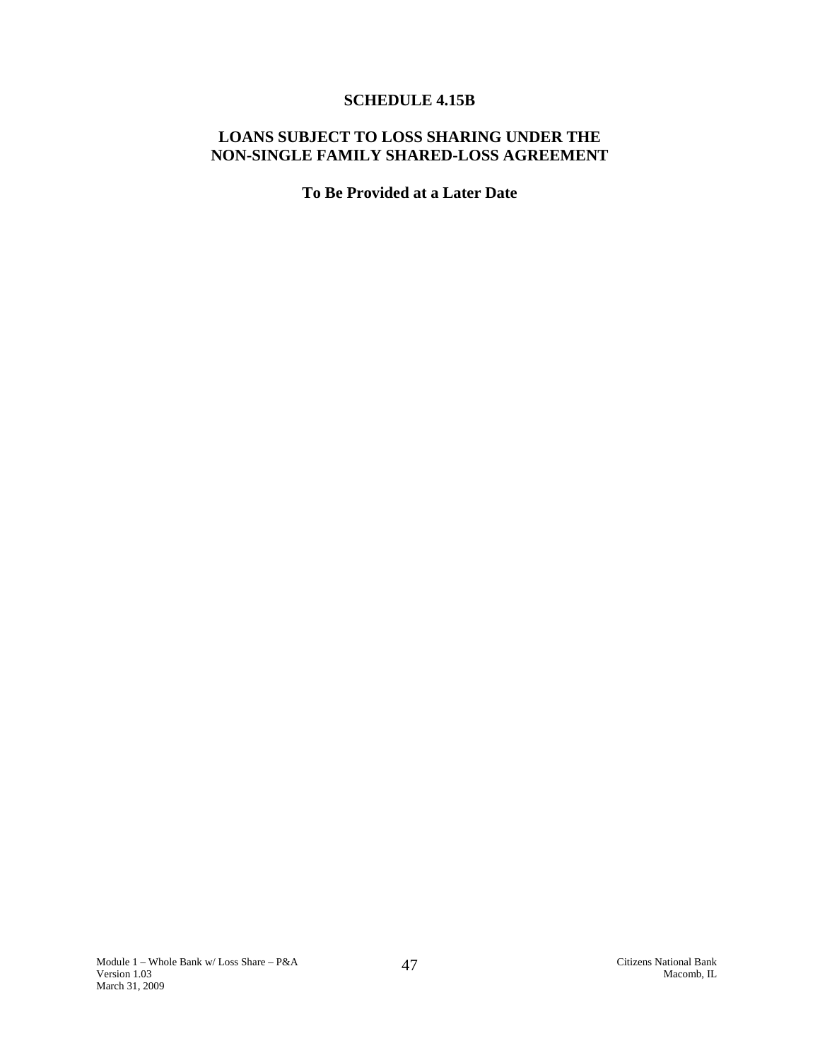# SCHEDULE 4.15B

## LOANS SUBJECT TO LOSS SHARING UNDER THE NON-SINGLE FAMILY SHARED-LOSS AGREEMENT

**To Be Provided at a Later Date**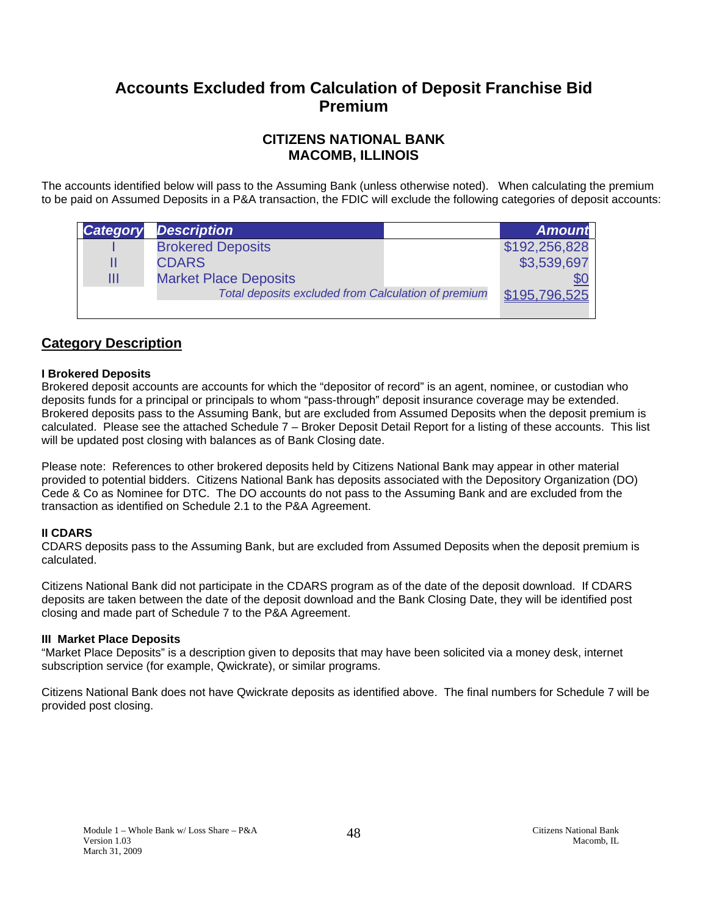# Accounts Excluded from Calculation of Deposit Franchise Bid Premium

## CITIZENS NATIONAL BANK
## MACOMB, ILLINOIS

The accounts identified below will pass to the Assuming Bank (unless otherwise noted). When calculating the premium to be paid on Assumed Deposits in a P&A transaction, the FDIC will exclude the following categories of deposit accounts:

| Category | Description | | Amount |
|---|---|---|---|
| I | Brokered Deposits | | $192,256,828 |
| II | CDARS | | $3,539,697 |
| III | Market Place Deposits | | $0 |
| | *Total deposits excluded from Calculation of premium* | | $195,796,525 |

## Category Description

**I Brokered Deposits**
Brokered deposit accounts are accounts for which the "depositor of record" is an agent, nominee, or custodian who deposits funds for a principal or principals to whom "pass-through" deposit insurance coverage may be extended. Brokered deposits pass to the Assuming Bank, but are excluded from Assumed Deposits when the deposit premium is calculated. Please see the attached Schedule 7 – Broker Deposit Detail Report for a listing of these accounts. This list will be updated post closing with balances as of Bank Closing date.

Please note: References to other brokered deposits held by Citizens National Bank may appear in other material provided to potential bidders. Citizens National Bank has deposits associated with the Depository Organization (DO) Cede & Co as Nominee for DTC. The DO accounts do not pass to the Assuming Bank and are excluded from the transaction as identified on Schedule 2.1 to the P&A Agreement.

**II CDARS**
CDARS deposits pass to the Assuming Bank, but are excluded from Assumed Deposits when the deposit premium is calculated.

Citizens National Bank did not participate in the CDARS program as of the date of the deposit download. If CDARS deposits are taken between the date of the deposit download and the Bank Closing Date, they will be identified post closing and made part of Schedule 7 to the P&A Agreement.

**III Market Place Deposits**
"Market Place Deposits" is a description given to deposits that may have been solicited via a money desk, internet subscription service (for example, Qwickrate), or similar programs.

Citizens National Bank does not have Qwickrate deposits as identified above. The final numbers for Schedule 7 will be provided post closing.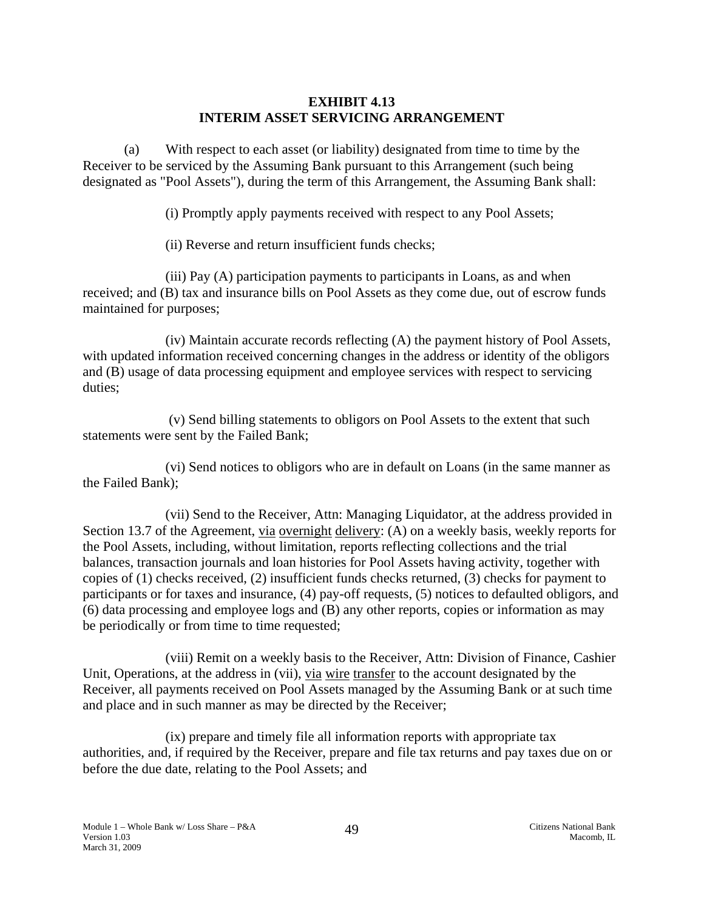# EXHIBIT 4.13
# INTERIM ASSET SERVICING ARRANGEMENT

(a) With respect to each asset (or liability) designated from time to time by the Receiver to be serviced by the Assuming Bank pursuant to this Arrangement (such being designated as "Pool Assets"), during the term of this Arrangement, the Assuming Bank shall:

(i) Promptly apply payments received with respect to any Pool Assets;

(ii) Reverse and return insufficient funds checks;

(iii) Pay (A) participation payments to participants in Loans, as and when received; and (B) tax and insurance bills on Pool Assets as they come due, out of escrow funds maintained for purposes;

(iv) Maintain accurate records reflecting (A) the payment history of Pool Assets, with updated information received concerning changes in the address or identity of the obligors and (B) usage of data processing equipment and employee services with respect to servicing duties;

(v) Send billing statements to obligors on Pool Assets to the extent that such statements were sent by the Failed Bank;

(vi) Send notices to obligors who are in default on Loans (in the same manner as the Failed Bank);

(vii) Send to the Receiver, Attn: Managing Liquidator, at the address provided in Section 13.7 of the Agreement, via overnight delivery: (A) on a weekly basis, weekly reports for the Pool Assets, including, without limitation, reports reflecting collections and the trial balances, transaction journals and loan histories for Pool Assets having activity, together with copies of (1) checks received, (2) insufficient funds checks returned, (3) checks for payment to participants or for taxes and insurance, (4) pay-off requests, (5) notices to defaulted obligors, and (6) data processing and employee logs and (B) any other reports, copies or information as may be periodically or from time to time requested;

(viii) Remit on a weekly basis to the Receiver, Attn: Division of Finance, Cashier Unit, Operations, at the address in (vii), via wire transfer to the account designated by the Receiver, all payments received on Pool Assets managed by the Assuming Bank or at such time and place and in such manner as may be directed by the Receiver;

(ix) prepare and timely file all information reports with appropriate tax authorities, and, if required by the Receiver, prepare and file tax returns and pay taxes due on or before the due date, relating to the Pool Assets; and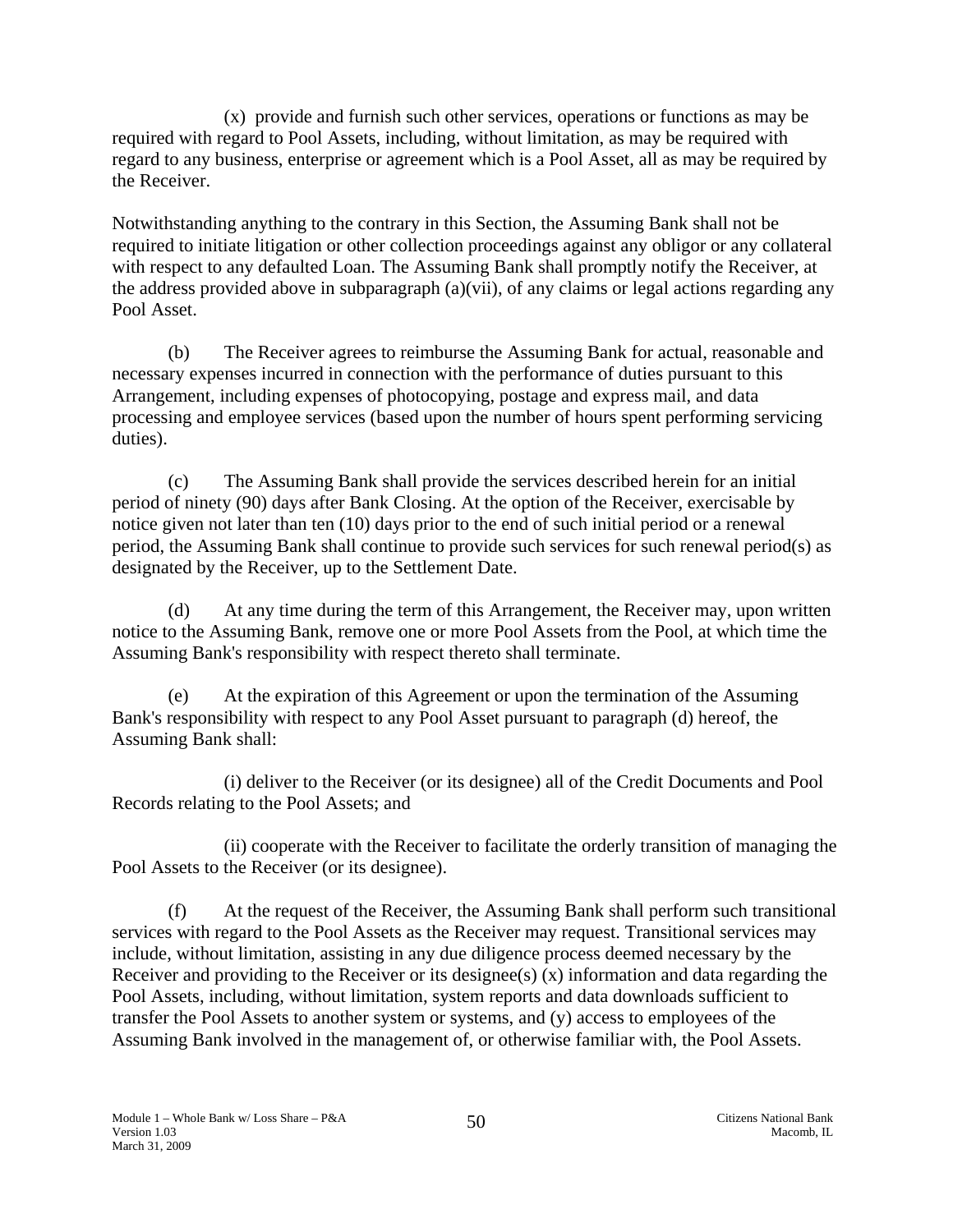(x) provide and furnish such other services, operations or functions as may be required with regard to Pool Assets, including, without limitation, as may be required with regard to any business, enterprise or agreement which is a Pool Asset, all as may be required by the Receiver.

Notwithstanding anything to the contrary in this Section, the Assuming Bank shall not be required to initiate litigation or other collection proceedings against any obligor or any collateral with respect to any defaulted Loan. The Assuming Bank shall promptly notify the Receiver, at the address provided above in subparagraph (a)(vii), of any claims or legal actions regarding any Pool Asset.

(b) The Receiver agrees to reimburse the Assuming Bank for actual, reasonable and necessary expenses incurred in connection with the performance of duties pursuant to this Arrangement, including expenses of photocopying, postage and express mail, and data processing and employee services (based upon the number of hours spent performing servicing duties).

(c) The Assuming Bank shall provide the services described herein for an initial period of ninety (90) days after Bank Closing. At the option of the Receiver, exercisable by notice given not later than ten (10) days prior to the end of such initial period or a renewal period, the Assuming Bank shall continue to provide such services for such renewal period(s) as designated by the Receiver, up to the Settlement Date.

(d) At any time during the term of this Arrangement, the Receiver may, upon written notice to the Assuming Bank, remove one or more Pool Assets from the Pool, at which time the Assuming Bank's responsibility with respect thereto shall terminate.

(e) At the expiration of this Agreement or upon the termination of the Assuming Bank's responsibility with respect to any Pool Asset pursuant to paragraph (d) hereof, the Assuming Bank shall:

(i) deliver to the Receiver (or its designee) all of the Credit Documents and Pool Records relating to the Pool Assets; and

(ii) cooperate with the Receiver to facilitate the orderly transition of managing the Pool Assets to the Receiver (or its designee).

(f) At the request of the Receiver, the Assuming Bank shall perform such transitional services with regard to the Pool Assets as the Receiver may request. Transitional services may include, without limitation, assisting in any due diligence process deemed necessary by the Receiver and providing to the Receiver or its designee(s) (x) information and data regarding the Pool Assets, including, without limitation, system reports and data downloads sufficient to transfer the Pool Assets to another system or systems, and (y) access to employees of the Assuming Bank involved in the management of, or otherwise familiar with, the Pool Assets.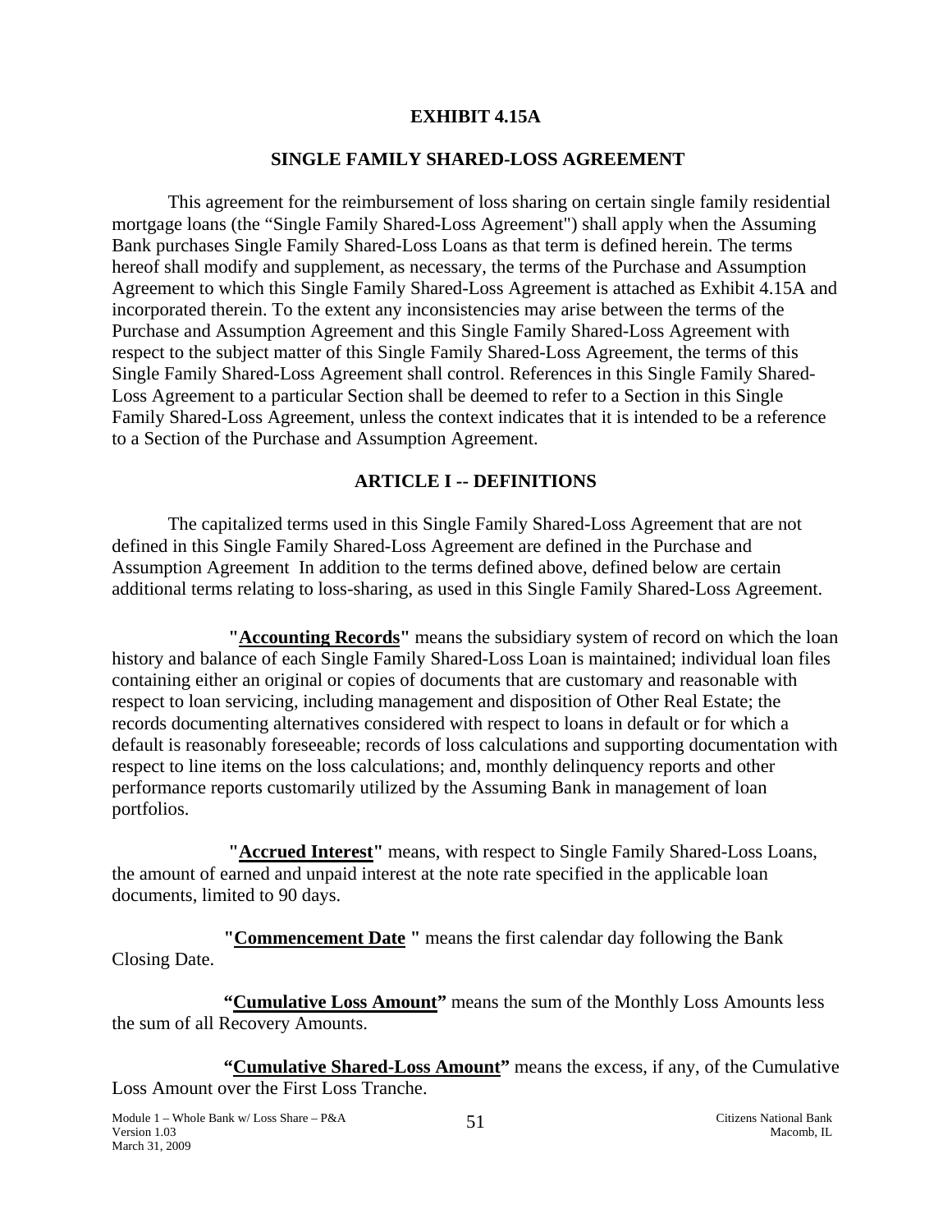# EXHIBIT 4.15A

## SINGLE FAMILY SHARED-LOSS AGREEMENT

This agreement for the reimbursement of loss sharing on certain single family residential mortgage loans (the "Single Family Shared-Loss Agreement") shall apply when the Assuming Bank purchases Single Family Shared-Loss Loans as that term is defined herein. The terms hereof shall modify and supplement, as necessary, the terms of the Purchase and Assumption Agreement to which this Single Family Shared-Loss Agreement is attached as Exhibit 4.15A and incorporated therein. To the extent any inconsistencies may arise between the terms of the Purchase and Assumption Agreement and this Single Family Shared-Loss Agreement with respect to the subject matter of this Single Family Shared-Loss Agreement, the terms of this Single Family Shared-Loss Agreement shall control. References in this Single Family Shared-Loss Agreement to a particular Section shall be deemed to refer to a Section in this Single Family Shared-Loss Agreement, unless the context indicates that it is intended to be a reference to a Section of the Purchase and Assumption Agreement.

## ARTICLE I -- DEFINITIONS

The capitalized terms used in this Single Family Shared-Loss Agreement that are not defined in this Single Family Shared-Loss Agreement are defined in the Purchase and Assumption Agreement In addition to the terms defined above, defined below are certain additional terms relating to loss-sharing, as used in this Single Family Shared-Loss Agreement.

**"Accounting Records"** means the subsidiary system of record on which the loan history and balance of each Single Family Shared-Loss Loan is maintained; individual loan files containing either an original or copies of documents that are customary and reasonable with respect to loan servicing, including management and disposition of Other Real Estate; the records documenting alternatives considered with respect to loans in default or for which a default is reasonably foreseeable; records of loss calculations and supporting documentation with respect to line items on the loss calculations; and, monthly delinquency reports and other performance reports customarily utilized by the Assuming Bank in management of loan portfolios.

**"Accrued Interest"** means, with respect to Single Family Shared-Loss Loans, the amount of earned and unpaid interest at the note rate specified in the applicable loan documents, limited to 90 days.

**"Commencement Date "** means the first calendar day following the Bank Closing Date.

**"Cumulative Loss Amount"** means the sum of the Monthly Loss Amounts less the sum of all Recovery Amounts.

**"Cumulative Shared-Loss Amount"** means the excess, if any, of the Cumulative Loss Amount over the First Loss Tranche.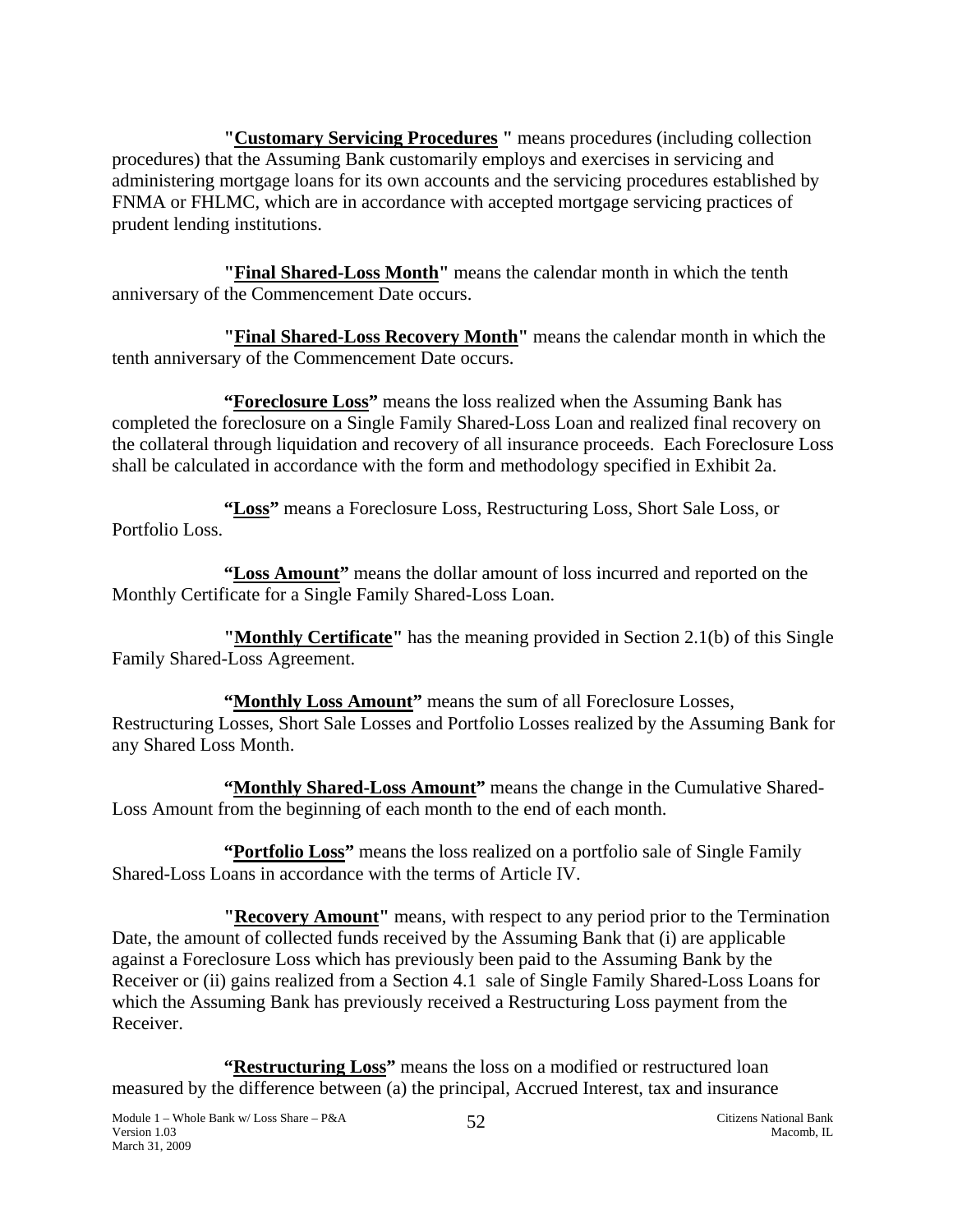"**<u>Customary Servicing Procedures</u>** " means procedures (including collection procedures) that the Assuming Bank customarily employs and exercises in servicing and administering mortgage loans for its own accounts and the servicing procedures established by FNMA or FHLMC, which are in accordance with accepted mortgage servicing practices of prudent lending institutions.

"**<u>Final Shared-Loss Month</u>**" means the calendar month in which the tenth anniversary of the Commencement Date occurs.

"**<u>Final Shared-Loss Recovery Month</u>**" means the calendar month in which the tenth anniversary of the Commencement Date occurs.

**"<u>Foreclosure Loss</u>"** means the loss realized when the Assuming Bank has completed the foreclosure on a Single Family Shared-Loss Loan and realized final recovery on the collateral through liquidation and recovery of all insurance proceeds. Each Foreclosure Loss shall be calculated in accordance with the form and methodology specified in Exhibit 2a.

**"<u>Loss</u>"** means a Foreclosure Loss, Restructuring Loss, Short Sale Loss, or Portfolio Loss.

**"<u>Loss Amount</u>"** means the dollar amount of loss incurred and reported on the Monthly Certificate for a Single Family Shared-Loss Loan.

"**<u>Monthly Certificate</u>**" has the meaning provided in Section 2.1(b) of this Single Family Shared-Loss Agreement.

**"<u>Monthly Loss Amount</u>"** means the sum of all Foreclosure Losses, Restructuring Losses, Short Sale Losses and Portfolio Losses realized by the Assuming Bank for any Shared Loss Month.

**"<u>Monthly Shared-Loss Amount</u>"** means the change in the Cumulative Shared-Loss Amount from the beginning of each month to the end of each month.

**"<u>Portfolio Loss</u>"** means the loss realized on a portfolio sale of Single Family Shared-Loss Loans in accordance with the terms of Article IV.

"**<u>Recovery Amount</u>**" means, with respect to any period prior to the Termination Date, the amount of collected funds received by the Assuming Bank that (i) are applicable against a Foreclosure Loss which has previously been paid to the Assuming Bank by the Receiver or (ii) gains realized from a Section 4.1 sale of Single Family Shared-Loss Loans for which the Assuming Bank has previously received a Restructuring Loss payment from the Receiver.

**"<u>Restructuring Loss</u>"** means the loss on a modified or restructured loan measured by the difference between (a) the principal, Accrued Interest, tax and insurance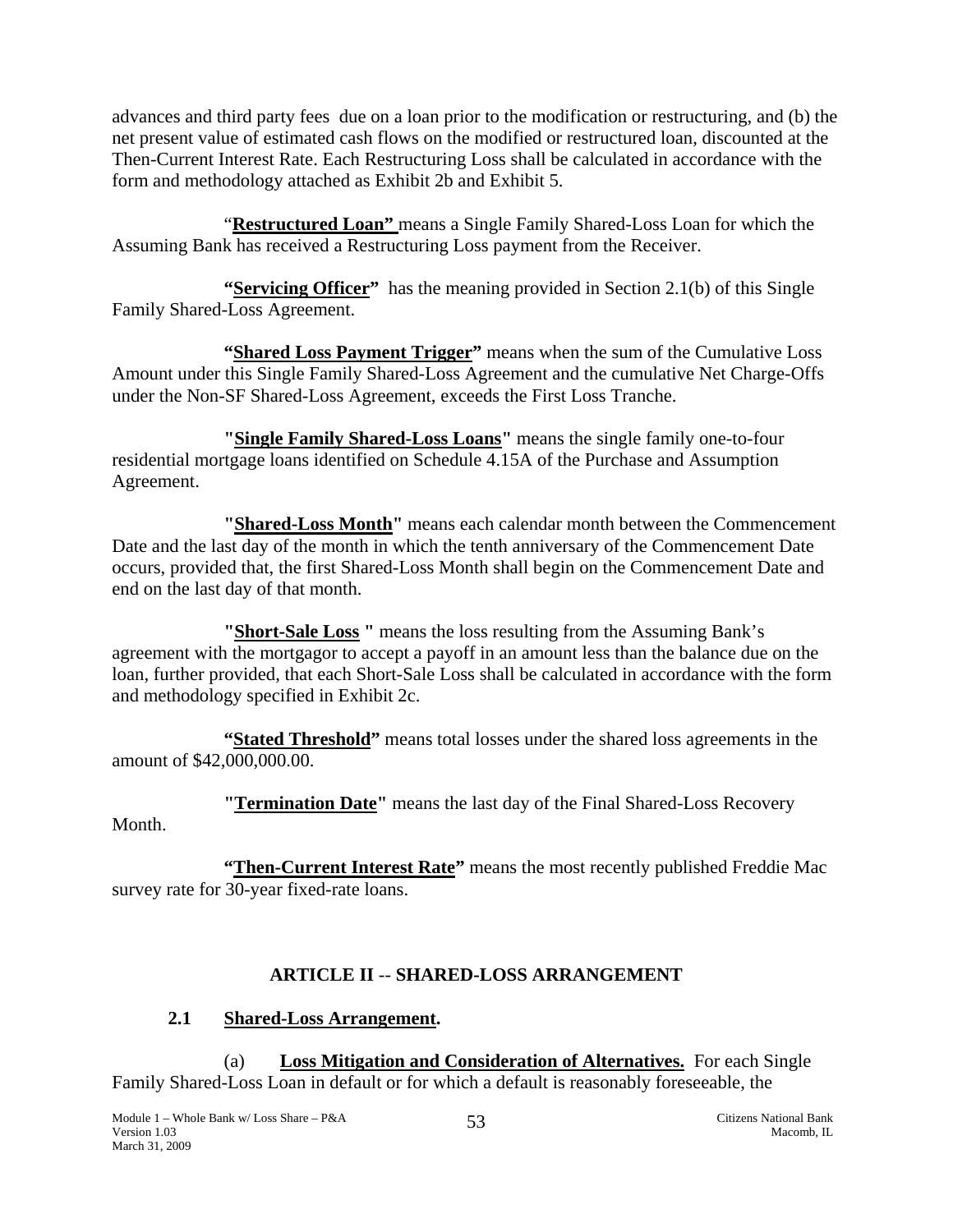advances and third party fees due on a loan prior to the modification or restructuring, and (b) the net present value of estimated cash flows on the modified or restructured loan, discounted at the Then-Current Interest Rate. Each Restructuring Loss shall be calculated in accordance with the form and methodology attached as Exhibit 2b and Exhibit 5.

"**Restructured Loan"** means a Single Family Shared-Loss Loan for which the Assuming Bank has received a Restructuring Loss payment from the Receiver.

**"Servicing Officer"** has the meaning provided in Section 2.1(b) of this Single Family Shared-Loss Agreement.

**"Shared Loss Payment Trigger"** means when the sum of the Cumulative Loss Amount under this Single Family Shared-Loss Agreement and the cumulative Net Charge-Offs under the Non-SF Shared-Loss Agreement, exceeds the First Loss Tranche.

**"Single Family Shared-Loss Loans"** means the single family one-to-four residential mortgage loans identified on Schedule 4.15A of the Purchase and Assumption Agreement.

**"Shared-Loss Month"** means each calendar month between the Commencement Date and the last day of the month in which the tenth anniversary of the Commencement Date occurs, provided that, the first Shared-Loss Month shall begin on the Commencement Date and end on the last day of that month.

**"Short-Sale Loss "** means the loss resulting from the Assuming Bank's agreement with the mortgagor to accept a payoff in an amount less than the balance due on the loan, further provided, that each Short-Sale Loss shall be calculated in accordance with the form and methodology specified in Exhibit 2c.

**"Stated Threshold"** means total losses under the shared loss agreements in the amount of $42,000,000.00.

**"Termination Date"** means the last day of the Final Shared-Loss Recovery Month.

**"Then-Current Interest Rate"** means the most recently published Freddie Mac survey rate for 30-year fixed-rate loans.

## ARTICLE II -- SHARED-LOSS ARRANGEMENT

### 2.1 Shared-Loss Arrangement.

(a) **Loss Mitigation and Consideration of Alternatives.** For each Single Family Shared-Loss Loan in default or for which a default is reasonably foreseeable, the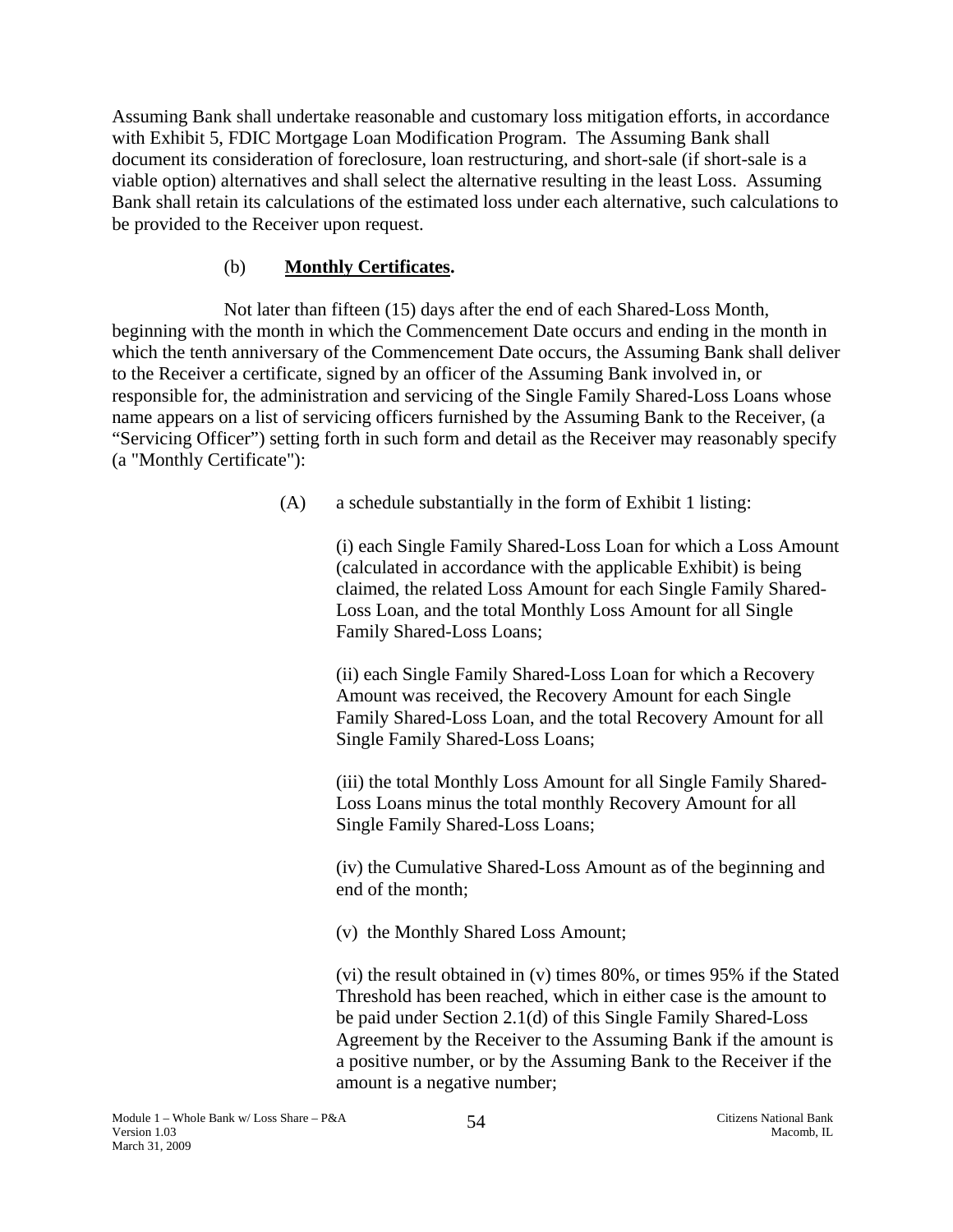Assuming Bank shall undertake reasonable and customary loss mitigation efforts, in accordance with Exhibit 5, FDIC Mortgage Loan Modification Program. The Assuming Bank shall document its consideration of foreclosure, loan restructuring, and short-sale (if short-sale is a viable option) alternatives and shall select the alternative resulting in the least Loss. Assuming Bank shall retain its calculations of the estimated loss under each alternative, such calculations to be provided to the Receiver upon request.

(b) **Monthly Certificates.**

Not later than fifteen (15) days after the end of each Shared-Loss Month, beginning with the month in which the Commencement Date occurs and ending in the month in which the tenth anniversary of the Commencement Date occurs, the Assuming Bank shall deliver to the Receiver a certificate, signed by an officer of the Assuming Bank involved in, or responsible for, the administration and servicing of the Single Family Shared-Loss Loans whose name appears on a list of servicing officers furnished by the Assuming Bank to the Receiver, (a "Servicing Officer") setting forth in such form and detail as the Receiver may reasonably specify (a "Monthly Certificate"):

(A) a schedule substantially in the form of Exhibit 1 listing:

(i) each Single Family Shared-Loss Loan for which a Loss Amount (calculated in accordance with the applicable Exhibit) is being claimed, the related Loss Amount for each Single Family Shared-Loss Loan, and the total Monthly Loss Amount for all Single Family Shared-Loss Loans;

(ii) each Single Family Shared-Loss Loan for which a Recovery Amount was received, the Recovery Amount for each Single Family Shared-Loss Loan, and the total Recovery Amount for all Single Family Shared-Loss Loans;

(iii) the total Monthly Loss Amount for all Single Family Shared-Loss Loans minus the total monthly Recovery Amount for all Single Family Shared-Loss Loans;

(iv) the Cumulative Shared-Loss Amount as of the beginning and end of the month;

(v) the Monthly Shared Loss Amount;

(vi) the result obtained in (v) times 80%, or times 95% if the Stated Threshold has been reached, which in either case is the amount to be paid under Section 2.1(d) of this Single Family Shared-Loss Agreement by the Receiver to the Assuming Bank if the amount is a positive number, or by the Assuming Bank to the Receiver if the amount is a negative number;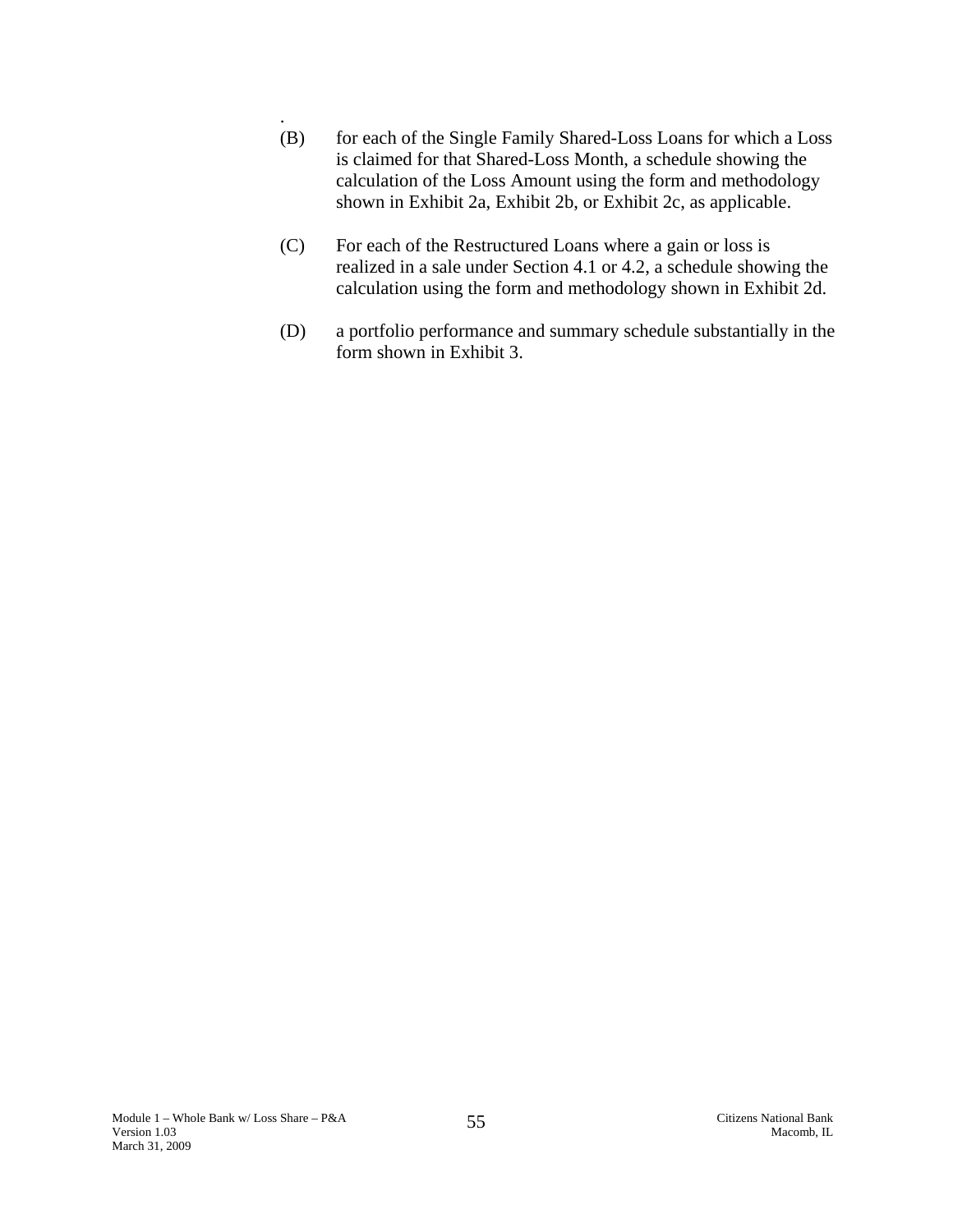.

(B) for each of the Single Family Shared-Loss Loans for which a Loss is claimed for that Shared-Loss Month, a schedule showing the calculation of the Loss Amount using the form and methodology shown in Exhibit 2a, Exhibit 2b, or Exhibit 2c, as applicable.

(C) For each of the Restructured Loans where a gain or loss is realized in a sale under Section 4.1 or 4.2, a schedule showing the calculation using the form and methodology shown in Exhibit 2d.

(D) a portfolio performance and summary schedule substantially in the form shown in Exhibit 3.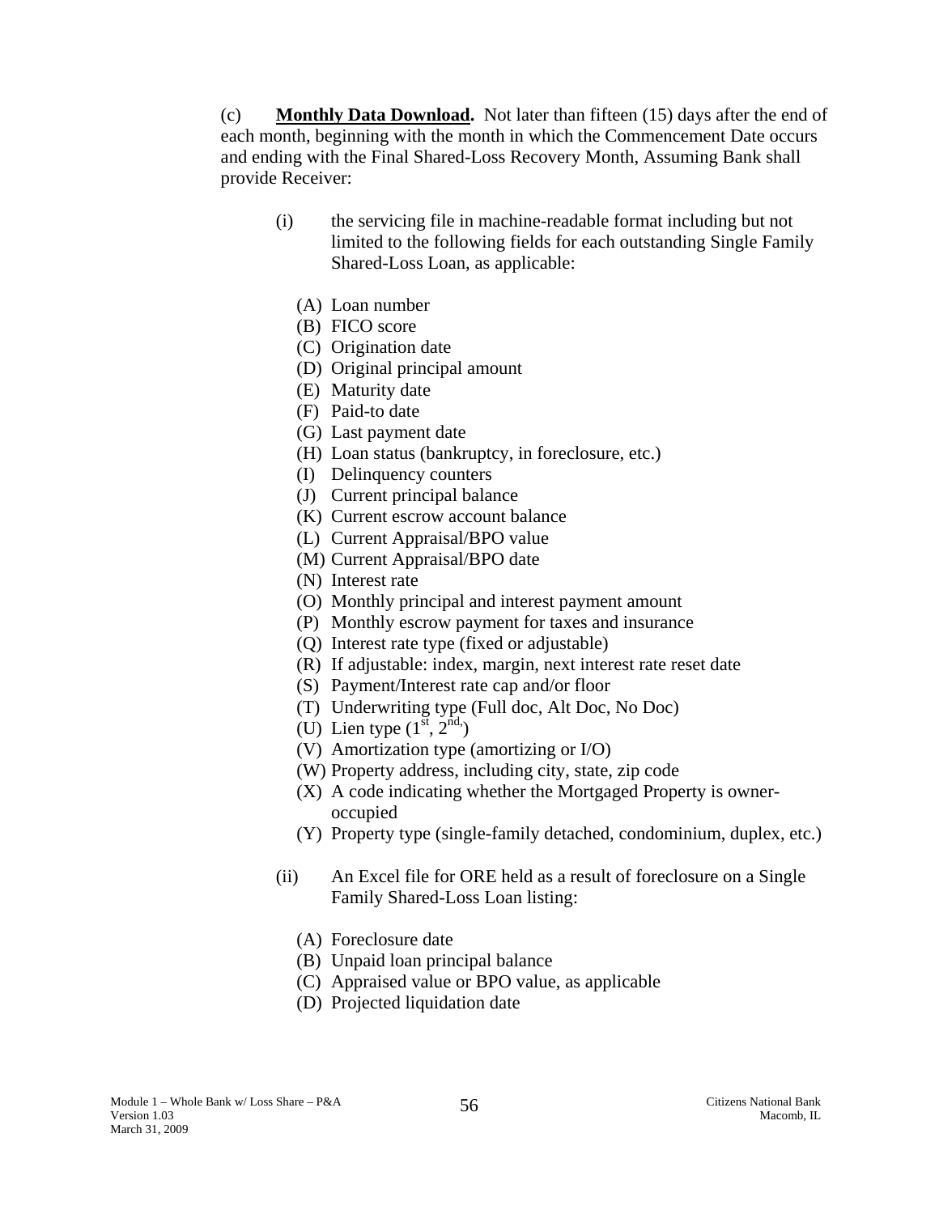(c) **Monthly Data Download.** Not later than fifteen (15) days after the end of each month, beginning with the month in which the Commencement Date occurs and ending with the Final Shared-Loss Recovery Month, Assuming Bank shall provide Receiver:

(i) the servicing file in machine-readable format including but not limited to the following fields for each outstanding Single Family Shared-Loss Loan, as applicable:

(A) Loan number
(B) FICO score
(C) Origination date
(D) Original principal amount
(E) Maturity date
(F) Paid-to date
(G) Last payment date
(H) Loan status (bankruptcy, in foreclosure, etc.)
(I) Delinquency counters
(J) Current principal balance
(K) Current escrow account balance
(L) Current Appraisal/BPO value
(M) Current Appraisal/BPO date
(N) Interest rate
(O) Monthly principal and interest payment amount
(P) Monthly escrow payment for taxes and insurance
(Q) Interest rate type (fixed or adjustable)
(R) If adjustable: index, margin, next interest rate reset date
(S) Payment/Interest rate cap and/or floor
(T) Underwriting type (Full doc, Alt Doc, No Doc)
(U) Lien type (1st, 2nd,)
(V) Amortization type (amortizing or I/O)
(W) Property address, including city, state, zip code
(X) A code indicating whether the Mortgaged Property is owner-occupied
(Y) Property type (single-family detached, condominium, duplex, etc.)

(ii) An Excel file for ORE held as a result of foreclosure on a Single Family Shared-Loss Loan listing:

(A) Foreclosure date
(B) Unpaid loan principal balance
(C) Appraised value or BPO value, as applicable
(D) Projected liquidation date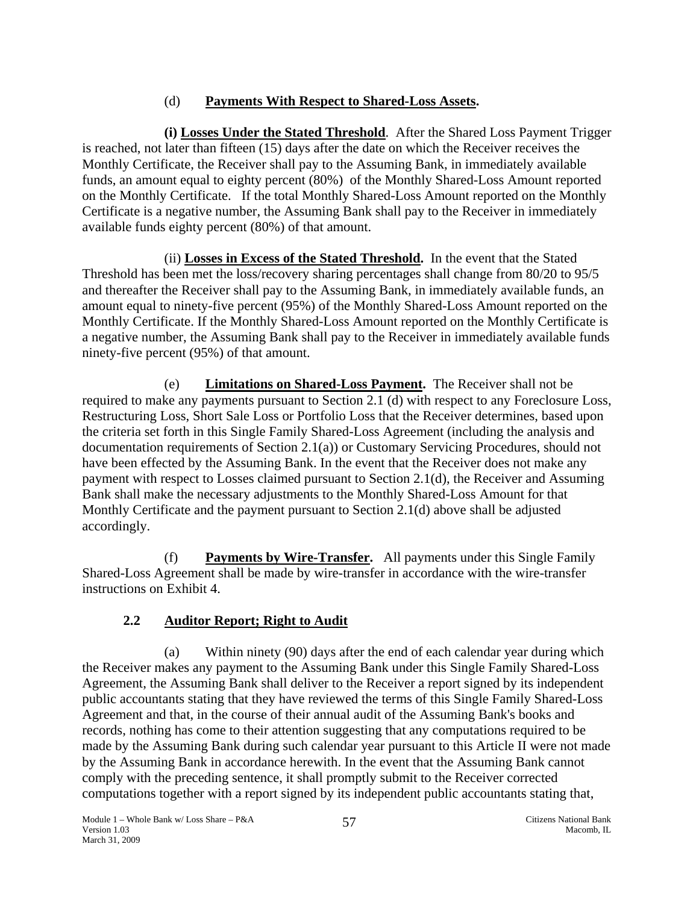(d) **Payments With Respect to Shared-Loss Assets.**

**(i) Losses Under the Stated Threshold**. After the Shared Loss Payment Trigger is reached, not later than fifteen (15) days after the date on which the Receiver receives the Monthly Certificate, the Receiver shall pay to the Assuming Bank, in immediately available funds, an amount equal to eighty percent (80%) of the Monthly Shared-Loss Amount reported on the Monthly Certificate. If the total Monthly Shared-Loss Amount reported on the Monthly Certificate is a negative number, the Assuming Bank shall pay to the Receiver in immediately available funds eighty percent (80%) of that amount.

(ii) **Losses in Excess of the Stated Threshold.** In the event that the Stated Threshold has been met the loss/recovery sharing percentages shall change from 80/20 to 95/5 and thereafter the Receiver shall pay to the Assuming Bank, in immediately available funds, an amount equal to ninety-five percent (95%) of the Monthly Shared-Loss Amount reported on the Monthly Certificate. If the Monthly Shared-Loss Amount reported on the Monthly Certificate is a negative number, the Assuming Bank shall pay to the Receiver in immediately available funds ninety-five percent (95%) of that amount.

(e) **Limitations on Shared-Loss Payment.** The Receiver shall not be required to make any payments pursuant to Section 2.1 (d) with respect to any Foreclosure Loss, Restructuring Loss, Short Sale Loss or Portfolio Loss that the Receiver determines, based upon the criteria set forth in this Single Family Shared-Loss Agreement (including the analysis and documentation requirements of Section 2.1(a)) or Customary Servicing Procedures, should not have been effected by the Assuming Bank. In the event that the Receiver does not make any payment with respect to Losses claimed pursuant to Section 2.1(d), the Receiver and Assuming Bank shall make the necessary adjustments to the Monthly Shared-Loss Amount for that Monthly Certificate and the payment pursuant to Section 2.1(d) above shall be adjusted accordingly.

(f) **Payments by Wire-Transfer.** All payments under this Single Family Shared-Loss Agreement shall be made by wire-transfer in accordance with the wire-transfer instructions on Exhibit 4.

## 2.2 Auditor Report; Right to Audit

(a) Within ninety (90) days after the end of each calendar year during which the Receiver makes any payment to the Assuming Bank under this Single Family Shared-Loss Agreement, the Assuming Bank shall deliver to the Receiver a report signed by its independent public accountants stating that they have reviewed the terms of this Single Family Shared-Loss Agreement and that, in the course of their annual audit of the Assuming Bank's books and records, nothing has come to their attention suggesting that any computations required to be made by the Assuming Bank during such calendar year pursuant to this Article II were not made by the Assuming Bank in accordance herewith. In the event that the Assuming Bank cannot comply with the preceding sentence, it shall promptly submit to the Receiver corrected computations together with a report signed by its independent public accountants stating that,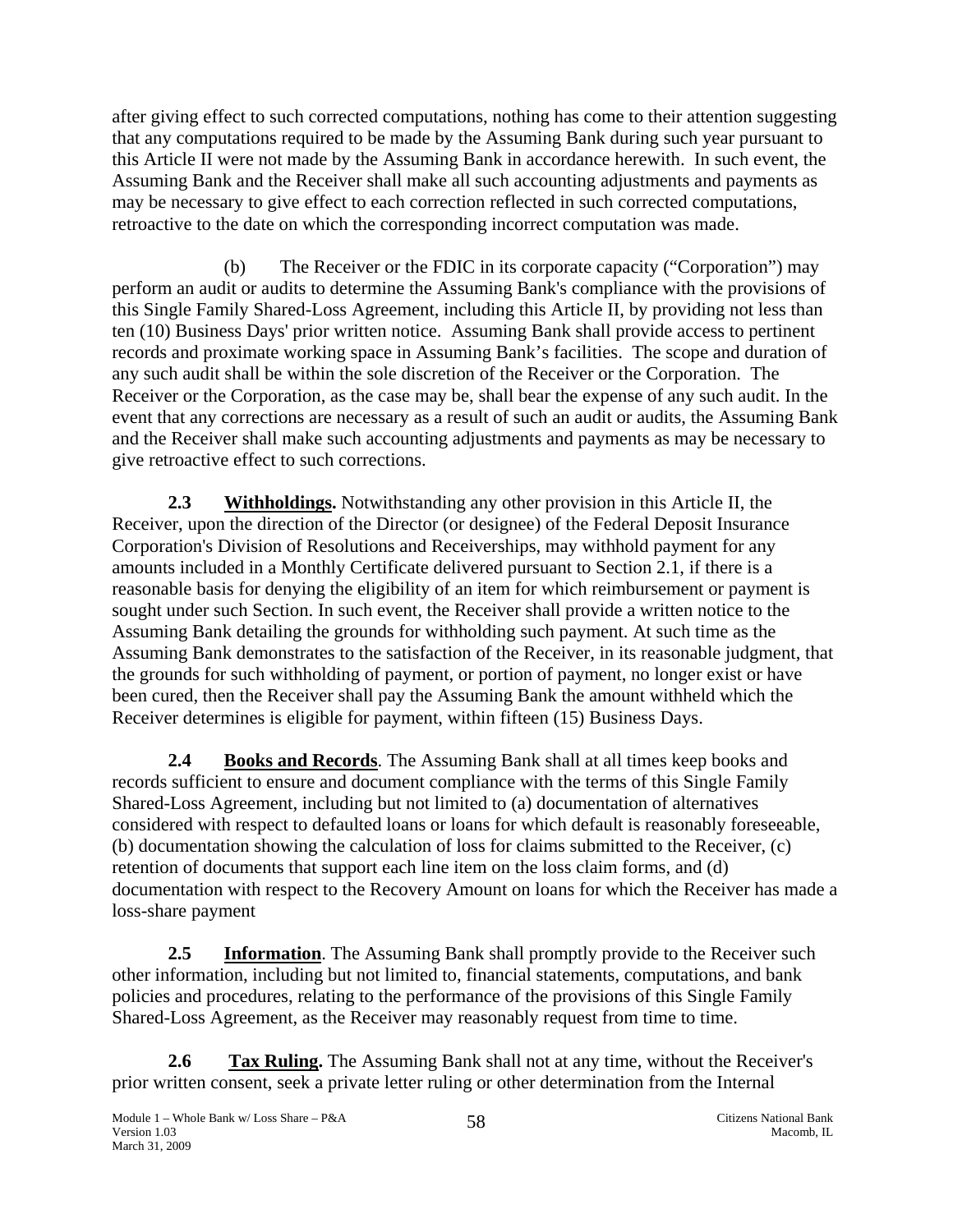after giving effect to such corrected computations, nothing has come to their attention suggesting that any computations required to be made by the Assuming Bank during such year pursuant to this Article II were not made by the Assuming Bank in accordance herewith. In such event, the Assuming Bank and the Receiver shall make all such accounting adjustments and payments as may be necessary to give effect to each correction reflected in such corrected computations, retroactive to the date on which the corresponding incorrect computation was made.

(b) The Receiver or the FDIC in its corporate capacity ("Corporation") may perform an audit or audits to determine the Assuming Bank's compliance with the provisions of this Single Family Shared-Loss Agreement, including this Article II, by providing not less than ten (10) Business Days' prior written notice. Assuming Bank shall provide access to pertinent records and proximate working space in Assuming Bank's facilities. The scope and duration of any such audit shall be within the sole discretion of the Receiver or the Corporation. The Receiver or the Corporation, as the case may be, shall bear the expense of any such audit. In the event that any corrections are necessary as a result of such an audit or audits, the Assuming Bank and the Receiver shall make such accounting adjustments and payments as may be necessary to give retroactive effect to such corrections.

**2.3 Withholdings.** Notwithstanding any other provision in this Article II, the Receiver, upon the direction of the Director (or designee) of the Federal Deposit Insurance Corporation's Division of Resolutions and Receiverships, may withhold payment for any amounts included in a Monthly Certificate delivered pursuant to Section 2.1, if there is a reasonable basis for denying the eligibility of an item for which reimbursement or payment is sought under such Section. In such event, the Receiver shall provide a written notice to the Assuming Bank detailing the grounds for withholding such payment. At such time as the Assuming Bank demonstrates to the satisfaction of the Receiver, in its reasonable judgment, that the grounds for such withholding of payment, or portion of payment, no longer exist or have been cured, then the Receiver shall pay the Assuming Bank the amount withheld which the Receiver determines is eligible for payment, within fifteen (15) Business Days.

**2.4 Books and Records**. The Assuming Bank shall at all times keep books and records sufficient to ensure and document compliance with the terms of this Single Family Shared-Loss Agreement, including but not limited to (a) documentation of alternatives considered with respect to defaulted loans or loans for which default is reasonably foreseeable, (b) documentation showing the calculation of loss for claims submitted to the Receiver, (c) retention of documents that support each line item on the loss claim forms, and (d) documentation with respect to the Recovery Amount on loans for which the Receiver has made a loss-share payment

**2.5 Information**. The Assuming Bank shall promptly provide to the Receiver such other information, including but not limited to, financial statements, computations, and bank policies and procedures, relating to the performance of the provisions of this Single Family Shared-Loss Agreement, as the Receiver may reasonably request from time to time.

**2.6 Tax Ruling.** The Assuming Bank shall not at any time, without the Receiver's prior written consent, seek a private letter ruling or other determination from the Internal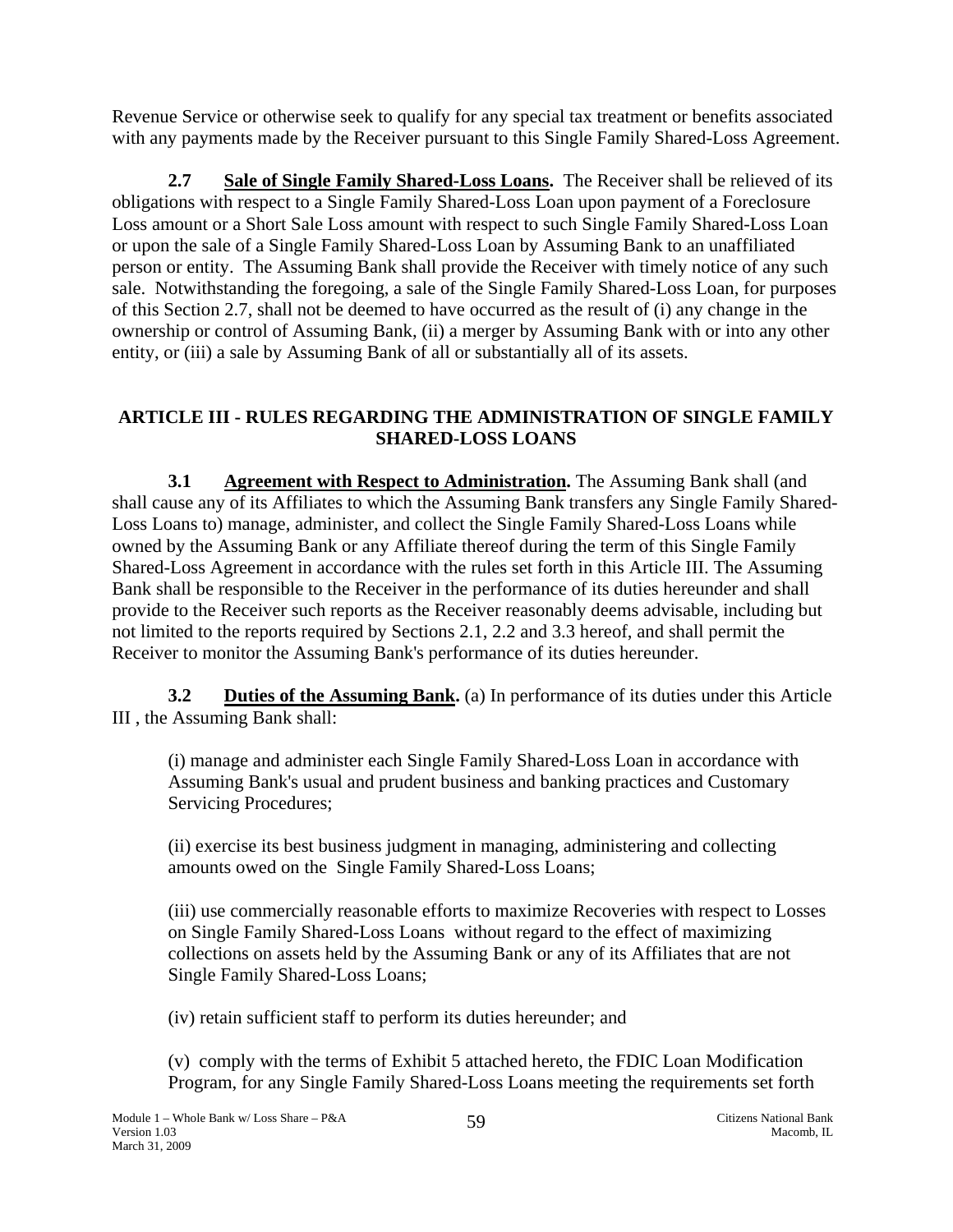Revenue Service or otherwise seek to qualify for any special tax treatment or benefits associated with any payments made by the Receiver pursuant to this Single Family Shared-Loss Agreement.

**2.7 Sale of Single Family Shared-Loss Loans.** The Receiver shall be relieved of its obligations with respect to a Single Family Shared-Loss Loan upon payment of a Foreclosure Loss amount or a Short Sale Loss amount with respect to such Single Family Shared-Loss Loan or upon the sale of a Single Family Shared-Loss Loan by Assuming Bank to an unaffiliated person or entity. The Assuming Bank shall provide the Receiver with timely notice of any such sale. Notwithstanding the foregoing, a sale of the Single Family Shared-Loss Loan, for purposes of this Section 2.7, shall not be deemed to have occurred as the result of (i) any change in the ownership or control of Assuming Bank, (ii) a merger by Assuming Bank with or into any other entity, or (iii) a sale by Assuming Bank of all or substantially all of its assets.

## ARTICLE III - RULES REGARDING THE ADMINISTRATION OF SINGLE FAMILY SHARED-LOSS LOANS

**3.1 Agreement with Respect to Administration.** The Assuming Bank shall (and shall cause any of its Affiliates to which the Assuming Bank transfers any Single Family Shared-Loss Loans to) manage, administer, and collect the Single Family Shared-Loss Loans while owned by the Assuming Bank or any Affiliate thereof during the term of this Single Family Shared-Loss Agreement in accordance with the rules set forth in this Article III. The Assuming Bank shall be responsible to the Receiver in the performance of its duties hereunder and shall provide to the Receiver such reports as the Receiver reasonably deems advisable, including but not limited to the reports required by Sections 2.1, 2.2 and 3.3 hereof, and shall permit the Receiver to monitor the Assuming Bank's performance of its duties hereunder.

**3.2 Duties of the Assuming Bank.** (a) In performance of its duties under this Article III , the Assuming Bank shall:

(i) manage and administer each Single Family Shared-Loss Loan in accordance with Assuming Bank's usual and prudent business and banking practices and Customary Servicing Procedures;

(ii) exercise its best business judgment in managing, administering and collecting amounts owed on the Single Family Shared-Loss Loans;

(iii) use commercially reasonable efforts to maximize Recoveries with respect to Losses on Single Family Shared-Loss Loans without regard to the effect of maximizing collections on assets held by the Assuming Bank or any of its Affiliates that are not Single Family Shared-Loss Loans;

(iv) retain sufficient staff to perform its duties hereunder; and

(v) comply with the terms of Exhibit 5 attached hereto, the FDIC Loan Modification Program, for any Single Family Shared-Loss Loans meeting the requirements set forth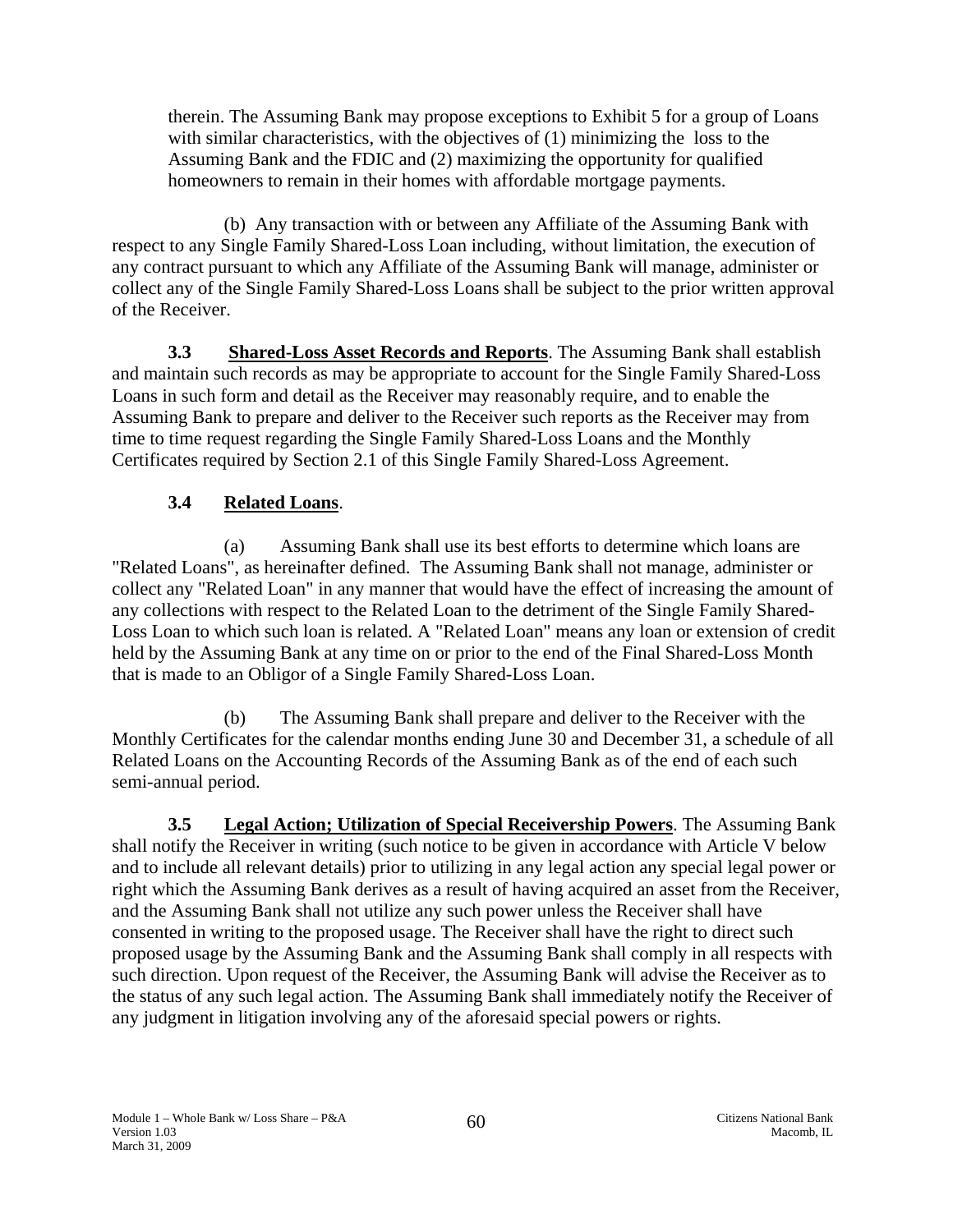therein. The Assuming Bank may propose exceptions to Exhibit 5 for a group of Loans with similar characteristics, with the objectives of (1) minimizing the loss to the Assuming Bank and the FDIC and (2) maximizing the opportunity for qualified homeowners to remain in their homes with affordable mortgage payments.

(b) Any transaction with or between any Affiliate of the Assuming Bank with respect to any Single Family Shared-Loss Loan including, without limitation, the execution of any contract pursuant to which any Affiliate of the Assuming Bank will manage, administer or collect any of the Single Family Shared-Loss Loans shall be subject to the prior written approval of the Receiver.

**3.3 Shared-Loss Asset Records and Reports**. The Assuming Bank shall establish and maintain such records as may be appropriate to account for the Single Family Shared-Loss Loans in such form and detail as the Receiver may reasonably require, and to enable the Assuming Bank to prepare and deliver to the Receiver such reports as the Receiver may from time to time request regarding the Single Family Shared-Loss Loans and the Monthly Certificates required by Section 2.1 of this Single Family Shared-Loss Agreement.

**3.4 Related Loans**.

(a) Assuming Bank shall use its best efforts to determine which loans are "Related Loans", as hereinafter defined. The Assuming Bank shall not manage, administer or collect any "Related Loan" in any manner that would have the effect of increasing the amount of any collections with respect to the Related Loan to the detriment of the Single Family Shared-Loss Loan to which such loan is related. A "Related Loan" means any loan or extension of credit held by the Assuming Bank at any time on or prior to the end of the Final Shared-Loss Month that is made to an Obligor of a Single Family Shared-Loss Loan.

(b) The Assuming Bank shall prepare and deliver to the Receiver with the Monthly Certificates for the calendar months ending June 30 and December 31, a schedule of all Related Loans on the Accounting Records of the Assuming Bank as of the end of each such semi-annual period.

**3.5 Legal Action; Utilization of Special Receivership Powers**. The Assuming Bank shall notify the Receiver in writing (such notice to be given in accordance with Article V below and to include all relevant details) prior to utilizing in any legal action any special legal power or right which the Assuming Bank derives as a result of having acquired an asset from the Receiver, and the Assuming Bank shall not utilize any such power unless the Receiver shall have consented in writing to the proposed usage. The Receiver shall have the right to direct such proposed usage by the Assuming Bank and the Assuming Bank shall comply in all respects with such direction. Upon request of the Receiver, the Assuming Bank will advise the Receiver as to the status of any such legal action. The Assuming Bank shall immediately notify the Receiver of any judgment in litigation involving any of the aforesaid special powers or rights.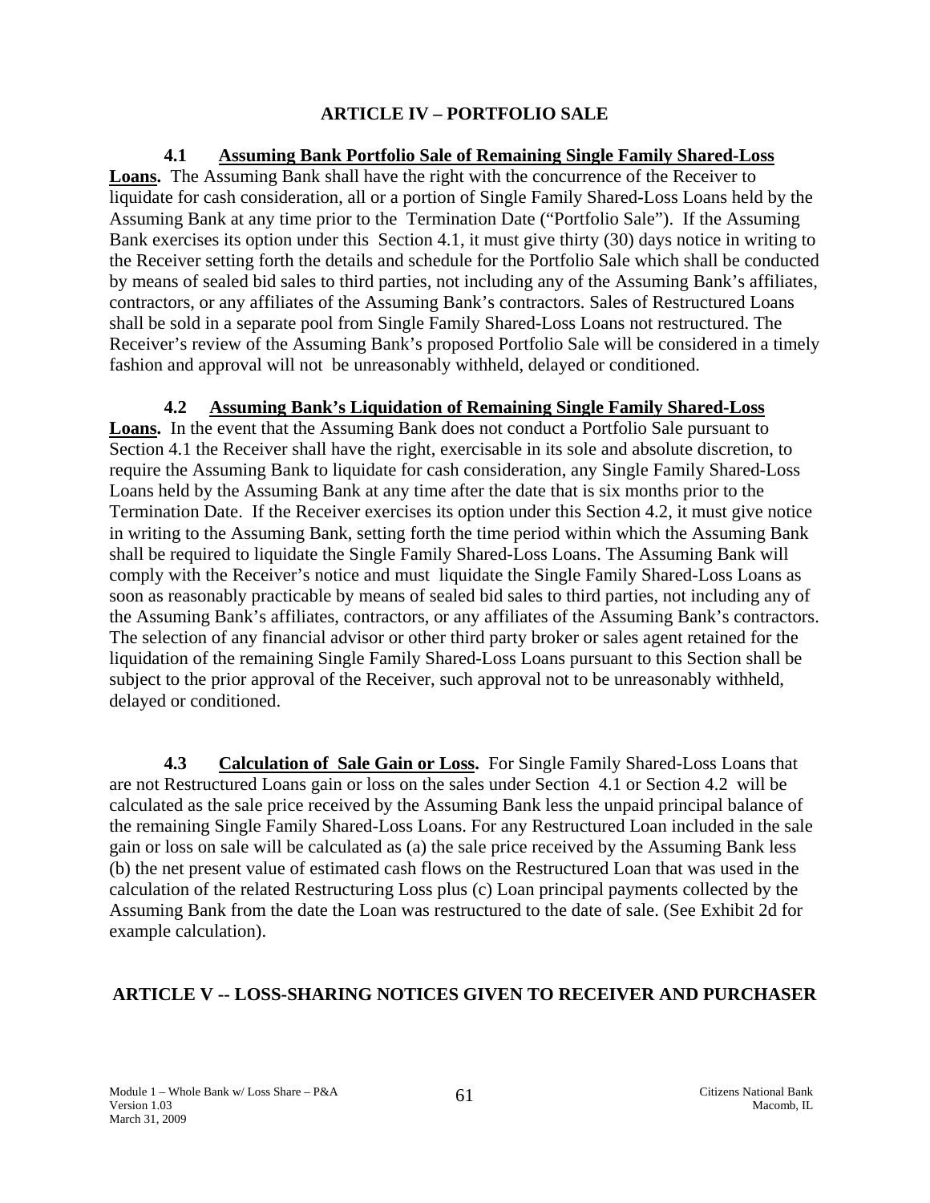## ARTICLE IV – PORTFOLIO SALE

**4.1 Assuming Bank Portfolio Sale of Remaining Single Family Shared-Loss Loans.** The Assuming Bank shall have the right with the concurrence of the Receiver to liquidate for cash consideration, all or a portion of Single Family Shared-Loss Loans held by the Assuming Bank at any time prior to the Termination Date ("Portfolio Sale"). If the Assuming Bank exercises its option under this Section 4.1, it must give thirty (30) days notice in writing to the Receiver setting forth the details and schedule for the Portfolio Sale which shall be conducted by means of sealed bid sales to third parties, not including any of the Assuming Bank's affiliates, contractors, or any affiliates of the Assuming Bank's contractors. Sales of Restructured Loans shall be sold in a separate pool from Single Family Shared-Loss Loans not restructured. The Receiver's review of the Assuming Bank's proposed Portfolio Sale will be considered in a timely fashion and approval will not be unreasonably withheld, delayed or conditioned.

**4.2 Assuming Bank's Liquidation of Remaining Single Family Shared-Loss Loans.** In the event that the Assuming Bank does not conduct a Portfolio Sale pursuant to Section 4.1 the Receiver shall have the right, exercisable in its sole and absolute discretion, to require the Assuming Bank to liquidate for cash consideration, any Single Family Shared-Loss Loans held by the Assuming Bank at any time after the date that is six months prior to the Termination Date. If the Receiver exercises its option under this Section 4.2, it must give notice in writing to the Assuming Bank, setting forth the time period within which the Assuming Bank shall be required to liquidate the Single Family Shared-Loss Loans. The Assuming Bank will comply with the Receiver's notice and must liquidate the Single Family Shared-Loss Loans as soon as reasonably practicable by means of sealed bid sales to third parties, not including any of the Assuming Bank's affiliates, contractors, or any affiliates of the Assuming Bank's contractors. The selection of any financial advisor or other third party broker or sales agent retained for the liquidation of the remaining Single Family Shared-Loss Loans pursuant to this Section shall be subject to the prior approval of the Receiver, such approval not to be unreasonably withheld, delayed or conditioned.

**4.3 Calculation of Sale Gain or Loss.** For Single Family Shared-Loss Loans that are not Restructured Loans gain or loss on the sales under Section 4.1 or Section 4.2 will be calculated as the sale price received by the Assuming Bank less the unpaid principal balance of the remaining Single Family Shared-Loss Loans. For any Restructured Loan included in the sale gain or loss on sale will be calculated as (a) the sale price received by the Assuming Bank less (b) the net present value of estimated cash flows on the Restructured Loan that was used in the calculation of the related Restructuring Loss plus (c) Loan principal payments collected by the Assuming Bank from the date the Loan was restructured to the date of sale. (See Exhibit 2d for example calculation).

## ARTICLE V -- LOSS-SHARING NOTICES GIVEN TO RECEIVER AND PURCHASER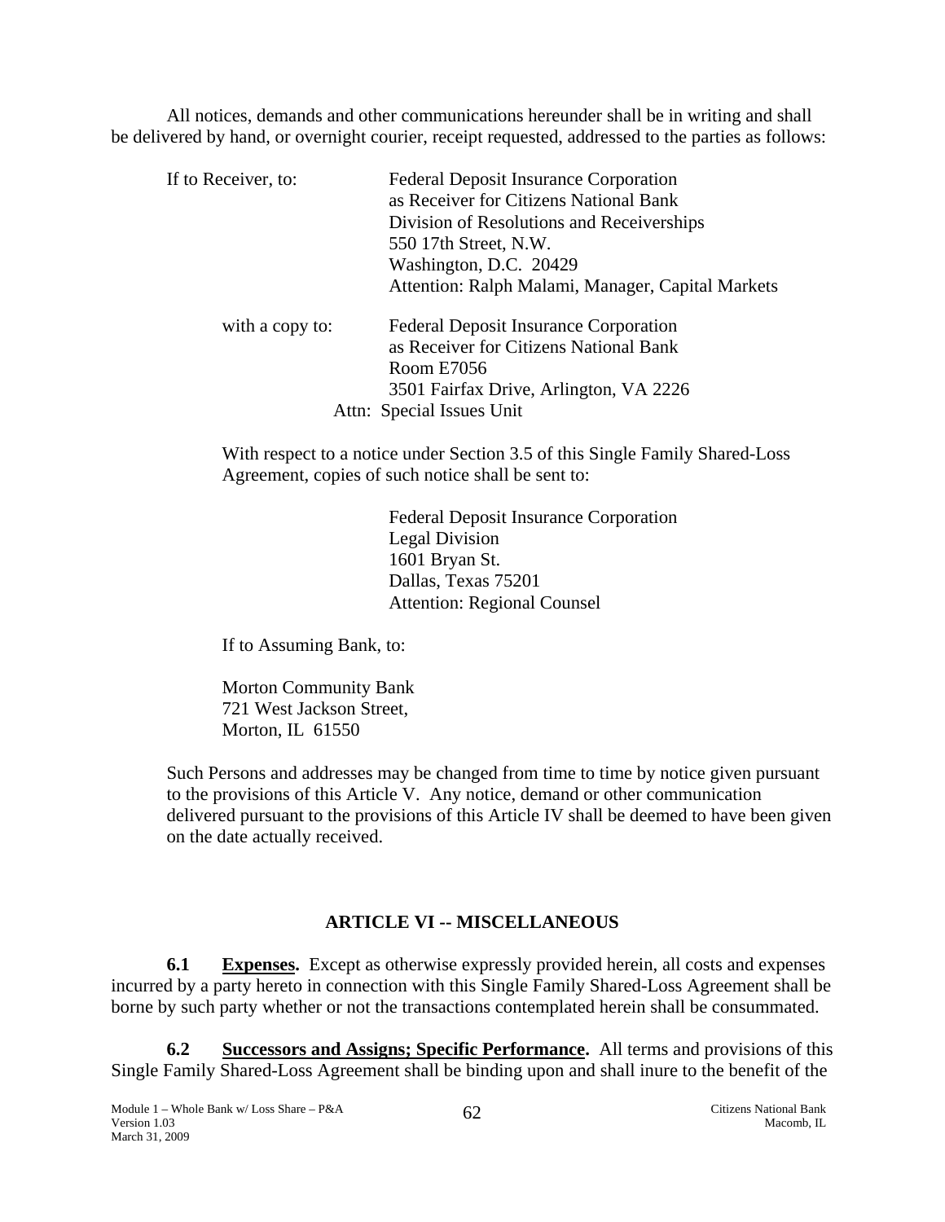All notices, demands and other communications hereunder shall be in writing and shall be delivered by hand, or overnight courier, receipt requested, addressed to the parties as follows:

If to Receiver, to:

Federal Deposit Insurance Corporation
as Receiver for Citizens National Bank
Division of Resolutions and Receiverships
550 17th Street, N.W.
Washington, D.C. 20429
Attention: Ralph Malami, Manager, Capital Markets

with a copy to:

Federal Deposit Insurance Corporation
as Receiver for Citizens National Bank
Room E7056
3501 Fairfax Drive, Arlington, VA 2226
Attn: Special Issues Unit

With respect to a notice under Section 3.5 of this Single Family Shared-Loss Agreement, copies of such notice shall be sent to:

Federal Deposit Insurance Corporation
Legal Division
1601 Bryan St.
Dallas, Texas 75201
Attention: Regional Counsel

If to Assuming Bank, to:

Morton Community Bank
721 West Jackson Street,
Morton, IL 61550

Such Persons and addresses may be changed from time to time by notice given pursuant to the provisions of this Article V. Any notice, demand or other communication delivered pursuant to the provisions of this Article IV shall be deemed to have been given on the date actually received.

## ARTICLE VI -- MISCELLANEOUS

**6.1 Expenses.** Except as otherwise expressly provided herein, all costs and expenses incurred by a party hereto in connection with this Single Family Shared-Loss Agreement shall be borne by such party whether or not the transactions contemplated herein shall be consummated.

**6.2 Successors and Assigns; Specific Performance.** All terms and provisions of this Single Family Shared-Loss Agreement shall be binding upon and shall inure to the benefit of the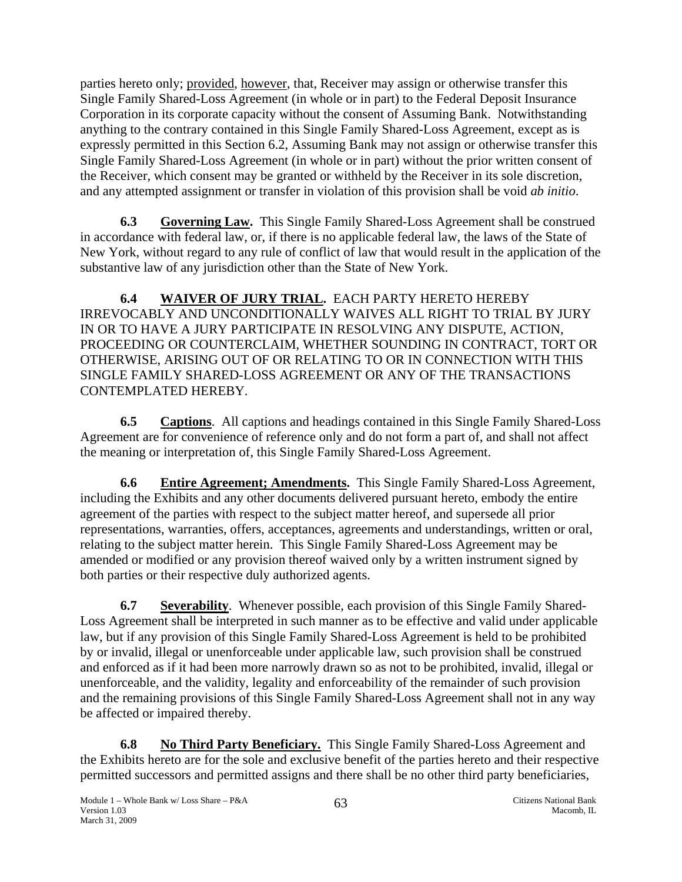parties hereto only; provided, however, that, Receiver may assign or otherwise transfer this Single Family Shared-Loss Agreement (in whole or in part) to the Federal Deposit Insurance Corporation in its corporate capacity without the consent of Assuming Bank. Notwithstanding anything to the contrary contained in this Single Family Shared-Loss Agreement, except as is expressly permitted in this Section 6.2, Assuming Bank may not assign or otherwise transfer this Single Family Shared-Loss Agreement (in whole or in part) without the prior written consent of the Receiver, which consent may be granted or withheld by the Receiver in its sole discretion, and any attempted assignment or transfer in violation of this provision shall be void *ab initio*.

**6.3 Governing Law.** This Single Family Shared-Loss Agreement shall be construed in accordance with federal law, or, if there is no applicable federal law, the laws of the State of New York, without regard to any rule of conflict of law that would result in the application of the substantive law of any jurisdiction other than the State of New York.

**6.4 WAIVER OF JURY TRIAL.** EACH PARTY HERETO HEREBY IRREVOCABLY AND UNCONDITIONALLY WAIVES ALL RIGHT TO TRIAL BY JURY IN OR TO HAVE A JURY PARTICIPATE IN RESOLVING ANY DISPUTE, ACTION, PROCEEDING OR COUNTERCLAIM, WHETHER SOUNDING IN CONTRACT, TORT OR OTHERWISE, ARISING OUT OF OR RELATING TO OR IN CONNECTION WITH THIS SINGLE FAMILY SHARED-LOSS AGREEMENT OR ANY OF THE TRANSACTIONS CONTEMPLATED HEREBY.

**6.5 Captions**. All captions and headings contained in this Single Family Shared-Loss Agreement are for convenience of reference only and do not form a part of, and shall not affect the meaning or interpretation of, this Single Family Shared-Loss Agreement.

**6.6 Entire Agreement; Amendments.** This Single Family Shared-Loss Agreement, including the Exhibits and any other documents delivered pursuant hereto, embody the entire agreement of the parties with respect to the subject matter hereof, and supersede all prior representations, warranties, offers, acceptances, agreements and understandings, written or oral, relating to the subject matter herein. This Single Family Shared-Loss Agreement may be amended or modified or any provision thereof waived only by a written instrument signed by both parties or their respective duly authorized agents.

**6.7 Severability**. Whenever possible, each provision of this Single Family Shared-Loss Agreement shall be interpreted in such manner as to be effective and valid under applicable law, but if any provision of this Single Family Shared-Loss Agreement is held to be prohibited by or invalid, illegal or unenforceable under applicable law, such provision shall be construed and enforced as if it had been more narrowly drawn so as not to be prohibited, invalid, illegal or unenforceable, and the validity, legality and enforceability of the remainder of such provision and the remaining provisions of this Single Family Shared-Loss Agreement shall not in any way be affected or impaired thereby.

**6.8 No Third Party Beneficiary.** This Single Family Shared-Loss Agreement and the Exhibits hereto are for the sole and exclusive benefit of the parties hereto and their respective permitted successors and permitted assigns and there shall be no other third party beneficiaries,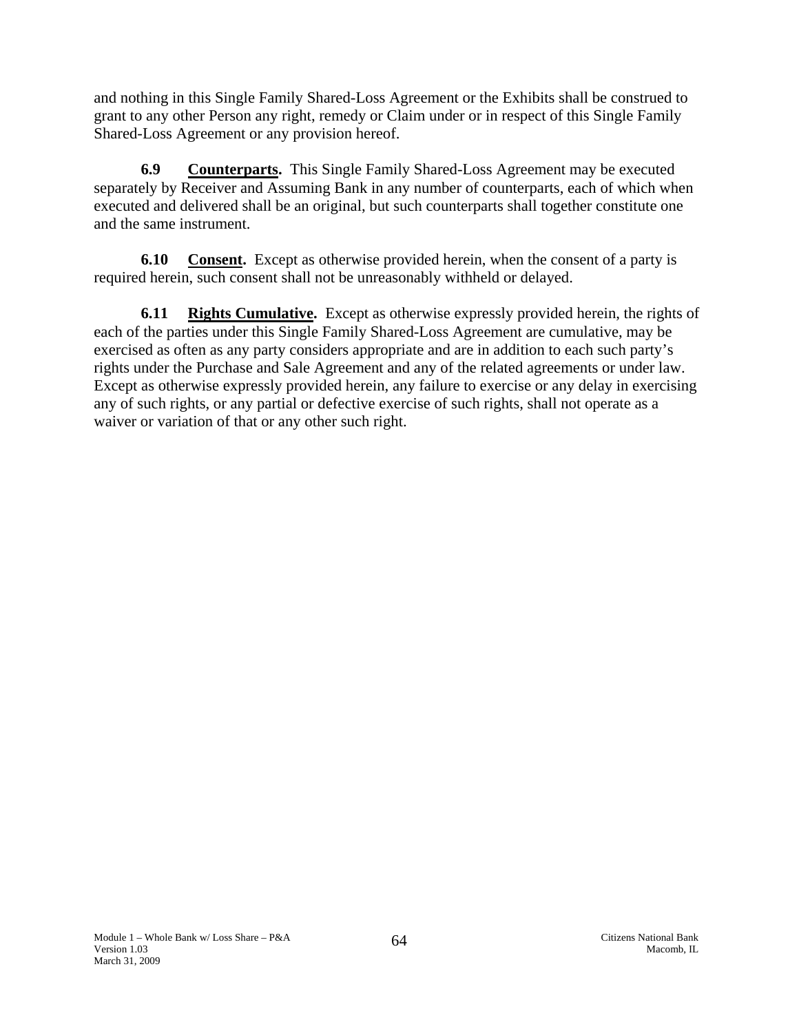and nothing in this Single Family Shared-Loss Agreement or the Exhibits shall be construed to grant to any other Person any right, remedy or Claim under or in respect of this Single Family Shared-Loss Agreement or any provision hereof.

**6.9 Counterparts.** This Single Family Shared-Loss Agreement may be executed separately by Receiver and Assuming Bank in any number of counterparts, each of which when executed and delivered shall be an original, but such counterparts shall together constitute one and the same instrument.

**6.10 Consent.** Except as otherwise provided herein, when the consent of a party is required herein, such consent shall not be unreasonably withheld or delayed.

**6.11 Rights Cumulative.** Except as otherwise expressly provided herein, the rights of each of the parties under this Single Family Shared-Loss Agreement are cumulative, may be exercised as often as any party considers appropriate and are in addition to each such party's rights under the Purchase and Sale Agreement and any of the related agreements or under law. Except as otherwise expressly provided herein, any failure to exercise or any delay in exercising any of such rights, or any partial or defective exercise of such rights, shall not operate as a waiver or variation of that or any other such right.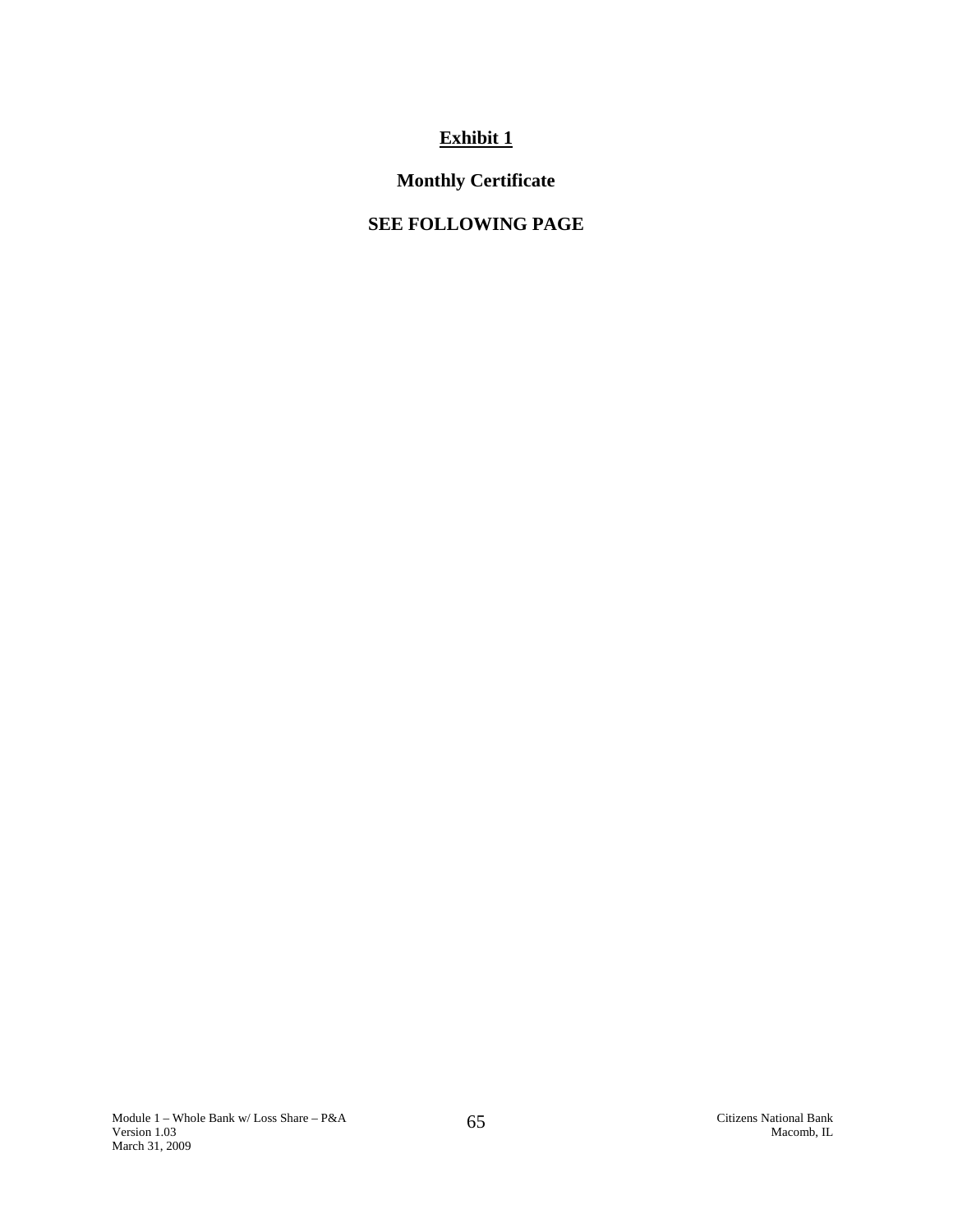# Exhibit 1

## Monthly Certificate

## SEE FOLLOWING PAGE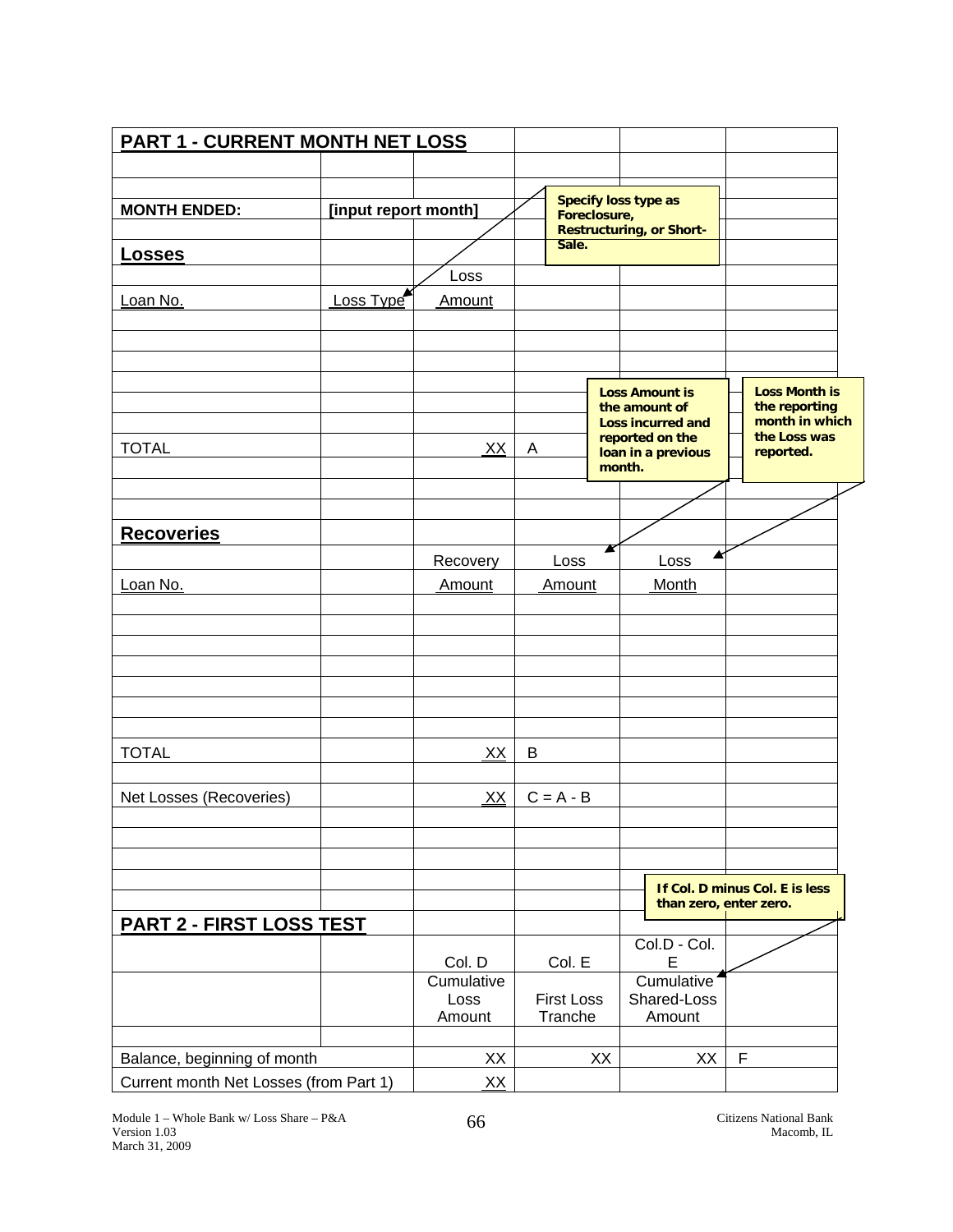## PART 1 - CURRENT MONTH NET LOSS

**MONTH ENDED:** **[input report month]**

*Specify loss type as Foreclosure, Restructuring, or Short-Sale.*

### Losses

| Loan No. | Loss Type | Loss Amount | |
|---|---|---|---|
| | | | |
| | | | |
| | | | |
| | | | |
| | | | |
| TOTAL | | XX | A |

*Loss Amount is the amount of Loss incurred and reported on the loan in a previous month.*

*Loss Month is the reporting month in which the Loss was reported.*

### Recoveries

| Loan No. | | Recovery Amount | Loss Amount | Loss Month |
|---|---|---|---|---|
| | | | | |
| | | | | |
| | | | | |
| | | | | |
| | | | | |
| | | | | |
| | | | | |
| TOTAL | | XX | B | |
| Net Losses (Recoveries) | | XX | C = A - B | |

*If Col. D minus Col. E is less than zero, enter zero.*

## PART 2 - FIRST LOSS TEST

| | Col. D<br>Cumulative Loss Amount | Col. E<br>First Loss Tranche | Col.D - Col. E<br>Cumulative Shared-Loss Amount | |
|---|---|---|---|---|
| Balance, beginning of month | XX | XX | XX | F |
| Current month Net Losses (from Part 1) | XX | | | |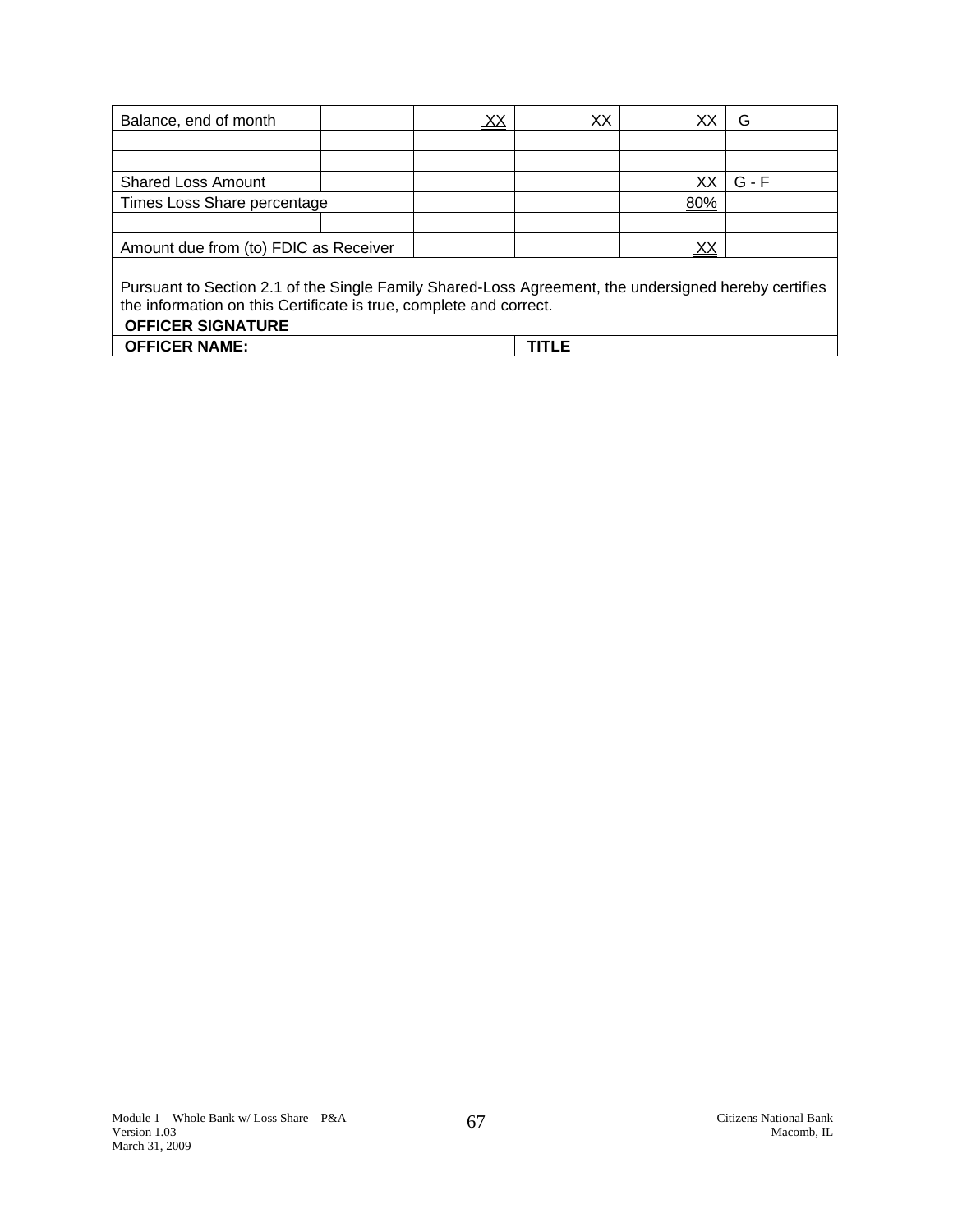| Balance, end of month | | XX | XX | XX | G |
|---|---|---|---|---|---|
| | | | | | |
| | | | | | |
| Shared Loss Amount | | | | XX | G - F |
| Times Loss Share percentage | | | | 80% | |
| | | | | | |
| Amount due from (to) FDIC as Receiver | | | | XX | |

Pursuant to Section 2.1 of the Single Family Shared-Loss Agreement, the undersigned hereby certifies the information on this Certificate is true, complete and correct.

| **OFFICER SIGNATURE** | |
|---|---|
| **OFFICER NAME:** | **TITLE** |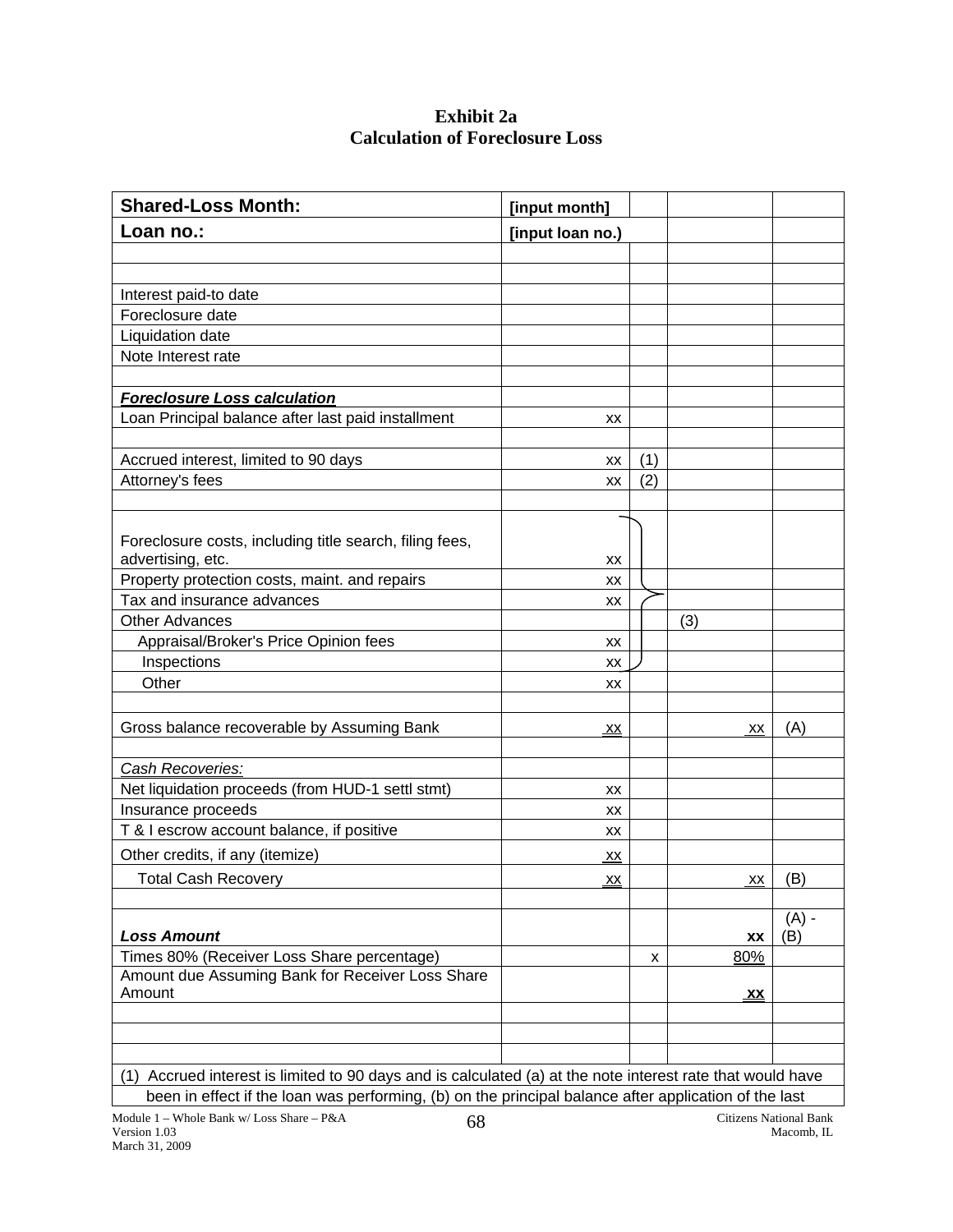# Exhibit 2a
## Calculation of Foreclosure Loss

| Shared-Loss Month: | [input month] | | | |
|---|---|---|---|---|
| **Loan no.:** | [input loan no.) | | | |
| | | | | |
| | | | | |
| Interest paid-to date | | | | |
| Foreclosure date | | | | |
| Liquidation date | | | | |
| Note Interest rate | | | | |
| | | | | |
| ***Foreclosure Loss calculation*** | | | | |
| Loan Principal balance after last paid installment | xx | | | |
| | | | | |
| Accrued interest, limited to 90 days | xx | (1) | | |
| Attorney's fees | xx | (2) | | |
| | | | | |
| Foreclosure costs, including title search, filing fees, advertising, etc. | xx | | | |
| Property protection costs, maint. and repairs | xx | | | |
| Tax and insurance advances | xx | | | |
| Other Advances | | | (3) | |
| Appraisal/Broker's Price Opinion fees | xx | | | |
| Inspections | xx | | | |
| Other | xx | | | |
| | | | | |
| Gross balance recoverable by Assuming Bank | xx | | xx | (A) |
| | | | | |
| *Cash Recoveries:* | | | | |
| Net liquidation proceeds (from HUD-1 settl stmt) | xx | | | |
| Insurance proceeds | xx | | | |
| T & I escrow account balance, if positive | xx | | | |
| Other credits, if any (itemize) | xx | | | |
| Total Cash Recovery | xx | | xx | (B) |
| | | | | |
| ***Loss Amount*** | | | **xx** | (A) - (B) |
| Times 80% (Receiver Loss Share percentage) | | x | 80% | |
| Amount due Assuming Bank for Receiver Loss Share Amount | | | **xx** | |
| | | | | |
| | | | | |
| | | | | |

(1) Accrued interest is limited to 90 days and is calculated (a) at the note interest rate that would have been in effect if the loan was performing, (b) on the principal balance after application of the last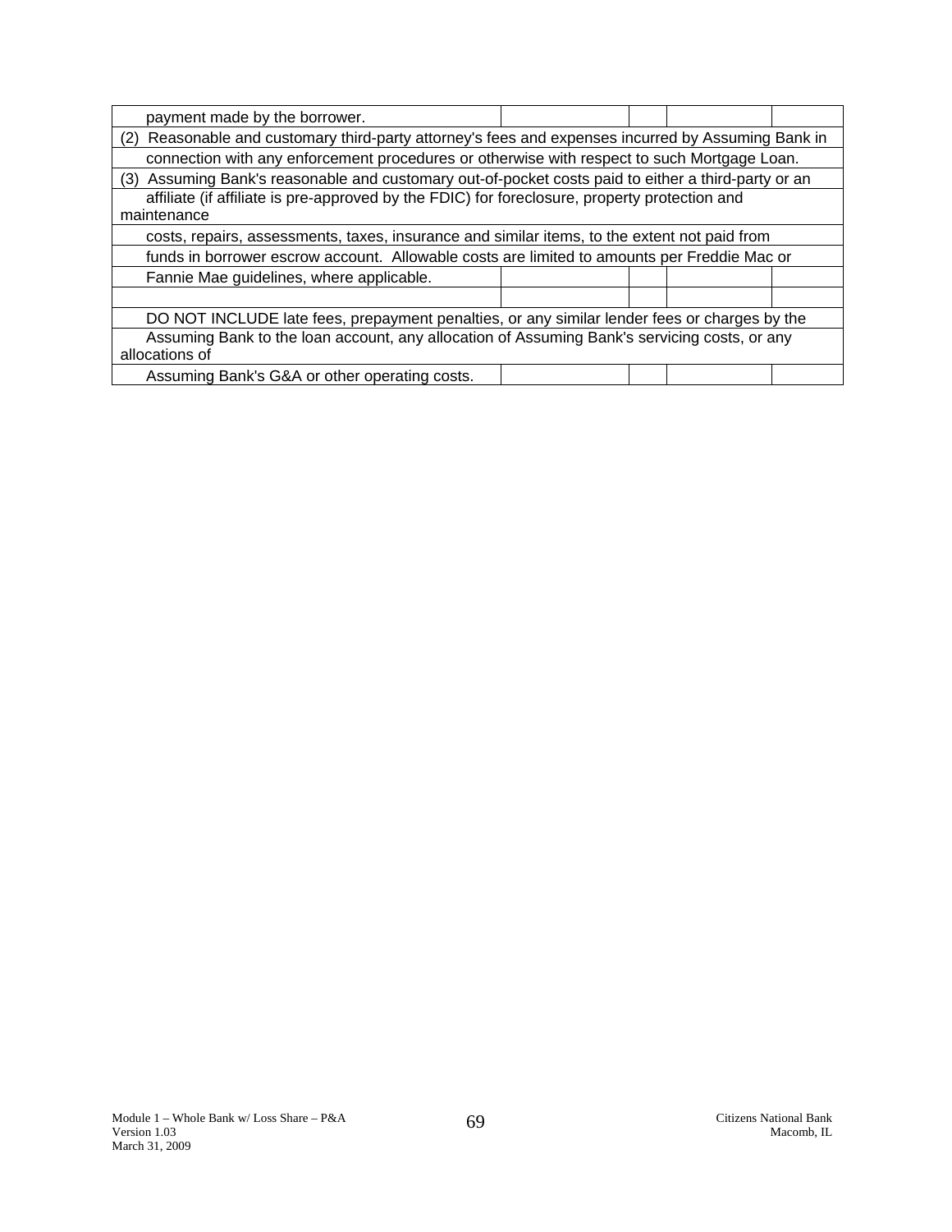| payment made by the borrower. | | | | |
|---|---|---|---|---|
| (2) Reasonable and customary third-party attorney's fees and expenses incurred by Assuming Bank in | | | | |
| connection with any enforcement procedures or otherwise with respect to such Mortgage Loan. | | | | |
| (3) Assuming Bank's reasonable and customary out-of-pocket costs paid to either a third-party or an | | | | |
| affiliate (if affiliate is pre-approved by the FDIC) for foreclosure, property protection and maintenance | | | | |
| costs, repairs, assessments, taxes, insurance and similar items, to the extent not paid from | | | | |
| funds in borrower escrow account. Allowable costs are limited to amounts per Freddie Mac or | | | | |
| Fannie Mae guidelines, where applicable. | | | | |
| | | | | |
| DO NOT INCLUDE late fees, prepayment penalties, or any similar lender fees or charges by the | | | | |
| Assuming Bank to the loan account, any allocation of Assuming Bank's servicing costs, or any allocations of | | | | |
| Assuming Bank's G&A or other operating costs. | | | | |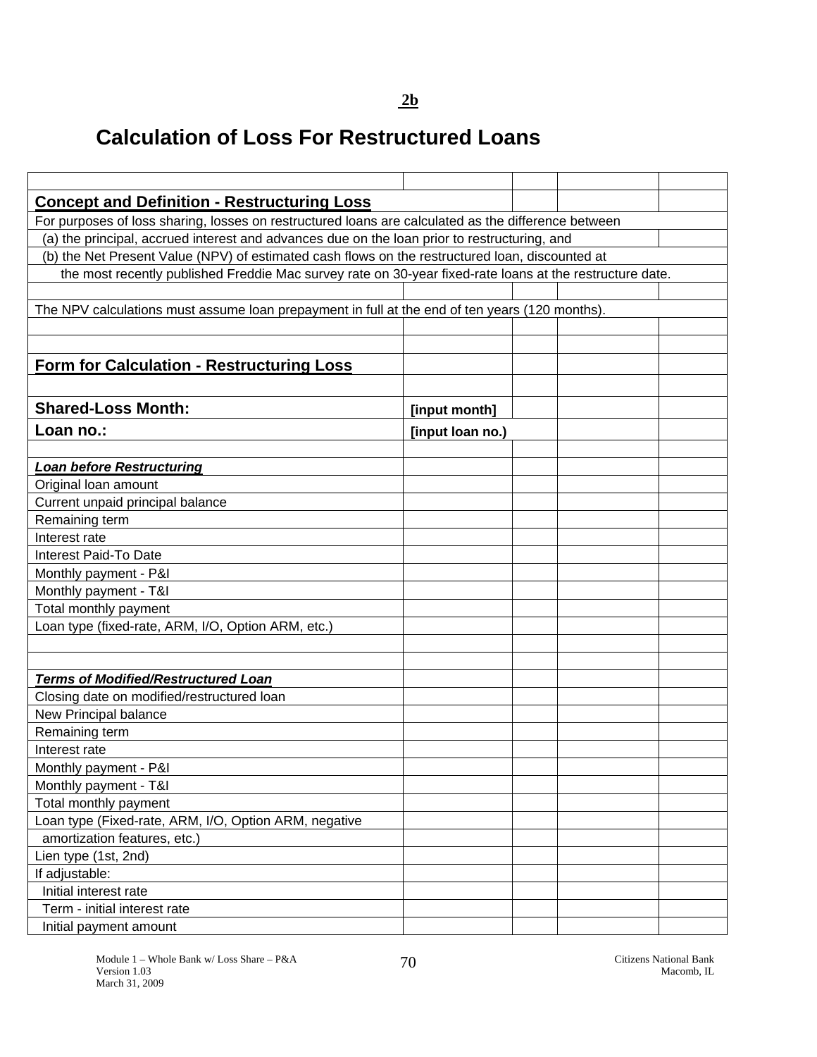**2b**

# Calculation of Loss For Restructured Loans

| | | | | |
|---|---|---|---|---|
| **Concept and Definition - Restructuring Loss** | | | | |
| For purposes of loss sharing, losses on restructured loans are calculated as the difference between | | | | |
| (a) the principal, accrued interest and advances due on the loan prior to restructuring, and | | | | |
| (b) the Net Present Value (NPV) of estimated cash flows on the restructured loan, discounted at | | | | |
| the most recently published Freddie Mac survey rate on 30-year fixed-rate loans at the restructure date. | | | | |
| | | | | |
| The NPV calculations must assume loan prepayment in full at the end of ten years (120 months). | | | | |
| | | | | |
| | | | | |
| **Form for Calculation - Restructuring Loss** | | | | |
| | | | | |
| **Shared-Loss Month:** | **[input month]** | | | |
| **Loan no.:** | **[input loan no.)** | | | |
| | | | | |
| ***Loan before Restructuring*** | | | | |
| Original loan amount | | | | |
| Current unpaid principal balance | | | | |
| Remaining term | | | | |
| Interest rate | | | | |
| Interest Paid-To Date | | | | |
| Monthly payment - P&I | | | | |
| Monthly payment - T&I | | | | |
| Total monthly payment | | | | |
| Loan type (fixed-rate, ARM, I/O, Option ARM, etc.) | | | | |
| | | | | |
| | | | | |
| ***Terms of Modified/Restructured Loan*** | | | | |
| Closing date on modified/restructured loan | | | | |
| New Principal balance | | | | |
| Remaining term | | | | |
| Interest rate | | | | |
| Monthly payment - P&I | | | | |
| Monthly payment - T&I | | | | |
| Total monthly payment | | | | |
| Loan type (Fixed-rate, ARM, I/O, Option ARM, negative | | | | |
| amortization features, etc.) | | | | |
| Lien type (1st, 2nd) | | | | |
| If adjustable: | | | | |
| Initial interest rate | | | | |
| Term - initial interest rate | | | | |
| Initial payment amount | | | | |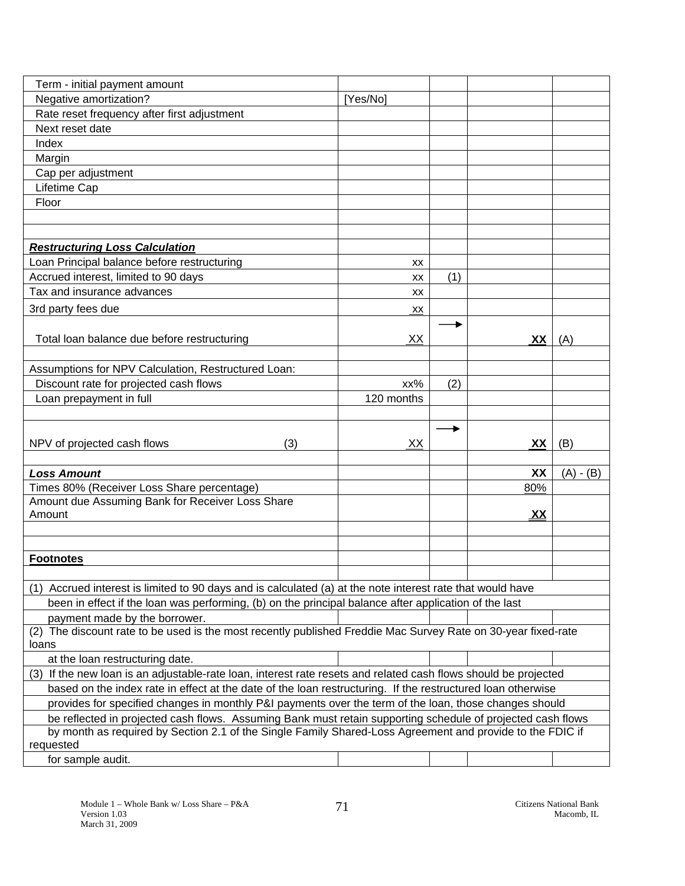| | | | | |
|---|---|---|---|---|
| Term - initial payment amount | | | | |
| Negative amortization? | [Yes/No] | | | |
| Rate reset frequency after first adjustment | | | | |
| Next reset date | | | | |
| Index | | | | |
| Margin | | | | |
| Cap per adjustment | | | | |
| Lifetime Cap | | | | |
| Floor | | | | |
| | | | | |
| | | | | |
| ***Restructuring Loss Calculation*** | | | | |
| Loan Principal balance before restructuring | xx | | | |
| Accrued interest, limited to 90 days | xx | (1) | | |
| Tax and insurance advances | xx | | | |
| 3rd party fees due | xx | | | |
| Total loan balance due before restructuring | XX | → | **XX** | (A) |
| | | | | |
| Assumptions for NPV Calculation, Restructured Loan: | | | | |
| Discount rate for projected cash flows | xx% | (2) | | |
| Loan prepayment in full | 120 months | | | |
| | | | | |
| NPV of projected cash flows (3) | XX | → | **XX** | (B) |
| | | | | |
| ***Loss Amount*** | | | **XX** | (A) - (B) |
| Times 80% (Receiver Loss Share percentage) | | | 80% | |
| Amount due Assuming Bank for Receiver Loss Share Amount | | | **XX** | |
| | | | | |
| | | | | |
| **Footnotes** | | | | |

(1) Accrued interest is limited to 90 days and is calculated (a) at the note interest rate that would have been in effect if the loan was performing, (b) on the principal balance after application of the last payment made by the borrower.

(2) The discount rate to be used is the most recently published Freddie Mac Survey Rate on 30-year fixed-rate loans at the loan restructuring date.

(3) If the new loan is an adjustable-rate loan, interest rate resets and related cash flows should be projected based on the index rate in effect at the date of the loan restructuring. If the restructured loan otherwise provides for specified changes in monthly P&I payments over the term of the loan, those changes should be reflected in projected cash flows. Assuming Bank must retain supporting schedule of projected cash flows by month as required by Section 2.1 of the Single Family Shared-Loss Agreement and provide to the FDIC if requested for sample audit.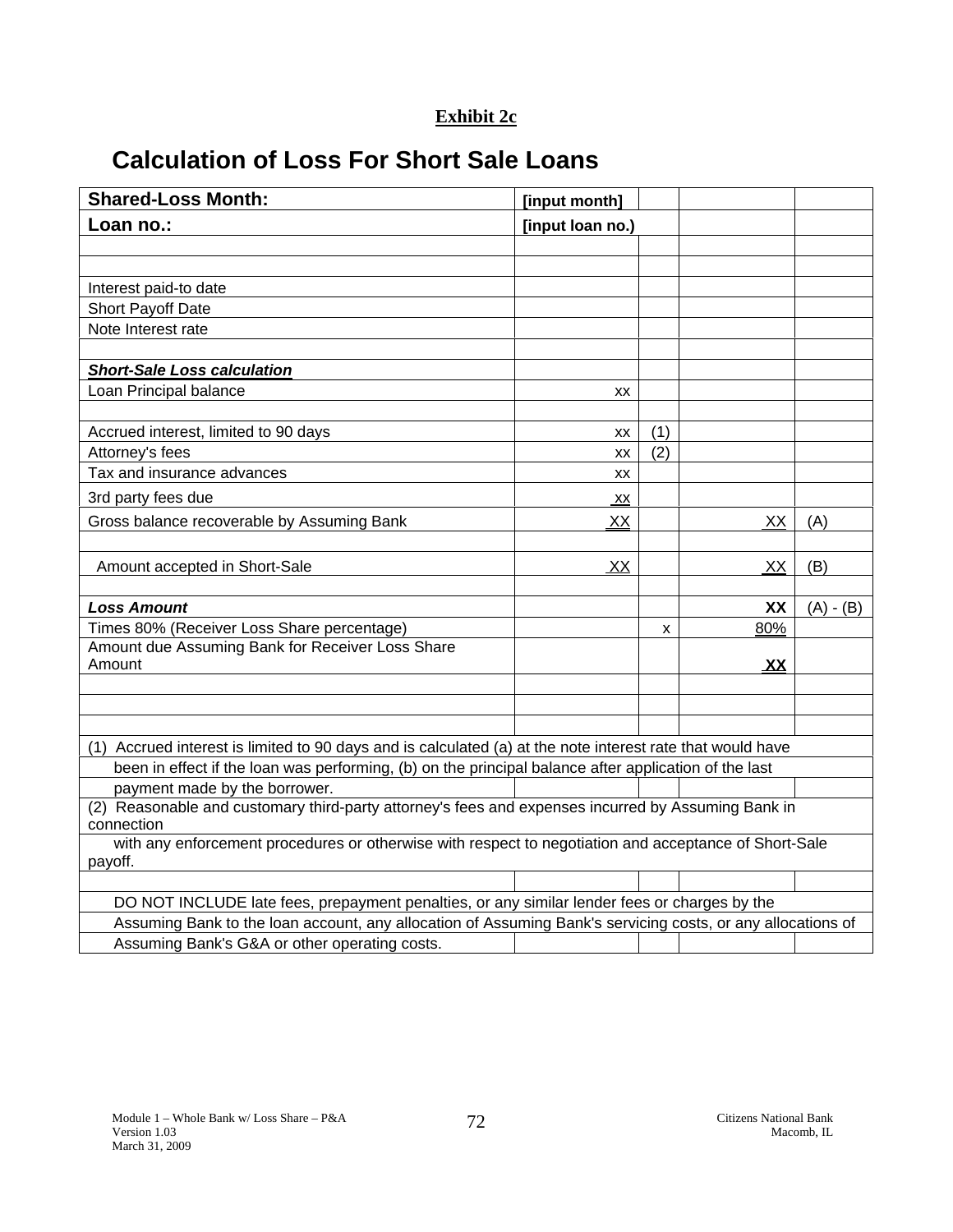**Exhibit 2c**

# Calculation of Loss For Short Sale Loans

| **Shared-Loss Month:** | **[input month]** | | | |
|---|---|---|---|---|
| **Loan no.:** | **[input loan no.)** | | | |
| | | | | |
| | | | | |
| Interest paid-to date | | | | |
| Short Payoff Date | | | | |
| Note Interest rate | | | | |
| | | | | |
| ***Short-Sale Loss calculation*** | | | | |
| Loan Principal balance | xx | | | |
| | | | | |
| Accrued interest, limited to 90 days | xx | (1) | | |
| Attorney's fees | xx | (2) | | |
| Tax and insurance advances | xx | | | |
| 3rd party fees due | xx | | | |
| Gross balance recoverable by Assuming Bank | XX | | XX | (A) |
| | | | | |
| Amount accepted in Short-Sale | XX | | XX | (B) |
| | | | | |
| ***Loss Amount*** | | | **XX** | (A) - (B) |
| Times 80% (Receiver Loss Share percentage) | | x | 80% | |
| Amount due Assuming Bank for Receiver Loss Share Amount | | | **XX** | |

(1) Accrued interest is limited to 90 days and is calculated (a) at the note interest rate that would have been in effect if the loan was performing, (b) on the principal balance after application of the last payment made by the borrower.

(2) Reasonable and customary third-party attorney's fees and expenses incurred by Assuming Bank in connection with any enforcement procedures or otherwise with respect to negotiation and acceptance of Short-Sale payoff.

DO NOT INCLUDE late fees, prepayment penalties, or any similar lender fees or charges by the Assuming Bank to the loan account, any allocation of Assuming Bank's servicing costs, or any allocations of Assuming Bank's G&A or other operating costs.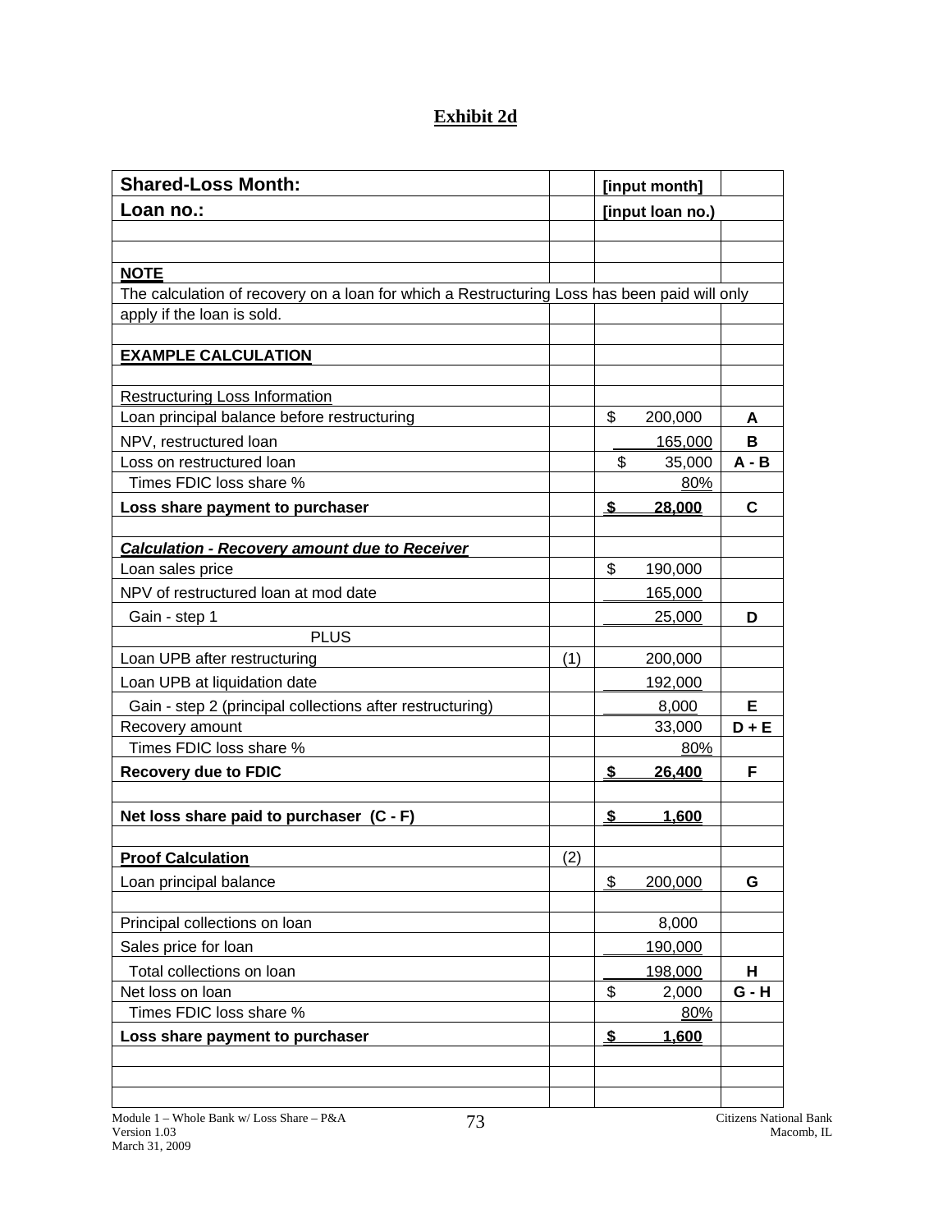## Exhibit 2d

| Shared-Loss Month: | | [input month] | |
|---|---|---|---|
| **Loan no.:** | | **[input loan no.)** | |
| | | | |
| | | | |
| **NOTE** | | | |
| The calculation of recovery on a loan for which a Restructuring Loss has been paid will only | | | |
| apply if the loan is sold. | | | |
| | | | |
| **EXAMPLE CALCULATION** | | | |
| | | | |
| Restructuring Loss Information | | | |
| Loan principal balance before restructuring | | $ 200,000 | **A** |
| NPV, restructured loan | | 165,000 | **B** |
| Loss on restructured loan | | $ 35,000 | **A - B** |
| Times FDIC loss share % | | 80% | |
| **Loss share payment to purchaser** | | **$ 28,000** | **C** |
| | | | |
| ***Calculation - Recovery amount due to Receiver*** | | | |
| Loan sales price | | $ 190,000 | |
| NPV of restructured loan at mod date | | 165,000 | |
| Gain - step 1 | | 25,000 | **D** |
| PLUS | | | |
| Loan UPB after restructuring | (1) | 200,000 | |
| Loan UPB at liquidation date | | 192,000 | |
| Gain - step 2 (principal collections after restructuring) | | 8,000 | **E** |
| Recovery amount | | 33,000 | **D + E** |
| Times FDIC loss share % | | 80% | |
| **Recovery due to FDIC** | | **$ 26,400** | **F** |
| | | | |
| **Net loss share paid to purchaser (C - F)** | | **$ 1,600** | |
| | | | |
| **Proof Calculation** | (2) | | |
| Loan principal balance | | $ 200,000 | **G** |
| | | | |
| Principal collections on loan | | 8,000 | |
| Sales price for loan | | 190,000 | |
| Total collections on loan | | 198,000 | **H** |
| Net loss on loan | | $ 2,000 | **G - H** |
| Times FDIC loss share % | | 80% | |
| **Loss share payment to purchaser** | | **$ 1,600** | |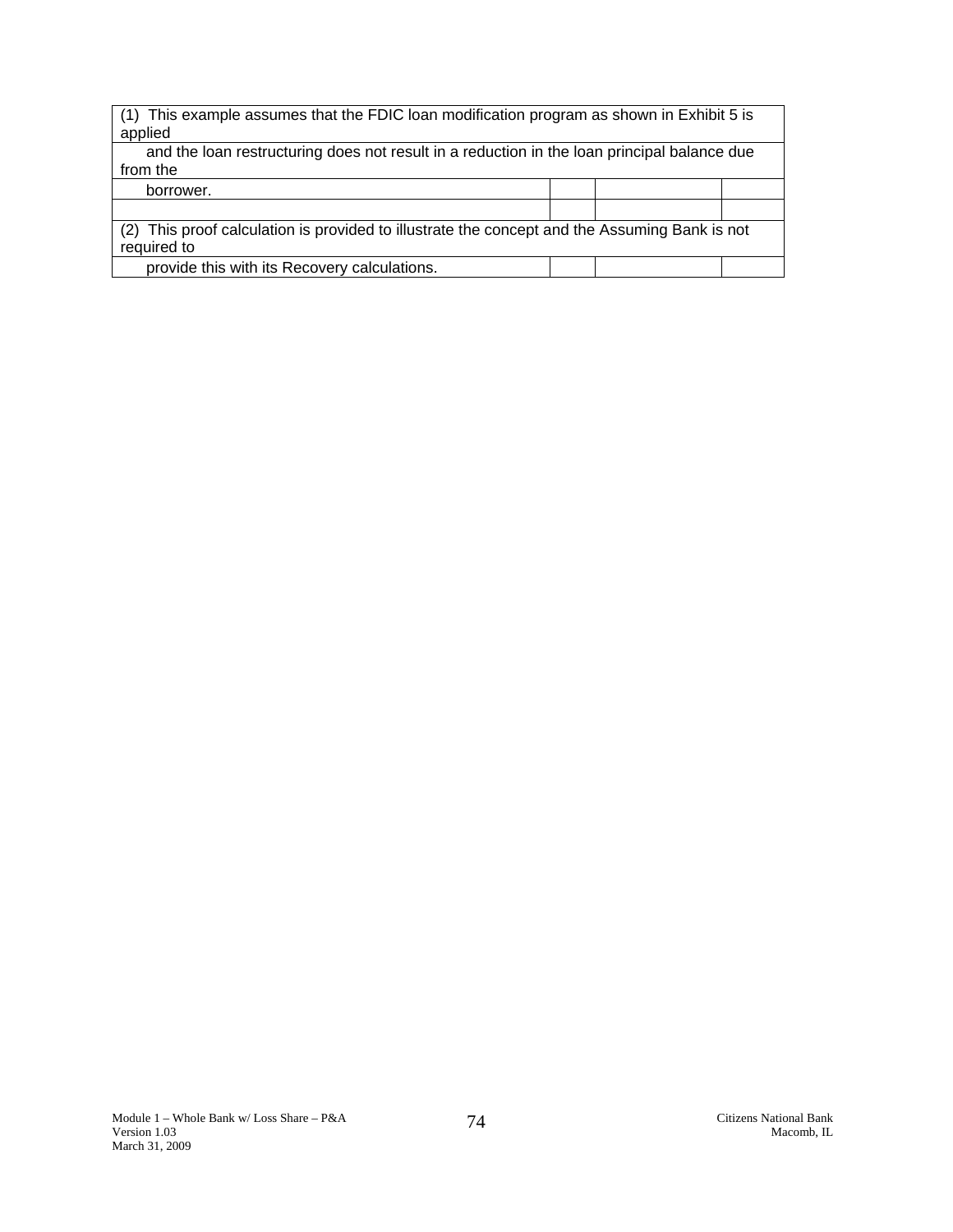| | | | |
|---|---|---|---|
| (1) This example assumes that the FDIC loan modification program as shown in Exhibit 5 is applied | | | |
| and the loan restructuring does not result in a reduction in the loan principal balance due from the | | | |
| borrower. | | | |
| | | | |
| (2) This proof calculation is provided to illustrate the concept and the Assuming Bank is not required to | | | |
| provide this with its Recovery calculations. | | | |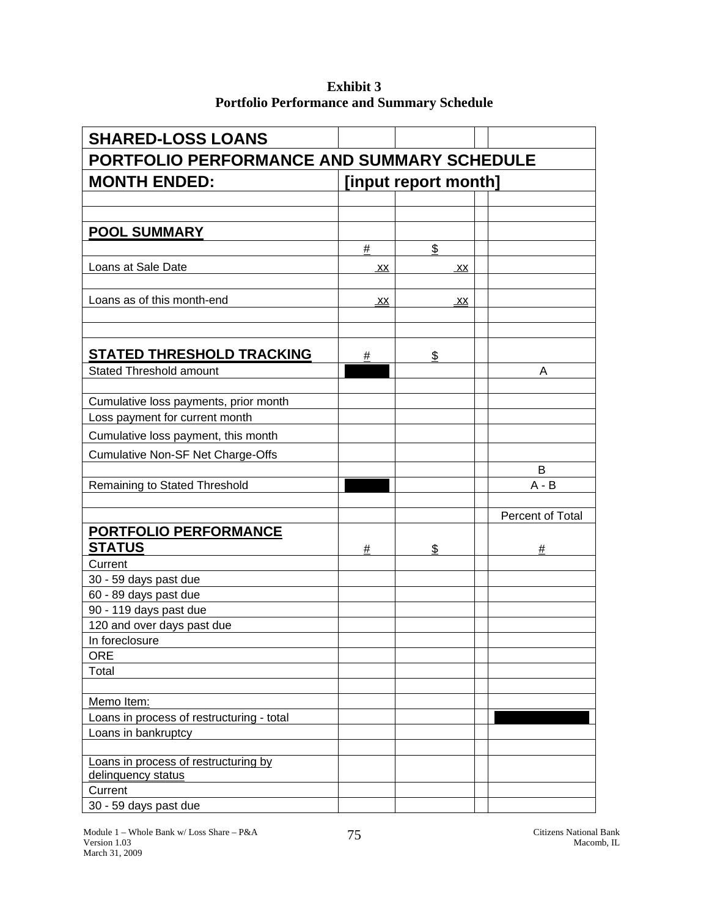**Exhibit 3**
**Portfolio Performance and Summary Schedule**

| SHARED-LOSS LOANS | | | | |
|---|---|---|---|---|
| **PORTFOLIO PERFORMANCE AND SUMMARY SCHEDULE** | | | | |
| **MONTH ENDED:** | **[input report month]** | | | |
| | | | | |
| | | | | |
| **POOL SUMMARY** | | | | |
| | # | $ | | |
| Loans at Sale Date | xx | xx | | |
| | | | | |
| Loans as of this month-end | xx | xx | | |
| | | | | |
| | | | | |
| **STATED THRESHOLD TRACKING** | # | $ | | |
| Stated Threshold amount | ■ | | | A |
| | | | | |
| Cumulative loss payments, prior month | | | | |
| Loss payment for current month | | | | |
| Cumulative loss payment, this month | | | | |
| Cumulative Non-SF Net Charge-Offs | | | | |
| | | | | B |
| Remaining to Stated Threshold | ■ | | | A - B |
| | | | | |
| | | | | Percent of Total |
| **PORTFOLIO PERFORMANCE STATUS** | # | $ | | # |
| Current | | | | |
| 30 - 59 days past due | | | | |
| 60 - 89 days past due | | | | |
| 90 - 119 days past due | | | | |
| 120 and over days past due | | | | |
| In foreclosure | | | | |
| ORE | | | | |
| Total | | | | |
| | | | | |
| Memo Item: | | | | |
| Loans in process of restructuring - total | | | | ■ |
| Loans in bankruptcy | | | | |
| | | | | |
| Loans in process of restructuring by delinquency status | | | | |
| Current | | | | |
| 30 - 59 days past due | | | | |

Module 1 – Whole Bank w/ Loss Share – P&A
Version 1.03
March 31, 2009

Citizens National Bank
Macomb, IL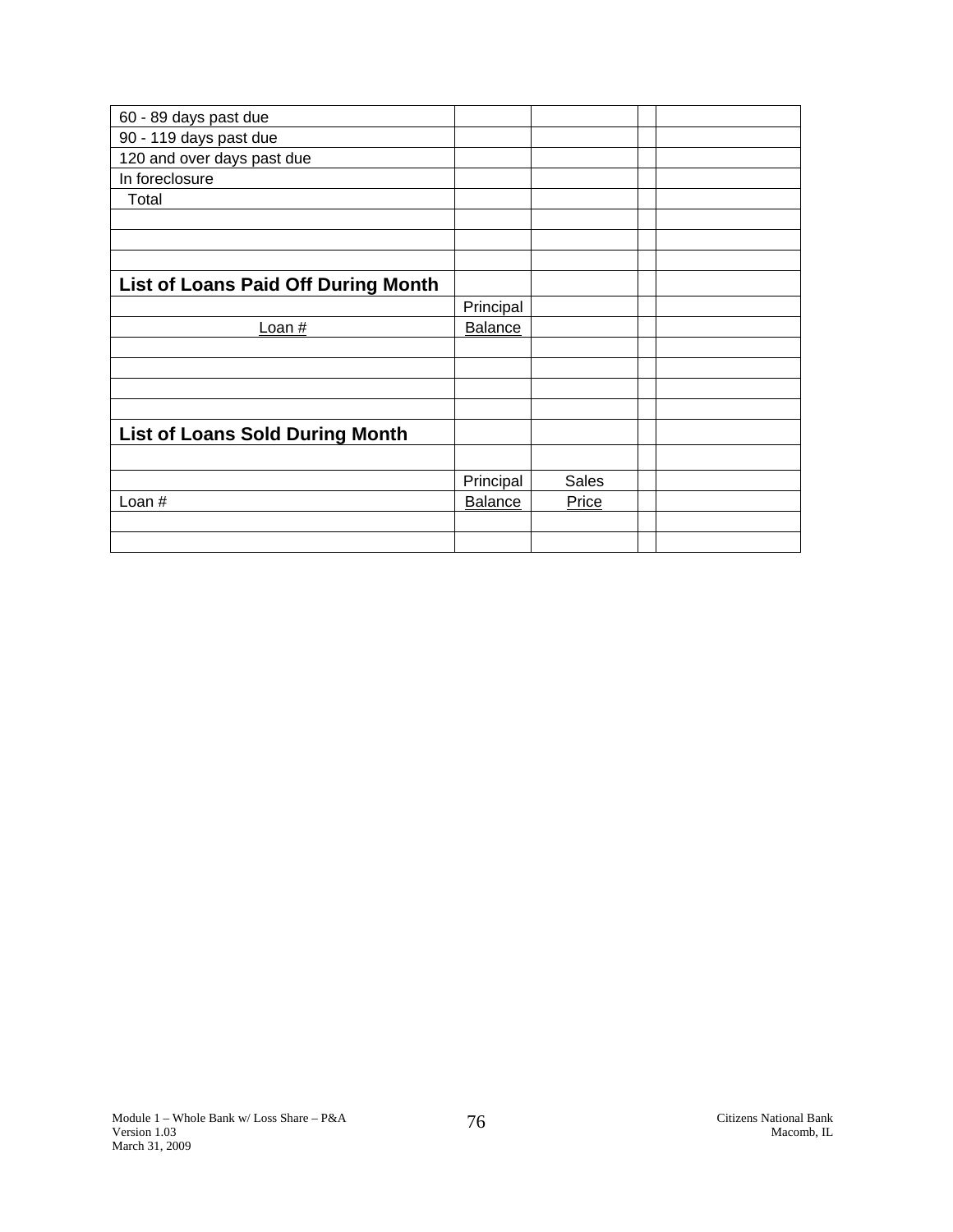| 60 - 89 days past due | | | | |
|---|---|---|---|---|
| 90 - 119 days past due | | | | |
| 120 and over days past due | | | | |
| In foreclosure | | | | |
| Total | | | | |
| | | | | |
| | | | | |
| | | | | |
| **List of Loans Paid Off During Month** | | | | |
| | Principal | | | |
| Loan # | Balance | | | |
| | | | | |
| | | | | |
| | | | | |
| | | | | |
| **List of Loans Sold During Month** | | | | |
| | | | | |
| | Principal | Sales | | |
| Loan # | Balance | Price | | |
| | | | | |
| | | | | |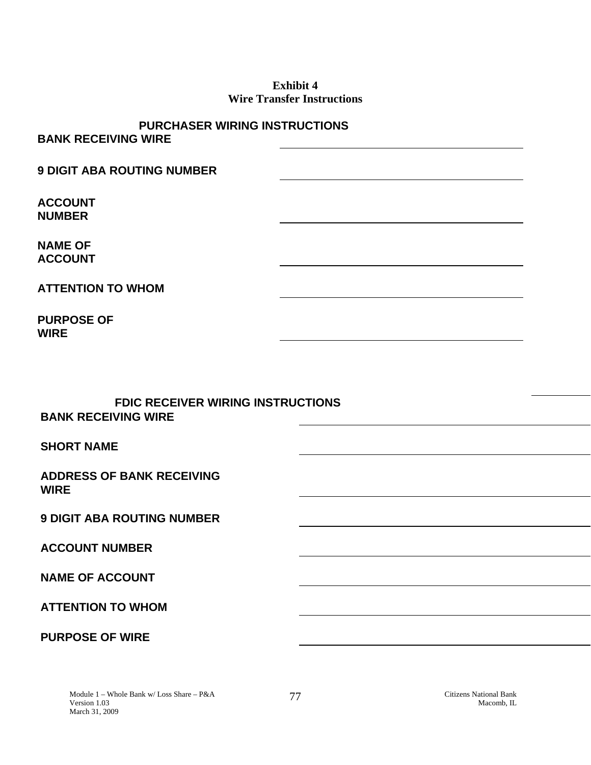# Exhibit 4
## Wire Transfer Instructions

### PURCHASER WIRING INSTRUCTIONS

**BANK RECEIVING WIRE** \_\_\_\_\_\_\_\_\_\_\_\_\_\_\_\_\_\_\_\_\_\_\_\_\_\_\_\_\_\_\_\_\_\_\_\_

**9 DIGIT ABA ROUTING NUMBER** \_\_\_\_\_\_\_\_\_\_\_\_\_\_\_\_\_\_\_\_\_\_\_\_\_\_\_\_\_\_\_\_\_\_\_\_

**ACCOUNT NUMBER** \_\_\_\_\_\_\_\_\_\_\_\_\_\_\_\_\_\_\_\_\_\_\_\_\_\_\_\_\_\_\_\_\_\_\_\_

**NAME OF ACCOUNT** \_\_\_\_\_\_\_\_\_\_\_\_\_\_\_\_\_\_\_\_\_\_\_\_\_\_\_\_\_\_\_\_\_\_\_\_

**ATTENTION TO WHOM** \_\_\_\_\_\_\_\_\_\_\_\_\_\_\_\_\_\_\_\_\_\_\_\_\_\_\_\_\_\_\_\_\_\_\_\_

**PURPOSE OF WIRE** \_\_\_\_\_\_\_\_\_\_\_\_\_\_\_\_\_\_\_\_\_\_\_\_\_\_\_\_\_\_\_\_\_\_\_\_

### FDIC RECEIVER WIRING INSTRUCTIONS

**BANK RECEIVING WIRE** \_\_\_\_\_\_\_\_\_\_\_\_\_\_\_\_\_\_\_\_\_\_\_\_\_\_\_\_\_\_\_\_\_\_\_\_

**SHORT NAME** \_\_\_\_\_\_\_\_\_\_\_\_\_\_\_\_\_\_\_\_\_\_\_\_\_\_\_\_\_\_\_\_\_\_\_\_

**ADDRESS OF BANK RECEIVING WIRE** \_\_\_\_\_\_\_\_\_\_\_\_\_\_\_\_\_\_\_\_\_\_\_\_\_\_\_\_\_\_\_\_\_\_\_\_

**9 DIGIT ABA ROUTING NUMBER** \_\_\_\_\_\_\_\_\_\_\_\_\_\_\_\_\_\_\_\_\_\_\_\_\_\_\_\_\_\_\_\_\_\_\_\_

**ACCOUNT NUMBER** \_\_\_\_\_\_\_\_\_\_\_\_\_\_\_\_\_\_\_\_\_\_\_\_\_\_\_\_\_\_\_\_\_\_\_\_

**NAME OF ACCOUNT** \_\_\_\_\_\_\_\_\_\_\_\_\_\_\_\_\_\_\_\_\_\_\_\_\_\_\_\_\_\_\_\_\_\_\_\_

**ATTENTION TO WHOM** \_\_\_\_\_\_\_\_\_\_\_\_\_\_\_\_\_\_\_\_\_\_\_\_\_\_\_\_\_\_\_\_\_\_\_\_

**PURPOSE OF WIRE** \_\_\_\_\_\_\_\_\_\_\_\_\_\_\_\_\_\_\_\_\_\_\_\_\_\_\_\_\_\_\_\_\_\_\_\_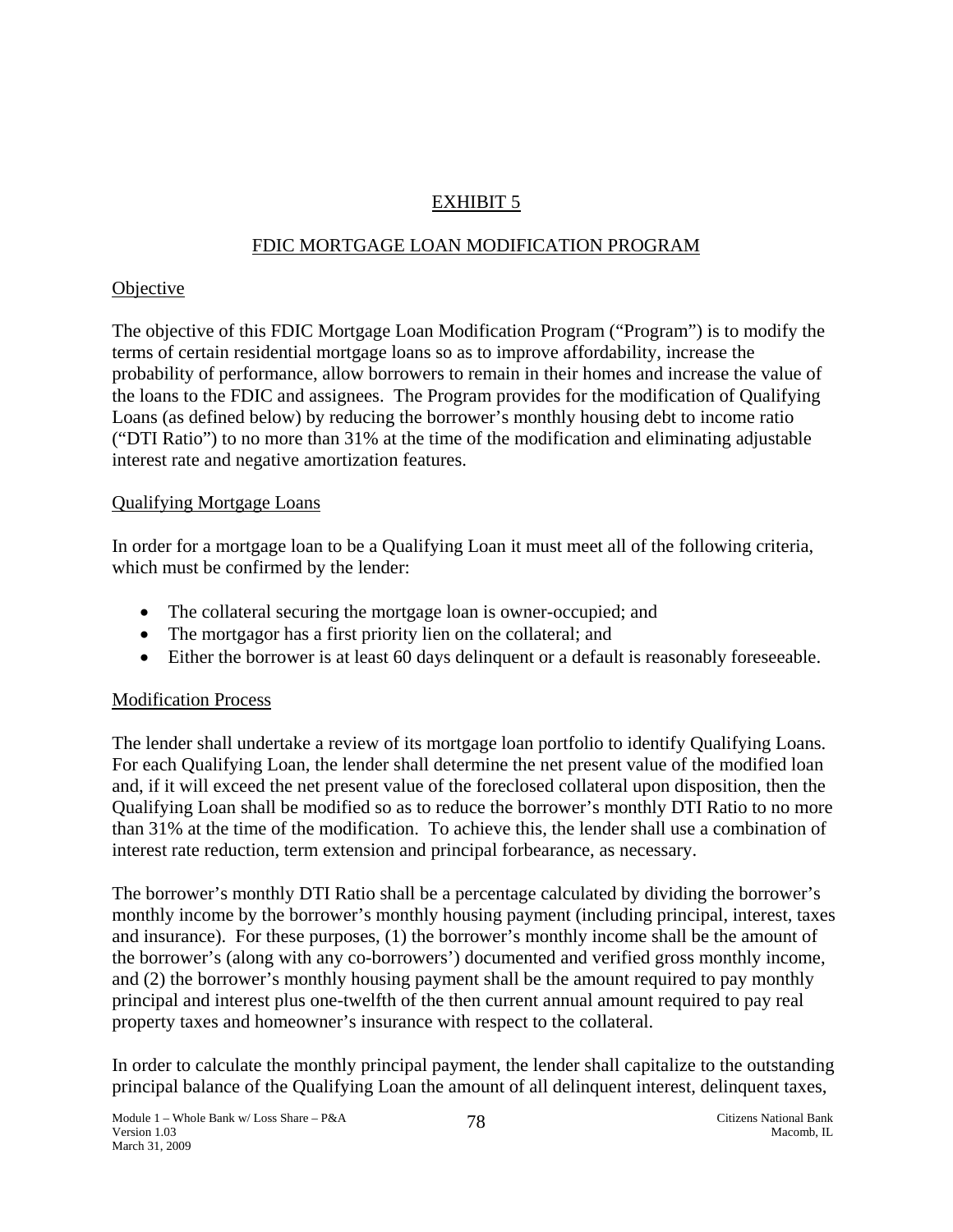## EXHIBIT 5

## FDIC MORTGAGE LOAN MODIFICATION PROGRAM

### Objective

The objective of this FDIC Mortgage Loan Modification Program ("Program") is to modify the terms of certain residential mortgage loans so as to improve affordability, increase the probability of performance, allow borrowers to remain in their homes and increase the value of the loans to the FDIC and assignees. The Program provides for the modification of Qualifying Loans (as defined below) by reducing the borrower's monthly housing debt to income ratio ("DTI Ratio") to no more than 31% at the time of the modification and eliminating adjustable interest rate and negative amortization features.

### Qualifying Mortgage Loans

In order for a mortgage loan to be a Qualifying Loan it must meet all of the following criteria, which must be confirmed by the lender:

- The collateral securing the mortgage loan is owner-occupied; and
- The mortgagor has a first priority lien on the collateral; and
- Either the borrower is at least 60 days delinquent or a default is reasonably foreseeable.

### Modification Process

The lender shall undertake a review of its mortgage loan portfolio to identify Qualifying Loans. For each Qualifying Loan, the lender shall determine the net present value of the modified loan and, if it will exceed the net present value of the foreclosed collateral upon disposition, then the Qualifying Loan shall be modified so as to reduce the borrower's monthly DTI Ratio to no more than 31% at the time of the modification. To achieve this, the lender shall use a combination of interest rate reduction, term extension and principal forbearance, as necessary.

The borrower's monthly DTI Ratio shall be a percentage calculated by dividing the borrower's monthly income by the borrower's monthly housing payment (including principal, interest, taxes and insurance). For these purposes, (1) the borrower's monthly income shall be the amount of the borrower's (along with any co-borrowers') documented and verified gross monthly income, and (2) the borrower's monthly housing payment shall be the amount required to pay monthly principal and interest plus one-twelfth of the then current annual amount required to pay real property taxes and homeowner's insurance with respect to the collateral.

In order to calculate the monthly principal payment, the lender shall capitalize to the outstanding principal balance of the Qualifying Loan the amount of all delinquent interest, delinquent taxes,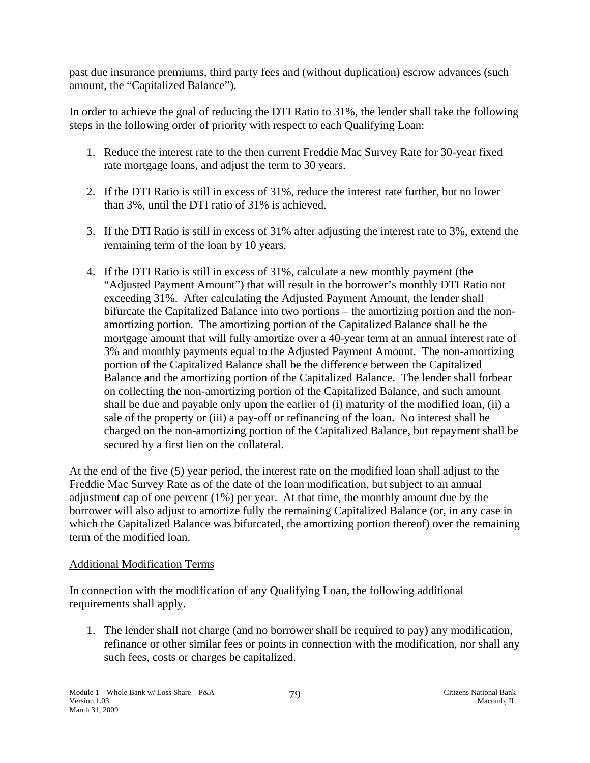past due insurance premiums, third party fees and (without duplication) escrow advances (such amount, the "Capitalized Balance").

In order to achieve the goal of reducing the DTI Ratio to 31%, the lender shall take the following steps in the following order of priority with respect to each Qualifying Loan:

1. Reduce the interest rate to the then current Freddie Mac Survey Rate for 30-year fixed rate mortgage loans, and adjust the term to 30 years.

2. If the DTI Ratio is still in excess of 31%, reduce the interest rate further, but no lower than 3%, until the DTI ratio of 31% is achieved.

3. If the DTI Ratio is still in excess of 31% after adjusting the interest rate to 3%, extend the remaining term of the loan by 10 years.

4. If the DTI Ratio is still in excess of 31%, calculate a new monthly payment (the "Adjusted Payment Amount") that will result in the borrower's monthly DTI Ratio not exceeding 31%. After calculating the Adjusted Payment Amount, the lender shall bifurcate the Capitalized Balance into two portions – the amortizing portion and the non-amortizing portion. The amortizing portion of the Capitalized Balance shall be the mortgage amount that will fully amortize over a 40-year term at an annual interest rate of 3% and monthly payments equal to the Adjusted Payment Amount. The non-amortizing portion of the Capitalized Balance shall be the difference between the Capitalized Balance and the amortizing portion of the Capitalized Balance. The lender shall forbear on collecting the non-amortizing portion of the Capitalized Balance, and such amount shall be due and payable only upon the earlier of (i) maturity of the modified loan, (ii) a sale of the property or (iii) a pay-off or refinancing of the loan. No interest shall be charged on the non-amortizing portion of the Capitalized Balance, but repayment shall be secured by a first lien on the collateral.

At the end of the five (5) year period, the interest rate on the modified loan shall adjust to the Freddie Mac Survey Rate as of the date of the loan modification, but subject to an annual adjustment cap of one percent (1%) per year. At that time, the monthly amount due by the borrower will also adjust to amortize fully the remaining Capitalized Balance (or, in any case in which the Capitalized Balance was bifurcated, the amortizing portion thereof) over the remaining term of the modified loan.

Additional Modification Terms

In connection with the modification of any Qualifying Loan, the following additional requirements shall apply.

1. The lender shall not charge (and no borrower shall be required to pay) any modification, refinance or other similar fees or points in connection with the modification, nor shall any such fees, costs or charges be capitalized.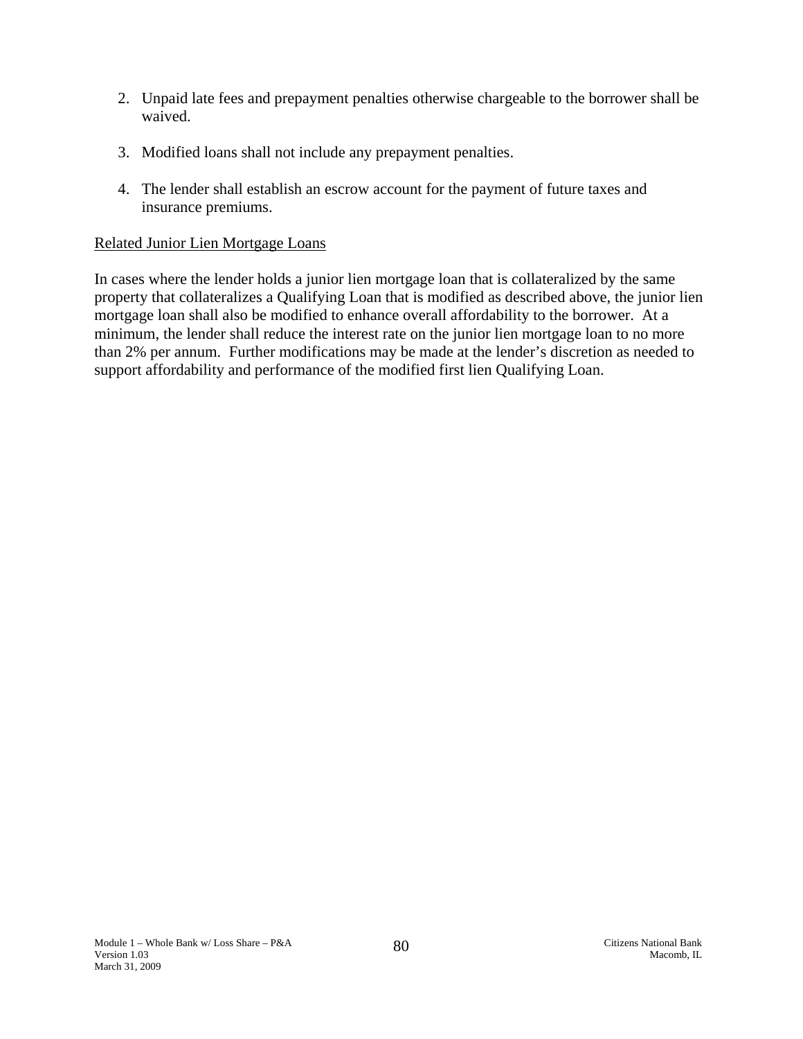2. Unpaid late fees and prepayment penalties otherwise chargeable to the borrower shall be waived.

3. Modified loans shall not include any prepayment penalties.

4. The lender shall establish an escrow account for the payment of future taxes and insurance premiums.

Related Junior Lien Mortgage Loans

In cases where the lender holds a junior lien mortgage loan that is collateralized by the same property that collateralizes a Qualifying Loan that is modified as described above, the junior lien mortgage loan shall also be modified to enhance overall affordability to the borrower. At a minimum, the lender shall reduce the interest rate on the junior lien mortgage loan to no more than 2% per annum. Further modifications may be made at the lender's discretion as needed to support affordability and performance of the modified first lien Qualifying Loan.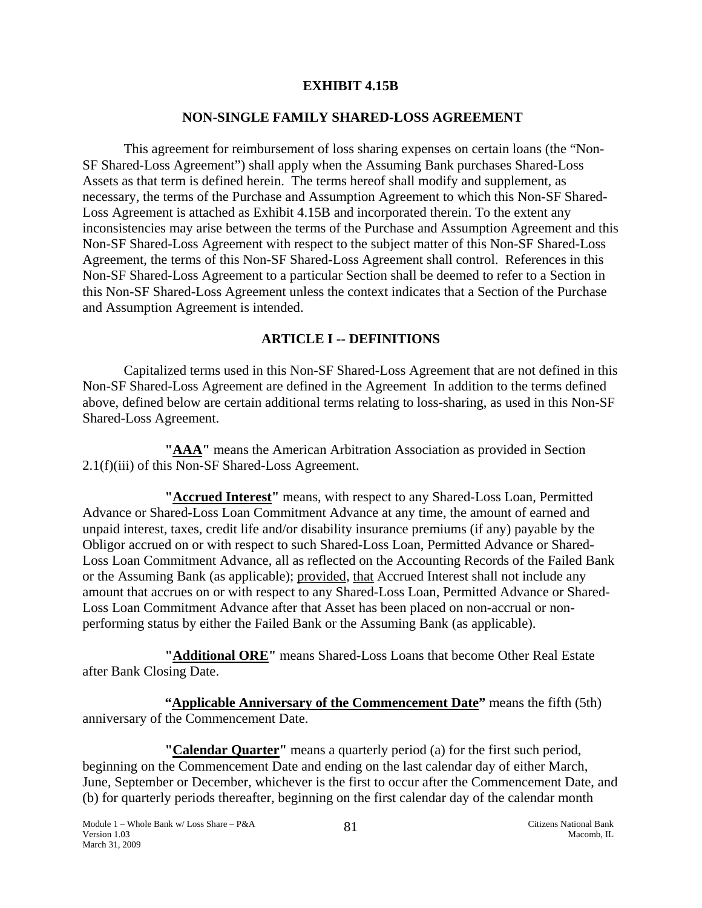**EXHIBIT 4.15B**

**NON-SINGLE FAMILY SHARED-LOSS AGREEMENT**

This agreement for reimbursement of loss sharing expenses on certain loans (the "Non-SF Shared-Loss Agreement") shall apply when the Assuming Bank purchases Shared-Loss Assets as that term is defined herein. The terms hereof shall modify and supplement, as necessary, the terms of the Purchase and Assumption Agreement to which this Non-SF Shared-Loss Agreement is attached as Exhibit 4.15B and incorporated therein. To the extent any inconsistencies may arise between the terms of the Purchase and Assumption Agreement and this Non-SF Shared-Loss Agreement with respect to the subject matter of this Non-SF Shared-Loss Agreement, the terms of this Non-SF Shared-Loss Agreement shall control. References in this Non-SF Shared-Loss Agreement to a particular Section shall be deemed to refer to a Section in this Non-SF Shared-Loss Agreement unless the context indicates that a Section of the Purchase and Assumption Agreement is intended.

**ARTICLE I -- DEFINITIONS**

Capitalized terms used in this Non-SF Shared-Loss Agreement that are not defined in this Non-SF Shared-Loss Agreement are defined in the Agreement In addition to the terms defined above, defined below are certain additional terms relating to loss-sharing, as used in this Non-SF Shared-Loss Agreement.

**"AAA"** means the American Arbitration Association as provided in Section 2.1(f)(iii) of this Non-SF Shared-Loss Agreement.

**"Accrued Interest"** means, with respect to any Shared-Loss Loan, Permitted Advance or Shared-Loss Loan Commitment Advance at any time, the amount of earned and unpaid interest, taxes, credit life and/or disability insurance premiums (if any) payable by the Obligor accrued on or with respect to such Shared-Loss Loan, Permitted Advance or Shared-Loss Loan Commitment Advance, all as reflected on the Accounting Records of the Failed Bank or the Assuming Bank (as applicable); provided, that Accrued Interest shall not include any amount that accrues on or with respect to any Shared-Loss Loan, Permitted Advance or Shared-Loss Loan Commitment Advance after that Asset has been placed on non-accrual or non-performing status by either the Failed Bank or the Assuming Bank (as applicable).

**"Additional ORE"** means Shared-Loss Loans that become Other Real Estate after Bank Closing Date.

**"Applicable Anniversary of the Commencement Date"** means the fifth (5th) anniversary of the Commencement Date.

**"Calendar Quarter"** means a quarterly period (a) for the first such period, beginning on the Commencement Date and ending on the last calendar day of either March, June, September or December, whichever is the first to occur after the Commencement Date, and (b) for quarterly periods thereafter, beginning on the first calendar day of the calendar month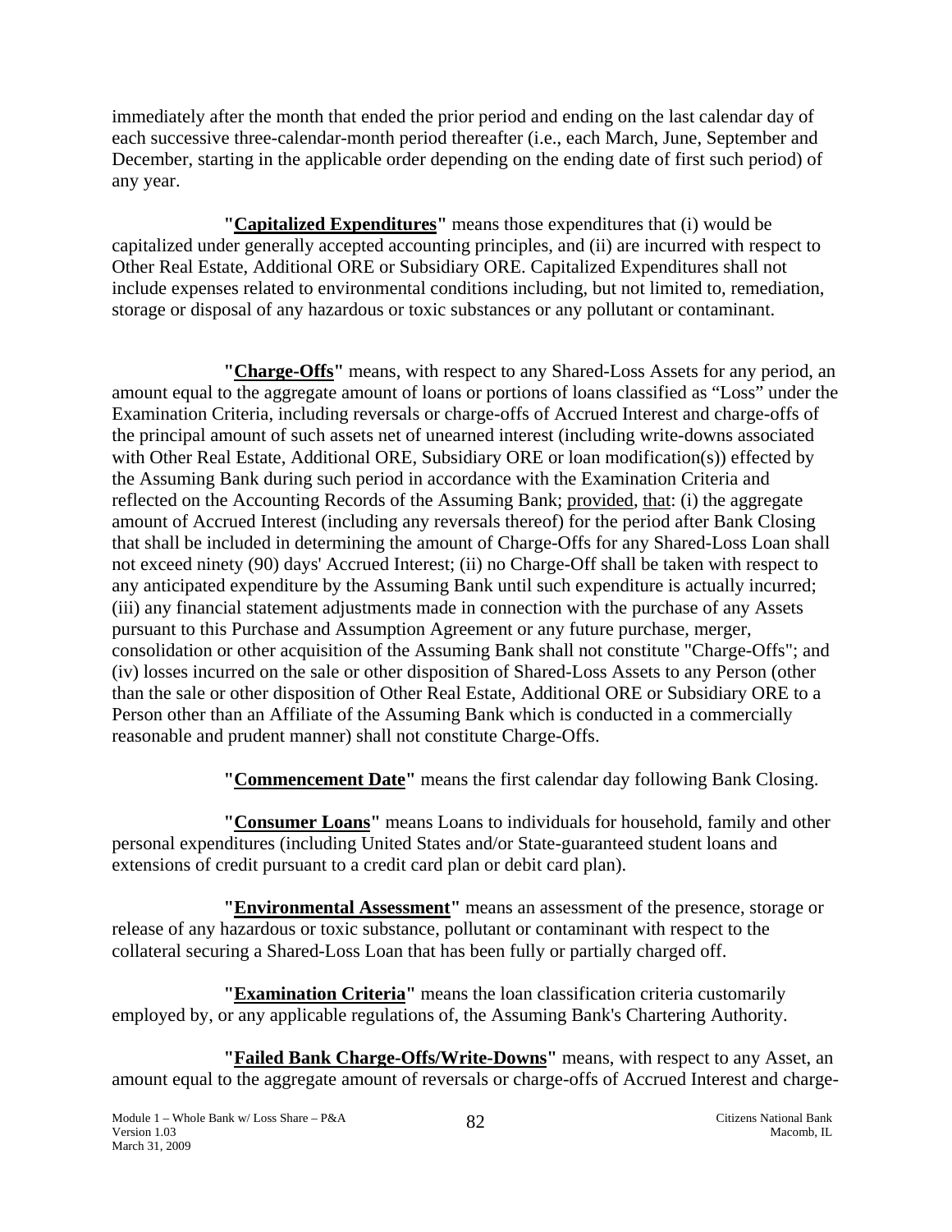immediately after the month that ended the prior period and ending on the last calendar day of each successive three-calendar-month period thereafter (i.e., each March, June, September and December, starting in the applicable order depending on the ending date of first such period) of any year.

**"Capitalized Expenditures"** means those expenditures that (i) would be capitalized under generally accepted accounting principles, and (ii) are incurred with respect to Other Real Estate, Additional ORE or Subsidiary ORE. Capitalized Expenditures shall not include expenses related to environmental conditions including, but not limited to, remediation, storage or disposal of any hazardous or toxic substances or any pollutant or contaminant.

**"Charge-Offs"** means, with respect to any Shared-Loss Assets for any period, an amount equal to the aggregate amount of loans or portions of loans classified as "Loss" under the Examination Criteria, including reversals or charge-offs of Accrued Interest and charge-offs of the principal amount of such assets net of unearned interest (including write-downs associated with Other Real Estate, Additional ORE, Subsidiary ORE or loan modification(s)) effected by the Assuming Bank during such period in accordance with the Examination Criteria and reflected on the Accounting Records of the Assuming Bank; provided, that: (i) the aggregate amount of Accrued Interest (including any reversals thereof) for the period after Bank Closing that shall be included in determining the amount of Charge-Offs for any Shared-Loss Loan shall not exceed ninety (90) days' Accrued Interest; (ii) no Charge-Off shall be taken with respect to any anticipated expenditure by the Assuming Bank until such expenditure is actually incurred; (iii) any financial statement adjustments made in connection with the purchase of any Assets pursuant to this Purchase and Assumption Agreement or any future purchase, merger, consolidation or other acquisition of the Assuming Bank shall not constitute "Charge-Offs"; and (iv) losses incurred on the sale or other disposition of Shared-Loss Assets to any Person (other than the sale or other disposition of Other Real Estate, Additional ORE or Subsidiary ORE to a Person other than an Affiliate of the Assuming Bank which is conducted in a commercially reasonable and prudent manner) shall not constitute Charge-Offs.

**"Commencement Date"** means the first calendar day following Bank Closing.

**"Consumer Loans"** means Loans to individuals for household, family and other personal expenditures (including United States and/or State-guaranteed student loans and extensions of credit pursuant to a credit card plan or debit card plan).

**"Environmental Assessment"** means an assessment of the presence, storage or release of any hazardous or toxic substance, pollutant or contaminant with respect to the collateral securing a Shared-Loss Loan that has been fully or partially charged off.

**"Examination Criteria"** means the loan classification criteria customarily employed by, or any applicable regulations of, the Assuming Bank's Chartering Authority.

**"Failed Bank Charge-Offs/Write-Downs"** means, with respect to any Asset, an amount equal to the aggregate amount of reversals or charge-offs of Accrued Interest and charge-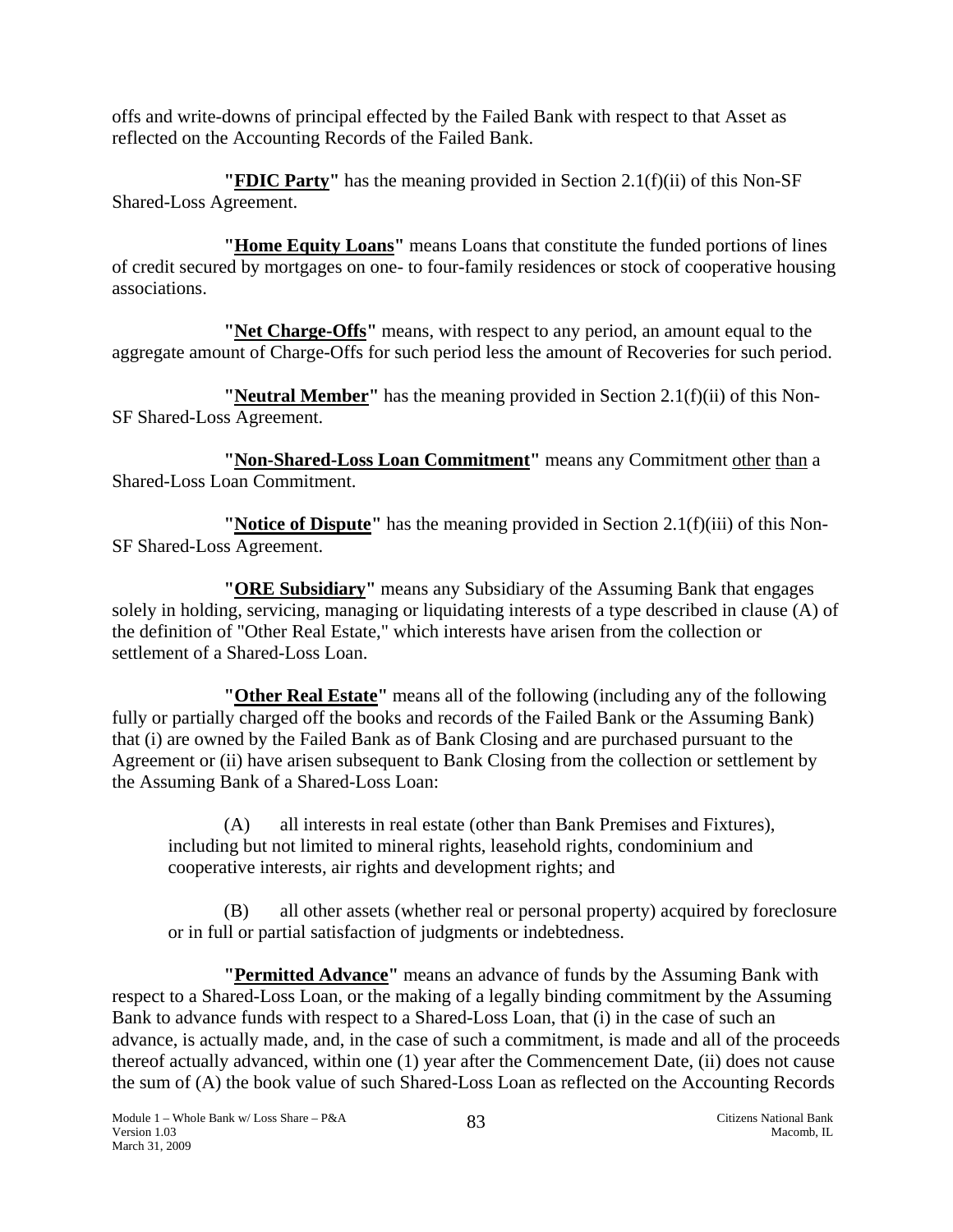offs and write-downs of principal effected by the Failed Bank with respect to that Asset as reflected on the Accounting Records of the Failed Bank.

**"FDIC Party"** has the meaning provided in Section 2.1(f)(ii) of this Non-SF Shared-Loss Agreement.

**"Home Equity Loans"** means Loans that constitute the funded portions of lines of credit secured by mortgages on one- to four-family residences or stock of cooperative housing associations.

**"Net Charge-Offs"** means, with respect to any period, an amount equal to the aggregate amount of Charge-Offs for such period less the amount of Recoveries for such period.

**"Neutral Member"** has the meaning provided in Section 2.1(f)(ii) of this Non-SF Shared-Loss Agreement.

**"Non-Shared-Loss Loan Commitment"** means any Commitment other than a Shared-Loss Loan Commitment.

**"Notice of Dispute"** has the meaning provided in Section 2.1(f)(iii) of this Non-SF Shared-Loss Agreement.

**"ORE Subsidiary"** means any Subsidiary of the Assuming Bank that engages solely in holding, servicing, managing or liquidating interests of a type described in clause (A) of the definition of "Other Real Estate," which interests have arisen from the collection or settlement of a Shared-Loss Loan.

**"Other Real Estate"** means all of the following (including any of the following fully or partially charged off the books and records of the Failed Bank or the Assuming Bank) that (i) are owned by the Failed Bank as of Bank Closing and are purchased pursuant to the Agreement or (ii) have arisen subsequent to Bank Closing from the collection or settlement by the Assuming Bank of a Shared-Loss Loan:

(A) all interests in real estate (other than Bank Premises and Fixtures), including but not limited to mineral rights, leasehold rights, condominium and cooperative interests, air rights and development rights; and

(B) all other assets (whether real or personal property) acquired by foreclosure or in full or partial satisfaction of judgments or indebtedness.

**"Permitted Advance"** means an advance of funds by the Assuming Bank with respect to a Shared-Loss Loan, or the making of a legally binding commitment by the Assuming Bank to advance funds with respect to a Shared-Loss Loan, that (i) in the case of such an advance, is actually made, and, in the case of such a commitment, is made and all of the proceeds thereof actually advanced, within one (1) year after the Commencement Date, (ii) does not cause the sum of (A) the book value of such Shared-Loss Loan as reflected on the Accounting Records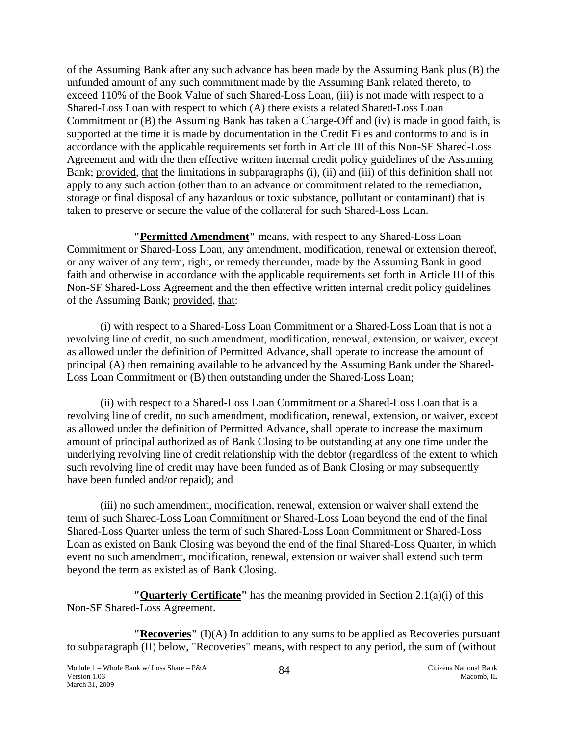of the Assuming Bank after any such advance has been made by the Assuming Bank plus (B) the unfunded amount of any such commitment made by the Assuming Bank related thereto, to exceed 110% of the Book Value of such Shared-Loss Loan, (iii) is not made with respect to a Shared-Loss Loan with respect to which (A) there exists a related Shared-Loss Loan Commitment or (B) the Assuming Bank has taken a Charge-Off and (iv) is made in good faith, is supported at the time it is made by documentation in the Credit Files and conforms to and is in accordance with the applicable requirements set forth in Article III of this Non-SF Shared-Loss Agreement and with the then effective written internal credit policy guidelines of the Assuming Bank; provided, that the limitations in subparagraphs (i), (ii) and (iii) of this definition shall not apply to any such action (other than to an advance or commitment related to the remediation, storage or final disposal of any hazardous or toxic substance, pollutant or contaminant) that is taken to preserve or secure the value of the collateral for such Shared-Loss Loan.

**"Permitted Amendment"** means, with respect to any Shared-Loss Loan Commitment or Shared-Loss Loan, any amendment, modification, renewal or extension thereof, or any waiver of any term, right, or remedy thereunder, made by the Assuming Bank in good faith and otherwise in accordance with the applicable requirements set forth in Article III of this Non-SF Shared-Loss Agreement and the then effective written internal credit policy guidelines of the Assuming Bank; provided, that:

(i) with respect to a Shared-Loss Loan Commitment or a Shared-Loss Loan that is not a revolving line of credit, no such amendment, modification, renewal, extension, or waiver, except as allowed under the definition of Permitted Advance, shall operate to increase the amount of principal (A) then remaining available to be advanced by the Assuming Bank under the Shared-Loss Loan Commitment or (B) then outstanding under the Shared-Loss Loan;

(ii) with respect to a Shared-Loss Loan Commitment or a Shared-Loss Loan that is a revolving line of credit, no such amendment, modification, renewal, extension, or waiver, except as allowed under the definition of Permitted Advance, shall operate to increase the maximum amount of principal authorized as of Bank Closing to be outstanding at any one time under the underlying revolving line of credit relationship with the debtor (regardless of the extent to which such revolving line of credit may have been funded as of Bank Closing or may subsequently have been funded and/or repaid); and

(iii) no such amendment, modification, renewal, extension or waiver shall extend the term of such Shared-Loss Loan Commitment or Shared-Loss Loan beyond the end of the final Shared-Loss Quarter unless the term of such Shared-Loss Loan Commitment or Shared-Loss Loan as existed on Bank Closing was beyond the end of the final Shared-Loss Quarter, in which event no such amendment, modification, renewal, extension or waiver shall extend such term beyond the term as existed as of Bank Closing.

**"Quarterly Certificate"** has the meaning provided in Section 2.1(a)(i) of this Non-SF Shared-Loss Agreement.

**"Recoveries"** (I)(A) In addition to any sums to be applied as Recoveries pursuant to subparagraph (II) below, "Recoveries" means, with respect to any period, the sum of (without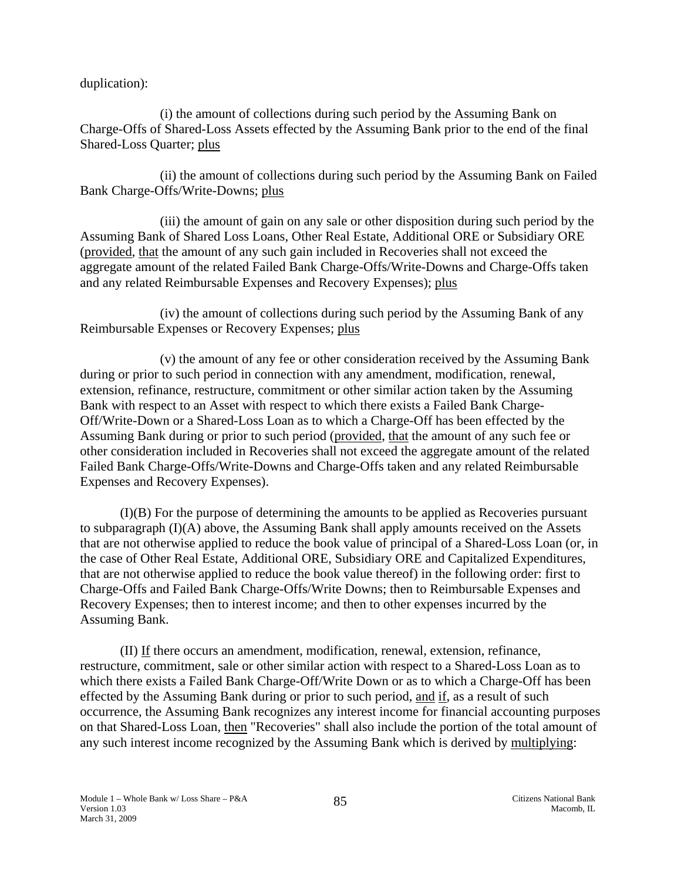duplication):

(i) the amount of collections during such period by the Assuming Bank on Charge-Offs of Shared-Loss Assets effected by the Assuming Bank prior to the end of the final Shared-Loss Quarter; plus

(ii) the amount of collections during such period by the Assuming Bank on Failed Bank Charge-Offs/Write-Downs; plus

(iii) the amount of gain on any sale or other disposition during such period by the Assuming Bank of Shared Loss Loans, Other Real Estate, Additional ORE or Subsidiary ORE (provided, that the amount of any such gain included in Recoveries shall not exceed the aggregate amount of the related Failed Bank Charge-Offs/Write-Downs and Charge-Offs taken and any related Reimbursable Expenses and Recovery Expenses); plus

(iv) the amount of collections during such period by the Assuming Bank of any Reimbursable Expenses or Recovery Expenses; plus

(v) the amount of any fee or other consideration received by the Assuming Bank during or prior to such period in connection with any amendment, modification, renewal, extension, refinance, restructure, commitment or other similar action taken by the Assuming Bank with respect to an Asset with respect to which there exists a Failed Bank Charge-Off/Write-Down or a Shared-Loss Loan as to which a Charge-Off has been effected by the Assuming Bank during or prior to such period (provided, that the amount of any such fee or other consideration included in Recoveries shall not exceed the aggregate amount of the related Failed Bank Charge-Offs/Write-Downs and Charge-Offs taken and any related Reimbursable Expenses and Recovery Expenses).

(I)(B) For the purpose of determining the amounts to be applied as Recoveries pursuant to subparagraph (I)(A) above, the Assuming Bank shall apply amounts received on the Assets that are not otherwise applied to reduce the book value of principal of a Shared-Loss Loan (or, in the case of Other Real Estate, Additional ORE, Subsidiary ORE and Capitalized Expenditures, that are not otherwise applied to reduce the book value thereof) in the following order: first to Charge-Offs and Failed Bank Charge-Offs/Write Downs; then to Reimbursable Expenses and Recovery Expenses; then to interest income; and then to other expenses incurred by the Assuming Bank.

(II) If there occurs an amendment, modification, renewal, extension, refinance, restructure, commitment, sale or other similar action with respect to a Shared-Loss Loan as to which there exists a Failed Bank Charge-Off/Write Down or as to which a Charge-Off has been effected by the Assuming Bank during or prior to such period, and if, as a result of such occurrence, the Assuming Bank recognizes any interest income for financial accounting purposes on that Shared-Loss Loan, then "Recoveries" shall also include the portion of the total amount of any such interest income recognized by the Assuming Bank which is derived by multiplying: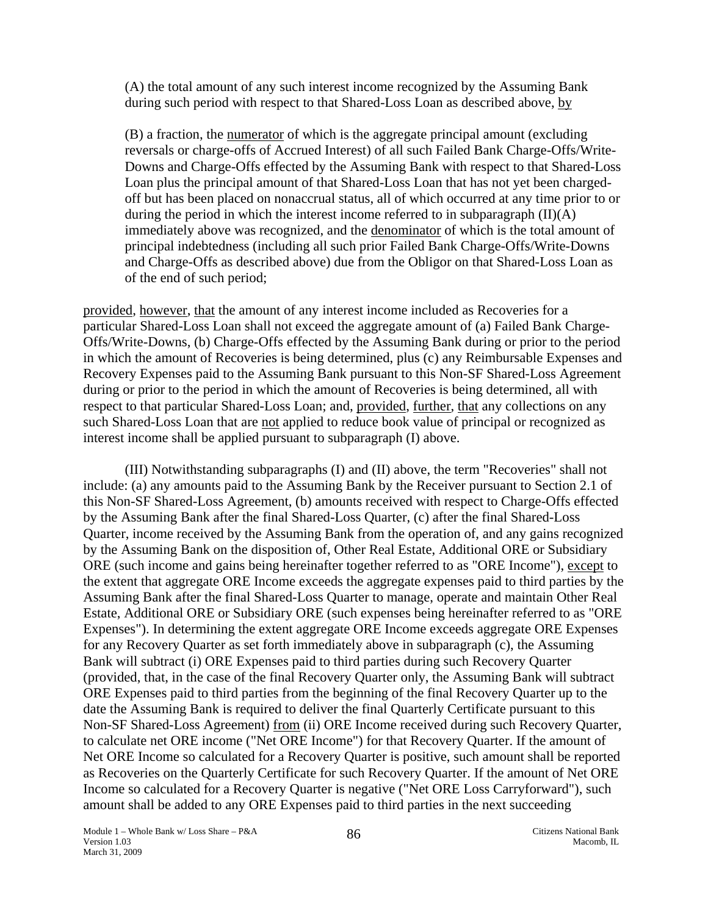(A) the total amount of any such interest income recognized by the Assuming Bank during such period with respect to that Shared-Loss Loan as described above, by

(B) a fraction, the numerator of which is the aggregate principal amount (excluding reversals or charge-offs of Accrued Interest) of all such Failed Bank Charge-Offs/Write-Downs and Charge-Offs effected by the Assuming Bank with respect to that Shared-Loss Loan plus the principal amount of that Shared-Loss Loan that has not yet been charged-off but has been placed on nonaccrual status, all of which occurred at any time prior to or during the period in which the interest income referred to in subparagraph (II)(A) immediately above was recognized, and the denominator of which is the total amount of principal indebtedness (including all such prior Failed Bank Charge-Offs/Write-Downs and Charge-Offs as described above) due from the Obligor on that Shared-Loss Loan as of the end of such period;

provided, however, that the amount of any interest income included as Recoveries for a particular Shared-Loss Loan shall not exceed the aggregate amount of (a) Failed Bank Charge-Offs/Write-Downs, (b) Charge-Offs effected by the Assuming Bank during or prior to the period in which the amount of Recoveries is being determined, plus (c) any Reimbursable Expenses and Recovery Expenses paid to the Assuming Bank pursuant to this Non-SF Shared-Loss Agreement during or prior to the period in which the amount of Recoveries is being determined, all with respect to that particular Shared-Loss Loan; and, provided, further, that any collections on any such Shared-Loss Loan that are not applied to reduce book value of principal or recognized as interest income shall be applied pursuant to subparagraph (I) above.

(III) Notwithstanding subparagraphs (I) and (II) above, the term "Recoveries" shall not include: (a) any amounts paid to the Assuming Bank by the Receiver pursuant to Section 2.1 of this Non-SF Shared-Loss Agreement, (b) amounts received with respect to Charge-Offs effected by the Assuming Bank after the final Shared-Loss Quarter, (c) after the final Shared-Loss Quarter, income received by the Assuming Bank from the operation of, and any gains recognized by the Assuming Bank on the disposition of, Other Real Estate, Additional ORE or Subsidiary ORE (such income and gains being hereinafter together referred to as "ORE Income"), except to the extent that aggregate ORE Income exceeds the aggregate expenses paid to third parties by the Assuming Bank after the final Shared-Loss Quarter to manage, operate and maintain Other Real Estate, Additional ORE or Subsidiary ORE (such expenses being hereinafter referred to as "ORE Expenses"). In determining the extent aggregate ORE Income exceeds aggregate ORE Expenses for any Recovery Quarter as set forth immediately above in subparagraph (c), the Assuming Bank will subtract (i) ORE Expenses paid to third parties during such Recovery Quarter (provided, that, in the case of the final Recovery Quarter only, the Assuming Bank will subtract ORE Expenses paid to third parties from the beginning of the final Recovery Quarter up to the date the Assuming Bank is required to deliver the final Quarterly Certificate pursuant to this Non-SF Shared-Loss Agreement) from (ii) ORE Income received during such Recovery Quarter, to calculate net ORE income ("Net ORE Income") for that Recovery Quarter. If the amount of Net ORE Income so calculated for a Recovery Quarter is positive, such amount shall be reported as Recoveries on the Quarterly Certificate for such Recovery Quarter. If the amount of Net ORE Income so calculated for a Recovery Quarter is negative ("Net ORE Loss Carryforward"), such amount shall be added to any ORE Expenses paid to third parties in the next succeeding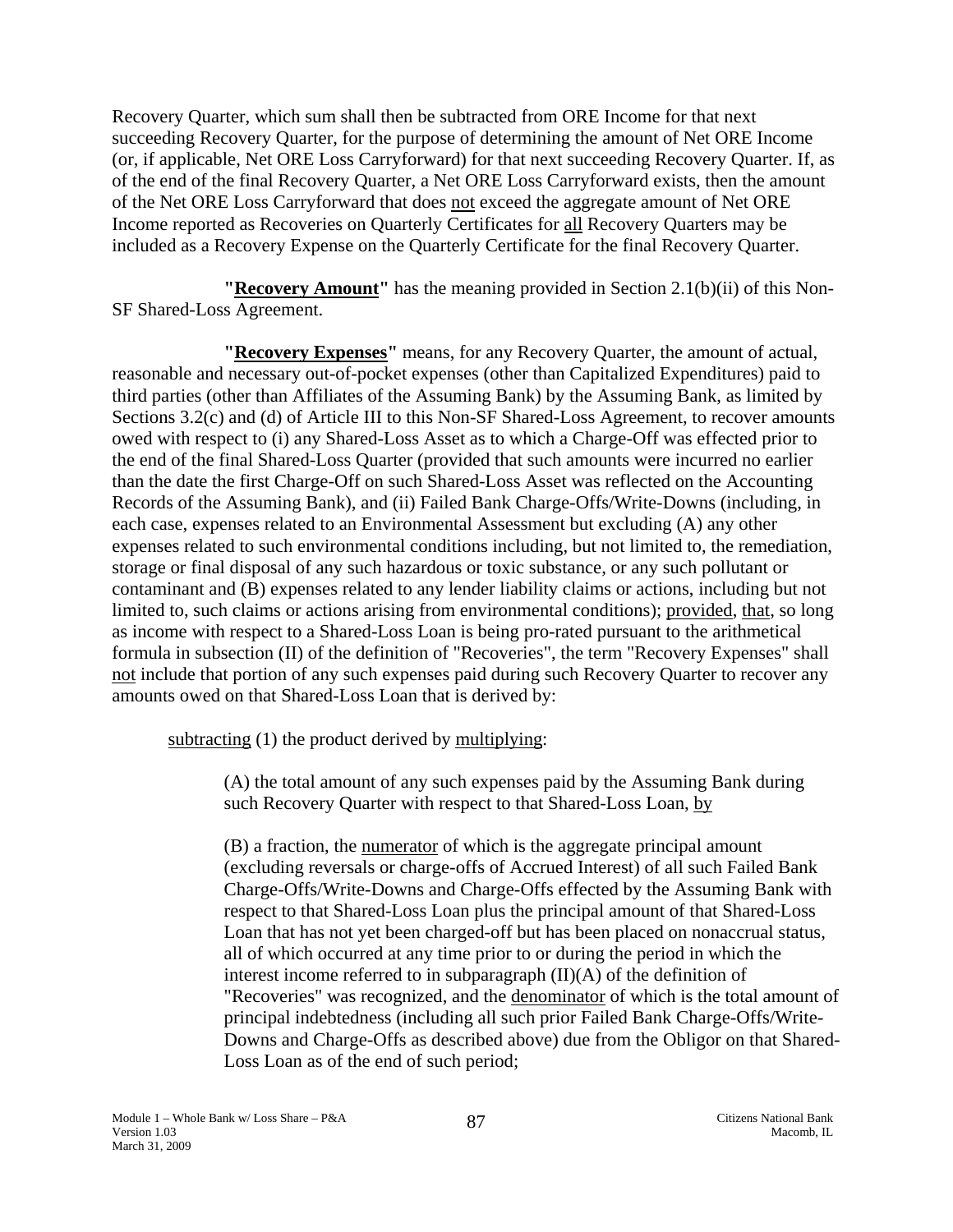Recovery Quarter, which sum shall then be subtracted from ORE Income for that next succeeding Recovery Quarter, for the purpose of determining the amount of Net ORE Income (or, if applicable, Net ORE Loss Carryforward) for that next succeeding Recovery Quarter. If, as of the end of the final Recovery Quarter, a Net ORE Loss Carryforward exists, then the amount of the Net ORE Loss Carryforward that does not exceed the aggregate amount of Net ORE Income reported as Recoveries on Quarterly Certificates for all Recovery Quarters may be included as a Recovery Expense on the Quarterly Certificate for the final Recovery Quarter.

**"Recovery Amount"** has the meaning provided in Section 2.1(b)(ii) of this Non-SF Shared-Loss Agreement.

**"Recovery Expenses"** means, for any Recovery Quarter, the amount of actual, reasonable and necessary out-of-pocket expenses (other than Capitalized Expenditures) paid to third parties (other than Affiliates of the Assuming Bank) by the Assuming Bank, as limited by Sections 3.2(c) and (d) of Article III to this Non-SF Shared-Loss Agreement, to recover amounts owed with respect to (i) any Shared-Loss Asset as to which a Charge-Off was effected prior to the end of the final Shared-Loss Quarter (provided that such amounts were incurred no earlier than the date the first Charge-Off on such Shared-Loss Asset was reflected on the Accounting Records of the Assuming Bank), and (ii) Failed Bank Charge-Offs/Write-Downs (including, in each case, expenses related to an Environmental Assessment but excluding (A) any other expenses related to such environmental conditions including, but not limited to, the remediation, storage or final disposal of any such hazardous or toxic substance, or any such pollutant or contaminant and (B) expenses related to any lender liability claims or actions, including but not limited to, such claims or actions arising from environmental conditions); provided, that, so long as income with respect to a Shared-Loss Loan is being pro-rated pursuant to the arithmetical formula in subsection (II) of the definition of "Recoveries", the term "Recovery Expenses" shall not include that portion of any such expenses paid during such Recovery Quarter to recover any amounts owed on that Shared-Loss Loan that is derived by:

subtracting (1) the product derived by multiplying:

> (A) the total amount of any such expenses paid by the Assuming Bank during such Recovery Quarter with respect to that Shared-Loss Loan, by
>
> (B) a fraction, the numerator of which is the aggregate principal amount (excluding reversals or charge-offs of Accrued Interest) of all such Failed Bank Charge-Offs/Write-Downs and Charge-Offs effected by the Assuming Bank with respect to that Shared-Loss Loan plus the principal amount of that Shared-Loss Loan that has not yet been charged-off but has been placed on nonaccrual status, all of which occurred at any time prior to or during the period in which the interest income referred to in subparagraph (II)(A) of the definition of "Recoveries" was recognized, and the denominator of which is the total amount of principal indebtedness (including all such prior Failed Bank Charge-Offs/Write-Downs and Charge-Offs as described above) due from the Obligor on that Shared-Loss Loan as of the end of such period;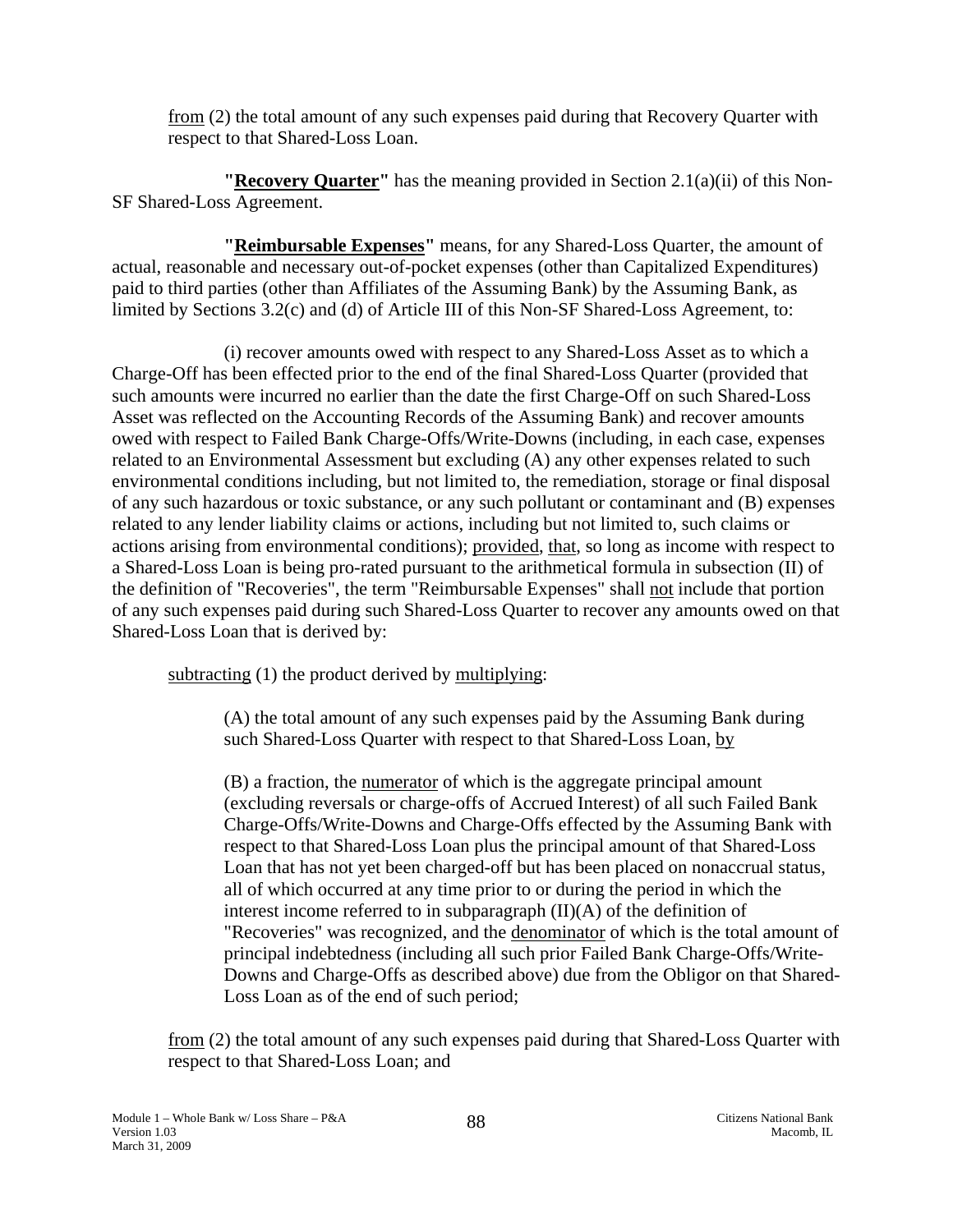<u>from</u> (2) the total amount of any such expenses paid during that Recovery Quarter with respect to that Shared-Loss Loan.

**"<u>Recovery Quarter</u>"** has the meaning provided in Section 2.1(a)(ii) of this Non-SF Shared-Loss Agreement.

**"<u>Reimbursable Expenses</u>"** means, for any Shared-Loss Quarter, the amount of actual, reasonable and necessary out-of-pocket expenses (other than Capitalized Expenditures) paid to third parties (other than Affiliates of the Assuming Bank) by the Assuming Bank, as limited by Sections 3.2(c) and (d) of Article III of this Non-SF Shared-Loss Agreement, to:

(i) recover amounts owed with respect to any Shared-Loss Asset as to which a Charge-Off has been effected prior to the end of the final Shared-Loss Quarter (provided that such amounts were incurred no earlier than the date the first Charge-Off on such Shared-Loss Asset was reflected on the Accounting Records of the Assuming Bank) and recover amounts owed with respect to Failed Bank Charge-Offs/Write-Downs (including, in each case, expenses related to an Environmental Assessment but excluding (A) any other expenses related to such environmental conditions including, but not limited to, the remediation, storage or final disposal of any such hazardous or toxic substance, or any such pollutant or contaminant and (B) expenses related to any lender liability claims or actions, including but not limited to, such claims or actions arising from environmental conditions); <u>provided</u>, <u>that</u>, so long as income with respect to a Shared-Loss Loan is being pro-rated pursuant to the arithmetical formula in subsection (II) of the definition of "Recoveries", the term "Reimbursable Expenses" shall <u>not</u> include that portion of any such expenses paid during such Shared-Loss Quarter to recover any amounts owed on that Shared-Loss Loan that is derived by:

<u>subtracting</u> (1) the product derived by <u>multiplying</u>:

> (A) the total amount of any such expenses paid by the Assuming Bank during such Shared-Loss Quarter with respect to that Shared-Loss Loan, <u>by</u>
>
> (B) a fraction, the <u>numerator</u> of which is the aggregate principal amount (excluding reversals or charge-offs of Accrued Interest) of all such Failed Bank Charge-Offs/Write-Downs and Charge-Offs effected by the Assuming Bank with respect to that Shared-Loss Loan plus the principal amount of that Shared-Loss Loan that has not yet been charged-off but has been placed on nonaccrual status, all of which occurred at any time prior to or during the period in which the interest income referred to in subparagraph (II)(A) of the definition of "Recoveries" was recognized, and the <u>denominator</u> of which is the total amount of principal indebtedness (including all such prior Failed Bank Charge-Offs/Write-Downs and Charge-Offs as described above) due from the Obligor on that Shared-Loss Loan as of the end of such period;

<u>from</u> (2) the total amount of any such expenses paid during that Shared-Loss Quarter with respect to that Shared-Loss Loan; and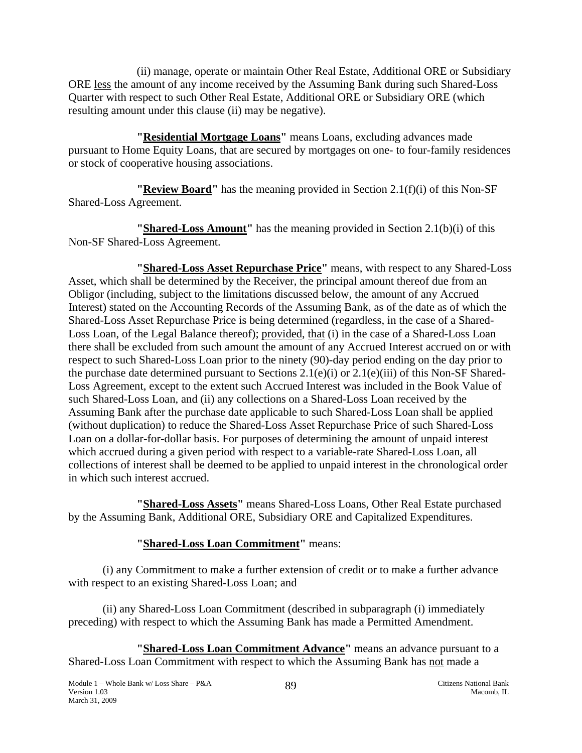(ii) manage, operate or maintain Other Real Estate, Additional ORE or Subsidiary ORE less the amount of any income received by the Assuming Bank during such Shared-Loss Quarter with respect to such Other Real Estate, Additional ORE or Subsidiary ORE (which resulting amount under this clause (ii) may be negative).

**"Residential Mortgage Loans"** means Loans, excluding advances made pursuant to Home Equity Loans, that are secured by mortgages on one- to four-family residences or stock of cooperative housing associations.

**"Review Board"** has the meaning provided in Section 2.1(f)(i) of this Non-SF Shared-Loss Agreement.

**"Shared-Loss Amount"** has the meaning provided in Section 2.1(b)(i) of this Non-SF Shared-Loss Agreement.

**"Shared-Loss Asset Repurchase Price"** means, with respect to any Shared-Loss Asset, which shall be determined by the Receiver, the principal amount thereof due from an Obligor (including, subject to the limitations discussed below, the amount of any Accrued Interest) stated on the Accounting Records of the Assuming Bank, as of the date as of which the Shared-Loss Asset Repurchase Price is being determined (regardless, in the case of a Shared-Loss Loan, of the Legal Balance thereof); provided, that (i) in the case of a Shared-Loss Loan there shall be excluded from such amount the amount of any Accrued Interest accrued on or with respect to such Shared-Loss Loan prior to the ninety (90)-day period ending on the day prior to the purchase date determined pursuant to Sections 2.1(e)(i) or 2.1(e)(iii) of this Non-SF Shared-Loss Agreement, except to the extent such Accrued Interest was included in the Book Value of such Shared-Loss Loan, and (ii) any collections on a Shared-Loss Loan received by the Assuming Bank after the purchase date applicable to such Shared-Loss Loan shall be applied (without duplication) to reduce the Shared-Loss Asset Repurchase Price of such Shared-Loss Loan on a dollar-for-dollar basis. For purposes of determining the amount of unpaid interest which accrued during a given period with respect to a variable-rate Shared-Loss Loan, all collections of interest shall be deemed to be applied to unpaid interest in the chronological order in which such interest accrued.

**"Shared-Loss Assets"** means Shared-Loss Loans, Other Real Estate purchased by the Assuming Bank, Additional ORE, Subsidiary ORE and Capitalized Expenditures.

**"Shared-Loss Loan Commitment"** means:

(i) any Commitment to make a further extension of credit or to make a further advance with respect to an existing Shared-Loss Loan; and

(ii) any Shared-Loss Loan Commitment (described in subparagraph (i) immediately preceding) with respect to which the Assuming Bank has made a Permitted Amendment.

**"Shared-Loss Loan Commitment Advance"** means an advance pursuant to a Shared-Loss Loan Commitment with respect to which the Assuming Bank has not made a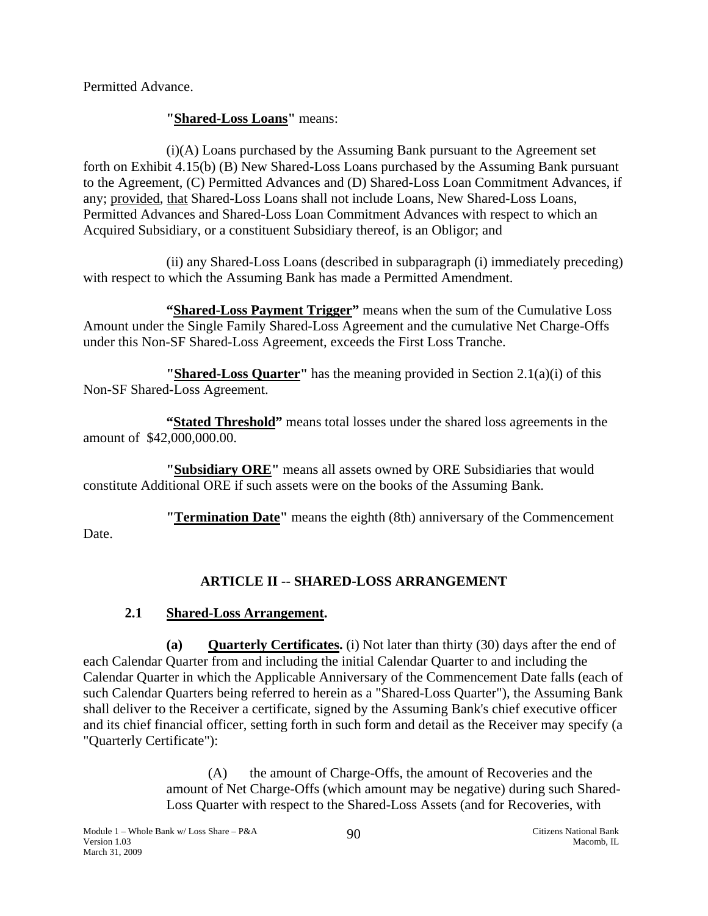Permitted Advance.

**"Shared-Loss Loans"** means:

(i)(A) Loans purchased by the Assuming Bank pursuant to the Agreement set forth on Exhibit 4.15(b) (B) New Shared-Loss Loans purchased by the Assuming Bank pursuant to the Agreement, (C) Permitted Advances and (D) Shared-Loss Loan Commitment Advances, if any; provided, that Shared-Loss Loans shall not include Loans, New Shared-Loss Loans, Permitted Advances and Shared-Loss Loan Commitment Advances with respect to which an Acquired Subsidiary, or a constituent Subsidiary thereof, is an Obligor; and

(ii) any Shared-Loss Loans (described in subparagraph (i) immediately preceding) with respect to which the Assuming Bank has made a Permitted Amendment.

**"Shared-Loss Payment Trigger"** means when the sum of the Cumulative Loss Amount under the Single Family Shared-Loss Agreement and the cumulative Net Charge-Offs under this Non-SF Shared-Loss Agreement, exceeds the First Loss Tranche.

**"Shared-Loss Quarter"** has the meaning provided in Section 2.1(a)(i) of this Non-SF Shared-Loss Agreement.

**"Stated Threshold"** means total losses under the shared loss agreements in the amount of $42,000,000.00.

**"Subsidiary ORE"** means all assets owned by ORE Subsidiaries that would constitute Additional ORE if such assets were on the books of the Assuming Bank.

**"Termination Date"** means the eighth (8th) anniversary of the Commencement Date.

## ARTICLE II -- SHARED-LOSS ARRANGEMENT

### 2.1 Shared-Loss Arrangement.

**(a) Quarterly Certificates.** (i) Not later than thirty (30) days after the end of each Calendar Quarter from and including the initial Calendar Quarter to and including the Calendar Quarter in which the Applicable Anniversary of the Commencement Date falls (each of such Calendar Quarters being referred to herein as a "Shared-Loss Quarter"), the Assuming Bank shall deliver to the Receiver a certificate, signed by the Assuming Bank's chief executive officer and its chief financial officer, setting forth in such form and detail as the Receiver may specify (a "Quarterly Certificate"):

(A) the amount of Charge-Offs, the amount of Recoveries and the amount of Net Charge-Offs (which amount may be negative) during such Shared-Loss Quarter with respect to the Shared-Loss Assets (and for Recoveries, with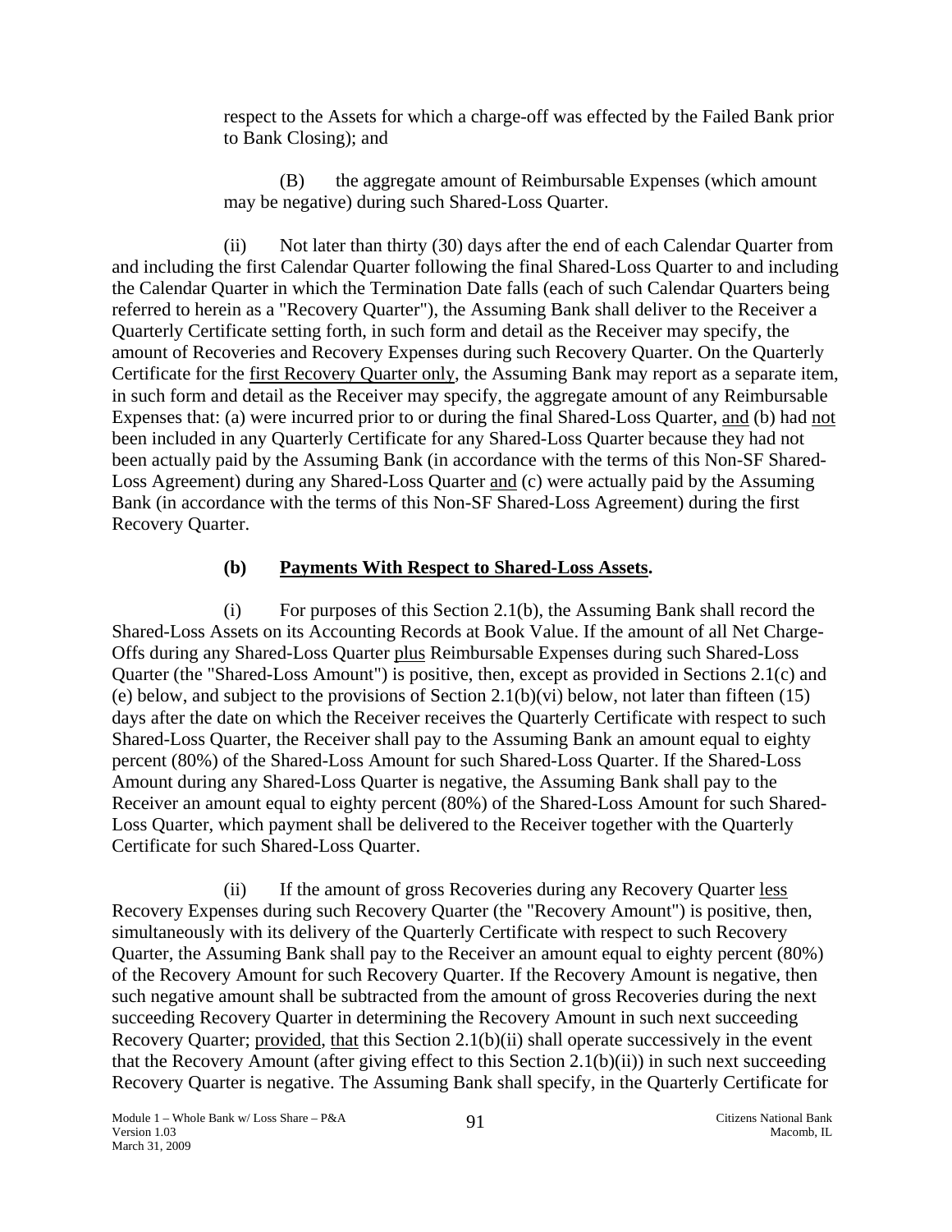respect to the Assets for which a charge-off was effected by the Failed Bank prior to Bank Closing); and

(B) the aggregate amount of Reimbursable Expenses (which amount may be negative) during such Shared-Loss Quarter.

(ii) Not later than thirty (30) days after the end of each Calendar Quarter from and including the first Calendar Quarter following the final Shared-Loss Quarter to and including the Calendar Quarter in which the Termination Date falls (each of such Calendar Quarters being referred to herein as a "Recovery Quarter"), the Assuming Bank shall deliver to the Receiver a Quarterly Certificate setting forth, in such form and detail as the Receiver may specify, the amount of Recoveries and Recovery Expenses during such Recovery Quarter. On the Quarterly Certificate for the first Recovery Quarter only, the Assuming Bank may report as a separate item, in such form and detail as the Receiver may specify, the aggregate amount of any Reimbursable Expenses that: (a) were incurred prior to or during the final Shared-Loss Quarter, and (b) had not been included in any Quarterly Certificate for any Shared-Loss Quarter because they had not been actually paid by the Assuming Bank (in accordance with the terms of this Non-SF Shared-Loss Agreement) during any Shared-Loss Quarter and (c) were actually paid by the Assuming Bank (in accordance with the terms of this Non-SF Shared-Loss Agreement) during the first Recovery Quarter.

**(b) Payments With Respect to Shared-Loss Assets.**

(i) For purposes of this Section 2.1(b), the Assuming Bank shall record the Shared-Loss Assets on its Accounting Records at Book Value. If the amount of all Net Charge-Offs during any Shared-Loss Quarter plus Reimbursable Expenses during such Shared-Loss Quarter (the "Shared-Loss Amount") is positive, then, except as provided in Sections 2.1(c) and (e) below, and subject to the provisions of Section 2.1(b)(vi) below, not later than fifteen (15) days after the date on which the Receiver receives the Quarterly Certificate with respect to such Shared-Loss Quarter, the Receiver shall pay to the Assuming Bank an amount equal to eighty percent (80%) of the Shared-Loss Amount for such Shared-Loss Quarter. If the Shared-Loss Amount during any Shared-Loss Quarter is negative, the Assuming Bank shall pay to the Receiver an amount equal to eighty percent (80%) of the Shared-Loss Amount for such Shared-Loss Quarter, which payment shall be delivered to the Receiver together with the Quarterly Certificate for such Shared-Loss Quarter.

(ii) If the amount of gross Recoveries during any Recovery Quarter less Recovery Expenses during such Recovery Quarter (the "Recovery Amount") is positive, then, simultaneously with its delivery of the Quarterly Certificate with respect to such Recovery Quarter, the Assuming Bank shall pay to the Receiver an amount equal to eighty percent (80%) of the Recovery Amount for such Recovery Quarter. If the Recovery Amount is negative, then such negative amount shall be subtracted from the amount of gross Recoveries during the next succeeding Recovery Quarter in determining the Recovery Amount in such next succeeding Recovery Quarter; provided, that this Section 2.1(b)(ii) shall operate successively in the event that the Recovery Amount (after giving effect to this Section 2.1(b)(ii)) in such next succeeding Recovery Quarter is negative. The Assuming Bank shall specify, in the Quarterly Certificate for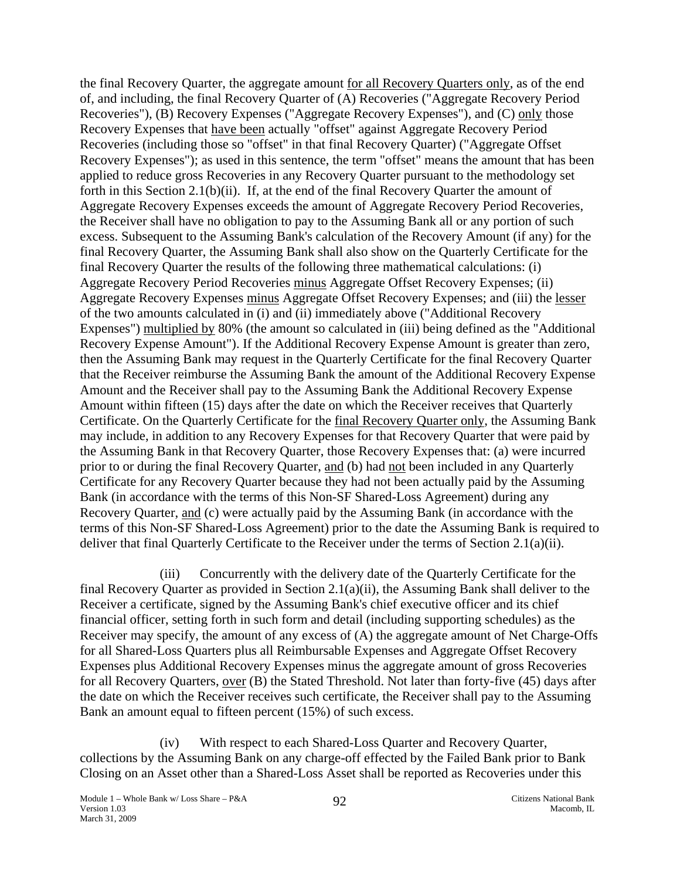the final Recovery Quarter, the aggregate amount for all Recovery Quarters only, as of the end of, and including, the final Recovery Quarter of (A) Recoveries ("Aggregate Recovery Period Recoveries"), (B) Recovery Expenses ("Aggregate Recovery Expenses"), and (C) only those Recovery Expenses that have been actually "offset" against Aggregate Recovery Period Recoveries (including those so "offset" in that final Recovery Quarter) ("Aggregate Offset Recovery Expenses"); as used in this sentence, the term "offset" means the amount that has been applied to reduce gross Recoveries in any Recovery Quarter pursuant to the methodology set forth in this Section 2.1(b)(ii). If, at the end of the final Recovery Quarter the amount of Aggregate Recovery Expenses exceeds the amount of Aggregate Recovery Period Recoveries, the Receiver shall have no obligation to pay to the Assuming Bank all or any portion of such excess. Subsequent to the Assuming Bank's calculation of the Recovery Amount (if any) for the final Recovery Quarter, the Assuming Bank shall also show on the Quarterly Certificate for the final Recovery Quarter the results of the following three mathematical calculations: (i) Aggregate Recovery Period Recoveries minus Aggregate Offset Recovery Expenses; (ii) Aggregate Recovery Expenses minus Aggregate Offset Recovery Expenses; and (iii) the lesser of the two amounts calculated in (i) and (ii) immediately above ("Additional Recovery Expenses") multiplied by 80% (the amount so calculated in (iii) being defined as the "Additional Recovery Expense Amount"). If the Additional Recovery Expense Amount is greater than zero, then the Assuming Bank may request in the Quarterly Certificate for the final Recovery Quarter that the Receiver reimburse the Assuming Bank the amount of the Additional Recovery Expense Amount and the Receiver shall pay to the Assuming Bank the Additional Recovery Expense Amount within fifteen (15) days after the date on which the Receiver receives that Quarterly Certificate. On the Quarterly Certificate for the final Recovery Quarter only, the Assuming Bank may include, in addition to any Recovery Expenses for that Recovery Quarter that were paid by the Assuming Bank in that Recovery Quarter, those Recovery Expenses that: (a) were incurred prior to or during the final Recovery Quarter, and (b) had not been included in any Quarterly Certificate for any Recovery Quarter because they had not been actually paid by the Assuming Bank (in accordance with the terms of this Non-SF Shared-Loss Agreement) during any Recovery Quarter, and (c) were actually paid by the Assuming Bank (in accordance with the terms of this Non-SF Shared-Loss Agreement) prior to the date the Assuming Bank is required to deliver that final Quarterly Certificate to the Receiver under the terms of Section 2.1(a)(ii).

(iii) Concurrently with the delivery date of the Quarterly Certificate for the final Recovery Quarter as provided in Section 2.1(a)(ii), the Assuming Bank shall deliver to the Receiver a certificate, signed by the Assuming Bank's chief executive officer and its chief financial officer, setting forth in such form and detail (including supporting schedules) as the Receiver may specify, the amount of any excess of (A) the aggregate amount of Net Charge-Offs for all Shared-Loss Quarters plus all Reimbursable Expenses and Aggregate Offset Recovery Expenses plus Additional Recovery Expenses minus the aggregate amount of gross Recoveries for all Recovery Quarters, over (B) the Stated Threshold. Not later than forty-five (45) days after the date on which the Receiver receives such certificate, the Receiver shall pay to the Assuming Bank an amount equal to fifteen percent (15%) of such excess.

(iv) With respect to each Shared-Loss Quarter and Recovery Quarter, collections by the Assuming Bank on any charge-off effected by the Failed Bank prior to Bank Closing on an Asset other than a Shared-Loss Asset shall be reported as Recoveries under this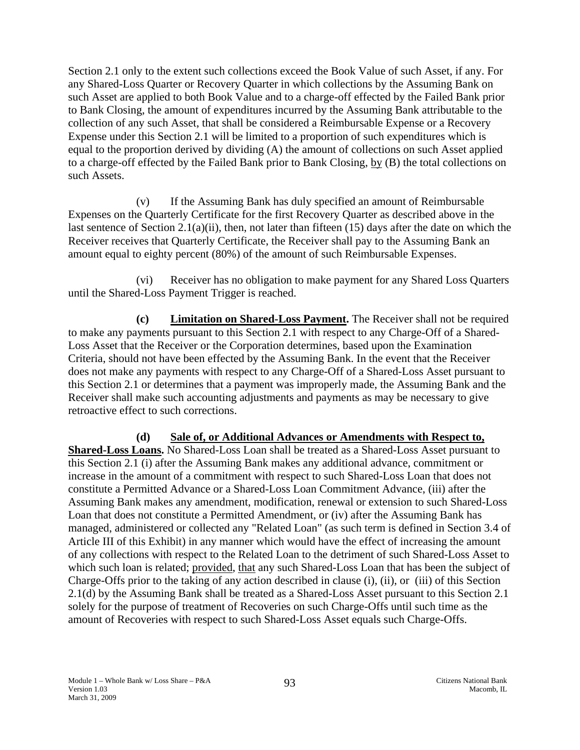Section 2.1 only to the extent such collections exceed the Book Value of such Asset, if any. For any Shared-Loss Quarter or Recovery Quarter in which collections by the Assuming Bank on such Asset are applied to both Book Value and to a charge-off effected by the Failed Bank prior to Bank Closing, the amount of expenditures incurred by the Assuming Bank attributable to the collection of any such Asset, that shall be considered a Reimbursable Expense or a Recovery Expense under this Section 2.1 will be limited to a proportion of such expenditures which is equal to the proportion derived by dividing (A) the amount of collections on such Asset applied to a charge-off effected by the Failed Bank prior to Bank Closing, by (B) the total collections on such Assets.

(v) If the Assuming Bank has duly specified an amount of Reimbursable Expenses on the Quarterly Certificate for the first Recovery Quarter as described above in the last sentence of Section 2.1(a)(ii), then, not later than fifteen (15) days after the date on which the Receiver receives that Quarterly Certificate, the Receiver shall pay to the Assuming Bank an amount equal to eighty percent (80%) of the amount of such Reimbursable Expenses.

(vi) Receiver has no obligation to make payment for any Shared Loss Quarters until the Shared-Loss Payment Trigger is reached.

**(c) Limitation on Shared-Loss Payment.** The Receiver shall not be required to make any payments pursuant to this Section 2.1 with respect to any Charge-Off of a Shared-Loss Asset that the Receiver or the Corporation determines, based upon the Examination Criteria, should not have been effected by the Assuming Bank. In the event that the Receiver does not make any payments with respect to any Charge-Off of a Shared-Loss Asset pursuant to this Section 2.1 or determines that a payment was improperly made, the Assuming Bank and the Receiver shall make such accounting adjustments and payments as may be necessary to give retroactive effect to such corrections.

**(d) Sale of, or Additional Advances or Amendments with Respect to, Shared-Loss Loans.** No Shared-Loss Loan shall be treated as a Shared-Loss Asset pursuant to this Section 2.1 (i) after the Assuming Bank makes any additional advance, commitment or increase in the amount of a commitment with respect to such Shared-Loss Loan that does not constitute a Permitted Advance or a Shared-Loss Loan Commitment Advance, (iii) after the Assuming Bank makes any amendment, modification, renewal or extension to such Shared-Loss Loan that does not constitute a Permitted Amendment, or (iv) after the Assuming Bank has managed, administered or collected any "Related Loan" (as such term is defined in Section 3.4 of Article III of this Exhibit) in any manner which would have the effect of increasing the amount of any collections with respect to the Related Loan to the detriment of such Shared-Loss Asset to which such loan is related; provided, that any such Shared-Loss Loan that has been the subject of Charge-Offs prior to the taking of any action described in clause (i), (ii), or (iii) of this Section 2.1(d) by the Assuming Bank shall be treated as a Shared-Loss Asset pursuant to this Section 2.1 solely for the purpose of treatment of Recoveries on such Charge-Offs until such time as the amount of Recoveries with respect to such Shared-Loss Asset equals such Charge-Offs.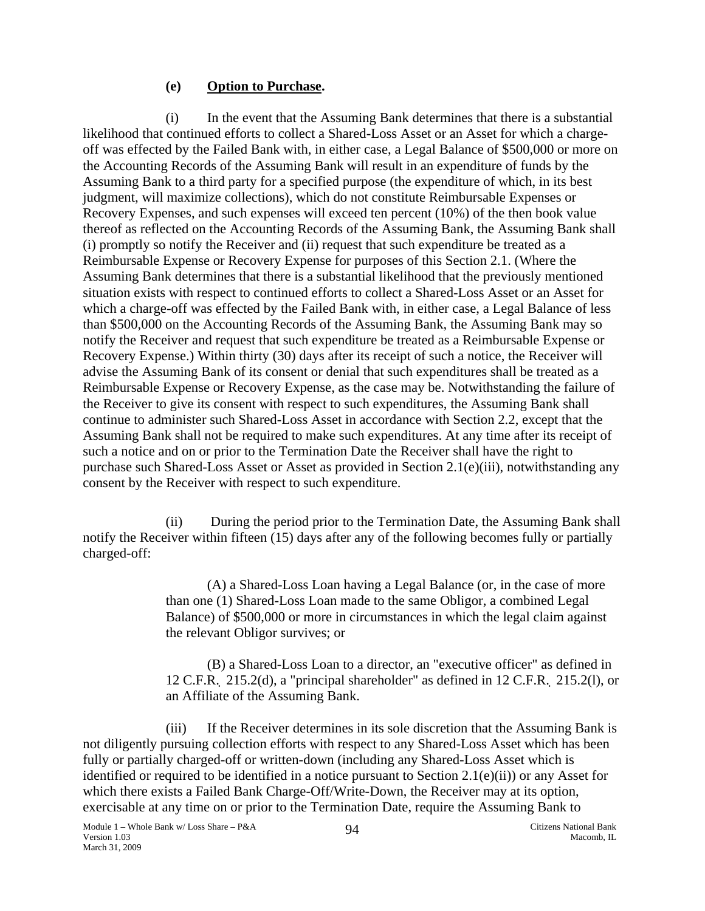**(e) Option to Purchase.**

(i) In the event that the Assuming Bank determines that there is a substantial likelihood that continued efforts to collect a Shared-Loss Asset or an Asset for which a charge-off was effected by the Failed Bank with, in either case, a Legal Balance of $500,000 or more on the Accounting Records of the Assuming Bank will result in an expenditure of funds by the Assuming Bank to a third party for a specified purpose (the expenditure of which, in its best judgment, will maximize collections), which do not constitute Reimbursable Expenses or Recovery Expenses, and such expenses will exceed ten percent (10%) of the then book value thereof as reflected on the Accounting Records of the Assuming Bank, the Assuming Bank shall (i) promptly so notify the Receiver and (ii) request that such expenditure be treated as a Reimbursable Expense or Recovery Expense for purposes of this Section 2.1. (Where the Assuming Bank determines that there is a substantial likelihood that the previously mentioned situation exists with respect to continued efforts to collect a Shared-Loss Asset or an Asset for which a charge-off was effected by the Failed Bank with, in either case, a Legal Balance of less than $500,000 on the Accounting Records of the Assuming Bank, the Assuming Bank may so notify the Receiver and request that such expenditure be treated as a Reimbursable Expense or Recovery Expense.) Within thirty (30) days after its receipt of such a notice, the Receiver will advise the Assuming Bank of its consent or denial that such expenditures shall be treated as a Reimbursable Expense or Recovery Expense, as the case may be. Notwithstanding the failure of the Receiver to give its consent with respect to such expenditures, the Assuming Bank shall continue to administer such Shared-Loss Asset in accordance with Section 2.2, except that the Assuming Bank shall not be required to make such expenditures. At any time after its receipt of such a notice and on or prior to the Termination Date the Receiver shall have the right to purchase such Shared-Loss Asset or Asset as provided in Section 2.1(e)(iii), notwithstanding any consent by the Receiver with respect to such expenditure.

(ii) During the period prior to the Termination Date, the Assuming Bank shall notify the Receiver within fifteen (15) days after any of the following becomes fully or partially charged-off:

> (A) a Shared-Loss Loan having a Legal Balance (or, in the case of more than one (1) Shared-Loss Loan made to the same Obligor, a combined Legal Balance) of $500,000 or more in circumstances in which the legal claim against the relevant Obligor survives; or
>
> (B) a Shared-Loss Loan to a director, an "executive officer" as defined in 12 C.F.R. 215.2(d), a "principal shareholder" as defined in 12 C.F.R. 215.2(l), or an Affiliate of the Assuming Bank.

(iii) If the Receiver determines in its sole discretion that the Assuming Bank is not diligently pursuing collection efforts with respect to any Shared-Loss Asset which has been fully or partially charged-off or written-down (including any Shared-Loss Asset which is identified or required to be identified in a notice pursuant to Section 2.1(e)(ii)) or any Asset for which there exists a Failed Bank Charge-Off/Write-Down, the Receiver may at its option, exercisable at any time on or prior to the Termination Date, require the Assuming Bank to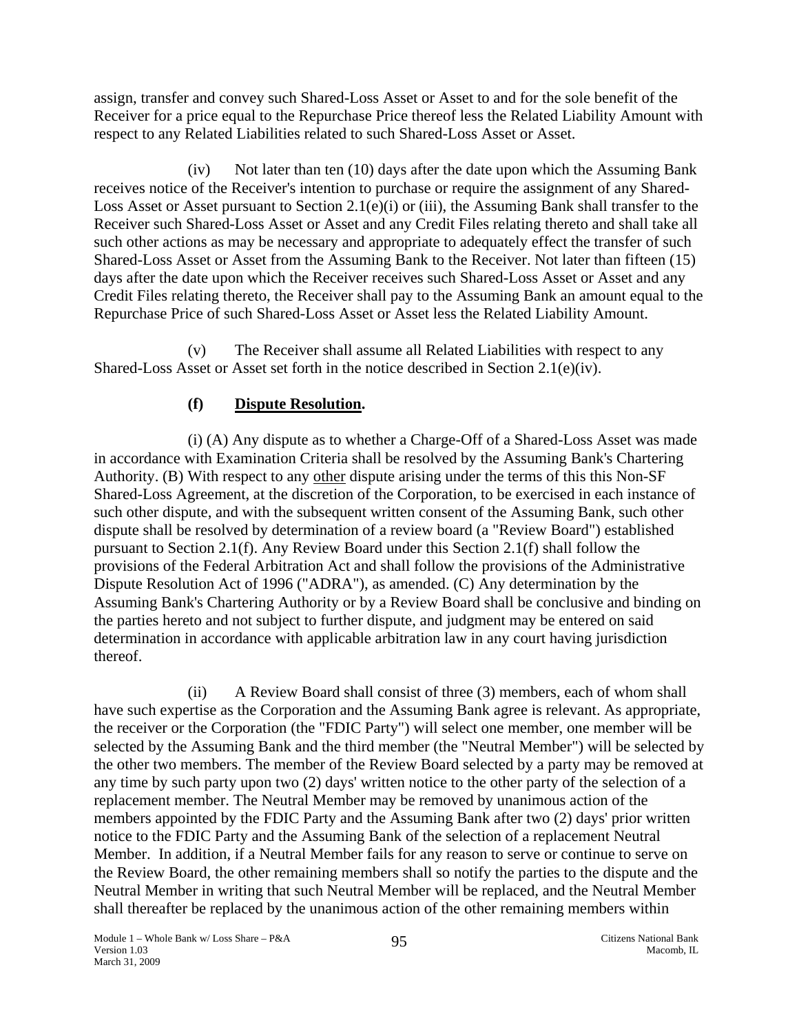assign, transfer and convey such Shared-Loss Asset or Asset to and for the sole benefit of the Receiver for a price equal to the Repurchase Price thereof less the Related Liability Amount with respect to any Related Liabilities related to such Shared-Loss Asset or Asset.

(iv) Not later than ten (10) days after the date upon which the Assuming Bank receives notice of the Receiver's intention to purchase or require the assignment of any Shared-Loss Asset or Asset pursuant to Section 2.1(e)(i) or (iii), the Assuming Bank shall transfer to the Receiver such Shared-Loss Asset or Asset and any Credit Files relating thereto and shall take all such other actions as may be necessary and appropriate to adequately effect the transfer of such Shared-Loss Asset or Asset from the Assuming Bank to the Receiver. Not later than fifteen (15) days after the date upon which the Receiver receives such Shared-Loss Asset or Asset and any Credit Files relating thereto, the Receiver shall pay to the Assuming Bank an amount equal to the Repurchase Price of such Shared-Loss Asset or Asset less the Related Liability Amount.

(v) The Receiver shall assume all Related Liabilities with respect to any Shared-Loss Asset or Asset set forth in the notice described in Section 2.1(e)(iv).

**(f) Dispute Resolution.**

(i) (A) Any dispute as to whether a Charge-Off of a Shared-Loss Asset was made in accordance with Examination Criteria shall be resolved by the Assuming Bank's Chartering Authority. (B) With respect to any other dispute arising under the terms of this this Non-SF Shared-Loss Agreement, at the discretion of the Corporation, to be exercised in each instance of such other dispute, and with the subsequent written consent of the Assuming Bank, such other dispute shall be resolved by determination of a review board (a "Review Board") established pursuant to Section 2.1(f). Any Review Board under this Section 2.1(f) shall follow the provisions of the Federal Arbitration Act and shall follow the provisions of the Administrative Dispute Resolution Act of 1996 ("ADRA"), as amended. (C) Any determination by the Assuming Bank's Chartering Authority or by a Review Board shall be conclusive and binding on the parties hereto and not subject to further dispute, and judgment may be entered on said determination in accordance with applicable arbitration law in any court having jurisdiction thereof.

(ii) A Review Board shall consist of three (3) members, each of whom shall have such expertise as the Corporation and the Assuming Bank agree is relevant. As appropriate, the receiver or the Corporation (the "FDIC Party") will select one member, one member will be selected by the Assuming Bank and the third member (the "Neutral Member") will be selected by the other two members. The member of the Review Board selected by a party may be removed at any time by such party upon two (2) days' written notice to the other party of the selection of a replacement member. The Neutral Member may be removed by unanimous action of the members appointed by the FDIC Party and the Assuming Bank after two (2) days' prior written notice to the FDIC Party and the Assuming Bank of the selection of a replacement Neutral Member. In addition, if a Neutral Member fails for any reason to serve or continue to serve on the Review Board, the other remaining members shall so notify the parties to the dispute and the Neutral Member in writing that such Neutral Member will be replaced, and the Neutral Member shall thereafter be replaced by the unanimous action of the other remaining members within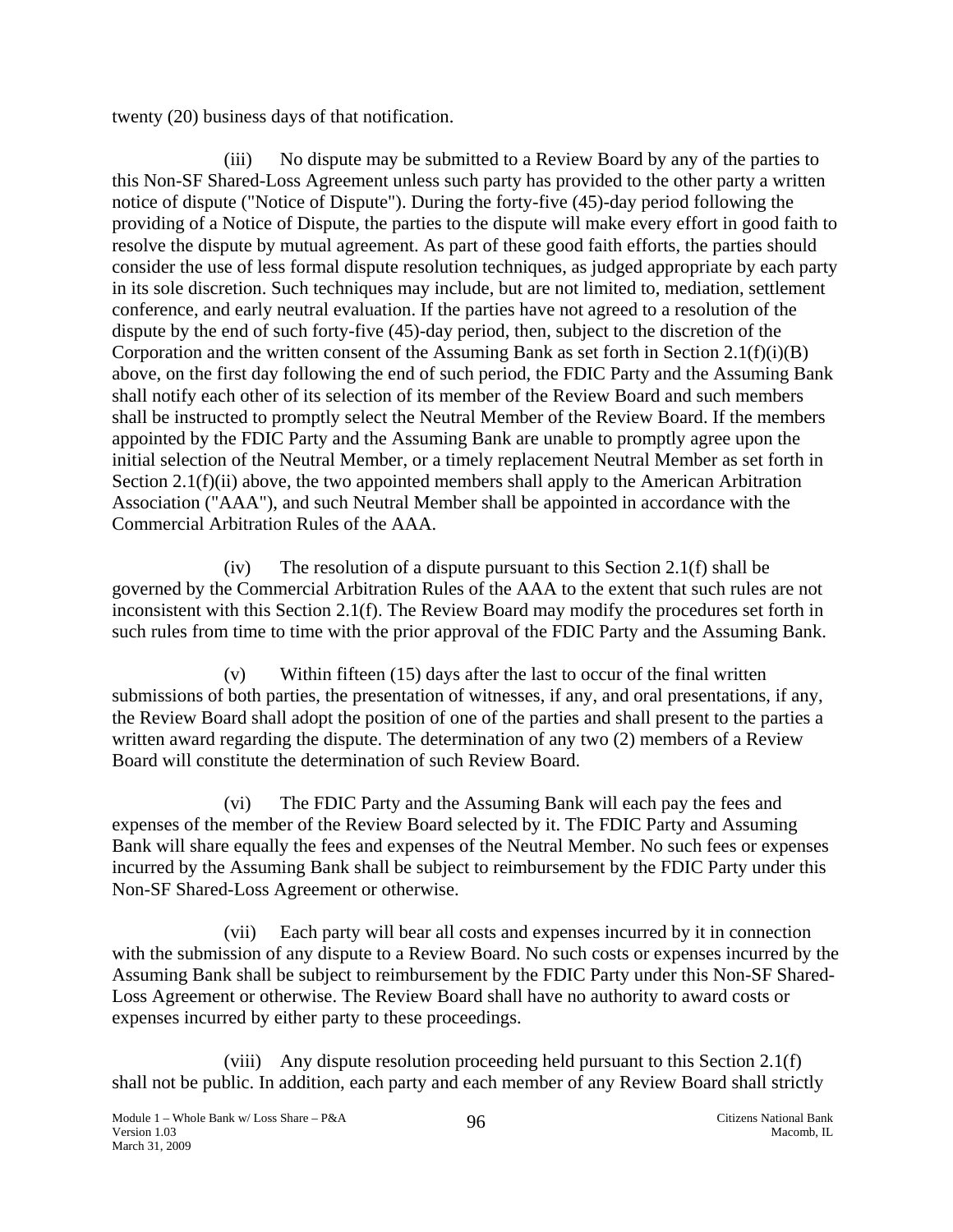twenty (20) business days of that notification.

(iii) No dispute may be submitted to a Review Board by any of the parties to this Non-SF Shared-Loss Agreement unless such party has provided to the other party a written notice of dispute ("Notice of Dispute"). During the forty-five (45)-day period following the providing of a Notice of Dispute, the parties to the dispute will make every effort in good faith to resolve the dispute by mutual agreement. As part of these good faith efforts, the parties should consider the use of less formal dispute resolution techniques, as judged appropriate by each party in its sole discretion. Such techniques may include, but are not limited to, mediation, settlement conference, and early neutral evaluation. If the parties have not agreed to a resolution of the dispute by the end of such forty-five (45)-day period, then, subject to the discretion of the Corporation and the written consent of the Assuming Bank as set forth in Section 2.1(f)(i)(B) above, on the first day following the end of such period, the FDIC Party and the Assuming Bank shall notify each other of its selection of its member of the Review Board and such members shall be instructed to promptly select the Neutral Member of the Review Board. If the members appointed by the FDIC Party and the Assuming Bank are unable to promptly agree upon the initial selection of the Neutral Member, or a timely replacement Neutral Member as set forth in Section 2.1(f)(ii) above, the two appointed members shall apply to the American Arbitration Association ("AAA"), and such Neutral Member shall be appointed in accordance with the Commercial Arbitration Rules of the AAA.

(iv) The resolution of a dispute pursuant to this Section 2.1(f) shall be governed by the Commercial Arbitration Rules of the AAA to the extent that such rules are not inconsistent with this Section 2.1(f). The Review Board may modify the procedures set forth in such rules from time to time with the prior approval of the FDIC Party and the Assuming Bank.

(v) Within fifteen (15) days after the last to occur of the final written submissions of both parties, the presentation of witnesses, if any, and oral presentations, if any, the Review Board shall adopt the position of one of the parties and shall present to the parties a written award regarding the dispute. The determination of any two (2) members of a Review Board will constitute the determination of such Review Board.

(vi) The FDIC Party and the Assuming Bank will each pay the fees and expenses of the member of the Review Board selected by it. The FDIC Party and Assuming Bank will share equally the fees and expenses of the Neutral Member. No such fees or expenses incurred by the Assuming Bank shall be subject to reimbursement by the FDIC Party under this Non-SF Shared-Loss Agreement or otherwise.

(vii) Each party will bear all costs and expenses incurred by it in connection with the submission of any dispute to a Review Board. No such costs or expenses incurred by the Assuming Bank shall be subject to reimbursement by the FDIC Party under this Non-SF Shared-Loss Agreement or otherwise. The Review Board shall have no authority to award costs or expenses incurred by either party to these proceedings.

(viii) Any dispute resolution proceeding held pursuant to this Section 2.1(f) shall not be public. In addition, each party and each member of any Review Board shall strictly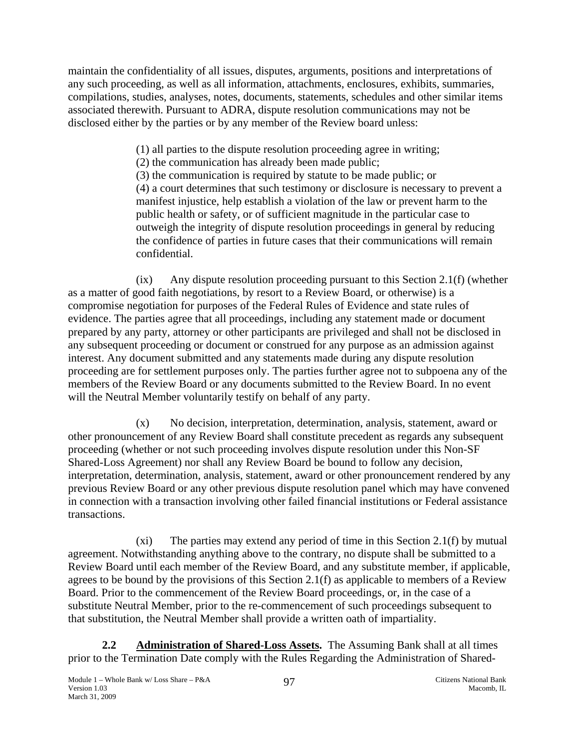maintain the confidentiality of all issues, disputes, arguments, positions and interpretations of any such proceeding, as well as all information, attachments, enclosures, exhibits, summaries, compilations, studies, analyses, notes, documents, statements, schedules and other similar items associated therewith. Pursuant to ADRA, dispute resolution communications may not be disclosed either by the parties or by any member of the Review board unless:

> (1) all parties to the dispute resolution proceeding agree in writing;
> (2) the communication has already been made public;
> (3) the communication is required by statute to be made public; or
> (4) a court determines that such testimony or disclosure is necessary to prevent a manifest injustice, help establish a violation of the law or prevent harm to the public health or safety, or of sufficient magnitude in the particular case to outweigh the integrity of dispute resolution proceedings in general by reducing the confidence of parties in future cases that their communications will remain confidential.

(ix) Any dispute resolution proceeding pursuant to this Section 2.1(f) (whether as a matter of good faith negotiations, by resort to a Review Board, or otherwise) is a compromise negotiation for purposes of the Federal Rules of Evidence and state rules of evidence. The parties agree that all proceedings, including any statement made or document prepared by any party, attorney or other participants are privileged and shall not be disclosed in any subsequent proceeding or document or construed for any purpose as an admission against interest. Any document submitted and any statements made during any dispute resolution proceeding are for settlement purposes only. The parties further agree not to subpoena any of the members of the Review Board or any documents submitted to the Review Board. In no event will the Neutral Member voluntarily testify on behalf of any party.

(x) No decision, interpretation, determination, analysis, statement, award or other pronouncement of any Review Board shall constitute precedent as regards any subsequent proceeding (whether or not such proceeding involves dispute resolution under this Non-SF Shared-Loss Agreement) nor shall any Review Board be bound to follow any decision, interpretation, determination, analysis, statement, award or other pronouncement rendered by any previous Review Board or any other previous dispute resolution panel which may have convened in connection with a transaction involving other failed financial institutions or Federal assistance transactions.

(xi) The parties may extend any period of time in this Section 2.1(f) by mutual agreement. Notwithstanding anything above to the contrary, no dispute shall be submitted to a Review Board until each member of the Review Board, and any substitute member, if applicable, agrees to be bound by the provisions of this Section 2.1(f) as applicable to members of a Review Board. Prior to the commencement of the Review Board proceedings, or, in the case of a substitute Neutral Member, prior to the re-commencement of such proceedings subsequent to that substitution, the Neutral Member shall provide a written oath of impartiality.

**2.2 Administration of Shared-Loss Assets.** The Assuming Bank shall at all times prior to the Termination Date comply with the Rules Regarding the Administration of Shared-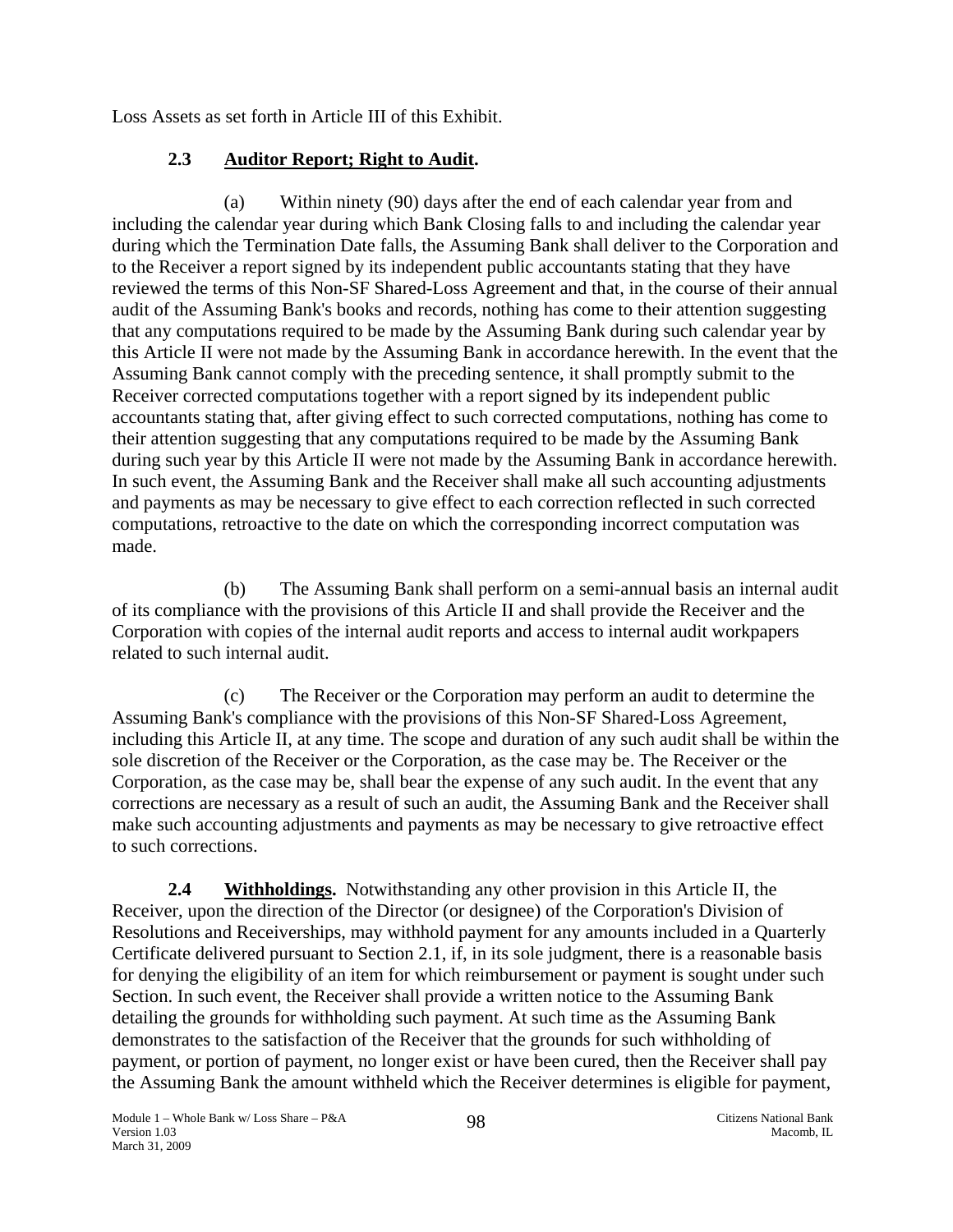Loss Assets as set forth in Article III of this Exhibit.

### 2.3 Auditor Report; Right to Audit.

(a) Within ninety (90) days after the end of each calendar year from and including the calendar year during which Bank Closing falls to and including the calendar year during which the Termination Date falls, the Assuming Bank shall deliver to the Corporation and to the Receiver a report signed by its independent public accountants stating that they have reviewed the terms of this Non-SF Shared-Loss Agreement and that, in the course of their annual audit of the Assuming Bank's books and records, nothing has come to their attention suggesting that any computations required to be made by the Assuming Bank during such calendar year by this Article II were not made by the Assuming Bank in accordance herewith. In the event that the Assuming Bank cannot comply with the preceding sentence, it shall promptly submit to the Receiver corrected computations together with a report signed by its independent public accountants stating that, after giving effect to such corrected computations, nothing has come to their attention suggesting that any computations required to be made by the Assuming Bank during such year by this Article II were not made by the Assuming Bank in accordance herewith. In such event, the Assuming Bank and the Receiver shall make all such accounting adjustments and payments as may be necessary to give effect to each correction reflected in such corrected computations, retroactive to the date on which the corresponding incorrect computation was made.

(b) The Assuming Bank shall perform on a semi-annual basis an internal audit of its compliance with the provisions of this Article II and shall provide the Receiver and the Corporation with copies of the internal audit reports and access to internal audit workpapers related to such internal audit.

(c) The Receiver or the Corporation may perform an audit to determine the Assuming Bank's compliance with the provisions of this Non-SF Shared-Loss Agreement, including this Article II, at any time. The scope and duration of any such audit shall be within the sole discretion of the Receiver or the Corporation, as the case may be. The Receiver or the Corporation, as the case may be, shall bear the expense of any such audit. In the event that any corrections are necessary as a result of such an audit, the Assuming Bank and the Receiver shall make such accounting adjustments and payments as may be necessary to give retroactive effect to such corrections.

**2.4 Withholdings.** Notwithstanding any other provision in this Article II, the Receiver, upon the direction of the Director (or designee) of the Corporation's Division of Resolutions and Receiverships, may withhold payment for any amounts included in a Quarterly Certificate delivered pursuant to Section 2.1, if, in its sole judgment, there is a reasonable basis for denying the eligibility of an item for which reimbursement or payment is sought under such Section. In such event, the Receiver shall provide a written notice to the Assuming Bank detailing the grounds for withholding such payment. At such time as the Assuming Bank demonstrates to the satisfaction of the Receiver that the grounds for such withholding of payment, or portion of payment, no longer exist or have been cured, then the Receiver shall pay the Assuming Bank the amount withheld which the Receiver determines is eligible for payment,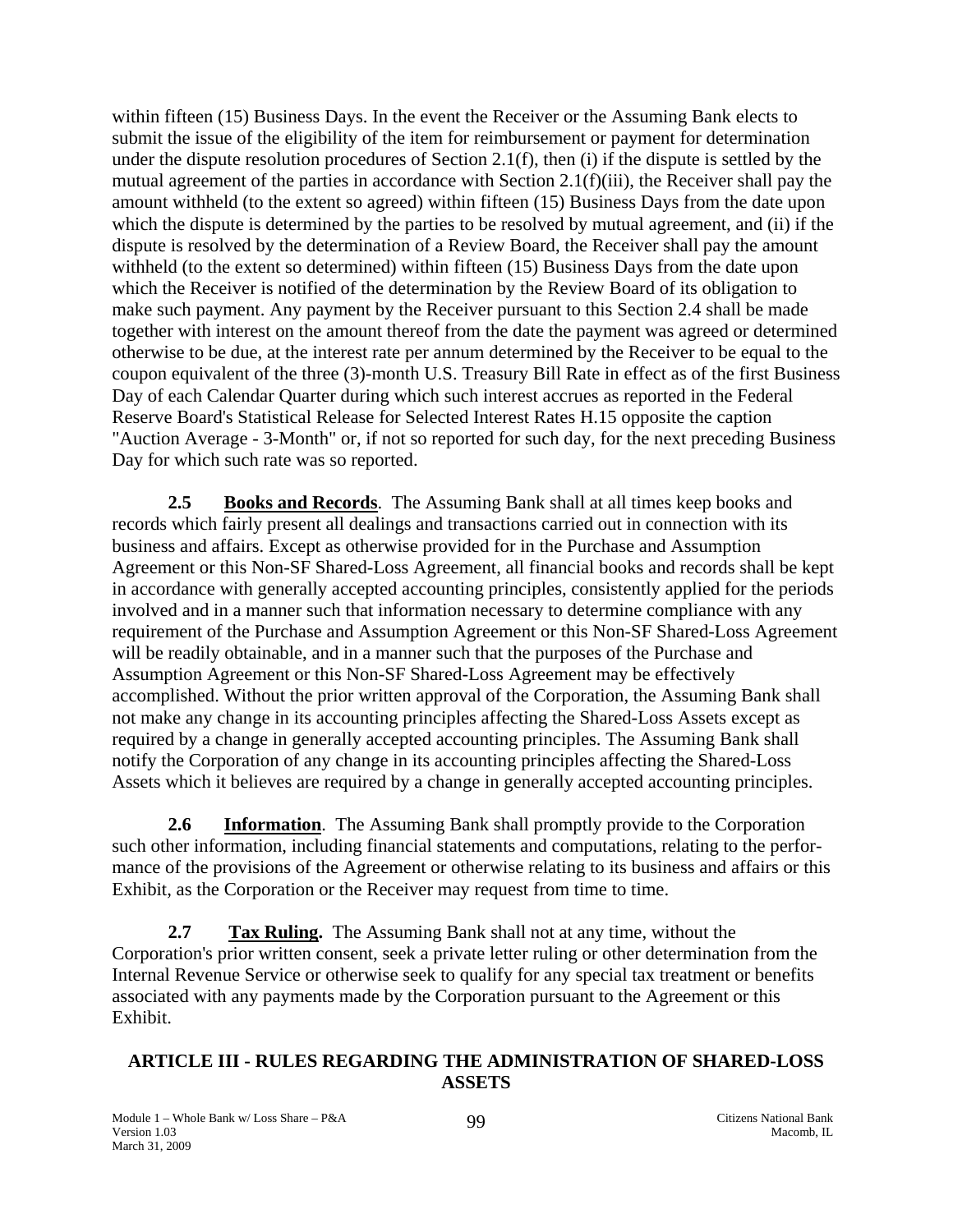within fifteen (15) Business Days. In the event the Receiver or the Assuming Bank elects to submit the issue of the eligibility of the item for reimbursement or payment for determination under the dispute resolution procedures of Section 2.1(f), then (i) if the dispute is settled by the mutual agreement of the parties in accordance with Section 2.1(f)(iii), the Receiver shall pay the amount withheld (to the extent so agreed) within fifteen (15) Business Days from the date upon which the dispute is determined by the parties to be resolved by mutual agreement, and (ii) if the dispute is resolved by the determination of a Review Board, the Receiver shall pay the amount withheld (to the extent so determined) within fifteen (15) Business Days from the date upon which the Receiver is notified of the determination by the Review Board of its obligation to make such payment. Any payment by the Receiver pursuant to this Section 2.4 shall be made together with interest on the amount thereof from the date the payment was agreed or determined otherwise to be due, at the interest rate per annum determined by the Receiver to be equal to the coupon equivalent of the three (3)-month U.S. Treasury Bill Rate in effect as of the first Business Day of each Calendar Quarter during which such interest accrues as reported in the Federal Reserve Board's Statistical Release for Selected Interest Rates H.15 opposite the caption "Auction Average - 3-Month" or, if not so reported for such day, for the next preceding Business Day for which such rate was so reported.

**2.5 Books and Records**. The Assuming Bank shall at all times keep books and records which fairly present all dealings and transactions carried out in connection with its business and affairs. Except as otherwise provided for in the Purchase and Assumption Agreement or this Non-SF Shared-Loss Agreement, all financial books and records shall be kept in accordance with generally accepted accounting principles, consistently applied for the periods involved and in a manner such that information necessary to determine compliance with any requirement of the Purchase and Assumption Agreement or this Non-SF Shared-Loss Agreement will be readily obtainable, and in a manner such that the purposes of the Purchase and Assumption Agreement or this Non-SF Shared-Loss Agreement may be effectively accomplished. Without the prior written approval of the Corporation, the Assuming Bank shall not make any change in its accounting principles affecting the Shared-Loss Assets except as required by a change in generally accepted accounting principles. The Assuming Bank shall notify the Corporation of any change in its accounting principles affecting the Shared-Loss Assets which it believes are required by a change in generally accepted accounting principles.

**2.6 Information**. The Assuming Bank shall promptly provide to the Corporation such other information, including financial statements and computations, relating to the performance of the provisions of the Agreement or otherwise relating to its business and affairs or this Exhibit, as the Corporation or the Receiver may request from time to time.

**2.7 Tax Ruling.** The Assuming Bank shall not at any time, without the Corporation's prior written consent, seek a private letter ruling or other determination from the Internal Revenue Service or otherwise seek to qualify for any special tax treatment or benefits associated with any payments made by the Corporation pursuant to the Agreement or this Exhibit.

## ARTICLE III - RULES REGARDING THE ADMINISTRATION OF SHARED-LOSS ASSETS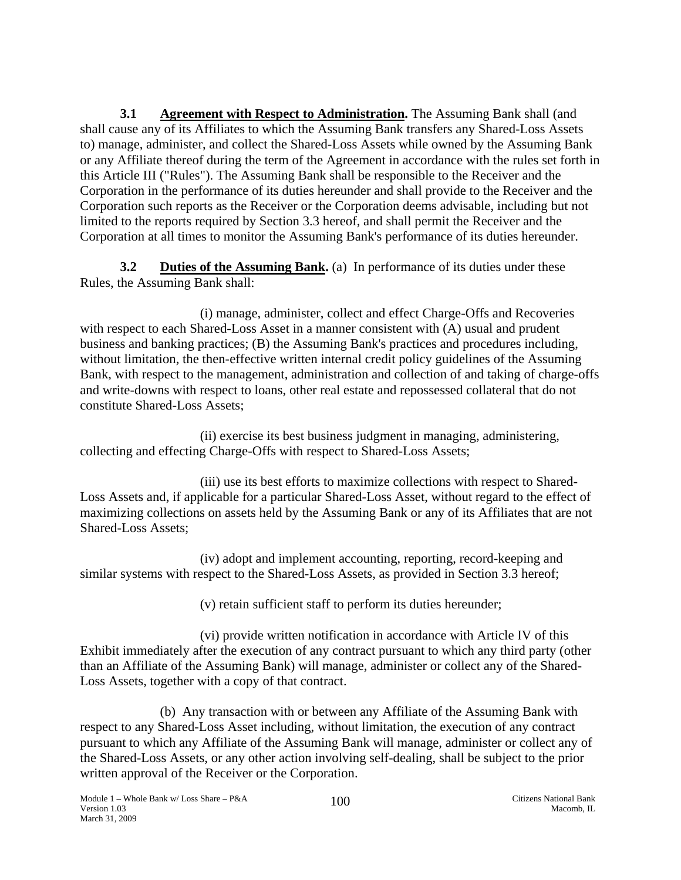**3.1 Agreement with Respect to Administration.** The Assuming Bank shall (and shall cause any of its Affiliates to which the Assuming Bank transfers any Shared-Loss Assets to) manage, administer, and collect the Shared-Loss Assets while owned by the Assuming Bank or any Affiliate thereof during the term of the Agreement in accordance with the rules set forth in this Article III ("Rules"). The Assuming Bank shall be responsible to the Receiver and the Corporation in the performance of its duties hereunder and shall provide to the Receiver and the Corporation such reports as the Receiver or the Corporation deems advisable, including but not limited to the reports required by Section 3.3 hereof, and shall permit the Receiver and the Corporation at all times to monitor the Assuming Bank's performance of its duties hereunder.

**3.2 Duties of the Assuming Bank.** (a) In performance of its duties under these Rules, the Assuming Bank shall:

(i) manage, administer, collect and effect Charge-Offs and Recoveries with respect to each Shared-Loss Asset in a manner consistent with (A) usual and prudent business and banking practices; (B) the Assuming Bank's practices and procedures including, without limitation, the then-effective written internal credit policy guidelines of the Assuming Bank, with respect to the management, administration and collection of and taking of charge-offs and write-downs with respect to loans, other real estate and repossessed collateral that do not constitute Shared-Loss Assets;

(ii) exercise its best business judgment in managing, administering, collecting and effecting Charge-Offs with respect to Shared-Loss Assets;

(iii) use its best efforts to maximize collections with respect to Shared-Loss Assets and, if applicable for a particular Shared-Loss Asset, without regard to the effect of maximizing collections on assets held by the Assuming Bank or any of its Affiliates that are not Shared-Loss Assets;

(iv) adopt and implement accounting, reporting, record-keeping and similar systems with respect to the Shared-Loss Assets, as provided in Section 3.3 hereof;

(v) retain sufficient staff to perform its duties hereunder;

(vi) provide written notification in accordance with Article IV of this Exhibit immediately after the execution of any contract pursuant to which any third party (other than an Affiliate of the Assuming Bank) will manage, administer or collect any of the Shared-Loss Assets, together with a copy of that contract.

(b) Any transaction with or between any Affiliate of the Assuming Bank with respect to any Shared-Loss Asset including, without limitation, the execution of any contract pursuant to which any Affiliate of the Assuming Bank will manage, administer or collect any of the Shared-Loss Assets, or any other action involving self-dealing, shall be subject to the prior written approval of the Receiver or the Corporation.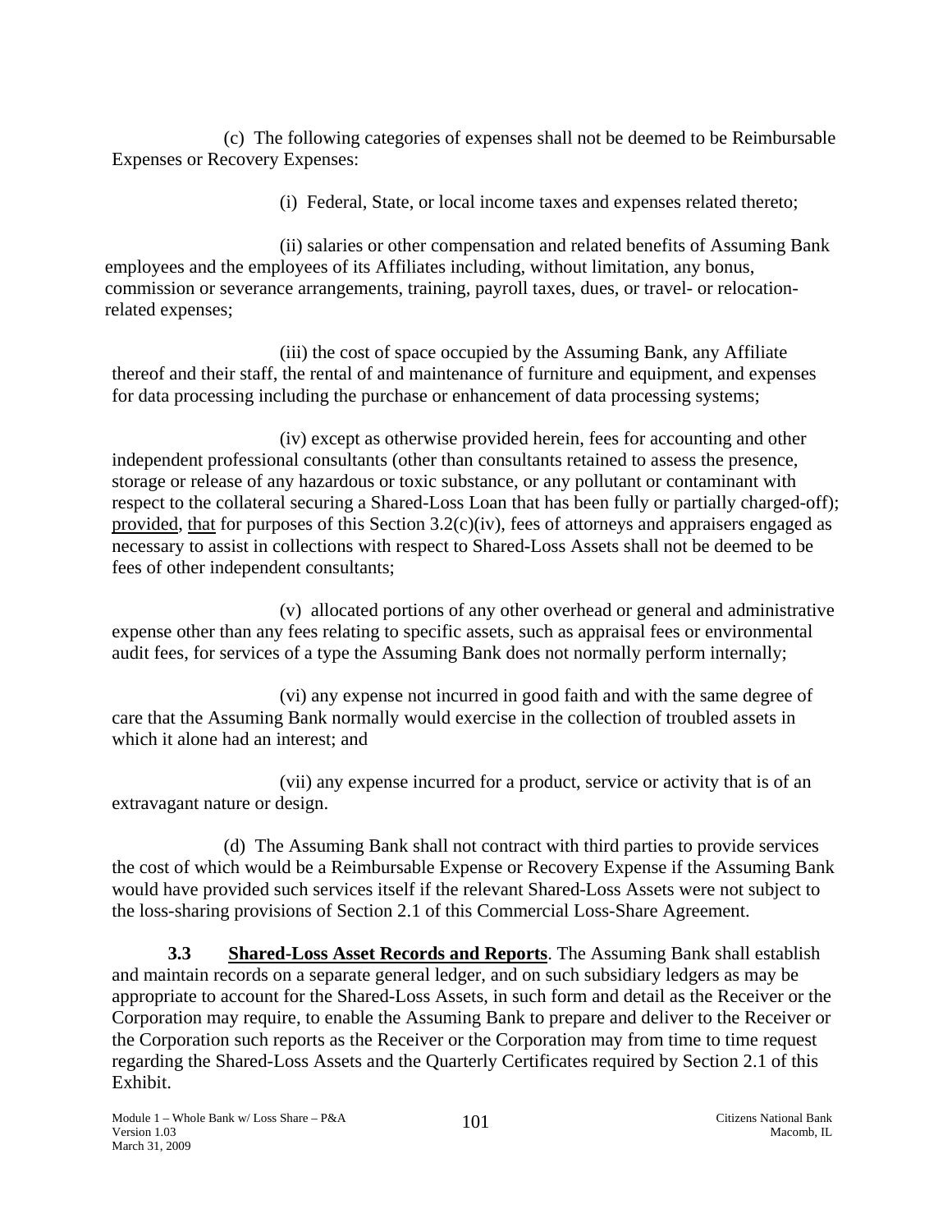(c) The following categories of expenses shall not be deemed to be Reimbursable Expenses or Recovery Expenses:

(i) Federal, State, or local income taxes and expenses related thereto;

(ii) salaries or other compensation and related benefits of Assuming Bank employees and the employees of its Affiliates including, without limitation, any bonus, commission or severance arrangements, training, payroll taxes, dues, or travel- or relocation-related expenses;

(iii) the cost of space occupied by the Assuming Bank, any Affiliate thereof and their staff, the rental of and maintenance of furniture and equipment, and expenses for data processing including the purchase or enhancement of data processing systems;

(iv) except as otherwise provided herein, fees for accounting and other independent professional consultants (other than consultants retained to assess the presence, storage or release of any hazardous or toxic substance, or any pollutant or contaminant with respect to the collateral securing a Shared-Loss Loan that has been fully or partially charged-off); provided, that for purposes of this Section 3.2(c)(iv), fees of attorneys and appraisers engaged as necessary to assist in collections with respect to Shared-Loss Assets shall not be deemed to be fees of other independent consultants;

(v) allocated portions of any other overhead or general and administrative expense other than any fees relating to specific assets, such as appraisal fees or environmental audit fees, for services of a type the Assuming Bank does not normally perform internally;

(vi) any expense not incurred in good faith and with the same degree of care that the Assuming Bank normally would exercise in the collection of troubled assets in which it alone had an interest; and

(vii) any expense incurred for a product, service or activity that is of an extravagant nature or design.

(d) The Assuming Bank shall not contract with third parties to provide services the cost of which would be a Reimbursable Expense or Recovery Expense if the Assuming Bank would have provided such services itself if the relevant Shared-Loss Assets were not subject to the loss-sharing provisions of Section 2.1 of this Commercial Loss-Share Agreement.

**3.3 Shared-Loss Asset Records and Reports**. The Assuming Bank shall establish and maintain records on a separate general ledger, and on such subsidiary ledgers as may be appropriate to account for the Shared-Loss Assets, in such form and detail as the Receiver or the Corporation may require, to enable the Assuming Bank to prepare and deliver to the Receiver or the Corporation such reports as the Receiver or the Corporation may from time to time request regarding the Shared-Loss Assets and the Quarterly Certificates required by Section 2.1 of this Exhibit.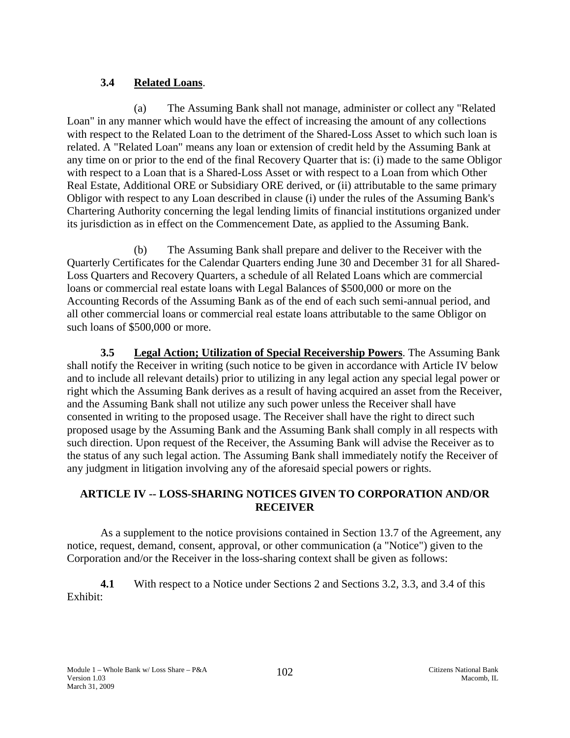### 3.4 **Related Loans**.

(a) The Assuming Bank shall not manage, administer or collect any "Related Loan" in any manner which would have the effect of increasing the amount of any collections with respect to the Related Loan to the detriment of the Shared-Loss Asset to which such loan is related. A "Related Loan" means any loan or extension of credit held by the Assuming Bank at any time on or prior to the end of the final Recovery Quarter that is: (i) made to the same Obligor with respect to a Loan that is a Shared-Loss Asset or with respect to a Loan from which Other Real Estate, Additional ORE or Subsidiary ORE derived, or (ii) attributable to the same primary Obligor with respect to any Loan described in clause (i) under the rules of the Assuming Bank's Chartering Authority concerning the legal lending limits of financial institutions organized under its jurisdiction as in effect on the Commencement Date, as applied to the Assuming Bank.

(b) The Assuming Bank shall prepare and deliver to the Receiver with the Quarterly Certificates for the Calendar Quarters ending June 30 and December 31 for all Shared-Loss Quarters and Recovery Quarters, a schedule of all Related Loans which are commercial loans or commercial real estate loans with Legal Balances of $500,000 or more on the Accounting Records of the Assuming Bank as of the end of each such semi-annual period, and all other commercial loans or commercial real estate loans attributable to the same Obligor on such loans of $500,000 or more.

**3.5 Legal Action; Utilization of Special Receivership Powers**. The Assuming Bank shall notify the Receiver in writing (such notice to be given in accordance with Article IV below and to include all relevant details) prior to utilizing in any legal action any special legal power or right which the Assuming Bank derives as a result of having acquired an asset from the Receiver, and the Assuming Bank shall not utilize any such power unless the Receiver shall have consented in writing to the proposed usage. The Receiver shall have the right to direct such proposed usage by the Assuming Bank and the Assuming Bank shall comply in all respects with such direction. Upon request of the Receiver, the Assuming Bank will advise the Receiver as to the status of any such legal action. The Assuming Bank shall immediately notify the Receiver of any judgment in litigation involving any of the aforesaid special powers or rights.

## ARTICLE IV -- LOSS-SHARING NOTICES GIVEN TO CORPORATION AND/OR RECEIVER

As a supplement to the notice provisions contained in Section 13.7 of the Agreement, any notice, request, demand, consent, approval, or other communication (a "Notice") given to the Corporation and/or the Receiver in the loss-sharing context shall be given as follows:

**4.1** With respect to a Notice under Sections 2 and Sections 3.2, 3.3, and 3.4 of this Exhibit: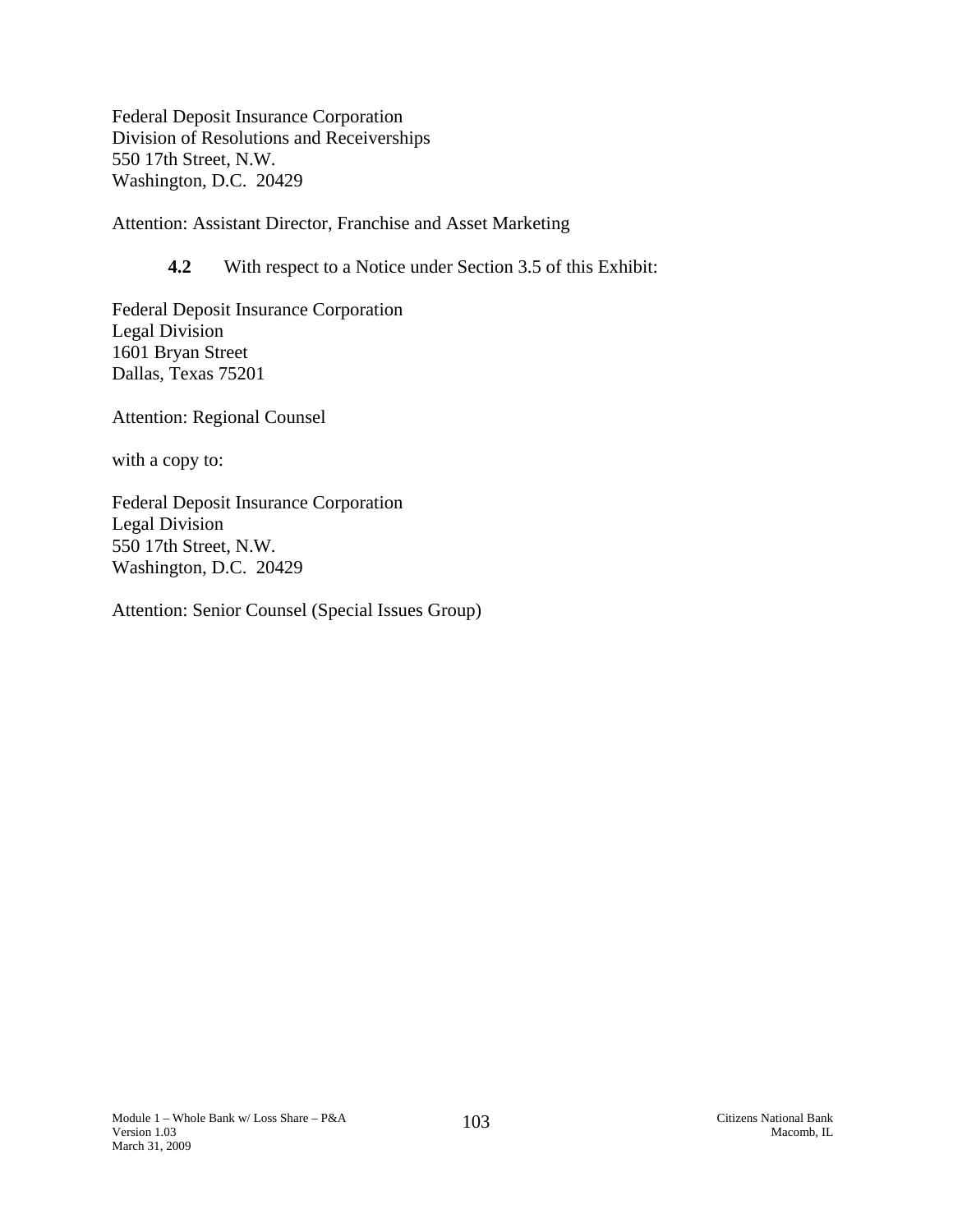Federal Deposit Insurance Corporation
Division of Resolutions and Receiverships
550 17th Street, N.W.
Washington, D.C. 20429

Attention: Assistant Director, Franchise and Asset Marketing

**4.2** With respect to a Notice under Section 3.5 of this Exhibit:

Federal Deposit Insurance Corporation
Legal Division
1601 Bryan Street
Dallas, Texas 75201

Attention: Regional Counsel

with a copy to:

Federal Deposit Insurance Corporation
Legal Division
550 17th Street, N.W.
Washington, D.C. 20429

Attention: Senior Counsel (Special Issues Group)